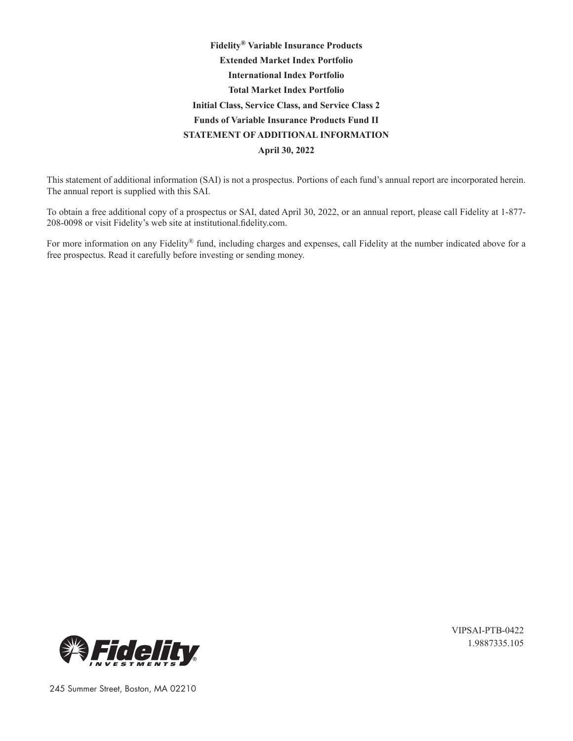**Fidelity® Variable Insurance Products**

**Extended Market Index Portfolio**

**International Index Portfolio**

**Total Market Index Portfolio**

**Initial Class, Service Class, and Service Class 2**

**Funds of Variable Insurance Products Fund II**

**STATEMENT OF ADDITIONAL INFORMATION**

**April 30, 2022**

This statement of additional information (SAI) is not a prospectus. Portions of each fund's annual report are incorporated herein. The annual report is supplied with this SAI.

To obtain a free additional copy of a prospectus or SAI, dated April 30, 2022, or an annual report, please call Fidelity at 1-877-208-0098 or visit Fidelity's web site at institutional.fidelity.com.

For more information on any Fidelity® fund, including charges and expenses, call Fidelity at the number indicated above for a free prospectus. Read it carefully before investing or sending money.

VIPSAI-PTB-0422
1.9887335.105

Fidelity INVESTMENTS®

245 Summer Street, Boston, MA 02210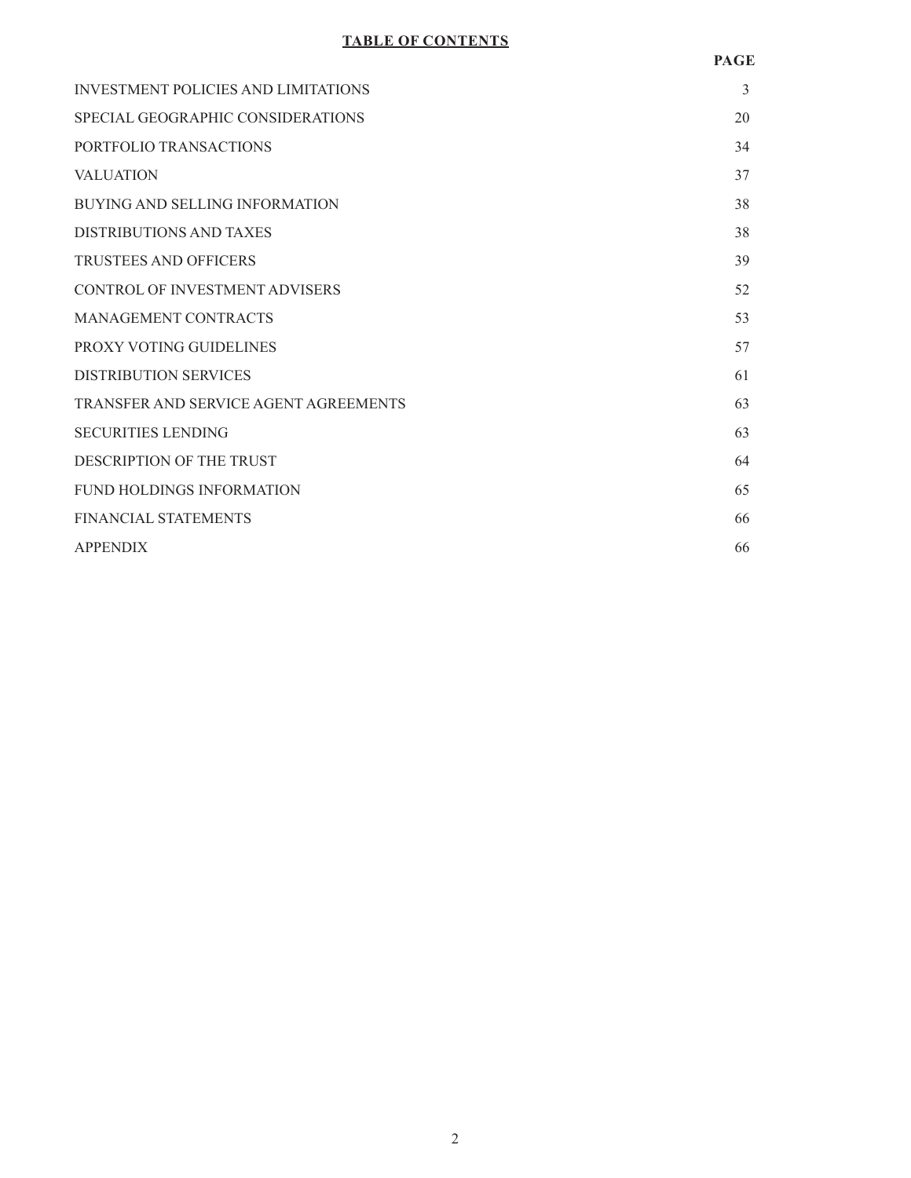**TABLE OF CONTENTS**

| | PAGE |
|---|---|
| INVESTMENT POLICIES AND LIMITATIONS | 3 |
| SPECIAL GEOGRAPHIC CONSIDERATIONS | 20 |
| PORTFOLIO TRANSACTIONS | 34 |
| VALUATION | 37 |
| BUYING AND SELLING INFORMATION | 38 |
| DISTRIBUTIONS AND TAXES | 38 |
| TRUSTEES AND OFFICERS | 39 |
| CONTROL OF INVESTMENT ADVISERS | 52 |
| MANAGEMENT CONTRACTS | 53 |
| PROXY VOTING GUIDELINES | 57 |
| DISTRIBUTION SERVICES | 61 |
| TRANSFER AND SERVICE AGENT AGREEMENTS | 63 |
| SECURITIES LENDING | 63 |
| DESCRIPTION OF THE TRUST | 64 |
| FUND HOLDINGS INFORMATION | 65 |
| FINANCIAL STATEMENTS | 66 |
| APPENDIX | 66 |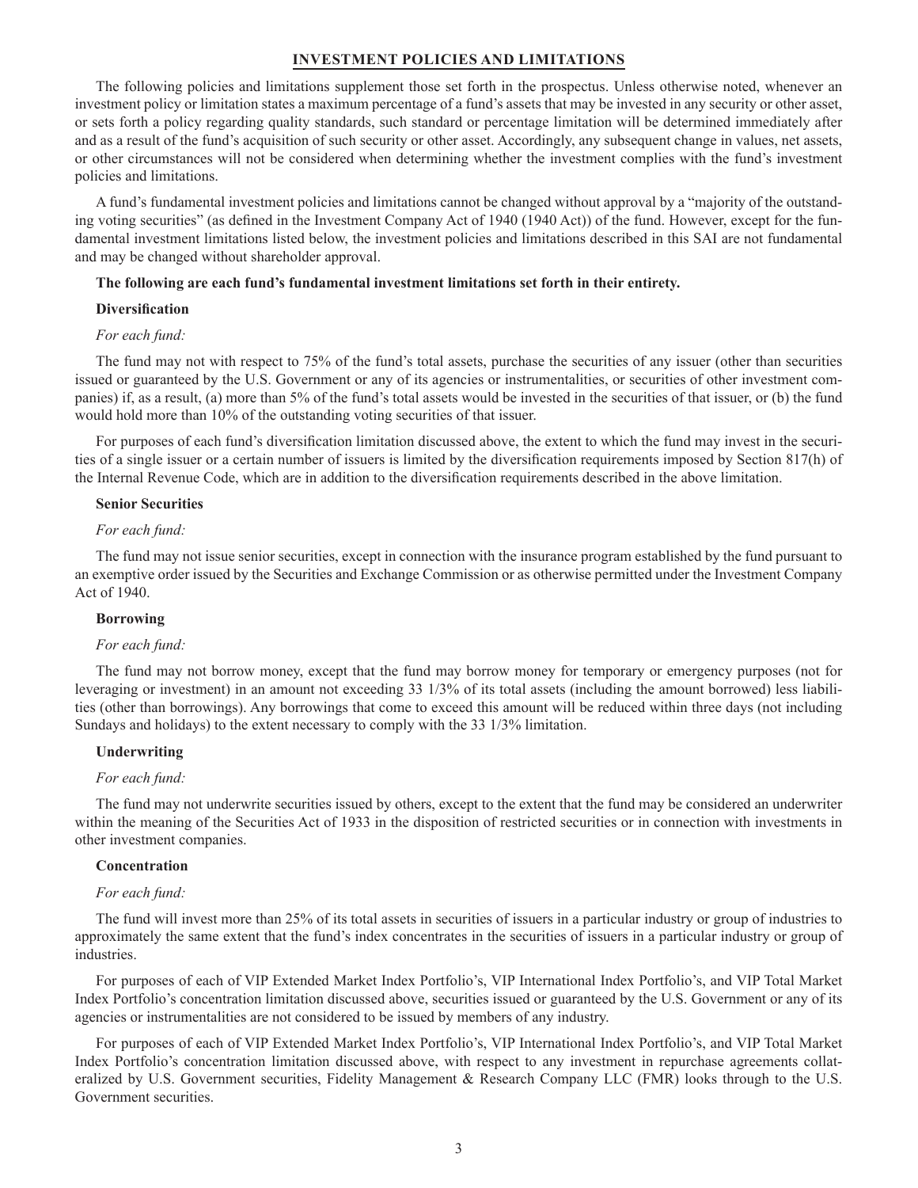## INVESTMENT POLICIES AND LIMITATIONS

The following policies and limitations supplement those set forth in the prospectus. Unless otherwise noted, whenever an investment policy or limitation states a maximum percentage of a fund's assets that may be invested in any security or other asset, or sets forth a policy regarding quality standards, such standard or percentage limitation will be determined immediately after and as a result of the fund's acquisition of such security or other asset. Accordingly, any subsequent change in values, net assets, or other circumstances will not be considered when determining whether the investment complies with the fund's investment policies and limitations.

A fund's fundamental investment policies and limitations cannot be changed without approval by a "majority of the outstanding voting securities" (as defined in the Investment Company Act of 1940 (1940 Act)) of the fund. However, except for the fundamental investment limitations listed below, the investment policies and limitations described in this SAI are not fundamental and may be changed without shareholder approval.

**The following are each fund's fundamental investment limitations set forth in their entirety.**

**Diversification**

*For each fund:*

The fund may not with respect to 75% of the fund's total assets, purchase the securities of any issuer (other than securities issued or guaranteed by the U.S. Government or any of its agencies or instrumentalities, or securities of other investment companies) if, as a result, (a) more than 5% of the fund's total assets would be invested in the securities of that issuer, or (b) the fund would hold more than 10% of the outstanding voting securities of that issuer.

For purposes of each fund's diversification limitation discussed above, the extent to which the fund may invest in the securities of a single issuer or a certain number of issuers is limited by the diversification requirements imposed by Section 817(h) of the Internal Revenue Code, which are in addition to the diversification requirements described in the above limitation.

**Senior Securities**

*For each fund:*

The fund may not issue senior securities, except in connection with the insurance program established by the fund pursuant to an exemptive order issued by the Securities and Exchange Commission or as otherwise permitted under the Investment Company Act of 1940.

**Borrowing**

*For each fund:*

The fund may not borrow money, except that the fund may borrow money for temporary or emergency purposes (not for leveraging or investment) in an amount not exceeding 33 1/3% of its total assets (including the amount borrowed) less liabilities (other than borrowings). Any borrowings that come to exceed this amount will be reduced within three days (not including Sundays and holidays) to the extent necessary to comply with the 33 1/3% limitation.

**Underwriting**

*For each fund:*

The fund may not underwrite securities issued by others, except to the extent that the fund may be considered an underwriter within the meaning of the Securities Act of 1933 in the disposition of restricted securities or in connection with investments in other investment companies.

**Concentration**

*For each fund:*

The fund will invest more than 25% of its total assets in securities of issuers in a particular industry or group of industries to approximately the same extent that the fund's index concentrates in the securities of issuers in a particular industry or group of industries.

For purposes of each of VIP Extended Market Index Portfolio's, VIP International Index Portfolio's, and VIP Total Market Index Portfolio's concentration limitation discussed above, securities issued or guaranteed by the U.S. Government or any of its agencies or instrumentalities are not considered to be issued by members of any industry.

For purposes of each of VIP Extended Market Index Portfolio's, VIP International Index Portfolio's, and VIP Total Market Index Portfolio's concentration limitation discussed above, with respect to any investment in repurchase agreements collateralized by U.S. Government securities, Fidelity Management & Research Company LLC (FMR) looks through to the U.S. Government securities.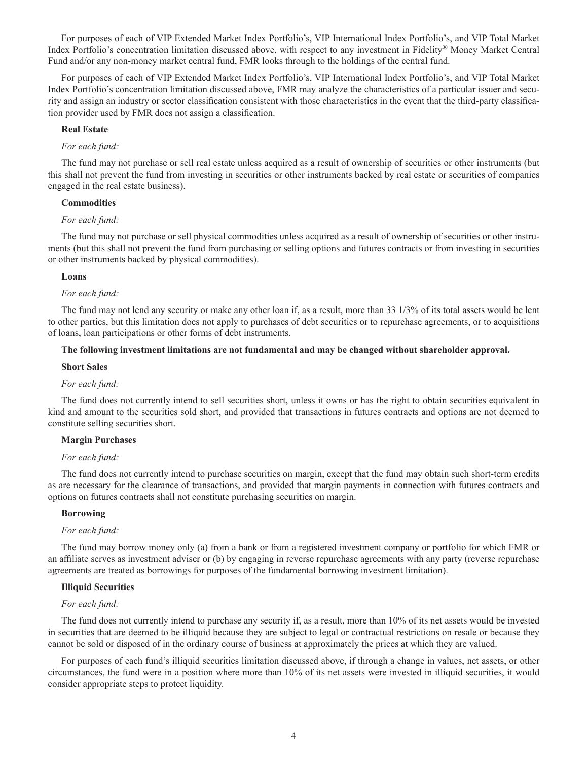For purposes of each of VIP Extended Market Index Portfolio's, VIP International Index Portfolio's, and VIP Total Market Index Portfolio's concentration limitation discussed above, with respect to any investment in Fidelity® Money Market Central Fund and/or any non-money market central fund, FMR looks through to the holdings of the central fund.

For purposes of each of VIP Extended Market Index Portfolio's, VIP International Index Portfolio's, and VIP Total Market Index Portfolio's concentration limitation discussed above, FMR may analyze the characteristics of a particular issuer and security and assign an industry or sector classification consistent with those characteristics in the event that the third-party classification provider used by FMR does not assign a classification.

**Real Estate**

*For each fund:*

The fund may not purchase or sell real estate unless acquired as a result of ownership of securities or other instruments (but this shall not prevent the fund from investing in securities or other instruments backed by real estate or securities of companies engaged in the real estate business).

**Commodities**

*For each fund:*

The fund may not purchase or sell physical commodities unless acquired as a result of ownership of securities or other instruments (but this shall not prevent the fund from purchasing or selling options and futures contracts or from investing in securities or other instruments backed by physical commodities).

**Loans**

*For each fund:*

The fund may not lend any security or make any other loan if, as a result, more than 33 1/3% of its total assets would be lent to other parties, but this limitation does not apply to purchases of debt securities or to repurchase agreements, or to acquisitions of loans, loan participations or other forms of debt instruments.

**The following investment limitations are not fundamental and may be changed without shareholder approval.**

**Short Sales**

*For each fund:*

The fund does not currently intend to sell securities short, unless it owns or has the right to obtain securities equivalent in kind and amount to the securities sold short, and provided that transactions in futures contracts and options are not deemed to constitute selling securities short.

**Margin Purchases**

*For each fund:*

The fund does not currently intend to purchase securities on margin, except that the fund may obtain such short-term credits as are necessary for the clearance of transactions, and provided that margin payments in connection with futures contracts and options on futures contracts shall not constitute purchasing securities on margin.

**Borrowing**

*For each fund:*

The fund may borrow money only (a) from a bank or from a registered investment company or portfolio for which FMR or an affiliate serves as investment adviser or (b) by engaging in reverse repurchase agreements with any party (reverse repurchase agreements are treated as borrowings for purposes of the fundamental borrowing investment limitation).

**Illiquid Securities**

*For each fund:*

The fund does not currently intend to purchase any security if, as a result, more than 10% of its net assets would be invested in securities that are deemed to be illiquid because they are subject to legal or contractual restrictions on resale or because they cannot be sold or disposed of in the ordinary course of business at approximately the prices at which they are valued.

For purposes of each fund's illiquid securities limitation discussed above, if through a change in values, net assets, or other circumstances, the fund were in a position where more than 10% of its net assets were invested in illiquid securities, it would consider appropriate steps to protect liquidity.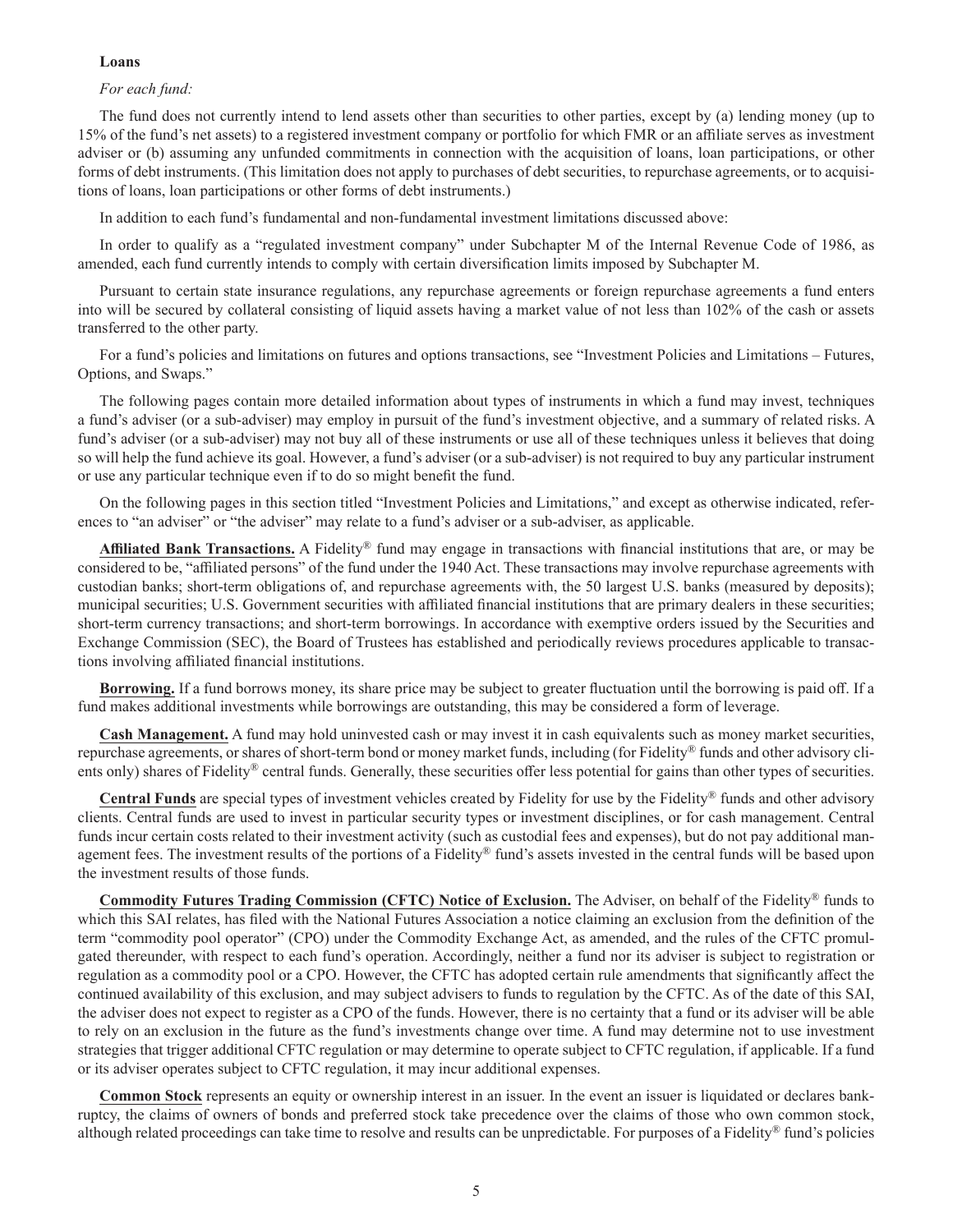**Loans**

*For each fund:*

The fund does not currently intend to lend assets other than securities to other parties, except by (a) lending money (up to 15% of the fund's net assets) to a registered investment company or portfolio for which FMR or an affiliate serves as investment adviser or (b) assuming any unfunded commitments in connection with the acquisition of loans, loan participations, or other forms of debt instruments. (This limitation does not apply to purchases of debt securities, to repurchase agreements, or to acquisitions of loans, loan participations or other forms of debt instruments.)

In addition to each fund's fundamental and non-fundamental investment limitations discussed above:

In order to qualify as a "regulated investment company" under Subchapter M of the Internal Revenue Code of 1986, as amended, each fund currently intends to comply with certain diversification limits imposed by Subchapter M.

Pursuant to certain state insurance regulations, any repurchase agreements or foreign repurchase agreements a fund enters into will be secured by collateral consisting of liquid assets having a market value of not less than 102% of the cash or assets transferred to the other party.

For a fund's policies and limitations on futures and options transactions, see "Investment Policies and Limitations – Futures, Options, and Swaps."

The following pages contain more detailed information about types of instruments in which a fund may invest, techniques a fund's adviser (or a sub-adviser) may employ in pursuit of the fund's investment objective, and a summary of related risks. A fund's adviser (or a sub-adviser) may not buy all of these instruments or use all of these techniques unless it believes that doing so will help the fund achieve its goal. However, a fund's adviser (or a sub-adviser) is not required to buy any particular instrument or use any particular technique even if to do so might benefit the fund.

On the following pages in this section titled "Investment Policies and Limitations," and except as otherwise indicated, references to "an adviser" or "the adviser" may relate to a fund's adviser or a sub-adviser, as applicable.

**Affiliated Bank Transactions.** A Fidelity® fund may engage in transactions with financial institutions that are, or may be considered to be, "affiliated persons" of the fund under the 1940 Act. These transactions may involve repurchase agreements with custodian banks; short-term obligations of, and repurchase agreements with, the 50 largest U.S. banks (measured by deposits); municipal securities; U.S. Government securities with affiliated financial institutions that are primary dealers in these securities; short-term currency transactions; and short-term borrowings. In accordance with exemptive orders issued by the Securities and Exchange Commission (SEC), the Board of Trustees has established and periodically reviews procedures applicable to transactions involving affiliated financial institutions.

**Borrowing.** If a fund borrows money, its share price may be subject to greater fluctuation until the borrowing is paid off. If a fund makes additional investments while borrowings are outstanding, this may be considered a form of leverage.

**Cash Management.** A fund may hold uninvested cash or may invest it in cash equivalents such as money market securities, repurchase agreements, or shares of short-term bond or money market funds, including (for Fidelity® funds and other advisory clients only) shares of Fidelity® central funds. Generally, these securities offer less potential for gains than other types of securities.

**Central Funds** are special types of investment vehicles created by Fidelity for use by the Fidelity® funds and other advisory clients. Central funds are used to invest in particular security types or investment disciplines, or for cash management. Central funds incur certain costs related to their investment activity (such as custodial fees and expenses), but do not pay additional management fees. The investment results of the portions of a Fidelity® fund's assets invested in the central funds will be based upon the investment results of those funds.

**Commodity Futures Trading Commission (CFTC) Notice of Exclusion.** The Adviser, on behalf of the Fidelity® funds to which this SAI relates, has filed with the National Futures Association a notice claiming an exclusion from the definition of the term "commodity pool operator" (CPO) under the Commodity Exchange Act, as amended, and the rules of the CFTC promulgated thereunder, with respect to each fund's operation. Accordingly, neither a fund nor its adviser is subject to registration or regulation as a commodity pool or a CPO. However, the CFTC has adopted certain rule amendments that significantly affect the continued availability of this exclusion, and may subject advisers to funds to regulation by the CFTC. As of the date of this SAI, the adviser does not expect to register as a CPO of the funds. However, there is no certainty that a fund or its adviser will be able to rely on an exclusion in the future as the fund's investments change over time. A fund may determine not to use investment strategies that trigger additional CFTC regulation or may determine to operate subject to CFTC regulation, if applicable. If a fund or its adviser operates subject to CFTC regulation, it may incur additional expenses.

**Common Stock** represents an equity or ownership interest in an issuer. In the event an issuer is liquidated or declares bankruptcy, the claims of owners of bonds and preferred stock take precedence over the claims of those who own common stock, although related proceedings can take time to resolve and results can be unpredictable. For purposes of a Fidelity® fund's policies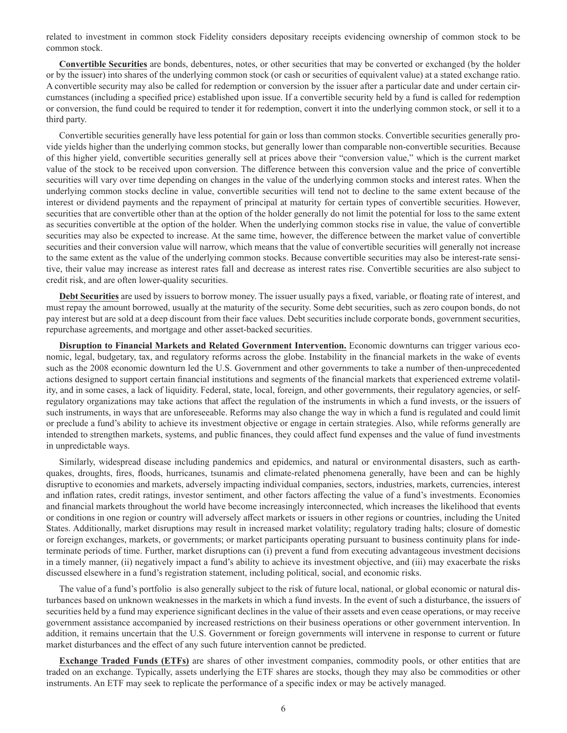related to investment in common stock Fidelity considers depositary receipts evidencing ownership of common stock to be common stock.

**Convertible Securities** are bonds, debentures, notes, or other securities that may be converted or exchanged (by the holder or by the issuer) into shares of the underlying common stock (or cash or securities of equivalent value) at a stated exchange ratio. A convertible security may also be called for redemption or conversion by the issuer after a particular date and under certain circumstances (including a specified price) established upon issue. If a convertible security held by a fund is called for redemption or conversion, the fund could be required to tender it for redemption, convert it into the underlying common stock, or sell it to a third party.

Convertible securities generally have less potential for gain or loss than common stocks. Convertible securities generally provide yields higher than the underlying common stocks, but generally lower than comparable non-convertible securities. Because of this higher yield, convertible securities generally sell at prices above their "conversion value," which is the current market value of the stock to be received upon conversion. The difference between this conversion value and the price of convertible securities will vary over time depending on changes in the value of the underlying common stocks and interest rates. When the underlying common stocks decline in value, convertible securities will tend not to decline to the same extent because of the interest or dividend payments and the repayment of principal at maturity for certain types of convertible securities. However, securities that are convertible other than at the option of the holder generally do not limit the potential for loss to the same extent as securities convertible at the option of the holder. When the underlying common stocks rise in value, the value of convertible securities may also be expected to increase. At the same time, however, the difference between the market value of convertible securities and their conversion value will narrow, which means that the value of convertible securities will generally not increase to the same extent as the value of the underlying common stocks. Because convertible securities may also be interest-rate sensitive, their value may increase as interest rates fall and decrease as interest rates rise. Convertible securities are also subject to credit risk, and are often lower-quality securities.

**Debt Securities** are used by issuers to borrow money. The issuer usually pays a fixed, variable, or floating rate of interest, and must repay the amount borrowed, usually at the maturity of the security. Some debt securities, such as zero coupon bonds, do not pay interest but are sold at a deep discount from their face values. Debt securities include corporate bonds, government securities, repurchase agreements, and mortgage and other asset-backed securities.

**Disruption to Financial Markets and Related Government Intervention.** Economic downturns can trigger various economic, legal, budgetary, tax, and regulatory reforms across the globe. Instability in the financial markets in the wake of events such as the 2008 economic downturn led the U.S. Government and other governments to take a number of then-unprecedented actions designed to support certain financial institutions and segments of the financial markets that experienced extreme volatility, and in some cases, a lack of liquidity. Federal, state, local, foreign, and other governments, their regulatory agencies, or self-regulatory organizations may take actions that affect the regulation of the instruments in which a fund invests, or the issuers of such instruments, in ways that are unforeseeable. Reforms may also change the way in which a fund is regulated and could limit or preclude a fund's ability to achieve its investment objective or engage in certain strategies. Also, while reforms generally are intended to strengthen markets, systems, and public finances, they could affect fund expenses and the value of fund investments in unpredictable ways.

Similarly, widespread disease including pandemics and epidemics, and natural or environmental disasters, such as earthquakes, droughts, fires, floods, hurricanes, tsunamis and climate-related phenomena generally, have been and can be highly disruptive to economies and markets, adversely impacting individual companies, sectors, industries, markets, currencies, interest and inflation rates, credit ratings, investor sentiment, and other factors affecting the value of a fund's investments. Economies and financial markets throughout the world have become increasingly interconnected, which increases the likelihood that events or conditions in one region or country will adversely affect markets or issuers in other regions or countries, including the United States. Additionally, market disruptions may result in increased market volatility; regulatory trading halts; closure of domestic or foreign exchanges, markets, or governments; or market participants operating pursuant to business continuity plans for indeterminate periods of time. Further, market disruptions can (i) prevent a fund from executing advantageous investment decisions in a timely manner, (ii) negatively impact a fund's ability to achieve its investment objective, and (iii) may exacerbate the risks discussed elsewhere in a fund's registration statement, including political, social, and economic risks.

The value of a fund's portfolio is also generally subject to the risk of future local, national, or global economic or natural disturbances based on unknown weaknesses in the markets in which a fund invests. In the event of such a disturbance, the issuers of securities held by a fund may experience significant declines in the value of their assets and even cease operations, or may receive government assistance accompanied by increased restrictions on their business operations or other government intervention. In addition, it remains uncertain that the U.S. Government or foreign governments will intervene in response to current or future market disturbances and the effect of any such future intervention cannot be predicted.

**Exchange Traded Funds (ETFs)** are shares of other investment companies, commodity pools, or other entities that are traded on an exchange. Typically, assets underlying the ETF shares are stocks, though they may also be commodities or other instruments. An ETF may seek to replicate the performance of a specific index or may be actively managed.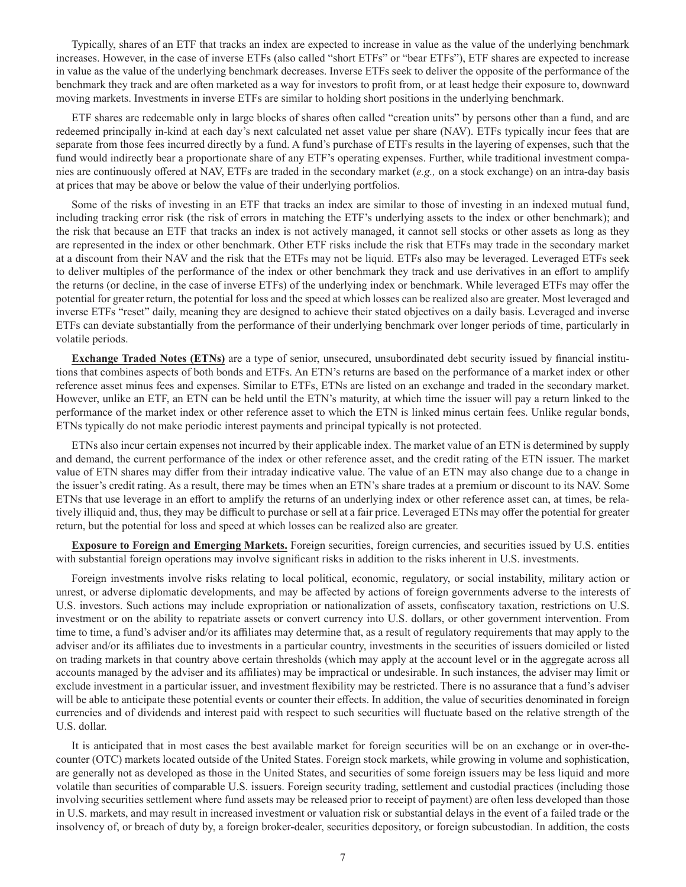Typically, shares of an ETF that tracks an index are expected to increase in value as the value of the underlying benchmark increases. However, in the case of inverse ETFs (also called "short ETFs" or "bear ETFs"), ETF shares are expected to increase in value as the value of the underlying benchmark decreases. Inverse ETFs seek to deliver the opposite of the performance of the benchmark they track and are often marketed as a way for investors to profit from, or at least hedge their exposure to, downward moving markets. Investments in inverse ETFs are similar to holding short positions in the underlying benchmark.

ETF shares are redeemable only in large blocks of shares often called "creation units" by persons other than a fund, and are redeemed principally in-kind at each day's next calculated net asset value per share (NAV). ETFs typically incur fees that are separate from those fees incurred directly by a fund. A fund's purchase of ETFs results in the layering of expenses, such that the fund would indirectly bear a proportionate share of any ETF's operating expenses. Further, while traditional investment companies are continuously offered at NAV, ETFs are traded in the secondary market (*e.g.,* on a stock exchange) on an intra-day basis at prices that may be above or below the value of their underlying portfolios.

Some of the risks of investing in an ETF that tracks an index are similar to those of investing in an indexed mutual fund, including tracking error risk (the risk of errors in matching the ETF's underlying assets to the index or other benchmark); and the risk that because an ETF that tracks an index is not actively managed, it cannot sell stocks or other assets as long as they are represented in the index or other benchmark. Other ETF risks include the risk that ETFs may trade in the secondary market at a discount from their NAV and the risk that the ETFs may not be liquid. ETFs also may be leveraged. Leveraged ETFs seek to deliver multiples of the performance of the index or other benchmark they track and use derivatives in an effort to amplify the returns (or decline, in the case of inverse ETFs) of the underlying index or benchmark. While leveraged ETFs may offer the potential for greater return, the potential for loss and the speed at which losses can be realized also are greater. Most leveraged and inverse ETFs "reset" daily, meaning they are designed to achieve their stated objectives on a daily basis. Leveraged and inverse ETFs can deviate substantially from the performance of their underlying benchmark over longer periods of time, particularly in volatile periods.

**Exchange Traded Notes (ETNs)** are a type of senior, unsecured, unsubordinated debt security issued by financial institutions that combines aspects of both bonds and ETFs. An ETN's returns are based on the performance of a market index or other reference asset minus fees and expenses. Similar to ETFs, ETNs are listed on an exchange and traded in the secondary market. However, unlike an ETF, an ETN can be held until the ETN's maturity, at which time the issuer will pay a return linked to the performance of the market index or other reference asset to which the ETN is linked minus certain fees. Unlike regular bonds, ETNs typically do not make periodic interest payments and principal typically is not protected.

ETNs also incur certain expenses not incurred by their applicable index. The market value of an ETN is determined by supply and demand, the current performance of the index or other reference asset, and the credit rating of the ETN issuer. The market value of ETN shares may differ from their intraday indicative value. The value of an ETN may also change due to a change in the issuer's credit rating. As a result, there may be times when an ETN's share trades at a premium or discount to its NAV. Some ETNs that use leverage in an effort to amplify the returns of an underlying index or other reference asset can, at times, be relatively illiquid and, thus, they may be difficult to purchase or sell at a fair price. Leveraged ETNs may offer the potential for greater return, but the potential for loss and speed at which losses can be realized also are greater.

**Exposure to Foreign and Emerging Markets.** Foreign securities, foreign currencies, and securities issued by U.S. entities with substantial foreign operations may involve significant risks in addition to the risks inherent in U.S. investments.

Foreign investments involve risks relating to local political, economic, regulatory, or social instability, military action or unrest, or adverse diplomatic developments, and may be affected by actions of foreign governments adverse to the interests of U.S. investors. Such actions may include expropriation or nationalization of assets, confiscatory taxation, restrictions on U.S. investment or on the ability to repatriate assets or convert currency into U.S. dollars, or other government intervention. From time to time, a fund's adviser and/or its affiliates may determine that, as a result of regulatory requirements that may apply to the adviser and/or its affiliates due to investments in a particular country, investments in the securities of issuers domiciled or listed on trading markets in that country above certain thresholds (which may apply at the account level or in the aggregate across all accounts managed by the adviser and its affiliates) may be impractical or undesirable. In such instances, the adviser may limit or exclude investment in a particular issuer, and investment flexibility may be restricted. There is no assurance that a fund's adviser will be able to anticipate these potential events or counter their effects. In addition, the value of securities denominated in foreign currencies and of dividends and interest paid with respect to such securities will fluctuate based on the relative strength of the U.S. dollar.

It is anticipated that in most cases the best available market for foreign securities will be on an exchange or in over-the-counter (OTC) markets located outside of the United States. Foreign stock markets, while growing in volume and sophistication, are generally not as developed as those in the United States, and securities of some foreign issuers may be less liquid and more volatile than securities of comparable U.S. issuers. Foreign security trading, settlement and custodial practices (including those involving securities settlement where fund assets may be released prior to receipt of payment) are often less developed than those in U.S. markets, and may result in increased investment or valuation risk or substantial delays in the event of a failed trade or the insolvency of, or breach of duty by, a foreign broker-dealer, securities depository, or foreign subcustodian. In addition, the costs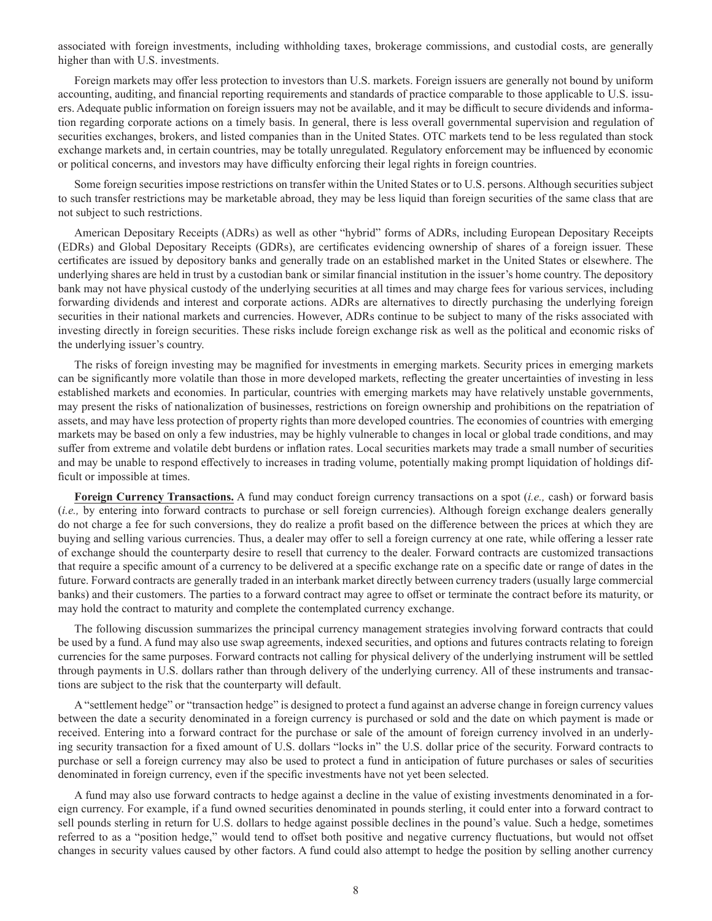associated with foreign investments, including withholding taxes, brokerage commissions, and custodial costs, are generally higher than with U.S. investments.

Foreign markets may offer less protection to investors than U.S. markets. Foreign issuers are generally not bound by uniform accounting, auditing, and financial reporting requirements and standards of practice comparable to those applicable to U.S. issuers. Adequate public information on foreign issuers may not be available, and it may be difficult to secure dividends and information regarding corporate actions on a timely basis. In general, there is less overall governmental supervision and regulation of securities exchanges, brokers, and listed companies than in the United States. OTC markets tend to be less regulated than stock exchange markets and, in certain countries, may be totally unregulated. Regulatory enforcement may be influenced by economic or political concerns, and investors may have difficulty enforcing their legal rights in foreign countries.

Some foreign securities impose restrictions on transfer within the United States or to U.S. persons. Although securities subject to such transfer restrictions may be marketable abroad, they may be less liquid than foreign securities of the same class that are not subject to such restrictions.

American Depositary Receipts (ADRs) as well as other "hybrid" forms of ADRs, including European Depositary Receipts (EDRs) and Global Depositary Receipts (GDRs), are certificates evidencing ownership of shares of a foreign issuer. These certificates are issued by depository banks and generally trade on an established market in the United States or elsewhere. The underlying shares are held in trust by a custodian bank or similar financial institution in the issuer's home country. The depository bank may not have physical custody of the underlying securities at all times and may charge fees for various services, including forwarding dividends and interest and corporate actions. ADRs are alternatives to directly purchasing the underlying foreign securities in their national markets and currencies. However, ADRs continue to be subject to many of the risks associated with investing directly in foreign securities. These risks include foreign exchange risk as well as the political and economic risks of the underlying issuer's country.

The risks of foreign investing may be magnified for investments in emerging markets. Security prices in emerging markets can be significantly more volatile than those in more developed markets, reflecting the greater uncertainties of investing in less established markets and economies. In particular, countries with emerging markets may have relatively unstable governments, may present the risks of nationalization of businesses, restrictions on foreign ownership and prohibitions on the repatriation of assets, and may have less protection of property rights than more developed countries. The economies of countries with emerging markets may be based on only a few industries, may be highly vulnerable to changes in local or global trade conditions, and may suffer from extreme and volatile debt burdens or inflation rates. Local securities markets may trade a small number of securities and may be unable to respond effectively to increases in trading volume, potentially making prompt liquidation of holdings difficult or impossible at times.

**Foreign Currency Transactions.** A fund may conduct foreign currency transactions on a spot (*i.e.,* cash) or forward basis (*i.e.,* by entering into forward contracts to purchase or sell foreign currencies). Although foreign exchange dealers generally do not charge a fee for such conversions, they do realize a profit based on the difference between the prices at which they are buying and selling various currencies. Thus, a dealer may offer to sell a foreign currency at one rate, while offering a lesser rate of exchange should the counterparty desire to resell that currency to the dealer. Forward contracts are customized transactions that require a specific amount of a currency to be delivered at a specific exchange rate on a specific date or range of dates in the future. Forward contracts are generally traded in an interbank market directly between currency traders (usually large commercial banks) and their customers. The parties to a forward contract may agree to offset or terminate the contract before its maturity, or may hold the contract to maturity and complete the contemplated currency exchange.

The following discussion summarizes the principal currency management strategies involving forward contracts that could be used by a fund. A fund may also use swap agreements, indexed securities, and options and futures contracts relating to foreign currencies for the same purposes. Forward contracts not calling for physical delivery of the underlying instrument will be settled through payments in U.S. dollars rather than through delivery of the underlying currency. All of these instruments and transactions are subject to the risk that the counterparty will default.

A "settlement hedge" or "transaction hedge" is designed to protect a fund against an adverse change in foreign currency values between the date a security denominated in a foreign currency is purchased or sold and the date on which payment is made or received. Entering into a forward contract for the purchase or sale of the amount of foreign currency involved in an underlying security transaction for a fixed amount of U.S. dollars "locks in" the U.S. dollar price of the security. Forward contracts to purchase or sell a foreign currency may also be used to protect a fund in anticipation of future purchases or sales of securities denominated in foreign currency, even if the specific investments have not yet been selected.

A fund may also use forward contracts to hedge against a decline in the value of existing investments denominated in a foreign currency. For example, if a fund owned securities denominated in pounds sterling, it could enter into a forward contract to sell pounds sterling in return for U.S. dollars to hedge against possible declines in the pound's value. Such a hedge, sometimes referred to as a "position hedge," would tend to offset both positive and negative currency fluctuations, but would not offset changes in security values caused by other factors. A fund could also attempt to hedge the position by selling another currency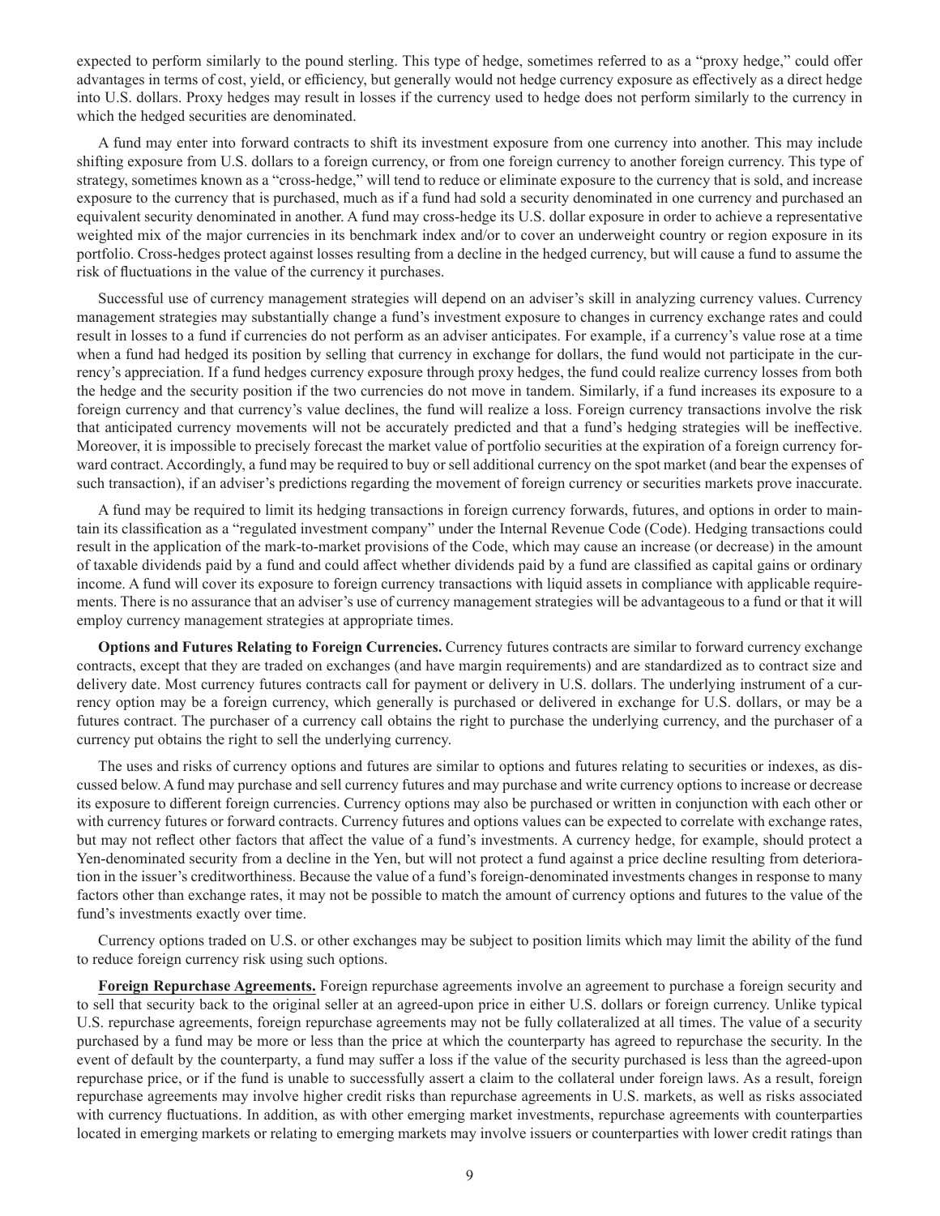expected to perform similarly to the pound sterling. This type of hedge, sometimes referred to as a "proxy hedge," could offer advantages in terms of cost, yield, or efficiency, but generally would not hedge currency exposure as effectively as a direct hedge into U.S. dollars. Proxy hedges may result in losses if the currency used to hedge does not perform similarly to the currency in which the hedged securities are denominated.

A fund may enter into forward contracts to shift its investment exposure from one currency into another. This may include shifting exposure from U.S. dollars to a foreign currency, or from one foreign currency to another foreign currency. This type of strategy, sometimes known as a "cross-hedge," will tend to reduce or eliminate exposure to the currency that is sold, and increase exposure to the currency that is purchased, much as if a fund had sold a security denominated in one currency and purchased an equivalent security denominated in another. A fund may cross-hedge its U.S. dollar exposure in order to achieve a representative weighted mix of the major currencies in its benchmark index and/or to cover an underweight country or region exposure in its portfolio. Cross-hedges protect against losses resulting from a decline in the hedged currency, but will cause a fund to assume the risk of fluctuations in the value of the currency it purchases.

Successful use of currency management strategies will depend on an adviser's skill in analyzing currency values. Currency management strategies may substantially change a fund's investment exposure to changes in currency exchange rates and could result in losses to a fund if currencies do not perform as an adviser anticipates. For example, if a currency's value rose at a time when a fund had hedged its position by selling that currency in exchange for dollars, the fund would not participate in the currency's appreciation. If a fund hedges currency exposure through proxy hedges, the fund could realize currency losses from both the hedge and the security position if the two currencies do not move in tandem. Similarly, if a fund increases its exposure to a foreign currency and that currency's value declines, the fund will realize a loss. Foreign currency transactions involve the risk that anticipated currency movements will not be accurately predicted and that a fund's hedging strategies will be ineffective. Moreover, it is impossible to precisely forecast the market value of portfolio securities at the expiration of a foreign currency forward contract. Accordingly, a fund may be required to buy or sell additional currency on the spot market (and bear the expenses of such transaction), if an adviser's predictions regarding the movement of foreign currency or securities markets prove inaccurate.

A fund may be required to limit its hedging transactions in foreign currency forwards, futures, and options in order to maintain its classification as a "regulated investment company" under the Internal Revenue Code (Code). Hedging transactions could result in the application of the mark-to-market provisions of the Code, which may cause an increase (or decrease) in the amount of taxable dividends paid by a fund and could affect whether dividends paid by a fund are classified as capital gains or ordinary income. A fund will cover its exposure to foreign currency transactions with liquid assets in compliance with applicable requirements. There is no assurance that an adviser's use of currency management strategies will be advantageous to a fund or that it will employ currency management strategies at appropriate times.

**Options and Futures Relating to Foreign Currencies.** Currency futures contracts are similar to forward currency exchange contracts, except that they are traded on exchanges (and have margin requirements) and are standardized as to contract size and delivery date. Most currency futures contracts call for payment or delivery in U.S. dollars. The underlying instrument of a currency option may be a foreign currency, which generally is purchased or delivered in exchange for U.S. dollars, or may be a futures contract. The purchaser of a currency call obtains the right to purchase the underlying currency, and the purchaser of a currency put obtains the right to sell the underlying currency.

The uses and risks of currency options and futures are similar to options and futures relating to securities or indexes, as discussed below. A fund may purchase and sell currency futures and may purchase and write currency options to increase or decrease its exposure to different foreign currencies. Currency options may also be purchased or written in conjunction with each other or with currency futures or forward contracts. Currency futures and options values can be expected to correlate with exchange rates, but may not reflect other factors that affect the value of a fund's investments. A currency hedge, for example, should protect a Yen-denominated security from a decline in the Yen, but will not protect a fund against a price decline resulting from deterioration in the issuer's creditworthiness. Because the value of a fund's foreign-denominated investments changes in response to many factors other than exchange rates, it may not be possible to match the amount of currency options and futures to the value of the fund's investments exactly over time.

Currency options traded on U.S. or other exchanges may be subject to position limits which may limit the ability of the fund to reduce foreign currency risk using such options.

**Foreign Repurchase Agreements.** Foreign repurchase agreements involve an agreement to purchase a foreign security and to sell that security back to the original seller at an agreed-upon price in either U.S. dollars or foreign currency. Unlike typical U.S. repurchase agreements, foreign repurchase agreements may not be fully collateralized at all times. The value of a security purchased by a fund may be more or less than the price at which the counterparty has agreed to repurchase the security. In the event of default by the counterparty, a fund may suffer a loss if the value of the security purchased is less than the agreed-upon repurchase price, or if the fund is unable to successfully assert a claim to the collateral under foreign laws. As a result, foreign repurchase agreements may involve higher credit risks than repurchase agreements in U.S. markets, as well as risks associated with currency fluctuations. In addition, as with other emerging market investments, repurchase agreements with counterparties located in emerging markets or relating to emerging markets may involve issuers or counterparties with lower credit ratings than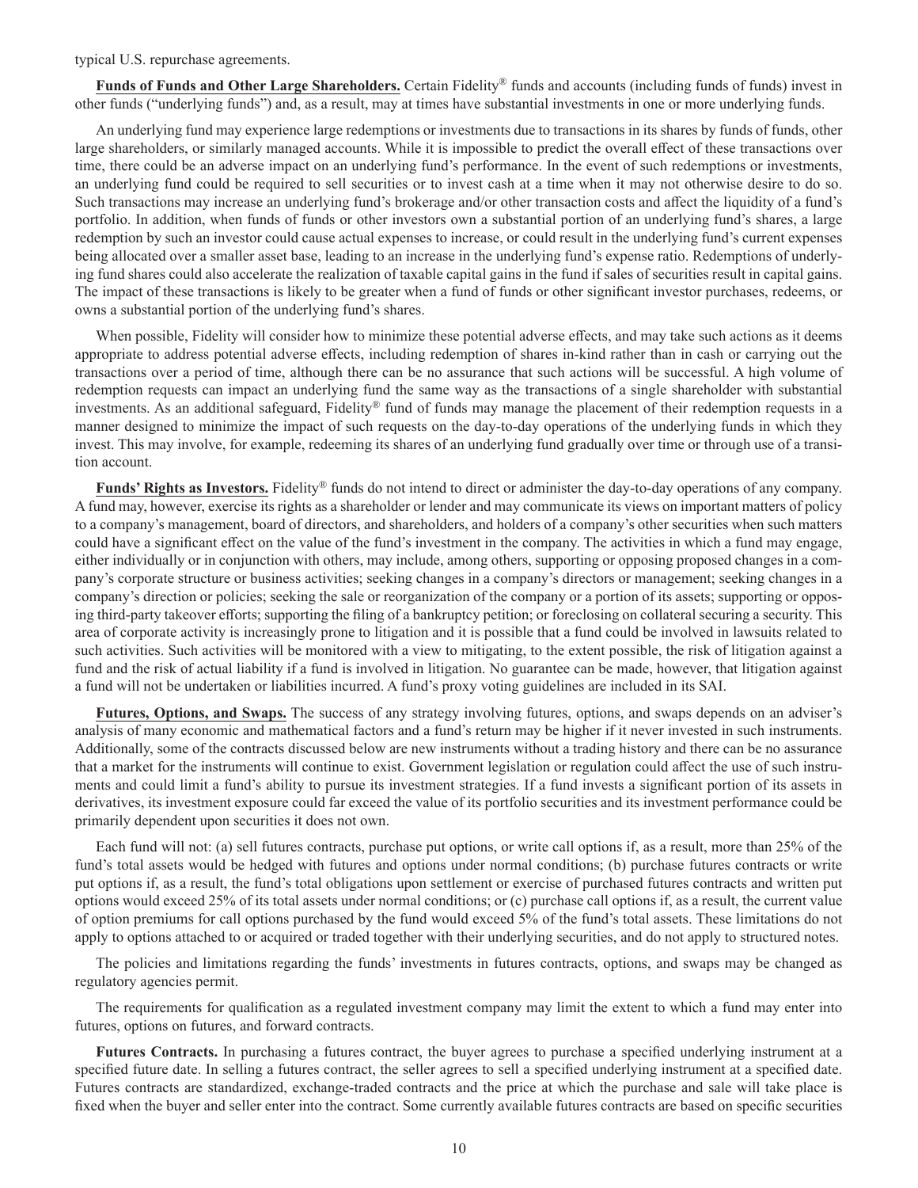typical U.S. repurchase agreements.

**Funds of Funds and Other Large Shareholders.** Certain Fidelity® funds and accounts (including funds of funds) invest in other funds ("underlying funds") and, as a result, may at times have substantial investments in one or more underlying funds.

An underlying fund may experience large redemptions or investments due to transactions in its shares by funds of funds, other large shareholders, or similarly managed accounts. While it is impossible to predict the overall effect of these transactions over time, there could be an adverse impact on an underlying fund's performance. In the event of such redemptions or investments, an underlying fund could be required to sell securities or to invest cash at a time when it may not otherwise desire to do so. Such transactions may increase an underlying fund's brokerage and/or other transaction costs and affect the liquidity of a fund's portfolio. In addition, when funds of funds or other investors own a substantial portion of an underlying fund's shares, a large redemption by such an investor could cause actual expenses to increase, or could result in the underlying fund's current expenses being allocated over a smaller asset base, leading to an increase in the underlying fund's expense ratio. Redemptions of underlying fund shares could also accelerate the realization of taxable capital gains in the fund if sales of securities result in capital gains. The impact of these transactions is likely to be greater when a fund of funds or other significant investor purchases, redeems, or owns a substantial portion of the underlying fund's shares.

When possible, Fidelity will consider how to minimize these potential adverse effects, and may take such actions as it deems appropriate to address potential adverse effects, including redemption of shares in-kind rather than in cash or carrying out the transactions over a period of time, although there can be no assurance that such actions will be successful. A high volume of redemption requests can impact an underlying fund the same way as the transactions of a single shareholder with substantial investments. As an additional safeguard, Fidelity® fund of funds may manage the placement of their redemption requests in a manner designed to minimize the impact of such requests on the day-to-day operations of the underlying funds in which they invest. This may involve, for example, redeeming its shares of an underlying fund gradually over time or through use of a transition account.

**Funds' Rights as Investors.** Fidelity® funds do not intend to direct or administer the day-to-day operations of any company. A fund may, however, exercise its rights as a shareholder or lender and may communicate its views on important matters of policy to a company's management, board of directors, and shareholders, and holders of a company's other securities when such matters could have a significant effect on the value of the fund's investment in the company. The activities in which a fund may engage, either individually or in conjunction with others, may include, among others, supporting or opposing proposed changes in a company's corporate structure or business activities; seeking changes in a company's directors or management; seeking changes in a company's direction or policies; seeking the sale or reorganization of the company or a portion of its assets; supporting or opposing third-party takeover efforts; supporting the filing of a bankruptcy petition; or foreclosing on collateral securing a security. This area of corporate activity is increasingly prone to litigation and it is possible that a fund could be involved in lawsuits related to such activities. Such activities will be monitored with a view to mitigating, to the extent possible, the risk of litigation against a fund and the risk of actual liability if a fund is involved in litigation. No guarantee can be made, however, that litigation against a fund will not be undertaken or liabilities incurred. A fund's proxy voting guidelines are included in its SAI.

**Futures, Options, and Swaps.** The success of any strategy involving futures, options, and swaps depends on an adviser's analysis of many economic and mathematical factors and a fund's return may be higher if it never invested in such instruments. Additionally, some of the contracts discussed below are new instruments without a trading history and there can be no assurance that a market for the instruments will continue to exist. Government legislation or regulation could affect the use of such instruments and could limit a fund's ability to pursue its investment strategies. If a fund invests a significant portion of its assets in derivatives, its investment exposure could far exceed the value of its portfolio securities and its investment performance could be primarily dependent upon securities it does not own.

Each fund will not: (a) sell futures contracts, purchase put options, or write call options if, as a result, more than 25% of the fund's total assets would be hedged with futures and options under normal conditions; (b) purchase futures contracts or write put options if, as a result, the fund's total obligations upon settlement or exercise of purchased futures contracts and written put options would exceed 25% of its total assets under normal conditions; or (c) purchase call options if, as a result, the current value of option premiums for call options purchased by the fund would exceed 5% of the fund's total assets. These limitations do not apply to options attached to or acquired or traded together with their underlying securities, and do not apply to structured notes.

The policies and limitations regarding the funds' investments in futures contracts, options, and swaps may be changed as regulatory agencies permit.

The requirements for qualification as a regulated investment company may limit the extent to which a fund may enter into futures, options on futures, and forward contracts.

**Futures Contracts.** In purchasing a futures contract, the buyer agrees to purchase a specified underlying instrument at a specified future date. In selling a futures contract, the seller agrees to sell a specified underlying instrument at a specified date. Futures contracts are standardized, exchange-traded contracts and the price at which the purchase and sale will take place is fixed when the buyer and seller enter into the contract. Some currently available futures contracts are based on specific securities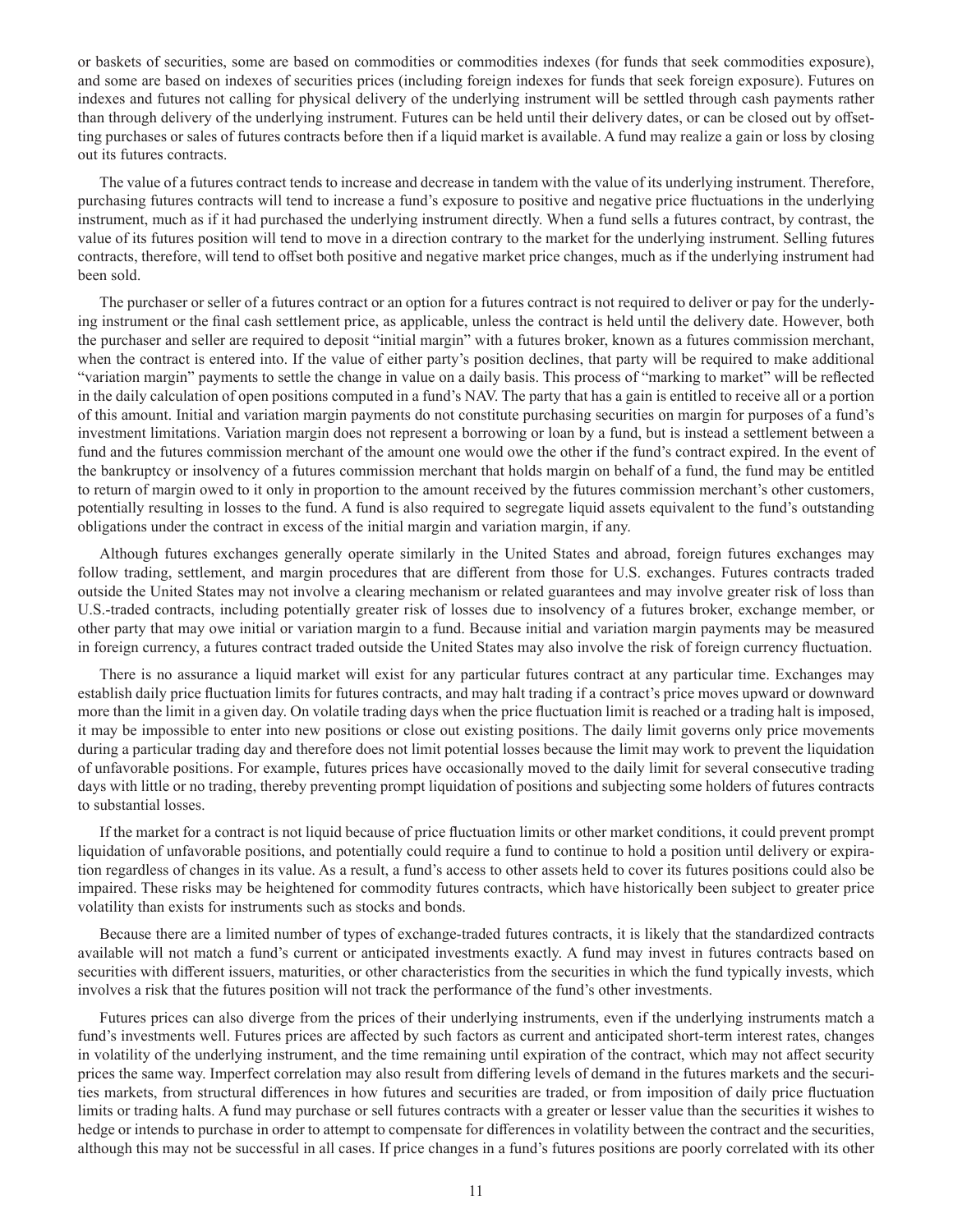or baskets of securities, some are based on commodities or commodities indexes (for funds that seek commodities exposure), and some are based on indexes of securities prices (including foreign indexes for funds that seek foreign exposure). Futures on indexes and futures not calling for physical delivery of the underlying instrument will be settled through cash payments rather than through delivery of the underlying instrument. Futures can be held until their delivery dates, or can be closed out by offsetting purchases or sales of futures contracts before then if a liquid market is available. A fund may realize a gain or loss by closing out its futures contracts.

The value of a futures contract tends to increase and decrease in tandem with the value of its underlying instrument. Therefore, purchasing futures contracts will tend to increase a fund's exposure to positive and negative price fluctuations in the underlying instrument, much as if it had purchased the underlying instrument directly. When a fund sells a futures contract, by contrast, the value of its futures position will tend to move in a direction contrary to the market for the underlying instrument. Selling futures contracts, therefore, will tend to offset both positive and negative market price changes, much as if the underlying instrument had been sold.

The purchaser or seller of a futures contract or an option for a futures contract is not required to deliver or pay for the underlying instrument or the final cash settlement price, as applicable, unless the contract is held until the delivery date. However, both the purchaser and seller are required to deposit "initial margin" with a futures broker, known as a futures commission merchant, when the contract is entered into. If the value of either party's position declines, that party will be required to make additional "variation margin" payments to settle the change in value on a daily basis. This process of "marking to market" will be reflected in the daily calculation of open positions computed in a fund's NAV. The party that has a gain is entitled to receive all or a portion of this amount. Initial and variation margin payments do not constitute purchasing securities on margin for purposes of a fund's investment limitations. Variation margin does not represent a borrowing or loan by a fund, but is instead a settlement between a fund and the futures commission merchant of the amount one would owe the other if the fund's contract expired. In the event of the bankruptcy or insolvency of a futures commission merchant that holds margin on behalf of a fund, the fund may be entitled to return of margin owed to it only in proportion to the amount received by the futures commission merchant's other customers, potentially resulting in losses to the fund. A fund is also required to segregate liquid assets equivalent to the fund's outstanding obligations under the contract in excess of the initial margin and variation margin, if any.

Although futures exchanges generally operate similarly in the United States and abroad, foreign futures exchanges may follow trading, settlement, and margin procedures that are different from those for U.S. exchanges. Futures contracts traded outside the United States may not involve a clearing mechanism or related guarantees and may involve greater risk of loss than U.S.-traded contracts, including potentially greater risk of losses due to insolvency of a futures broker, exchange member, or other party that may owe initial or variation margin to a fund. Because initial and variation margin payments may be measured in foreign currency, a futures contract traded outside the United States may also involve the risk of foreign currency fluctuation.

There is no assurance a liquid market will exist for any particular futures contract at any particular time. Exchanges may establish daily price fluctuation limits for futures contracts, and may halt trading if a contract's price moves upward or downward more than the limit in a given day. On volatile trading days when the price fluctuation limit is reached or a trading halt is imposed, it may be impossible to enter into new positions or close out existing positions. The daily limit governs only price movements during a particular trading day and therefore does not limit potential losses because the limit may work to prevent the liquidation of unfavorable positions. For example, futures prices have occasionally moved to the daily limit for several consecutive trading days with little or no trading, thereby preventing prompt liquidation of positions and subjecting some holders of futures contracts to substantial losses.

If the market for a contract is not liquid because of price fluctuation limits or other market conditions, it could prevent prompt liquidation of unfavorable positions, and potentially could require a fund to continue to hold a position until delivery or expiration regardless of changes in its value. As a result, a fund's access to other assets held to cover its futures positions could also be impaired. These risks may be heightened for commodity futures contracts, which have historically been subject to greater price volatility than exists for instruments such as stocks and bonds.

Because there are a limited number of types of exchange-traded futures contracts, it is likely that the standardized contracts available will not match a fund's current or anticipated investments exactly. A fund may invest in futures contracts based on securities with different issuers, maturities, or other characteristics from the securities in which the fund typically invests, which involves a risk that the futures position will not track the performance of the fund's other investments.

Futures prices can also diverge from the prices of their underlying instruments, even if the underlying instruments match a fund's investments well. Futures prices are affected by such factors as current and anticipated short-term interest rates, changes in volatility of the underlying instrument, and the time remaining until expiration of the contract, which may not affect security prices the same way. Imperfect correlation may also result from differing levels of demand in the futures markets and the securities markets, from structural differences in how futures and securities are traded, or from imposition of daily price fluctuation limits or trading halts. A fund may purchase or sell futures contracts with a greater or lesser value than the securities it wishes to hedge or intends to purchase in order to attempt to compensate for differences in volatility between the contract and the securities, although this may not be successful in all cases. If price changes in a fund's futures positions are poorly correlated with its other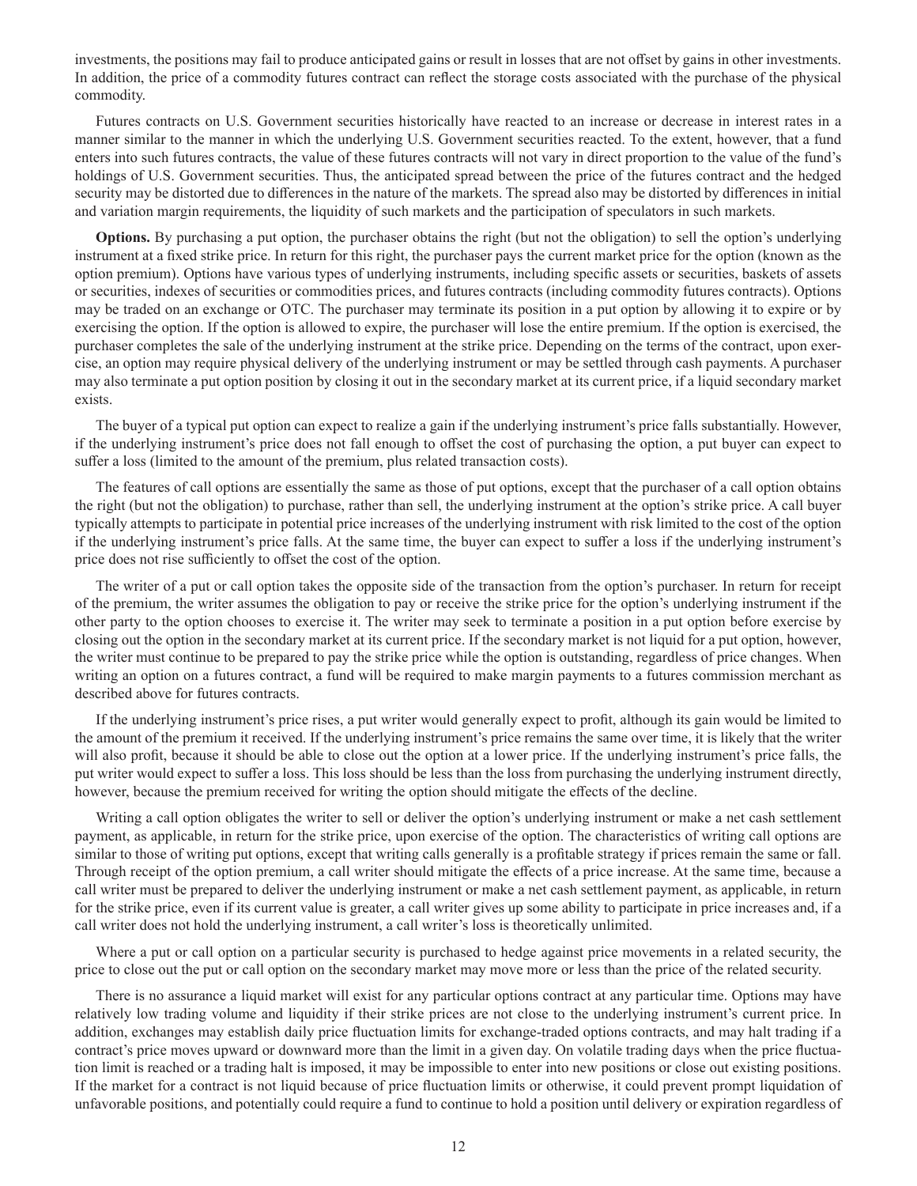investments, the positions may fail to produce anticipated gains or result in losses that are not offset by gains in other investments. In addition, the price of a commodity futures contract can reflect the storage costs associated with the purchase of the physical commodity.

Futures contracts on U.S. Government securities historically have reacted to an increase or decrease in interest rates in a manner similar to the manner in which the underlying U.S. Government securities reacted. To the extent, however, that a fund enters into such futures contracts, the value of these futures contracts will not vary in direct proportion to the value of the fund's holdings of U.S. Government securities. Thus, the anticipated spread between the price of the futures contract and the hedged security may be distorted due to differences in the nature of the markets. The spread also may be distorted by differences in initial and variation margin requirements, the liquidity of such markets and the participation of speculators in such markets.

**Options.** By purchasing a put option, the purchaser obtains the right (but not the obligation) to sell the option's underlying instrument at a fixed strike price. In return for this right, the purchaser pays the current market price for the option (known as the option premium). Options have various types of underlying instruments, including specific assets or securities, baskets of assets or securities, indexes of securities or commodities prices, and futures contracts (including commodity futures contracts). Options may be traded on an exchange or OTC. The purchaser may terminate its position in a put option by allowing it to expire or by exercising the option. If the option is allowed to expire, the purchaser will lose the entire premium. If the option is exercised, the purchaser completes the sale of the underlying instrument at the strike price. Depending on the terms of the contract, upon exercise, an option may require physical delivery of the underlying instrument or may be settled through cash payments. A purchaser may also terminate a put option position by closing it out in the secondary market at its current price, if a liquid secondary market exists.

The buyer of a typical put option can expect to realize a gain if the underlying instrument's price falls substantially. However, if the underlying instrument's price does not fall enough to offset the cost of purchasing the option, a put buyer can expect to suffer a loss (limited to the amount of the premium, plus related transaction costs).

The features of call options are essentially the same as those of put options, except that the purchaser of a call option obtains the right (but not the obligation) to purchase, rather than sell, the underlying instrument at the option's strike price. A call buyer typically attempts to participate in potential price increases of the underlying instrument with risk limited to the cost of the option if the underlying instrument's price falls. At the same time, the buyer can expect to suffer a loss if the underlying instrument's price does not rise sufficiently to offset the cost of the option.

The writer of a put or call option takes the opposite side of the transaction from the option's purchaser. In return for receipt of the premium, the writer assumes the obligation to pay or receive the strike price for the option's underlying instrument if the other party to the option chooses to exercise it. The writer may seek to terminate a position in a put option before exercise by closing out the option in the secondary market at its current price. If the secondary market is not liquid for a put option, however, the writer must continue to be prepared to pay the strike price while the option is outstanding, regardless of price changes. When writing an option on a futures contract, a fund will be required to make margin payments to a futures commission merchant as described above for futures contracts.

If the underlying instrument's price rises, a put writer would generally expect to profit, although its gain would be limited to the amount of the premium it received. If the underlying instrument's price remains the same over time, it is likely that the writer will also profit, because it should be able to close out the option at a lower price. If the underlying instrument's price falls, the put writer would expect to suffer a loss. This loss should be less than the loss from purchasing the underlying instrument directly, however, because the premium received for writing the option should mitigate the effects of the decline.

Writing a call option obligates the writer to sell or deliver the option's underlying instrument or make a net cash settlement payment, as applicable, in return for the strike price, upon exercise of the option. The characteristics of writing call options are similar to those of writing put options, except that writing calls generally is a profitable strategy if prices remain the same or fall. Through receipt of the option premium, a call writer should mitigate the effects of a price increase. At the same time, because a call writer must be prepared to deliver the underlying instrument or make a net cash settlement payment, as applicable, in return for the strike price, even if its current value is greater, a call writer gives up some ability to participate in price increases and, if a call writer does not hold the underlying instrument, a call writer's loss is theoretically unlimited.

Where a put or call option on a particular security is purchased to hedge against price movements in a related security, the price to close out the put or call option on the secondary market may move more or less than the price of the related security.

There is no assurance a liquid market will exist for any particular options contract at any particular time. Options may have relatively low trading volume and liquidity if their strike prices are not close to the underlying instrument's current price. In addition, exchanges may establish daily price fluctuation limits for exchange-traded options contracts, and may halt trading if a contract's price moves upward or downward more than the limit in a given day. On volatile trading days when the price fluctuation limit is reached or a trading halt is imposed, it may be impossible to enter into new positions or close out existing positions. If the market for a contract is not liquid because of price fluctuation limits or otherwise, it could prevent prompt liquidation of unfavorable positions, and potentially could require a fund to continue to hold a position until delivery or expiration regardless of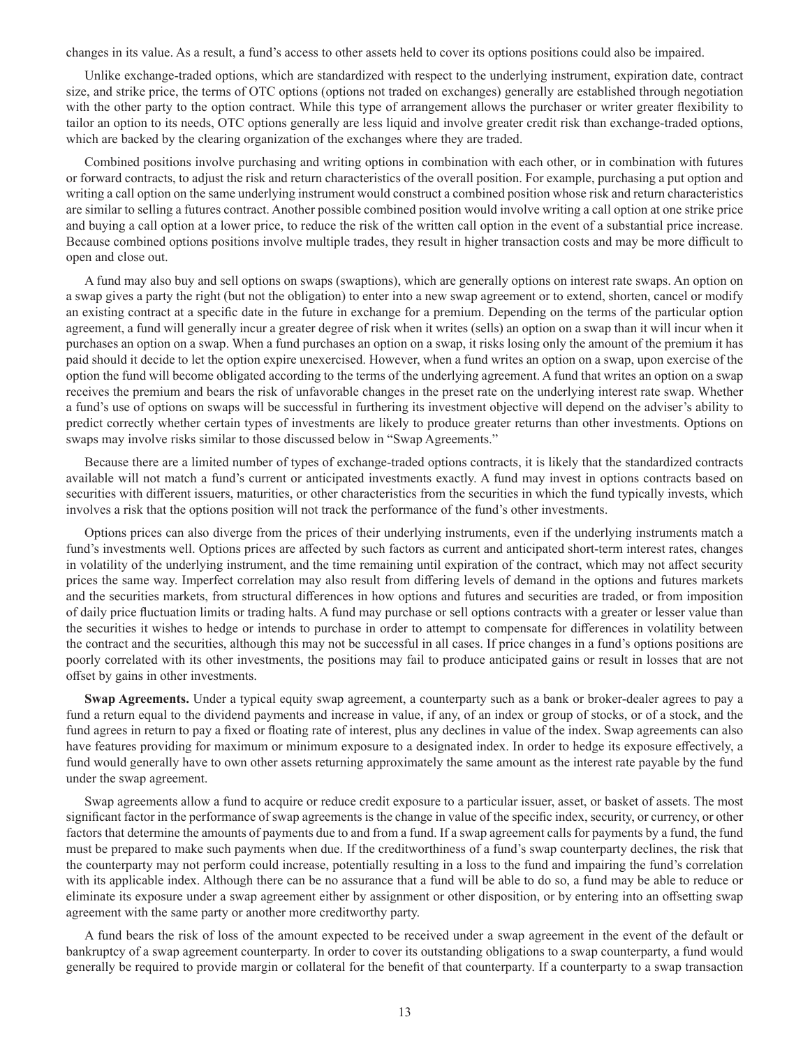changes in its value. As a result, a fund's access to other assets held to cover its options positions could also be impaired.

Unlike exchange-traded options, which are standardized with respect to the underlying instrument, expiration date, contract size, and strike price, the terms of OTC options (options not traded on exchanges) generally are established through negotiation with the other party to the option contract. While this type of arrangement allows the purchaser or writer greater flexibility to tailor an option to its needs, OTC options generally are less liquid and involve greater credit risk than exchange-traded options, which are backed by the clearing organization of the exchanges where they are traded.

Combined positions involve purchasing and writing options in combination with each other, or in combination with futures or forward contracts, to adjust the risk and return characteristics of the overall position. For example, purchasing a put option and writing a call option on the same underlying instrument would construct a combined position whose risk and return characteristics are similar to selling a futures contract. Another possible combined position would involve writing a call option at one strike price and buying a call option at a lower price, to reduce the risk of the written call option in the event of a substantial price increase. Because combined options positions involve multiple trades, they result in higher transaction costs and may be more difficult to open and close out.

A fund may also buy and sell options on swaps (swaptions), which are generally options on interest rate swaps. An option on a swap gives a party the right (but not the obligation) to enter into a new swap agreement or to extend, shorten, cancel or modify an existing contract at a specific date in the future in exchange for a premium. Depending on the terms of the particular option agreement, a fund will generally incur a greater degree of risk when it writes (sells) an option on a swap than it will incur when it purchases an option on a swap. When a fund purchases an option on a swap, it risks losing only the amount of the premium it has paid should it decide to let the option expire unexercised. However, when a fund writes an option on a swap, upon exercise of the option the fund will become obligated according to the terms of the underlying agreement. A fund that writes an option on a swap receives the premium and bears the risk of unfavorable changes in the preset rate on the underlying interest rate swap. Whether a fund's use of options on swaps will be successful in furthering its investment objective will depend on the adviser's ability to predict correctly whether certain types of investments are likely to produce greater returns than other investments. Options on swaps may involve risks similar to those discussed below in "Swap Agreements."

Because there are a limited number of types of exchange-traded options contracts, it is likely that the standardized contracts available will not match a fund's current or anticipated investments exactly. A fund may invest in options contracts based on securities with different issuers, maturities, or other characteristics from the securities in which the fund typically invests, which involves a risk that the options position will not track the performance of the fund's other investments.

Options prices can also diverge from the prices of their underlying instruments, even if the underlying instruments match a fund's investments well. Options prices are affected by such factors as current and anticipated short-term interest rates, changes in volatility of the underlying instrument, and the time remaining until expiration of the contract, which may not affect security prices the same way. Imperfect correlation may also result from differing levels of demand in the options and futures markets and the securities markets, from structural differences in how options and futures and securities are traded, or from imposition of daily price fluctuation limits or trading halts. A fund may purchase or sell options contracts with a greater or lesser value than the securities it wishes to hedge or intends to purchase in order to attempt to compensate for differences in volatility between the contract and the securities, although this may not be successful in all cases. If price changes in a fund's options positions are poorly correlated with its other investments, the positions may fail to produce anticipated gains or result in losses that are not offset by gains in other investments.

**Swap Agreements.** Under a typical equity swap agreement, a counterparty such as a bank or broker-dealer agrees to pay a fund a return equal to the dividend payments and increase in value, if any, of an index or group of stocks, or of a stock, and the fund agrees in return to pay a fixed or floating rate of interest, plus any declines in value of the index. Swap agreements can also have features providing for maximum or minimum exposure to a designated index. In order to hedge its exposure effectively, a fund would generally have to own other assets returning approximately the same amount as the interest rate payable by the fund under the swap agreement.

Swap agreements allow a fund to acquire or reduce credit exposure to a particular issuer, asset, or basket of assets. The most significant factor in the performance of swap agreements is the change in value of the specific index, security, or currency, or other factors that determine the amounts of payments due to and from a fund. If a swap agreement calls for payments by a fund, the fund must be prepared to make such payments when due. If the creditworthiness of a fund's swap counterparty declines, the risk that the counterparty may not perform could increase, potentially resulting in a loss to the fund and impairing the fund's correlation with its applicable index. Although there can be no assurance that a fund will be able to do so, a fund may be able to reduce or eliminate its exposure under a swap agreement either by assignment or other disposition, or by entering into an offsetting swap agreement with the same party or another more creditworthy party.

A fund bears the risk of loss of the amount expected to be received under a swap agreement in the event of the default or bankruptcy of a swap agreement counterparty. In order to cover its outstanding obligations to a swap counterparty, a fund would generally be required to provide margin or collateral for the benefit of that counterparty. If a counterparty to a swap transaction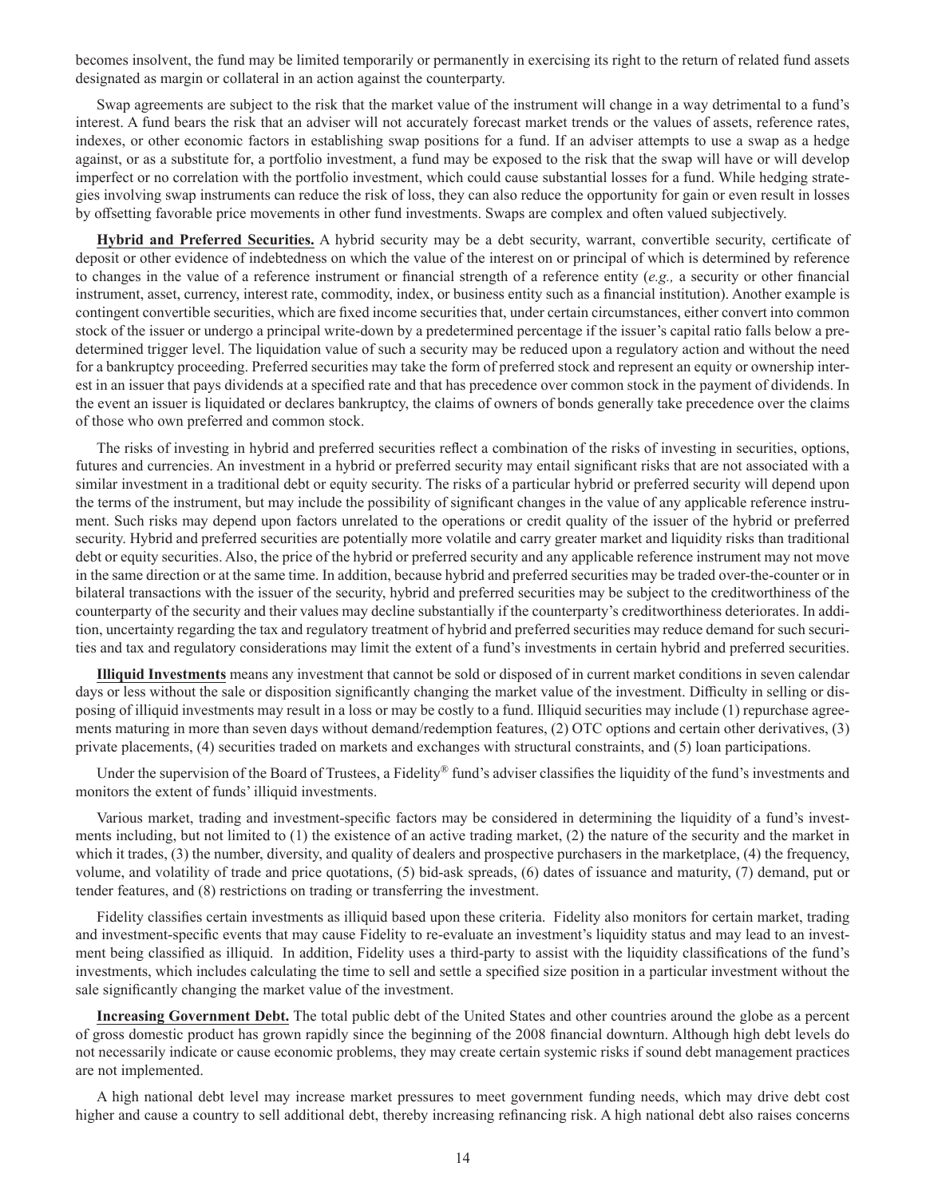becomes insolvent, the fund may be limited temporarily or permanently in exercising its right to the return of related fund assets designated as margin or collateral in an action against the counterparty.

Swap agreements are subject to the risk that the market value of the instrument will change in a way detrimental to a fund's interest. A fund bears the risk that an adviser will not accurately forecast market trends or the values of assets, reference rates, indexes, or other economic factors in establishing swap positions for a fund. If an adviser attempts to use a swap as a hedge against, or as a substitute for, a portfolio investment, a fund may be exposed to the risk that the swap will have or will develop imperfect or no correlation with the portfolio investment, which could cause substantial losses for a fund. While hedging strategies involving swap instruments can reduce the risk of loss, they can also reduce the opportunity for gain or even result in losses by offsetting favorable price movements in other fund investments. Swaps are complex and often valued subjectively.

**Hybrid and Preferred Securities.** A hybrid security may be a debt security, warrant, convertible security, certificate of deposit or other evidence of indebtedness on which the value of the interest on or principal of which is determined by reference to changes in the value of a reference instrument or financial strength of a reference entity (*e.g.,* a security or other financial instrument, asset, currency, interest rate, commodity, index, or business entity such as a financial institution). Another example is contingent convertible securities, which are fixed income securities that, under certain circumstances, either convert into common stock of the issuer or undergo a principal write-down by a predetermined percentage if the issuer's capital ratio falls below a predetermined trigger level. The liquidation value of such a security may be reduced upon a regulatory action and without the need for a bankruptcy proceeding. Preferred securities may take the form of preferred stock and represent an equity or ownership interest in an issuer that pays dividends at a specified rate and that has precedence over common stock in the payment of dividends. In the event an issuer is liquidated or declares bankruptcy, the claims of owners of bonds generally take precedence over the claims of those who own preferred and common stock.

The risks of investing in hybrid and preferred securities reflect a combination of the risks of investing in securities, options, futures and currencies. An investment in a hybrid or preferred security may entail significant risks that are not associated with a similar investment in a traditional debt or equity security. The risks of a particular hybrid or preferred security will depend upon the terms of the instrument, but may include the possibility of significant changes in the value of any applicable reference instrument. Such risks may depend upon factors unrelated to the operations or credit quality of the issuer of the hybrid or preferred security. Hybrid and preferred securities are potentially more volatile and carry greater market and liquidity risks than traditional debt or equity securities. Also, the price of the hybrid or preferred security and any applicable reference instrument may not move in the same direction or at the same time. In addition, because hybrid and preferred securities may be traded over-the-counter or in bilateral transactions with the issuer of the security, hybrid and preferred securities may be subject to the creditworthiness of the counterparty of the security and their values may decline substantially if the counterparty's creditworthiness deteriorates. In addition, uncertainty regarding the tax and regulatory treatment of hybrid and preferred securities may reduce demand for such securities and tax and regulatory considerations may limit the extent of a fund's investments in certain hybrid and preferred securities.

**Illiquid Investments** means any investment that cannot be sold or disposed of in current market conditions in seven calendar days or less without the sale or disposition significantly changing the market value of the investment. Difficulty in selling or disposing of illiquid investments may result in a loss or may be costly to a fund. Illiquid securities may include (1) repurchase agreements maturing in more than seven days without demand/redemption features, (2) OTC options and certain other derivatives, (3) private placements, (4) securities traded on markets and exchanges with structural constraints, and (5) loan participations.

Under the supervision of the Board of Trustees, a Fidelity® fund's adviser classifies the liquidity of the fund's investments and monitors the extent of funds' illiquid investments.

Various market, trading and investment-specific factors may be considered in determining the liquidity of a fund's investments including, but not limited to (1) the existence of an active trading market, (2) the nature of the security and the market in which it trades, (3) the number, diversity, and quality of dealers and prospective purchasers in the marketplace, (4) the frequency, volume, and volatility of trade and price quotations, (5) bid-ask spreads, (6) dates of issuance and maturity, (7) demand, put or tender features, and (8) restrictions on trading or transferring the investment.

Fidelity classifies certain investments as illiquid based upon these criteria. Fidelity also monitors for certain market, trading and investment-specific events that may cause Fidelity to re-evaluate an investment's liquidity status and may lead to an investment being classified as illiquid. In addition, Fidelity uses a third-party to assist with the liquidity classifications of the fund's investments, which includes calculating the time to sell and settle a specified size position in a particular investment without the sale significantly changing the market value of the investment.

**Increasing Government Debt.** The total public debt of the United States and other countries around the globe as a percent of gross domestic product has grown rapidly since the beginning of the 2008 financial downturn. Although high debt levels do not necessarily indicate or cause economic problems, they may create certain systemic risks if sound debt management practices are not implemented.

A high national debt level may increase market pressures to meet government funding needs, which may drive debt cost higher and cause a country to sell additional debt, thereby increasing refinancing risk. A high national debt also raises concerns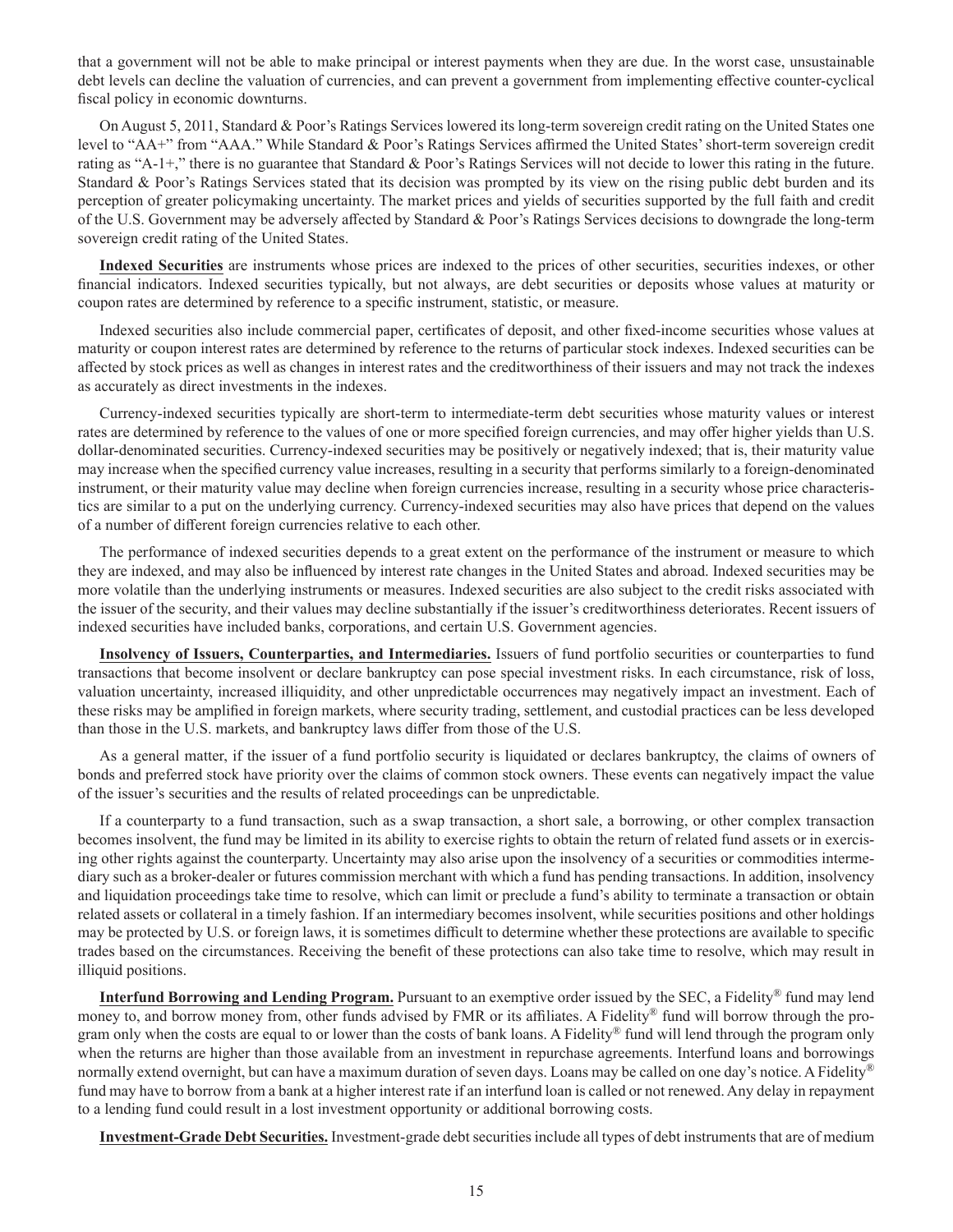that a government will not be able to make principal or interest payments when they are due. In the worst case, unsustainable debt levels can decline the valuation of currencies, and can prevent a government from implementing effective counter-cyclical fiscal policy in economic downturns.

On August 5, 2011, Standard & Poor's Ratings Services lowered its long-term sovereign credit rating on the United States one level to "AA+" from "AAA." While Standard & Poor's Ratings Services affirmed the United States' short-term sovereign credit rating as "A-1+," there is no guarantee that Standard & Poor's Ratings Services will not decide to lower this rating in the future. Standard & Poor's Ratings Services stated that its decision was prompted by its view on the rising public debt burden and its perception of greater policymaking uncertainty. The market prices and yields of securities supported by the full faith and credit of the U.S. Government may be adversely affected by Standard & Poor's Ratings Services decisions to downgrade the long-term sovereign credit rating of the United States.

**Indexed Securities** are instruments whose prices are indexed to the prices of other securities, securities indexes, or other financial indicators. Indexed securities typically, but not always, are debt securities or deposits whose values at maturity or coupon rates are determined by reference to a specific instrument, statistic, or measure.

Indexed securities also include commercial paper, certificates of deposit, and other fixed-income securities whose values at maturity or coupon interest rates are determined by reference to the returns of particular stock indexes. Indexed securities can be affected by stock prices as well as changes in interest rates and the creditworthiness of their issuers and may not track the indexes as accurately as direct investments in the indexes.

Currency-indexed securities typically are short-term to intermediate-term debt securities whose maturity values or interest rates are determined by reference to the values of one or more specified foreign currencies, and may offer higher yields than U.S. dollar-denominated securities. Currency-indexed securities may be positively or negatively indexed; that is, their maturity value may increase when the specified currency value increases, resulting in a security that performs similarly to a foreign-denominated instrument, or their maturity value may decline when foreign currencies increase, resulting in a security whose price characteristics are similar to a put on the underlying currency. Currency-indexed securities may also have prices that depend on the values of a number of different foreign currencies relative to each other.

The performance of indexed securities depends to a great extent on the performance of the instrument or measure to which they are indexed, and may also be influenced by interest rate changes in the United States and abroad. Indexed securities may be more volatile than the underlying instruments or measures. Indexed securities are also subject to the credit risks associated with the issuer of the security, and their values may decline substantially if the issuer's creditworthiness deteriorates. Recent issuers of indexed securities have included banks, corporations, and certain U.S. Government agencies.

**Insolvency of Issuers, Counterparties, and Intermediaries.** Issuers of fund portfolio securities or counterparties to fund transactions that become insolvent or declare bankruptcy can pose special investment risks. In each circumstance, risk of loss, valuation uncertainty, increased illiquidity, and other unpredictable occurrences may negatively impact an investment. Each of these risks may be amplified in foreign markets, where security trading, settlement, and custodial practices can be less developed than those in the U.S. markets, and bankruptcy laws differ from those of the U.S.

As a general matter, if the issuer of a fund portfolio security is liquidated or declares bankruptcy, the claims of owners of bonds and preferred stock have priority over the claims of common stock owners. These events can negatively impact the value of the issuer's securities and the results of related proceedings can be unpredictable.

If a counterparty to a fund transaction, such as a swap transaction, a short sale, a borrowing, or other complex transaction becomes insolvent, the fund may be limited in its ability to exercise rights to obtain the return of related fund assets or in exercising other rights against the counterparty. Uncertainty may also arise upon the insolvency of a securities or commodities intermediary such as a broker-dealer or futures commission merchant with which a fund has pending transactions. In addition, insolvency and liquidation proceedings take time to resolve, which can limit or preclude a fund's ability to terminate a transaction or obtain related assets or collateral in a timely fashion. If an intermediary becomes insolvent, while securities positions and other holdings may be protected by U.S. or foreign laws, it is sometimes difficult to determine whether these protections are available to specific trades based on the circumstances. Receiving the benefit of these protections can also take time to resolve, which may result in illiquid positions.

**Interfund Borrowing and Lending Program.** Pursuant to an exemptive order issued by the SEC, a Fidelity® fund may lend money to, and borrow money from, other funds advised by FMR or its affiliates. A Fidelity® fund will borrow through the program only when the costs are equal to or lower than the costs of bank loans. A Fidelity® fund will lend through the program only when the returns are higher than those available from an investment in repurchase agreements. Interfund loans and borrowings normally extend overnight, but can have a maximum duration of seven days. Loans may be called on one day's notice. A Fidelity® fund may have to borrow from a bank at a higher interest rate if an interfund loan is called or not renewed. Any delay in repayment to a lending fund could result in a lost investment opportunity or additional borrowing costs.

**Investment-Grade Debt Securities.** Investment-grade debt securities include all types of debt instruments that are of medium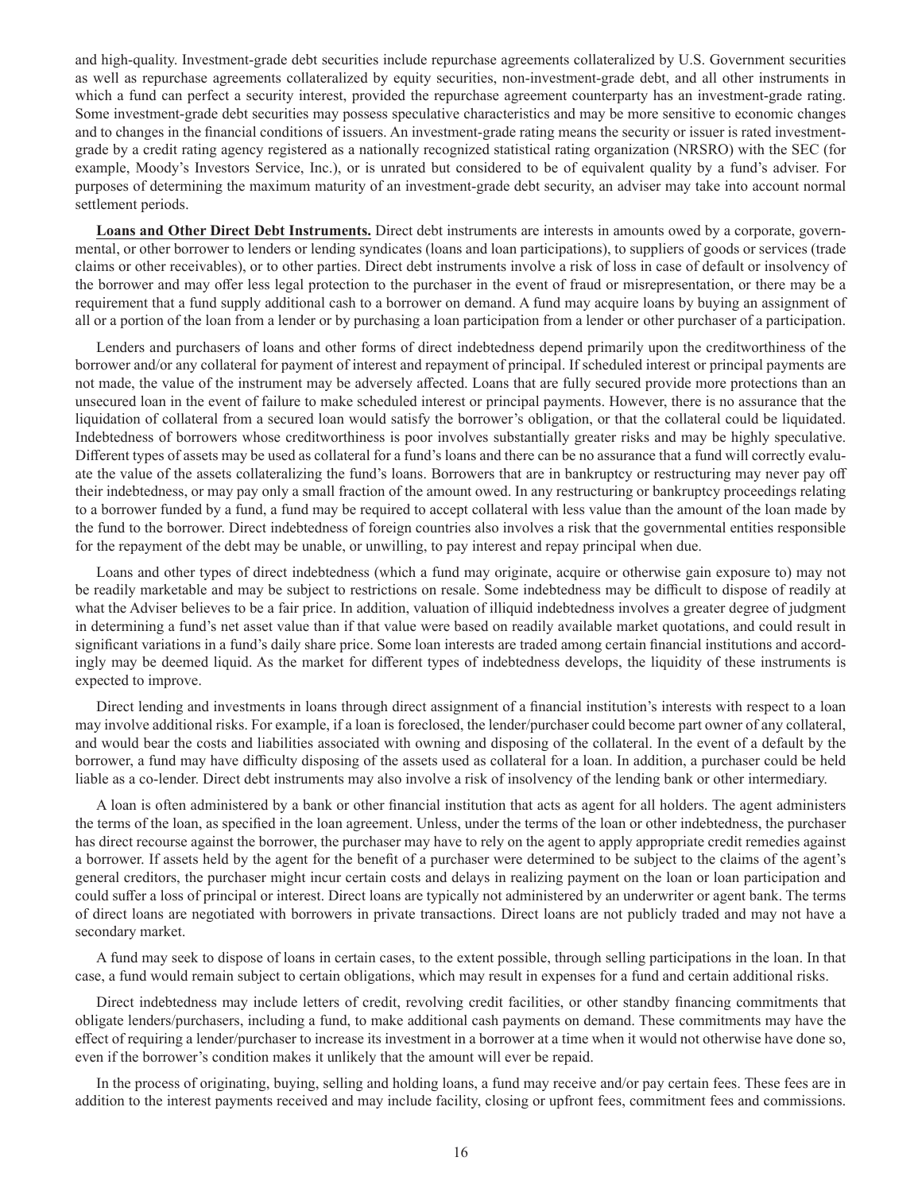and high-quality. Investment-grade debt securities include repurchase agreements collateralized by U.S. Government securities as well as repurchase agreements collateralized by equity securities, non-investment-grade debt, and all other instruments in which a fund can perfect a security interest, provided the repurchase agreement counterparty has an investment-grade rating. Some investment-grade debt securities may possess speculative characteristics and may be more sensitive to economic changes and to changes in the financial conditions of issuers. An investment-grade rating means the security or issuer is rated investment-grade by a credit rating agency registered as a nationally recognized statistical rating organization (NRSRO) with the SEC (for example, Moody's Investors Service, Inc.), or is unrated but considered to be of equivalent quality by a fund's adviser. For purposes of determining the maximum maturity of an investment-grade debt security, an adviser may take into account normal settlement periods.

**Loans and Other Direct Debt Instruments.** Direct debt instruments are interests in amounts owed by a corporate, governmental, or other borrower to lenders or lending syndicates (loans and loan participations), to suppliers of goods or services (trade claims or other receivables), or to other parties. Direct debt instruments involve a risk of loss in case of default or insolvency of the borrower and may offer less legal protection to the purchaser in the event of fraud or misrepresentation, or there may be a requirement that a fund supply additional cash to a borrower on demand. A fund may acquire loans by buying an assignment of all or a portion of the loan from a lender or by purchasing a loan participation from a lender or other purchaser of a participation.

Lenders and purchasers of loans and other forms of direct indebtedness depend primarily upon the creditworthiness of the borrower and/or any collateral for payment of interest and repayment of principal. If scheduled interest or principal payments are not made, the value of the instrument may be adversely affected. Loans that are fully secured provide more protections than an unsecured loan in the event of failure to make scheduled interest or principal payments. However, there is no assurance that the liquidation of collateral from a secured loan would satisfy the borrower's obligation, or that the collateral could be liquidated. Indebtedness of borrowers whose creditworthiness is poor involves substantially greater risks and may be highly speculative. Different types of assets may be used as collateral for a fund's loans and there can be no assurance that a fund will correctly evaluate the value of the assets collateralizing the fund's loans. Borrowers that are in bankruptcy or restructuring may never pay off their indebtedness, or may pay only a small fraction of the amount owed. In any restructuring or bankruptcy proceedings relating to a borrower funded by a fund, a fund may be required to accept collateral with less value than the amount of the loan made by the fund to the borrower. Direct indebtedness of foreign countries also involves a risk that the governmental entities responsible for the repayment of the debt may be unable, or unwilling, to pay interest and repay principal when due.

Loans and other types of direct indebtedness (which a fund may originate, acquire or otherwise gain exposure to) may not be readily marketable and may be subject to restrictions on resale. Some indebtedness may be difficult to dispose of readily at what the Adviser believes to be a fair price. In addition, valuation of illiquid indebtedness involves a greater degree of judgment in determining a fund's net asset value than if that value were based on readily available market quotations, and could result in significant variations in a fund's daily share price. Some loan interests are traded among certain financial institutions and accordingly may be deemed liquid. As the market for different types of indebtedness develops, the liquidity of these instruments is expected to improve.

Direct lending and investments in loans through direct assignment of a financial institution's interests with respect to a loan may involve additional risks. For example, if a loan is foreclosed, the lender/purchaser could become part owner of any collateral, and would bear the costs and liabilities associated with owning and disposing of the collateral. In the event of a default by the borrower, a fund may have difficulty disposing of the assets used as collateral for a loan. In addition, a purchaser could be held liable as a co-lender. Direct debt instruments may also involve a risk of insolvency of the lending bank or other intermediary.

A loan is often administered by a bank or other financial institution that acts as agent for all holders. The agent administers the terms of the loan, as specified in the loan agreement. Unless, under the terms of the loan or other indebtedness, the purchaser has direct recourse against the borrower, the purchaser may have to rely on the agent to apply appropriate credit remedies against a borrower. If assets held by the agent for the benefit of a purchaser were determined to be subject to the claims of the agent's general creditors, the purchaser might incur certain costs and delays in realizing payment on the loan or loan participation and could suffer a loss of principal or interest. Direct loans are typically not administered by an underwriter or agent bank. The terms of direct loans are negotiated with borrowers in private transactions. Direct loans are not publicly traded and may not have a secondary market.

A fund may seek to dispose of loans in certain cases, to the extent possible, through selling participations in the loan. In that case, a fund would remain subject to certain obligations, which may result in expenses for a fund and certain additional risks.

Direct indebtedness may include letters of credit, revolving credit facilities, or other standby financing commitments that obligate lenders/purchasers, including a fund, to make additional cash payments on demand. These commitments may have the effect of requiring a lender/purchaser to increase its investment in a borrower at a time when it would not otherwise have done so, even if the borrower's condition makes it unlikely that the amount will ever be repaid.

In the process of originating, buying, selling and holding loans, a fund may receive and/or pay certain fees. These fees are in addition to the interest payments received and may include facility, closing or upfront fees, commitment fees and commissions.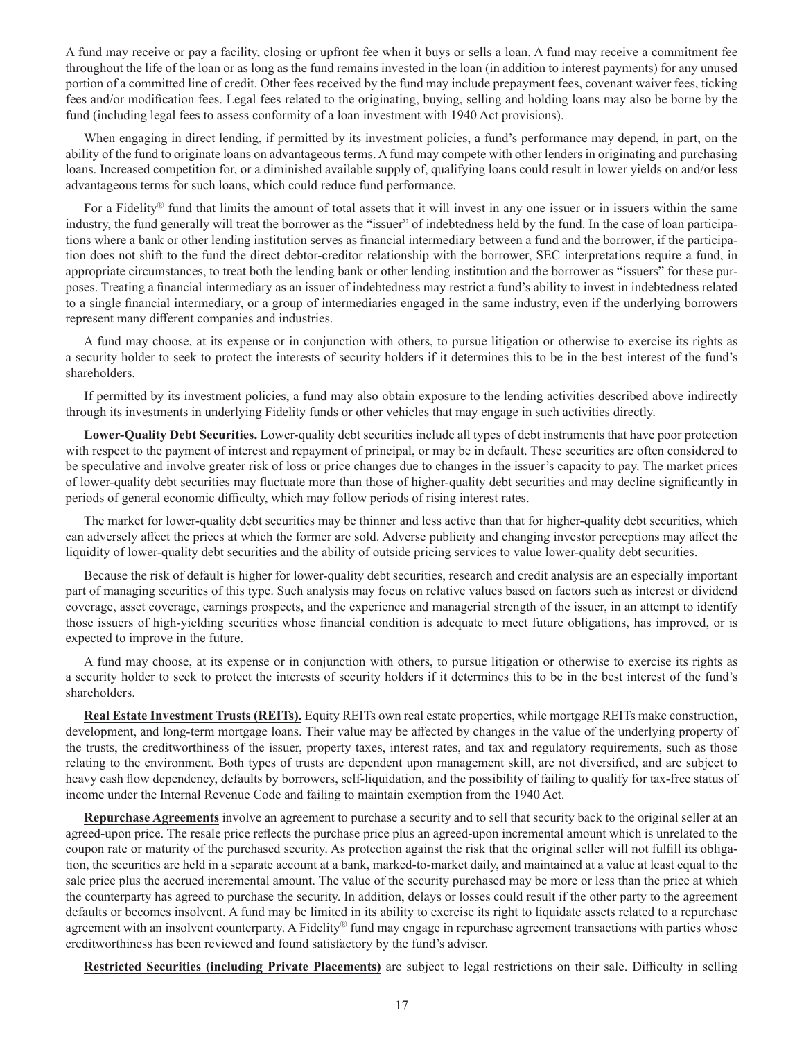A fund may receive or pay a facility, closing or upfront fee when it buys or sells a loan. A fund may receive a commitment fee throughout the life of the loan or as long as the fund remains invested in the loan (in addition to interest payments) for any unused portion of a committed line of credit. Other fees received by the fund may include prepayment fees, covenant waiver fees, ticking fees and/or modification fees. Legal fees related to the originating, buying, selling and holding loans may also be borne by the fund (including legal fees to assess conformity of a loan investment with 1940 Act provisions).

When engaging in direct lending, if permitted by its investment policies, a fund's performance may depend, in part, on the ability of the fund to originate loans on advantageous terms. A fund may compete with other lenders in originating and purchasing loans. Increased competition for, or a diminished available supply of, qualifying loans could result in lower yields on and/or less advantageous terms for such loans, which could reduce fund performance.

For a Fidelity® fund that limits the amount of total assets that it will invest in any one issuer or in issuers within the same industry, the fund generally will treat the borrower as the "issuer" of indebtedness held by the fund. In the case of loan participations where a bank or other lending institution serves as financial intermediary between a fund and the borrower, if the participation does not shift to the fund the direct debtor-creditor relationship with the borrower, SEC interpretations require a fund, in appropriate circumstances, to treat both the lending bank or other lending institution and the borrower as "issuers" for these purposes. Treating a financial intermediary as an issuer of indebtedness may restrict a fund's ability to invest in indebtedness related to a single financial intermediary, or a group of intermediaries engaged in the same industry, even if the underlying borrowers represent many different companies and industries.

A fund may choose, at its expense or in conjunction with others, to pursue litigation or otherwise to exercise its rights as a security holder to seek to protect the interests of security holders if it determines this to be in the best interest of the fund's shareholders.

If permitted by its investment policies, a fund may also obtain exposure to the lending activities described above indirectly through its investments in underlying Fidelity funds or other vehicles that may engage in such activities directly.

**Lower-Quality Debt Securities.** Lower-quality debt securities include all types of debt instruments that have poor protection with respect to the payment of interest and repayment of principal, or may be in default. These securities are often considered to be speculative and involve greater risk of loss or price changes due to changes in the issuer's capacity to pay. The market prices of lower-quality debt securities may fluctuate more than those of higher-quality debt securities and may decline significantly in periods of general economic difficulty, which may follow periods of rising interest rates.

The market for lower-quality debt securities may be thinner and less active than that for higher-quality debt securities, which can adversely affect the prices at which the former are sold. Adverse publicity and changing investor perceptions may affect the liquidity of lower-quality debt securities and the ability of outside pricing services to value lower-quality debt securities.

Because the risk of default is higher for lower-quality debt securities, research and credit analysis are an especially important part of managing securities of this type. Such analysis may focus on relative values based on factors such as interest or dividend coverage, asset coverage, earnings prospects, and the experience and managerial strength of the issuer, in an attempt to identify those issuers of high-yielding securities whose financial condition is adequate to meet future obligations, has improved, or is expected to improve in the future.

A fund may choose, at its expense or in conjunction with others, to pursue litigation or otherwise to exercise its rights as a security holder to seek to protect the interests of security holders if it determines this to be in the best interest of the fund's shareholders.

**Real Estate Investment Trusts (REITs).** Equity REITs own real estate properties, while mortgage REITs make construction, development, and long-term mortgage loans. Their value may be affected by changes in the value of the underlying property of the trusts, the creditworthiness of the issuer, property taxes, interest rates, and tax and regulatory requirements, such as those relating to the environment. Both types of trusts are dependent upon management skill, are not diversified, and are subject to heavy cash flow dependency, defaults by borrowers, self-liquidation, and the possibility of failing to qualify for tax-free status of income under the Internal Revenue Code and failing to maintain exemption from the 1940 Act.

**Repurchase Agreements** involve an agreement to purchase a security and to sell that security back to the original seller at an agreed-upon price. The resale price reflects the purchase price plus an agreed-upon incremental amount which is unrelated to the coupon rate or maturity of the purchased security. As protection against the risk that the original seller will not fulfill its obligation, the securities are held in a separate account at a bank, marked-to-market daily, and maintained at a value at least equal to the sale price plus the accrued incremental amount. The value of the security purchased may be more or less than the price at which the counterparty has agreed to purchase the security. In addition, delays or losses could result if the other party to the agreement defaults or becomes insolvent. A fund may be limited in its ability to exercise its right to liquidate assets related to a repurchase agreement with an insolvent counterparty. A Fidelity® fund may engage in repurchase agreement transactions with parties whose creditworthiness has been reviewed and found satisfactory by the fund's adviser.

**Restricted Securities (including Private Placements)** are subject to legal restrictions on their sale. Difficulty in selling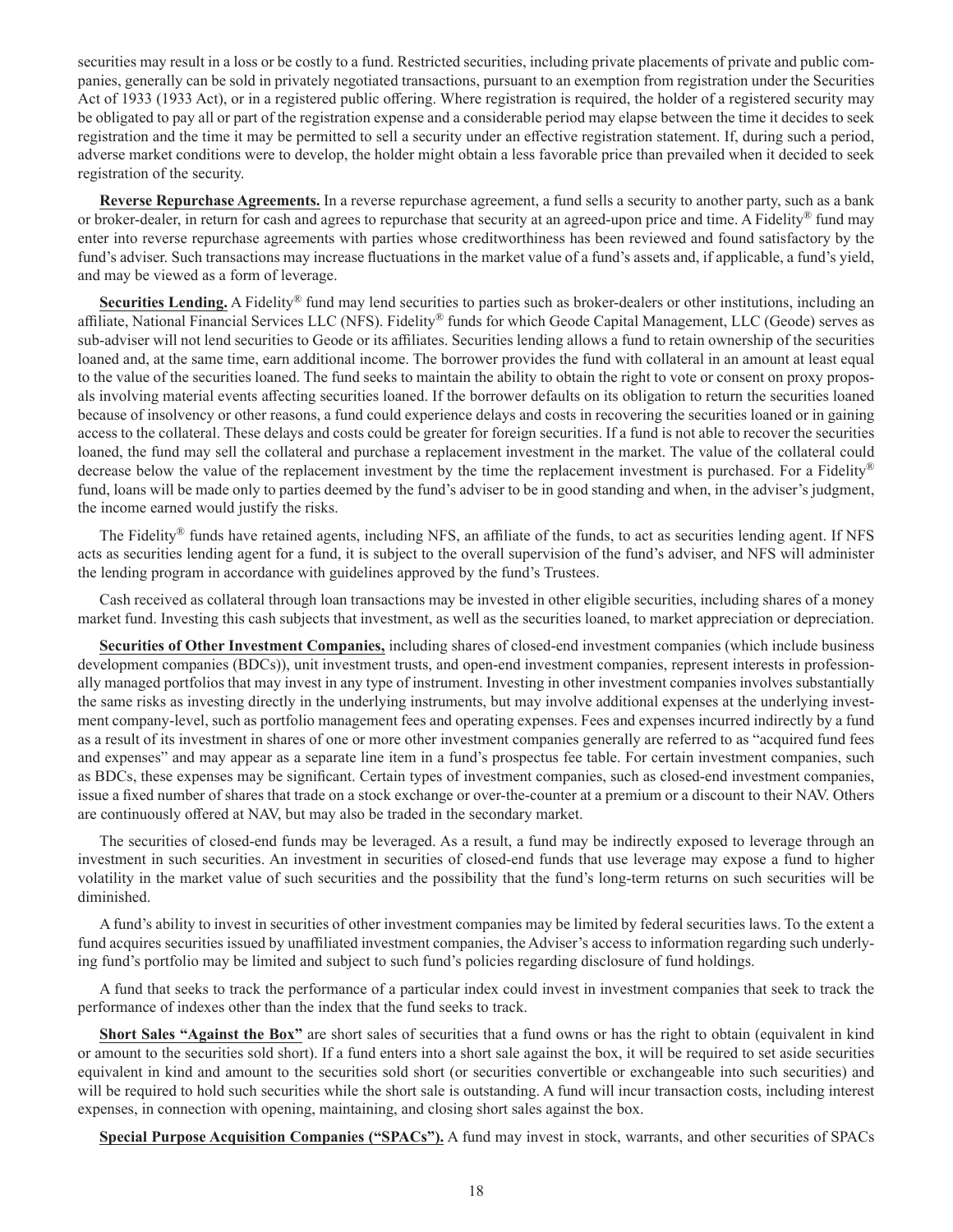securities may result in a loss or be costly to a fund. Restricted securities, including private placements of private and public companies, generally can be sold in privately negotiated transactions, pursuant to an exemption from registration under the Securities Act of 1933 (1933 Act), or in a registered public offering. Where registration is required, the holder of a registered security may be obligated to pay all or part of the registration expense and a considerable period may elapse between the time it decides to seek registration and the time it may be permitted to sell a security under an effective registration statement. If, during such a period, adverse market conditions were to develop, the holder might obtain a less favorable price than prevailed when it decided to seek registration of the security.

**Reverse Repurchase Agreements.** In a reverse repurchase agreement, a fund sells a security to another party, such as a bank or broker-dealer, in return for cash and agrees to repurchase that security at an agreed-upon price and time. A Fidelity® fund may enter into reverse repurchase agreements with parties whose creditworthiness has been reviewed and found satisfactory by the fund's adviser. Such transactions may increase fluctuations in the market value of a fund's assets and, if applicable, a fund's yield, and may be viewed as a form of leverage.

**Securities Lending.** A Fidelity® fund may lend securities to parties such as broker-dealers or other institutions, including an affiliate, National Financial Services LLC (NFS). Fidelity® funds for which Geode Capital Management, LLC (Geode) serves as sub-adviser will not lend securities to Geode or its affiliates. Securities lending allows a fund to retain ownership of the securities loaned and, at the same time, earn additional income. The borrower provides the fund with collateral in an amount at least equal to the value of the securities loaned. The fund seeks to maintain the ability to obtain the right to vote or consent on proxy proposals involving material events affecting securities loaned. If the borrower defaults on its obligation to return the securities loaned because of insolvency or other reasons, a fund could experience delays and costs in recovering the securities loaned or in gaining access to the collateral. These delays and costs could be greater for foreign securities. If a fund is not able to recover the securities loaned, the fund may sell the collateral and purchase a replacement investment in the market. The value of the collateral could decrease below the value of the replacement investment by the time the replacement investment is purchased. For a Fidelity® fund, loans will be made only to parties deemed by the fund's adviser to be in good standing and when, in the adviser's judgment, the income earned would justify the risks.

The Fidelity® funds have retained agents, including NFS, an affiliate of the funds, to act as securities lending agent. If NFS acts as securities lending agent for a fund, it is subject to the overall supervision of the fund's adviser, and NFS will administer the lending program in accordance with guidelines approved by the fund's Trustees.

Cash received as collateral through loan transactions may be invested in other eligible securities, including shares of a money market fund. Investing this cash subjects that investment, as well as the securities loaned, to market appreciation or depreciation.

**Securities of Other Investment Companies,** including shares of closed-end investment companies (which include business development companies (BDCs)), unit investment trusts, and open-end investment companies, represent interests in professionally managed portfolios that may invest in any type of instrument. Investing in other investment companies involves substantially the same risks as investing directly in the underlying instruments, but may involve additional expenses at the underlying investment company-level, such as portfolio management fees and operating expenses. Fees and expenses incurred indirectly by a fund as a result of its investment in shares of one or more other investment companies generally are referred to as "acquired fund fees and expenses" and may appear as a separate line item in a fund's prospectus fee table. For certain investment companies, such as BDCs, these expenses may be significant. Certain types of investment companies, such as closed-end investment companies, issue a fixed number of shares that trade on a stock exchange or over-the-counter at a premium or a discount to their NAV. Others are continuously offered at NAV, but may also be traded in the secondary market.

The securities of closed-end funds may be leveraged. As a result, a fund may be indirectly exposed to leverage through an investment in such securities. An investment in securities of closed-end funds that use leverage may expose a fund to higher volatility in the market value of such securities and the possibility that the fund's long-term returns on such securities will be diminished.

A fund's ability to invest in securities of other investment companies may be limited by federal securities laws. To the extent a fund acquires securities issued by unaffiliated investment companies, the Adviser's access to information regarding such underlying fund's portfolio may be limited and subject to such fund's policies regarding disclosure of fund holdings.

A fund that seeks to track the performance of a particular index could invest in investment companies that seek to track the performance of indexes other than the index that the fund seeks to track.

**Short Sales "Against the Box"** are short sales of securities that a fund owns or has the right to obtain (equivalent in kind or amount to the securities sold short). If a fund enters into a short sale against the box, it will be required to set aside securities equivalent in kind and amount to the securities sold short (or securities convertible or exchangeable into such securities) and will be required to hold such securities while the short sale is outstanding. A fund will incur transaction costs, including interest expenses, in connection with opening, maintaining, and closing short sales against the box.

**Special Purpose Acquisition Companies ("SPACs").** A fund may invest in stock, warrants, and other securities of SPACs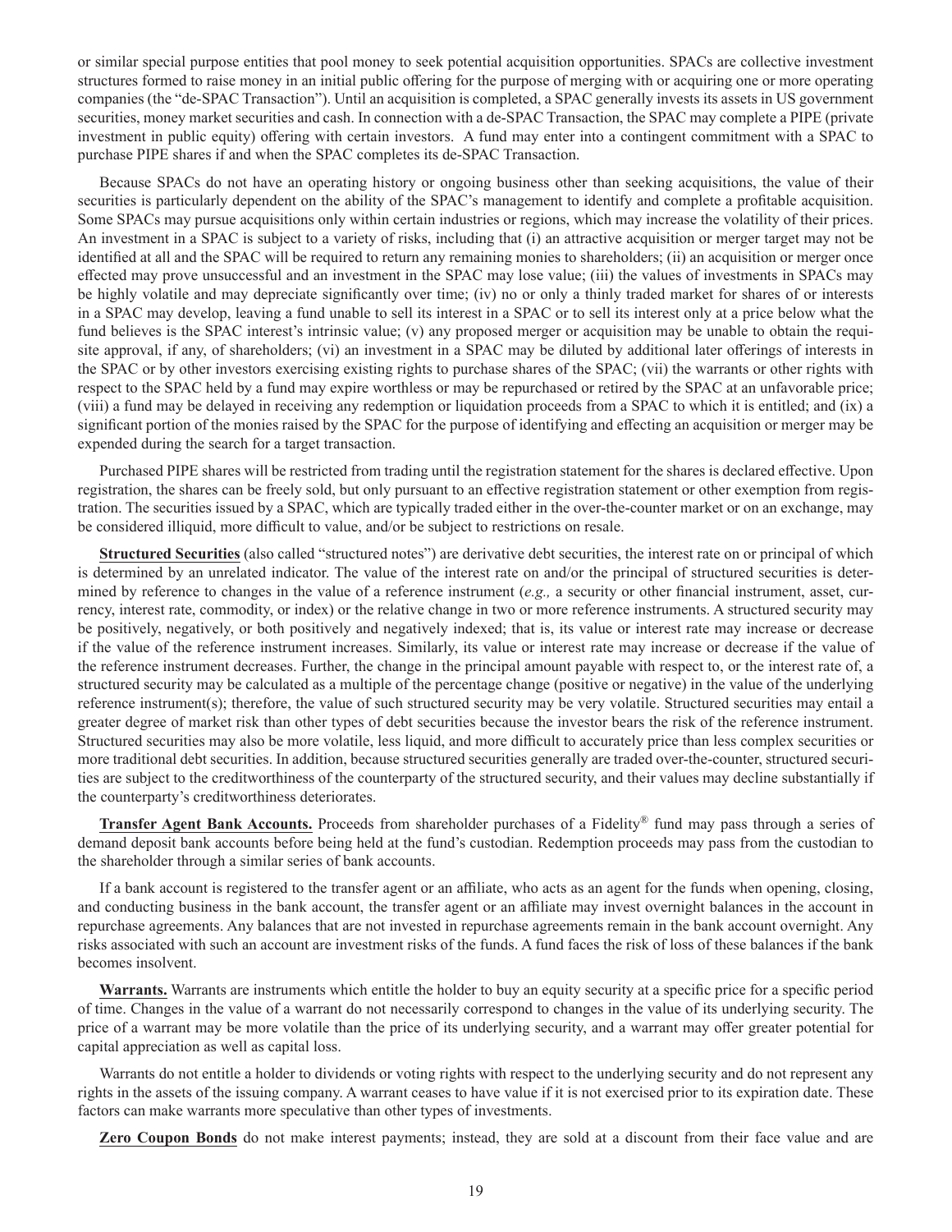or similar special purpose entities that pool money to seek potential acquisition opportunities. SPACs are collective investment structures formed to raise money in an initial public offering for the purpose of merging with or acquiring one or more operating companies (the "de-SPAC Transaction"). Until an acquisition is completed, a SPAC generally invests its assets in US government securities, money market securities and cash. In connection with a de-SPAC Transaction, the SPAC may complete a PIPE (private investment in public equity) offering with certain investors. A fund may enter into a contingent commitment with a SPAC to purchase PIPE shares if and when the SPAC completes its de-SPAC Transaction.

Because SPACs do not have an operating history or ongoing business other than seeking acquisitions, the value of their securities is particularly dependent on the ability of the SPAC's management to identify and complete a profitable acquisition. Some SPACs may pursue acquisitions only within certain industries or regions, which may increase the volatility of their prices. An investment in a SPAC is subject to a variety of risks, including that (i) an attractive acquisition or merger target may not be identified at all and the SPAC will be required to return any remaining monies to shareholders; (ii) an acquisition or merger once effected may prove unsuccessful and an investment in the SPAC may lose value; (iii) the values of investments in SPACs may be highly volatile and may depreciate significantly over time; (iv) no or only a thinly traded market for shares of or interests in a SPAC may develop, leaving a fund unable to sell its interest in a SPAC or to sell its interest only at a price below what the fund believes is the SPAC interest's intrinsic value; (v) any proposed merger or acquisition may be unable to obtain the requisite approval, if any, of shareholders; (vi) an investment in a SPAC may be diluted by additional later offerings of interests in the SPAC or by other investors exercising existing rights to purchase shares of the SPAC; (vii) the warrants or other rights with respect to the SPAC held by a fund may expire worthless or may be repurchased or retired by the SPAC at an unfavorable price; (viii) a fund may be delayed in receiving any redemption or liquidation proceeds from a SPAC to which it is entitled; and (ix) a significant portion of the monies raised by the SPAC for the purpose of identifying and effecting an acquisition or merger may be expended during the search for a target transaction.

Purchased PIPE shares will be restricted from trading until the registration statement for the shares is declared effective. Upon registration, the shares can be freely sold, but only pursuant to an effective registration statement or other exemption from registration. The securities issued by a SPAC, which are typically traded either in the over-the-counter market or on an exchange, may be considered illiquid, more difficult to value, and/or be subject to restrictions on resale.

**Structured Securities** (also called "structured notes") are derivative debt securities, the interest rate on or principal of which is determined by an unrelated indicator. The value of the interest rate on and/or the principal of structured securities is determined by reference to changes in the value of a reference instrument (*e.g.,* a security or other financial instrument, asset, currency, interest rate, commodity, or index) or the relative change in two or more reference instruments. A structured security may be positively, negatively, or both positively and negatively indexed; that is, its value or interest rate may increase or decrease if the value of the reference instrument increases. Similarly, its value or interest rate may increase or decrease if the value of the reference instrument decreases. Further, the change in the principal amount payable with respect to, or the interest rate of, a structured security may be calculated as a multiple of the percentage change (positive or negative) in the value of the underlying reference instrument(s); therefore, the value of such structured security may be very volatile. Structured securities may entail a greater degree of market risk than other types of debt securities because the investor bears the risk of the reference instrument. Structured securities may also be more volatile, less liquid, and more difficult to accurately price than less complex securities or more traditional debt securities. In addition, because structured securities generally are traded over-the-counter, structured securities are subject to the creditworthiness of the counterparty of the structured security, and their values may decline substantially if the counterparty's creditworthiness deteriorates.

**Transfer Agent Bank Accounts.** Proceeds from shareholder purchases of a Fidelity® fund may pass through a series of demand deposit bank accounts before being held at the fund's custodian. Redemption proceeds may pass from the custodian to the shareholder through a similar series of bank accounts.

If a bank account is registered to the transfer agent or an affiliate, who acts as an agent for the funds when opening, closing, and conducting business in the bank account, the transfer agent or an affiliate may invest overnight balances in the account in repurchase agreements. Any balances that are not invested in repurchase agreements remain in the bank account overnight. Any risks associated with such an account are investment risks of the funds. A fund faces the risk of loss of these balances if the bank becomes insolvent.

**Warrants.** Warrants are instruments which entitle the holder to buy an equity security at a specific price for a specific period of time. Changes in the value of a warrant do not necessarily correspond to changes in the value of its underlying security. The price of a warrant may be more volatile than the price of its underlying security, and a warrant may offer greater potential for capital appreciation as well as capital loss.

Warrants do not entitle a holder to dividends or voting rights with respect to the underlying security and do not represent any rights in the assets of the issuing company. A warrant ceases to have value if it is not exercised prior to its expiration date. These factors can make warrants more speculative than other types of investments.

**Zero Coupon Bonds** do not make interest payments; instead, they are sold at a discount from their face value and are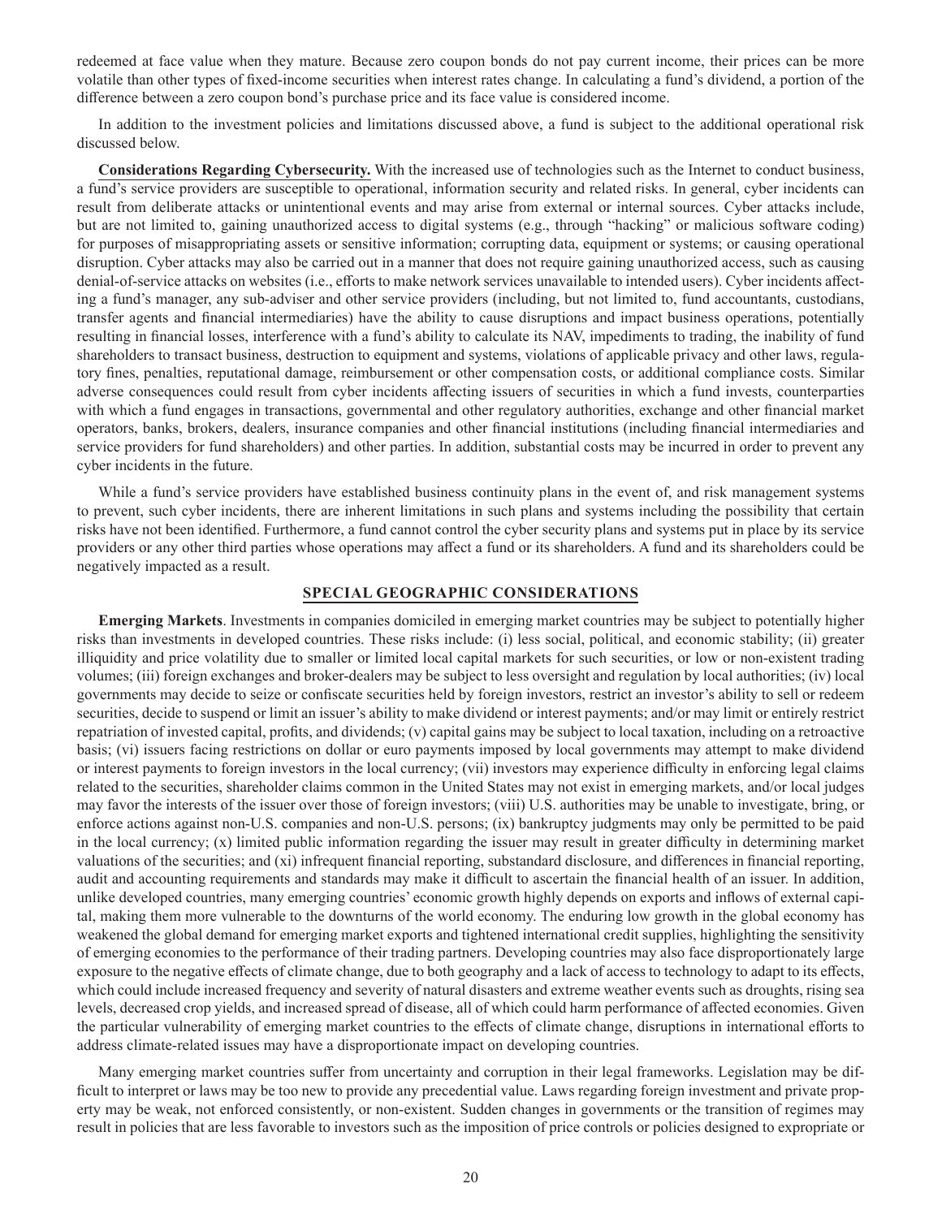redeemed at face value when they mature. Because zero coupon bonds do not pay current income, their prices can be more volatile than other types of fixed-income securities when interest rates change. In calculating a fund's dividend, a portion of the difference between a zero coupon bond's purchase price and its face value is considered income.

In addition to the investment policies and limitations discussed above, a fund is subject to the additional operational risk discussed below.

**Considerations Regarding Cybersecurity.** With the increased use of technologies such as the Internet to conduct business, a fund's service providers are susceptible to operational, information security and related risks. In general, cyber incidents can result from deliberate attacks or unintentional events and may arise from external or internal sources. Cyber attacks include, but are not limited to, gaining unauthorized access to digital systems (e.g., through "hacking" or malicious software coding) for purposes of misappropriating assets or sensitive information; corrupting data, equipment or systems; or causing operational disruption. Cyber attacks may also be carried out in a manner that does not require gaining unauthorized access, such as causing denial-of-service attacks on websites (i.e., efforts to make network services unavailable to intended users). Cyber incidents affecting a fund's manager, any sub-adviser and other service providers (including, but not limited to, fund accountants, custodians, transfer agents and financial intermediaries) have the ability to cause disruptions and impact business operations, potentially resulting in financial losses, interference with a fund's ability to calculate its NAV, impediments to trading, the inability of fund shareholders to transact business, destruction to equipment and systems, violations of applicable privacy and other laws, regulatory fines, penalties, reputational damage, reimbursement or other compensation costs, or additional compliance costs. Similar adverse consequences could result from cyber incidents affecting issuers of securities in which a fund invests, counterparties with which a fund engages in transactions, governmental and other regulatory authorities, exchange and other financial market operators, banks, brokers, dealers, insurance companies and other financial institutions (including financial intermediaries and service providers for fund shareholders) and other parties. In addition, substantial costs may be incurred in order to prevent any cyber incidents in the future.

While a fund's service providers have established business continuity plans in the event of, and risk management systems to prevent, such cyber incidents, there are inherent limitations in such plans and systems including the possibility that certain risks have not been identified. Furthermore, a fund cannot control the cyber security plans and systems put in place by its service providers or any other third parties whose operations may affect a fund or its shareholders. A fund and its shareholders could be negatively impacted as a result.

## SPECIAL GEOGRAPHIC CONSIDERATIONS

**Emerging Markets**. Investments in companies domiciled in emerging market countries may be subject to potentially higher risks than investments in developed countries. These risks include: (i) less social, political, and economic stability; (ii) greater illiquidity and price volatility due to smaller or limited local capital markets for such securities, or low or non-existent trading volumes; (iii) foreign exchanges and broker-dealers may be subject to less oversight and regulation by local authorities; (iv) local governments may decide to seize or confiscate securities held by foreign investors, restrict an investor's ability to sell or redeem securities, decide to suspend or limit an issuer's ability to make dividend or interest payments; and/or may limit or entirely restrict repatriation of invested capital, profits, and dividends; (v) capital gains may be subject to local taxation, including on a retroactive basis; (vi) issuers facing restrictions on dollar or euro payments imposed by local governments may attempt to make dividend or interest payments to foreign investors in the local currency; (vii) investors may experience difficulty in enforcing legal claims related to the securities, shareholder claims common in the United States may not exist in emerging markets, and/or local judges may favor the interests of the issuer over those of foreign investors; (viii) U.S. authorities may be unable to investigate, bring, or enforce actions against non-U.S. companies and non-U.S. persons; (ix) bankruptcy judgments may only be permitted to be paid in the local currency; (x) limited public information regarding the issuer may result in greater difficulty in determining market valuations of the securities; and (xi) infrequent financial reporting, substandard disclosure, and differences in financial reporting, audit and accounting requirements and standards may make it difficult to ascertain the financial health of an issuer. In addition, unlike developed countries, many emerging countries' economic growth highly depends on exports and inflows of external capital, making them more vulnerable to the downturns of the world economy. The enduring low growth in the global economy has weakened the global demand for emerging market exports and tightened international credit supplies, highlighting the sensitivity of emerging economies to the performance of their trading partners. Developing countries may also face disproportionately large exposure to the negative effects of climate change, due to both geography and a lack of access to technology to adapt to its effects, which could include increased frequency and severity of natural disasters and extreme weather events such as droughts, rising sea levels, decreased crop yields, and increased spread of disease, all of which could harm performance of affected economies. Given the particular vulnerability of emerging market countries to the effects of climate change, disruptions in international efforts to address climate-related issues may have a disproportionate impact on developing countries.

Many emerging market countries suffer from uncertainty and corruption in their legal frameworks. Legislation may be difficult to interpret or laws may be too new to provide any precedential value. Laws regarding foreign investment and private property may be weak, not enforced consistently, or non-existent. Sudden changes in governments or the transition of regimes may result in policies that are less favorable to investors such as the imposition of price controls or policies designed to expropriate or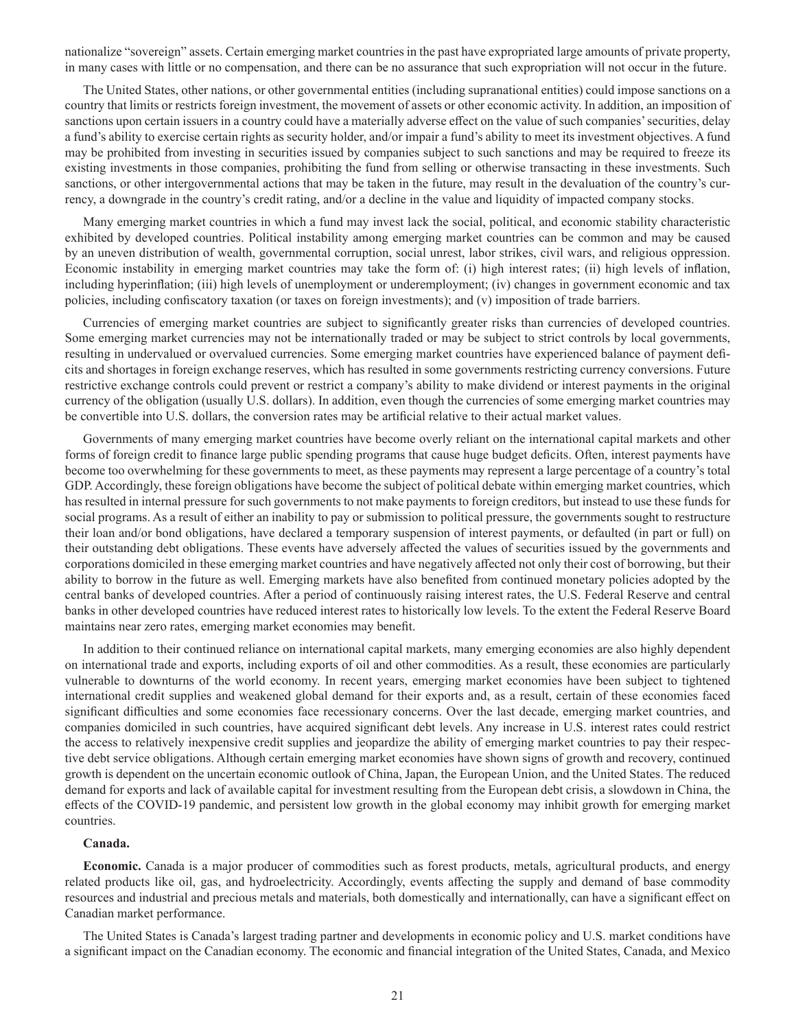nationalize "sovereign" assets. Certain emerging market countries in the past have expropriated large amounts of private property, in many cases with little or no compensation, and there can be no assurance that such expropriation will not occur in the future.

The United States, other nations, or other governmental entities (including supranational entities) could impose sanctions on a country that limits or restricts foreign investment, the movement of assets or other economic activity. In addition, an imposition of sanctions upon certain issuers in a country could have a materially adverse effect on the value of such companies' securities, delay a fund's ability to exercise certain rights as security holder, and/or impair a fund's ability to meet its investment objectives. A fund may be prohibited from investing in securities issued by companies subject to such sanctions and may be required to freeze its existing investments in those companies, prohibiting the fund from selling or otherwise transacting in these investments. Such sanctions, or other intergovernmental actions that may be taken in the future, may result in the devaluation of the country's currency, a downgrade in the country's credit rating, and/or a decline in the value and liquidity of impacted company stocks.

Many emerging market countries in which a fund may invest lack the social, political, and economic stability characteristic exhibited by developed countries. Political instability among emerging market countries can be common and may be caused by an uneven distribution of wealth, governmental corruption, social unrest, labor strikes, civil wars, and religious oppression. Economic instability in emerging market countries may take the form of: (i) high interest rates; (ii) high levels of inflation, including hyperinflation; (iii) high levels of unemployment or underemployment; (iv) changes in government economic and tax policies, including confiscatory taxation (or taxes on foreign investments); and (v) imposition of trade barriers.

Currencies of emerging market countries are subject to significantly greater risks than currencies of developed countries. Some emerging market currencies may not be internationally traded or may be subject to strict controls by local governments, resulting in undervalued or overvalued currencies. Some emerging market countries have experienced balance of payment deficits and shortages in foreign exchange reserves, which has resulted in some governments restricting currency conversions. Future restrictive exchange controls could prevent or restrict a company's ability to make dividend or interest payments in the original currency of the obligation (usually U.S. dollars). In addition, even though the currencies of some emerging market countries may be convertible into U.S. dollars, the conversion rates may be artificial relative to their actual market values.

Governments of many emerging market countries have become overly reliant on the international capital markets and other forms of foreign credit to finance large public spending programs that cause huge budget deficits. Often, interest payments have become too overwhelming for these governments to meet, as these payments may represent a large percentage of a country's total GDP. Accordingly, these foreign obligations have become the subject of political debate within emerging market countries, which has resulted in internal pressure for such governments to not make payments to foreign creditors, but instead to use these funds for social programs. As a result of either an inability to pay or submission to political pressure, the governments sought to restructure their loan and/or bond obligations, have declared a temporary suspension of interest payments, or defaulted (in part or full) on their outstanding debt obligations. These events have adversely affected the values of securities issued by the governments and corporations domiciled in these emerging market countries and have negatively affected not only their cost of borrowing, but their ability to borrow in the future as well. Emerging markets have also benefited from continued monetary policies adopted by the central banks of developed countries. After a period of continuously raising interest rates, the U.S. Federal Reserve and central banks in other developed countries have reduced interest rates to historically low levels. To the extent the Federal Reserve Board maintains near zero rates, emerging market economies may benefit.

In addition to their continued reliance on international capital markets, many emerging economies are also highly dependent on international trade and exports, including exports of oil and other commodities. As a result, these economies are particularly vulnerable to downturns of the world economy. In recent years, emerging market economies have been subject to tightened international credit supplies and weakened global demand for their exports and, as a result, certain of these economies faced significant difficulties and some economies face recessionary concerns. Over the last decade, emerging market countries, and companies domiciled in such countries, have acquired significant debt levels. Any increase in U.S. interest rates could restrict the access to relatively inexpensive credit supplies and jeopardize the ability of emerging market countries to pay their respective debt service obligations. Although certain emerging market economies have shown signs of growth and recovery, continued growth is dependent on the uncertain economic outlook of China, Japan, the European Union, and the United States. The reduced demand for exports and lack of available capital for investment resulting from the European debt crisis, a slowdown in China, the effects of the COVID-19 pandemic, and persistent low growth in the global economy may inhibit growth for emerging market countries.

**Canada.**

**Economic.** Canada is a major producer of commodities such as forest products, metals, agricultural products, and energy related products like oil, gas, and hydroelectricity. Accordingly, events affecting the supply and demand of base commodity resources and industrial and precious metals and materials, both domestically and internationally, can have a significant effect on Canadian market performance.

The United States is Canada's largest trading partner and developments in economic policy and U.S. market conditions have a significant impact on the Canadian economy. The economic and financial integration of the United States, Canada, and Mexico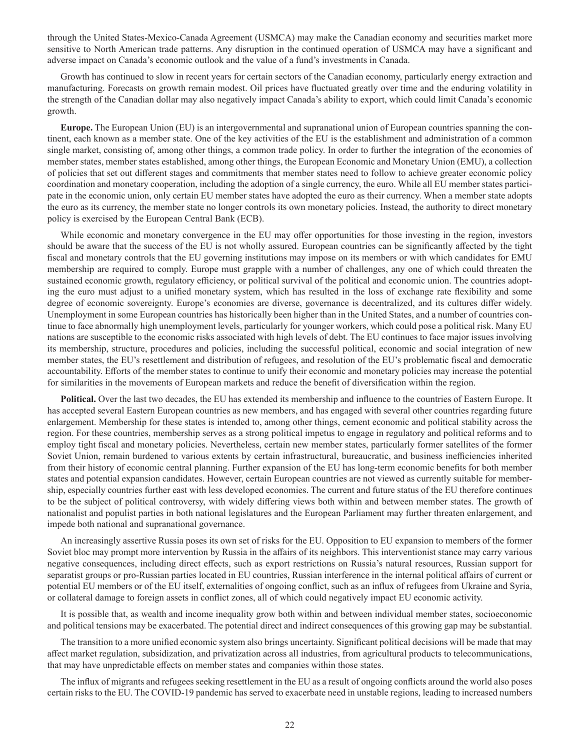through the United States-Mexico-Canada Agreement (USMCA) may make the Canadian economy and securities market more sensitive to North American trade patterns. Any disruption in the continued operation of USMCA may have a significant and adverse impact on Canada's economic outlook and the value of a fund's investments in Canada.

Growth has continued to slow in recent years for certain sectors of the Canadian economy, particularly energy extraction and manufacturing. Forecasts on growth remain modest. Oil prices have fluctuated greatly over time and the enduring volatility in the strength of the Canadian dollar may also negatively impact Canada's ability to export, which could limit Canada's economic growth.

**Europe.** The European Union (EU) is an intergovernmental and supranational union of European countries spanning the continent, each known as a member state. One of the key activities of the EU is the establishment and administration of a common single market, consisting of, among other things, a common trade policy. In order to further the integration of the economies of member states, member states established, among other things, the European Economic and Monetary Union (EMU), a collection of policies that set out different stages and commitments that member states need to follow to achieve greater economic policy coordination and monetary cooperation, including the adoption of a single currency, the euro. While all EU member states participate in the economic union, only certain EU member states have adopted the euro as their currency. When a member state adopts the euro as its currency, the member state no longer controls its own monetary policies. Instead, the authority to direct monetary policy is exercised by the European Central Bank (ECB).

While economic and monetary convergence in the EU may offer opportunities for those investing in the region, investors should be aware that the success of the EU is not wholly assured. European countries can be significantly affected by the tight fiscal and monetary controls that the EU governing institutions may impose on its members or with which candidates for EMU membership are required to comply. Europe must grapple with a number of challenges, any one of which could threaten the sustained economic growth, regulatory efficiency, or political survival of the political and economic union. The countries adopting the euro must adjust to a unified monetary system, which has resulted in the loss of exchange rate flexibility and some degree of economic sovereignty. Europe's economies are diverse, governance is decentralized, and its cultures differ widely. Unemployment in some European countries has historically been higher than in the United States, and a number of countries continue to face abnormally high unemployment levels, particularly for younger workers, which could pose a political risk. Many EU nations are susceptible to the economic risks associated with high levels of debt. The EU continues to face major issues involving its membership, structure, procedures and policies, including the successful political, economic and social integration of new member states, the EU's resettlement and distribution of refugees, and resolution of the EU's problematic fiscal and democratic accountability. Efforts of the member states to continue to unify their economic and monetary policies may increase the potential for similarities in the movements of European markets and reduce the benefit of diversification within the region.

**Political.** Over the last two decades, the EU has extended its membership and influence to the countries of Eastern Europe. It has accepted several Eastern European countries as new members, and has engaged with several other countries regarding future enlargement. Membership for these states is intended to, among other things, cement economic and political stability across the region. For these countries, membership serves as a strong political impetus to engage in regulatory and political reforms and to employ tight fiscal and monetary policies. Nevertheless, certain new member states, particularly former satellites of the former Soviet Union, remain burdened to various extents by certain infrastructural, bureaucratic, and business inefficiencies inherited from their history of economic central planning. Further expansion of the EU has long-term economic benefits for both member states and potential expansion candidates. However, certain European countries are not viewed as currently suitable for membership, especially countries further east with less developed economies. The current and future status of the EU therefore continues to be the subject of political controversy, with widely differing views both within and between member states. The growth of nationalist and populist parties in both national legislatures and the European Parliament may further threaten enlargement, and impede both national and supranational governance.

An increasingly assertive Russia poses its own set of risks for the EU. Opposition to EU expansion to members of the former Soviet bloc may prompt more intervention by Russia in the affairs of its neighbors. This interventionist stance may carry various negative consequences, including direct effects, such as export restrictions on Russia's natural resources, Russian support for separatist groups or pro-Russian parties located in EU countries, Russian interference in the internal political affairs of current or potential EU members or of the EU itself, externalities of ongoing conflict, such as an influx of refugees from Ukraine and Syria, or collateral damage to foreign assets in conflict zones, all of which could negatively impact EU economic activity.

It is possible that, as wealth and income inequality grow both within and between individual member states, socioeconomic and political tensions may be exacerbated. The potential direct and indirect consequences of this growing gap may be substantial.

The transition to a more unified economic system also brings uncertainty. Significant political decisions will be made that may affect market regulation, subsidization, and privatization across all industries, from agricultural products to telecommunications, that may have unpredictable effects on member states and companies within those states.

The influx of migrants and refugees seeking resettlement in the EU as a result of ongoing conflicts around the world also poses certain risks to the EU. The COVID-19 pandemic has served to exacerbate need in unstable regions, leading to increased numbers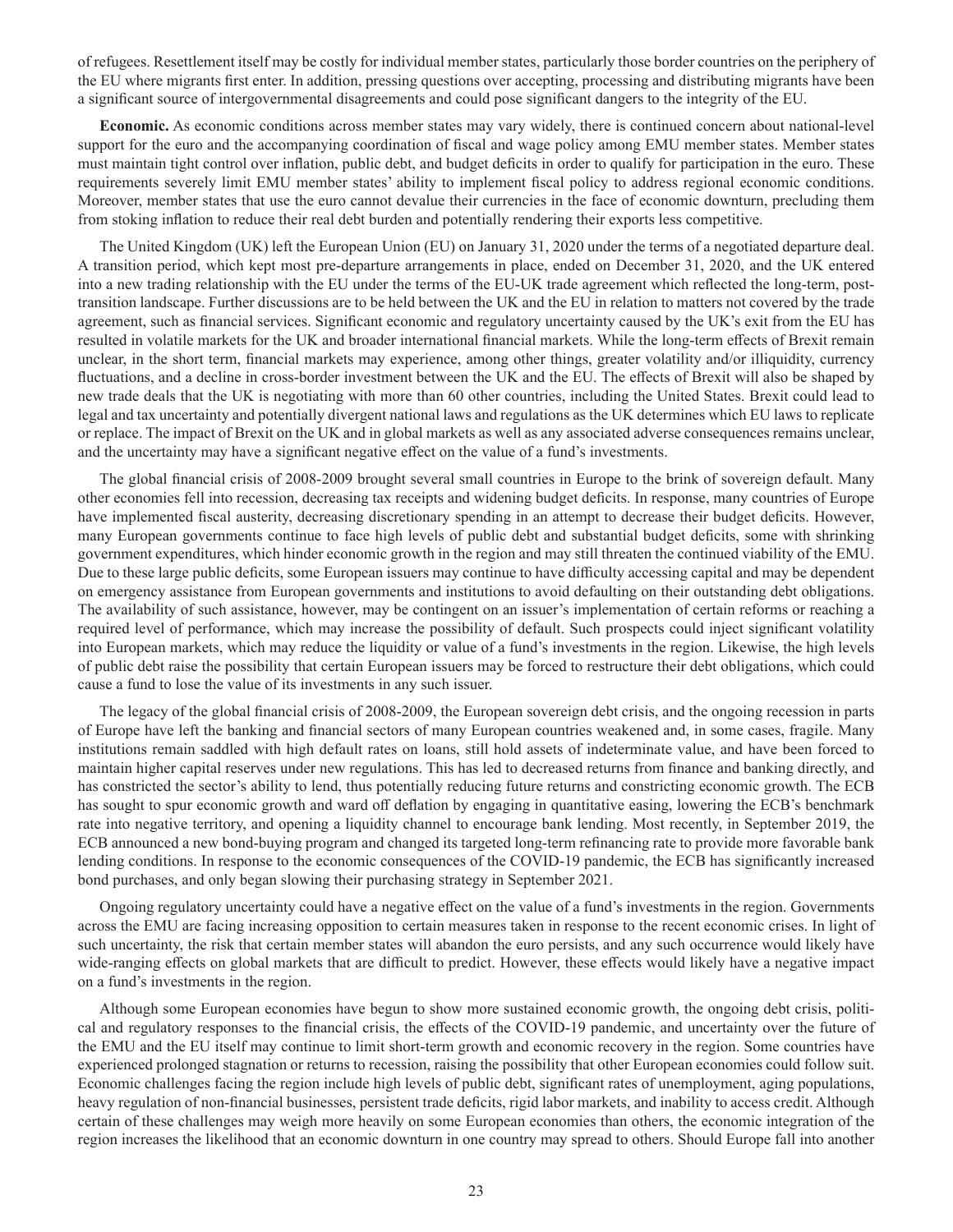of refugees. Resettlement itself may be costly for individual member states, particularly those border countries on the periphery of the EU where migrants first enter. In addition, pressing questions over accepting, processing and distributing migrants have been a significant source of intergovernmental disagreements and could pose significant dangers to the integrity of the EU.

**Economic.** As economic conditions across member states may vary widely, there is continued concern about national-level support for the euro and the accompanying coordination of fiscal and wage policy among EMU member states. Member states must maintain tight control over inflation, public debt, and budget deficits in order to qualify for participation in the euro. These requirements severely limit EMU member states' ability to implement fiscal policy to address regional economic conditions. Moreover, member states that use the euro cannot devalue their currencies in the face of economic downturn, precluding them from stoking inflation to reduce their real debt burden and potentially rendering their exports less competitive.

The United Kingdom (UK) left the European Union (EU) on January 31, 2020 under the terms of a negotiated departure deal. A transition period, which kept most pre-departure arrangements in place, ended on December 31, 2020, and the UK entered into a new trading relationship with the EU under the terms of the EU-UK trade agreement which reflected the long-term, post-transition landscape. Further discussions are to be held between the UK and the EU in relation to matters not covered by the trade agreement, such as financial services. Significant economic and regulatory uncertainty caused by the UK's exit from the EU has resulted in volatile markets for the UK and broader international financial markets. While the long-term effects of Brexit remain unclear, in the short term, financial markets may experience, among other things, greater volatility and/or illiquidity, currency fluctuations, and a decline in cross-border investment between the UK and the EU. The effects of Brexit will also be shaped by new trade deals that the UK is negotiating with more than 60 other countries, including the United States. Brexit could lead to legal and tax uncertainty and potentially divergent national laws and regulations as the UK determines which EU laws to replicate or replace. The impact of Brexit on the UK and in global markets as well as any associated adverse consequences remains unclear, and the uncertainty may have a significant negative effect on the value of a fund's investments.

The global financial crisis of 2008-2009 brought several small countries in Europe to the brink of sovereign default. Many other economies fell into recession, decreasing tax receipts and widening budget deficits. In response, many countries of Europe have implemented fiscal austerity, decreasing discretionary spending in an attempt to decrease their budget deficits. However, many European governments continue to face high levels of public debt and substantial budget deficits, some with shrinking government expenditures, which hinder economic growth in the region and may still threaten the continued viability of the EMU. Due to these large public deficits, some European issuers may continue to have difficulty accessing capital and may be dependent on emergency assistance from European governments and institutions to avoid defaulting on their outstanding debt obligations. The availability of such assistance, however, may be contingent on an issuer's implementation of certain reforms or reaching a required level of performance, which may increase the possibility of default. Such prospects could inject significant volatility into European markets, which may reduce the liquidity or value of a fund's investments in the region. Likewise, the high levels of public debt raise the possibility that certain European issuers may be forced to restructure their debt obligations, which could cause a fund to lose the value of its investments in any such issuer.

The legacy of the global financial crisis of 2008-2009, the European sovereign debt crisis, and the ongoing recession in parts of Europe have left the banking and financial sectors of many European countries weakened and, in some cases, fragile. Many institutions remain saddled with high default rates on loans, still hold assets of indeterminate value, and have been forced to maintain higher capital reserves under new regulations. This has led to decreased returns from finance and banking directly, and has constricted the sector's ability to lend, thus potentially reducing future returns and constricting economic growth. The ECB has sought to spur economic growth and ward off deflation by engaging in quantitative easing, lowering the ECB's benchmark rate into negative territory, and opening a liquidity channel to encourage bank lending. Most recently, in September 2019, the ECB announced a new bond-buying program and changed its targeted long-term refinancing rate to provide more favorable bank lending conditions. In response to the economic consequences of the COVID-19 pandemic, the ECB has significantly increased bond purchases, and only began slowing their purchasing strategy in September 2021.

Ongoing regulatory uncertainty could have a negative effect on the value of a fund's investments in the region. Governments across the EMU are facing increasing opposition to certain measures taken in response to the recent economic crises. In light of such uncertainty, the risk that certain member states will abandon the euro persists, and any such occurrence would likely have wide-ranging effects on global markets that are difficult to predict. However, these effects would likely have a negative impact on a fund's investments in the region.

Although some European economies have begun to show more sustained economic growth, the ongoing debt crisis, political and regulatory responses to the financial crisis, the effects of the COVID-19 pandemic, and uncertainty over the future of the EMU and the EU itself may continue to limit short-term growth and economic recovery in the region. Some countries have experienced prolonged stagnation or returns to recession, raising the possibility that other European economies could follow suit. Economic challenges facing the region include high levels of public debt, significant rates of unemployment, aging populations, heavy regulation of non-financial businesses, persistent trade deficits, rigid labor markets, and inability to access credit. Although certain of these challenges may weigh more heavily on some European economies than others, the economic integration of the region increases the likelihood that an economic downturn in one country may spread to others. Should Europe fall into another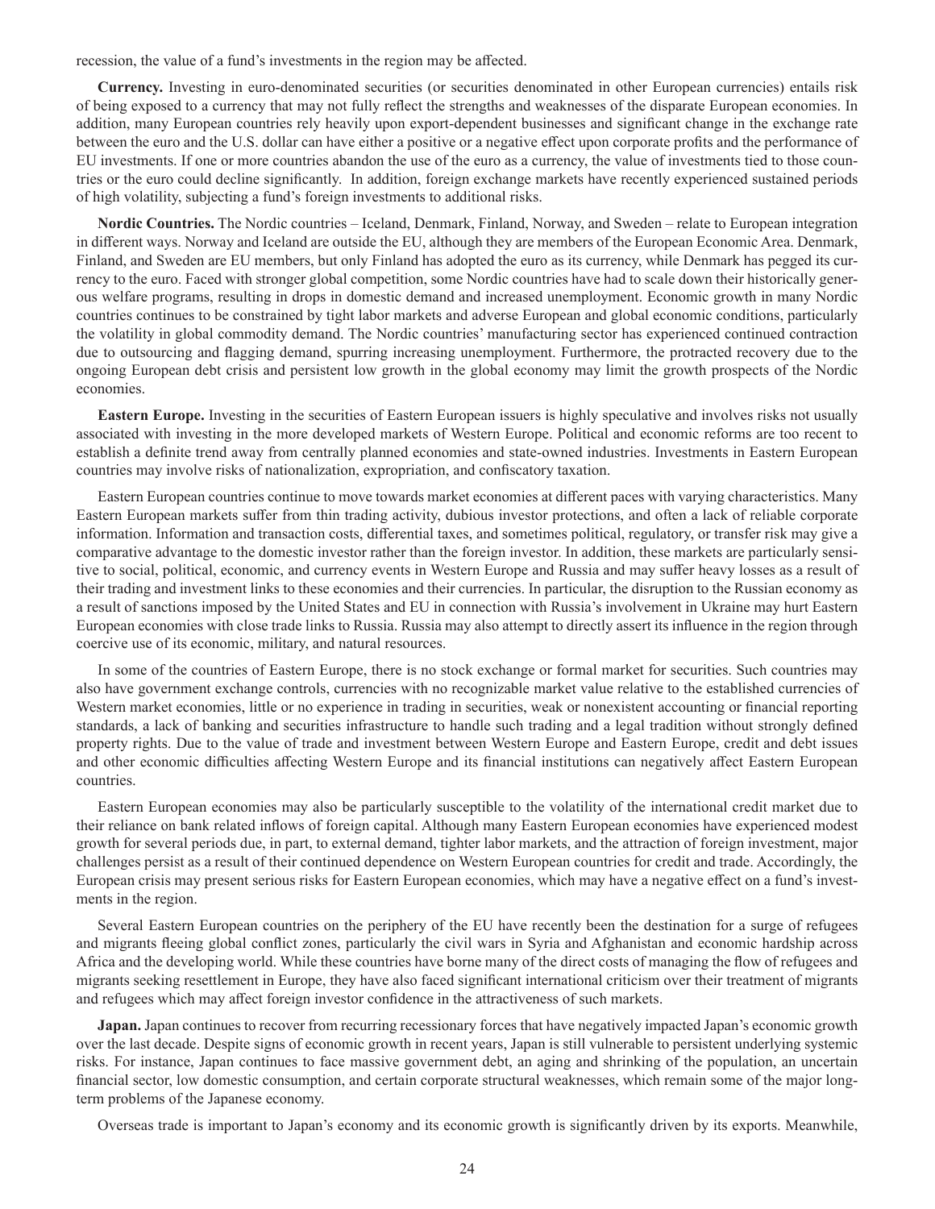recession, the value of a fund's investments in the region may be affected.

**Currency.** Investing in euro-denominated securities (or securities denominated in other European currencies) entails risk of being exposed to a currency that may not fully reflect the strengths and weaknesses of the disparate European economies. In addition, many European countries rely heavily upon export-dependent businesses and significant change in the exchange rate between the euro and the U.S. dollar can have either a positive or a negative effect upon corporate profits and the performance of EU investments. If one or more countries abandon the use of the euro as a currency, the value of investments tied to those countries or the euro could decline significantly. In addition, foreign exchange markets have recently experienced sustained periods of high volatility, subjecting a fund's foreign investments to additional risks.

**Nordic Countries.** The Nordic countries – Iceland, Denmark, Finland, Norway, and Sweden – relate to European integration in different ways. Norway and Iceland are outside the EU, although they are members of the European Economic Area. Denmark, Finland, and Sweden are EU members, but only Finland has adopted the euro as its currency, while Denmark has pegged its currency to the euro. Faced with stronger global competition, some Nordic countries have had to scale down their historically generous welfare programs, resulting in drops in domestic demand and increased unemployment. Economic growth in many Nordic countries continues to be constrained by tight labor markets and adverse European and global economic conditions, particularly the volatility in global commodity demand. The Nordic countries' manufacturing sector has experienced continued contraction due to outsourcing and flagging demand, spurring increasing unemployment. Furthermore, the protracted recovery due to the ongoing European debt crisis and persistent low growth in the global economy may limit the growth prospects of the Nordic economies.

**Eastern Europe.** Investing in the securities of Eastern European issuers is highly speculative and involves risks not usually associated with investing in the more developed markets of Western Europe. Political and economic reforms are too recent to establish a definite trend away from centrally planned economies and state-owned industries. Investments in Eastern European countries may involve risks of nationalization, expropriation, and confiscatory taxation.

Eastern European countries continue to move towards market economies at different paces with varying characteristics. Many Eastern European markets suffer from thin trading activity, dubious investor protections, and often a lack of reliable corporate information. Information and transaction costs, differential taxes, and sometimes political, regulatory, or transfer risk may give a comparative advantage to the domestic investor rather than the foreign investor. In addition, these markets are particularly sensitive to social, political, economic, and currency events in Western Europe and Russia and may suffer heavy losses as a result of their trading and investment links to these economies and their currencies. In particular, the disruption to the Russian economy as a result of sanctions imposed by the United States and EU in connection with Russia's involvement in Ukraine may hurt Eastern European economies with close trade links to Russia. Russia may also attempt to directly assert its influence in the region through coercive use of its economic, military, and natural resources.

In some of the countries of Eastern Europe, there is no stock exchange or formal market for securities. Such countries may also have government exchange controls, currencies with no recognizable market value relative to the established currencies of Western market economies, little or no experience in trading in securities, weak or nonexistent accounting or financial reporting standards, a lack of banking and securities infrastructure to handle such trading and a legal tradition without strongly defined property rights. Due to the value of trade and investment between Western Europe and Eastern Europe, credit and debt issues and other economic difficulties affecting Western Europe and its financial institutions can negatively affect Eastern European countries.

Eastern European economies may also be particularly susceptible to the volatility of the international credit market due to their reliance on bank related inflows of foreign capital. Although many Eastern European economies have experienced modest growth for several periods due, in part, to external demand, tighter labor markets, and the attraction of foreign investment, major challenges persist as a result of their continued dependence on Western European countries for credit and trade. Accordingly, the European crisis may present serious risks for Eastern European economies, which may have a negative effect on a fund's investments in the region.

Several Eastern European countries on the periphery of the EU have recently been the destination for a surge of refugees and migrants fleeing global conflict zones, particularly the civil wars in Syria and Afghanistan and economic hardship across Africa and the developing world. While these countries have borne many of the direct costs of managing the flow of refugees and migrants seeking resettlement in Europe, they have also faced significant international criticism over their treatment of migrants and refugees which may affect foreign investor confidence in the attractiveness of such markets.

**Japan.** Japan continues to recover from recurring recessionary forces that have negatively impacted Japan's economic growth over the last decade. Despite signs of economic growth in recent years, Japan is still vulnerable to persistent underlying systemic risks. For instance, Japan continues to face massive government debt, an aging and shrinking of the population, an uncertain financial sector, low domestic consumption, and certain corporate structural weaknesses, which remain some of the major long-term problems of the Japanese economy.

Overseas trade is important to Japan's economy and its economic growth is significantly driven by its exports. Meanwhile,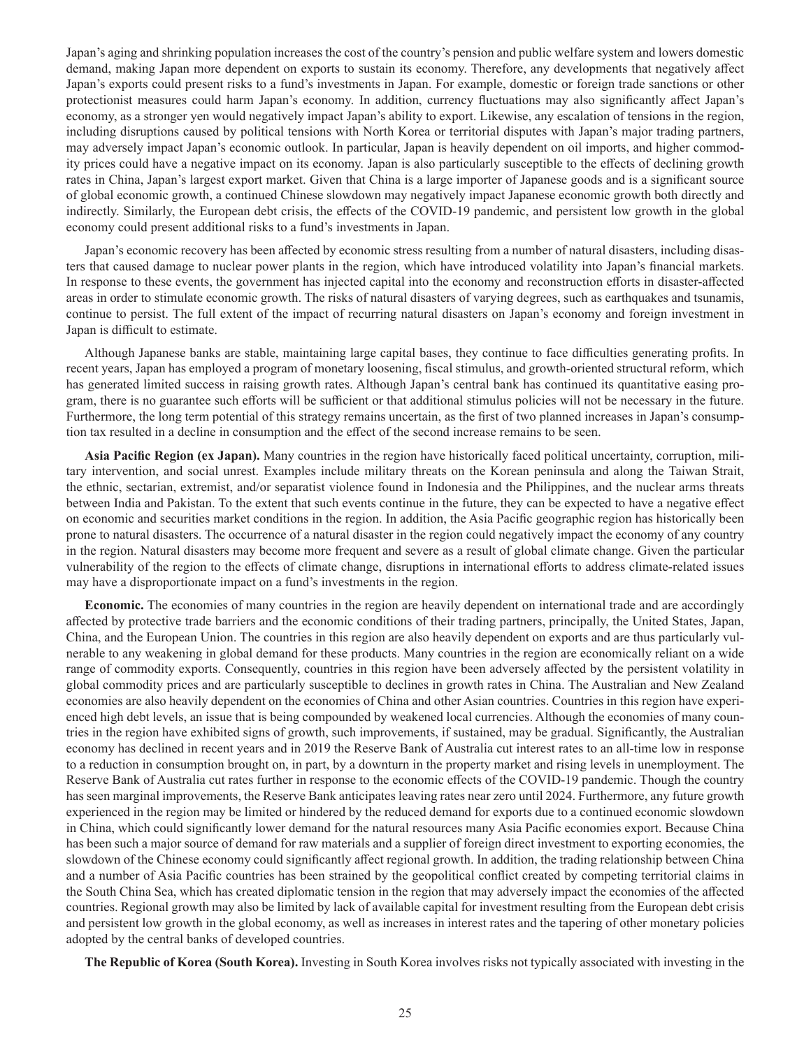Japan's aging and shrinking population increases the cost of the country's pension and public welfare system and lowers domestic demand, making Japan more dependent on exports to sustain its economy. Therefore, any developments that negatively affect Japan's exports could present risks to a fund's investments in Japan. For example, domestic or foreign trade sanctions or other protectionist measures could harm Japan's economy. In addition, currency fluctuations may also significantly affect Japan's economy, as a stronger yen would negatively impact Japan's ability to export. Likewise, any escalation of tensions in the region, including disruptions caused by political tensions with North Korea or territorial disputes with Japan's major trading partners, may adversely impact Japan's economic outlook. In particular, Japan is heavily dependent on oil imports, and higher commodity prices could have a negative impact on its economy. Japan is also particularly susceptible to the effects of declining growth rates in China, Japan's largest export market. Given that China is a large importer of Japanese goods and is a significant source of global economic growth, a continued Chinese slowdown may negatively impact Japanese economic growth both directly and indirectly. Similarly, the European debt crisis, the effects of the COVID-19 pandemic, and persistent low growth in the global economy could present additional risks to a fund's investments in Japan.

Japan's economic recovery has been affected by economic stress resulting from a number of natural disasters, including disasters that caused damage to nuclear power plants in the region, which have introduced volatility into Japan's financial markets. In response to these events, the government has injected capital into the economy and reconstruction efforts in disaster-affected areas in order to stimulate economic growth. The risks of natural disasters of varying degrees, such as earthquakes and tsunamis, continue to persist. The full extent of the impact of recurring natural disasters on Japan's economy and foreign investment in Japan is difficult to estimate.

Although Japanese banks are stable, maintaining large capital bases, they continue to face difficulties generating profits. In recent years, Japan has employed a program of monetary loosening, fiscal stimulus, and growth-oriented structural reform, which has generated limited success in raising growth rates. Although Japan's central bank has continued its quantitative easing program, there is no guarantee such efforts will be sufficient or that additional stimulus policies will not be necessary in the future. Furthermore, the long term potential of this strategy remains uncertain, as the first of two planned increases in Japan's consumption tax resulted in a decline in consumption and the effect of the second increase remains to be seen.

**Asia Pacific Region (ex Japan).** Many countries in the region have historically faced political uncertainty, corruption, military intervention, and social unrest. Examples include military threats on the Korean peninsula and along the Taiwan Strait, the ethnic, sectarian, extremist, and/or separatist violence found in Indonesia and the Philippines, and the nuclear arms threats between India and Pakistan. To the extent that such events continue in the future, they can be expected to have a negative effect on economic and securities market conditions in the region. In addition, the Asia Pacific geographic region has historically been prone to natural disasters. The occurrence of a natural disaster in the region could negatively impact the economy of any country in the region. Natural disasters may become more frequent and severe as a result of global climate change. Given the particular vulnerability of the region to the effects of climate change, disruptions in international efforts to address climate-related issues may have a disproportionate impact on a fund's investments in the region.

**Economic.** The economies of many countries in the region are heavily dependent on international trade and are accordingly affected by protective trade barriers and the economic conditions of their trading partners, principally, the United States, Japan, China, and the European Union. The countries in this region are also heavily dependent on exports and are thus particularly vulnerable to any weakening in global demand for these products. Many countries in the region are economically reliant on a wide range of commodity exports. Consequently, countries in this region have been adversely affected by the persistent volatility in global commodity prices and are particularly susceptible to declines in growth rates in China. The Australian and New Zealand economies are also heavily dependent on the economies of China and other Asian countries. Countries in this region have experienced high debt levels, an issue that is being compounded by weakened local currencies. Although the economies of many countries in the region have exhibited signs of growth, such improvements, if sustained, may be gradual. Significantly, the Australian economy has declined in recent years and in 2019 the Reserve Bank of Australia cut interest rates to an all-time low in response to a reduction in consumption brought on, in part, by a downturn in the property market and rising levels in unemployment. The Reserve Bank of Australia cut rates further in response to the economic effects of the COVID-19 pandemic. Though the country has seen marginal improvements, the Reserve Bank anticipates leaving rates near zero until 2024. Furthermore, any future growth experienced in the region may be limited or hindered by the reduced demand for exports due to a continued economic slowdown in China, which could significantly lower demand for the natural resources many Asia Pacific economies export. Because China has been such a major source of demand for raw materials and a supplier of foreign direct investment to exporting economies, the slowdown of the Chinese economy could significantly affect regional growth. In addition, the trading relationship between China and a number of Asia Pacific countries has been strained by the geopolitical conflict created by competing territorial claims in the South China Sea, which has created diplomatic tension in the region that may adversely impact the economies of the affected countries. Regional growth may also be limited by lack of available capital for investment resulting from the European debt crisis and persistent low growth in the global economy, as well as increases in interest rates and the tapering of other monetary policies adopted by the central banks of developed countries.

**The Republic of Korea (South Korea).** Investing in South Korea involves risks not typically associated with investing in the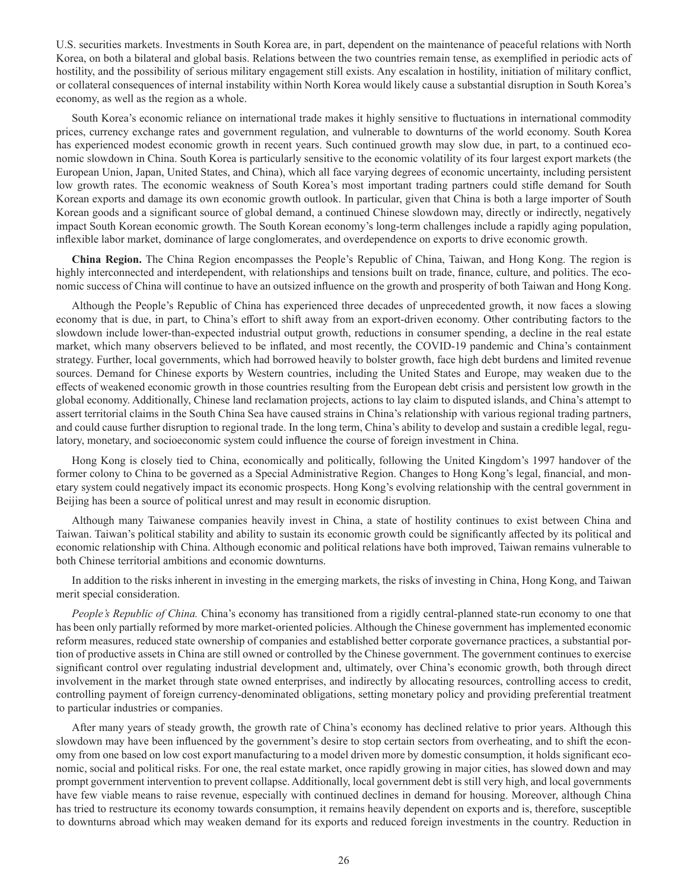U.S. securities markets. Investments in South Korea are, in part, dependent on the maintenance of peaceful relations with North Korea, on both a bilateral and global basis. Relations between the two countries remain tense, as exemplified in periodic acts of hostility, and the possibility of serious military engagement still exists. Any escalation in hostility, initiation of military conflict, or collateral consequences of internal instability within North Korea would likely cause a substantial disruption in South Korea's economy, as well as the region as a whole.

South Korea's economic reliance on international trade makes it highly sensitive to fluctuations in international commodity prices, currency exchange rates and government regulation, and vulnerable to downturns of the world economy. South Korea has experienced modest economic growth in recent years. Such continued growth may slow due, in part, to a continued economic slowdown in China. South Korea is particularly sensitive to the economic volatility of its four largest export markets (the European Union, Japan, United States, and China), which all face varying degrees of economic uncertainty, including persistent low growth rates. The economic weakness of South Korea's most important trading partners could stifle demand for South Korean exports and damage its own economic growth outlook. In particular, given that China is both a large importer of South Korean goods and a significant source of global demand, a continued Chinese slowdown may, directly or indirectly, negatively impact South Korean economic growth. The South Korean economy's long-term challenges include a rapidly aging population, inflexible labor market, dominance of large conglomerates, and overdependence on exports to drive economic growth.

**China Region.** The China Region encompasses the People's Republic of China, Taiwan, and Hong Kong. The region is highly interconnected and interdependent, with relationships and tensions built on trade, finance, culture, and politics. The economic success of China will continue to have an outsized influence on the growth and prosperity of both Taiwan and Hong Kong.

Although the People's Republic of China has experienced three decades of unprecedented growth, it now faces a slowing economy that is due, in part, to China's effort to shift away from an export-driven economy. Other contributing factors to the slowdown include lower-than-expected industrial output growth, reductions in consumer spending, a decline in the real estate market, which many observers believed to be inflated, and most recently, the COVID-19 pandemic and China's containment strategy. Further, local governments, which had borrowed heavily to bolster growth, face high debt burdens and limited revenue sources. Demand for Chinese exports by Western countries, including the United States and Europe, may weaken due to the effects of weakened economic growth in those countries resulting from the European debt crisis and persistent low growth in the global economy. Additionally, Chinese land reclamation projects, actions to lay claim to disputed islands, and China's attempt to assert territorial claims in the South China Sea have caused strains in China's relationship with various regional trading partners, and could cause further disruption to regional trade. In the long term, China's ability to develop and sustain a credible legal, regulatory, monetary, and socioeconomic system could influence the course of foreign investment in China.

Hong Kong is closely tied to China, economically and politically, following the United Kingdom's 1997 handover of the former colony to China to be governed as a Special Administrative Region. Changes to Hong Kong's legal, financial, and monetary system could negatively impact its economic prospects. Hong Kong's evolving relationship with the central government in Beijing has been a source of political unrest and may result in economic disruption.

Although many Taiwanese companies heavily invest in China, a state of hostility continues to exist between China and Taiwan. Taiwan's political stability and ability to sustain its economic growth could be significantly affected by its political and economic relationship with China. Although economic and political relations have both improved, Taiwan remains vulnerable to both Chinese territorial ambitions and economic downturns.

In addition to the risks inherent in investing in the emerging markets, the risks of investing in China, Hong Kong, and Taiwan merit special consideration.

*People's Republic of China.* China's economy has transitioned from a rigidly central-planned state-run economy to one that has been only partially reformed by more market-oriented policies. Although the Chinese government has implemented economic reform measures, reduced state ownership of companies and established better corporate governance practices, a substantial portion of productive assets in China are still owned or controlled by the Chinese government. The government continues to exercise significant control over regulating industrial development and, ultimately, over China's economic growth, both through direct involvement in the market through state owned enterprises, and indirectly by allocating resources, controlling access to credit, controlling payment of foreign currency-denominated obligations, setting monetary policy and providing preferential treatment to particular industries or companies.

After many years of steady growth, the growth rate of China's economy has declined relative to prior years. Although this slowdown may have been influenced by the government's desire to stop certain sectors from overheating, and to shift the economy from one based on low cost export manufacturing to a model driven more by domestic consumption, it holds significant economic, social and political risks. For one, the real estate market, once rapidly growing in major cities, has slowed down and may prompt government intervention to prevent collapse. Additionally, local government debt is still very high, and local governments have few viable means to raise revenue, especially with continued declines in demand for housing. Moreover, although China has tried to restructure its economy towards consumption, it remains heavily dependent on exports and is, therefore, susceptible to downturns abroad which may weaken demand for its exports and reduced foreign investments in the country. Reduction in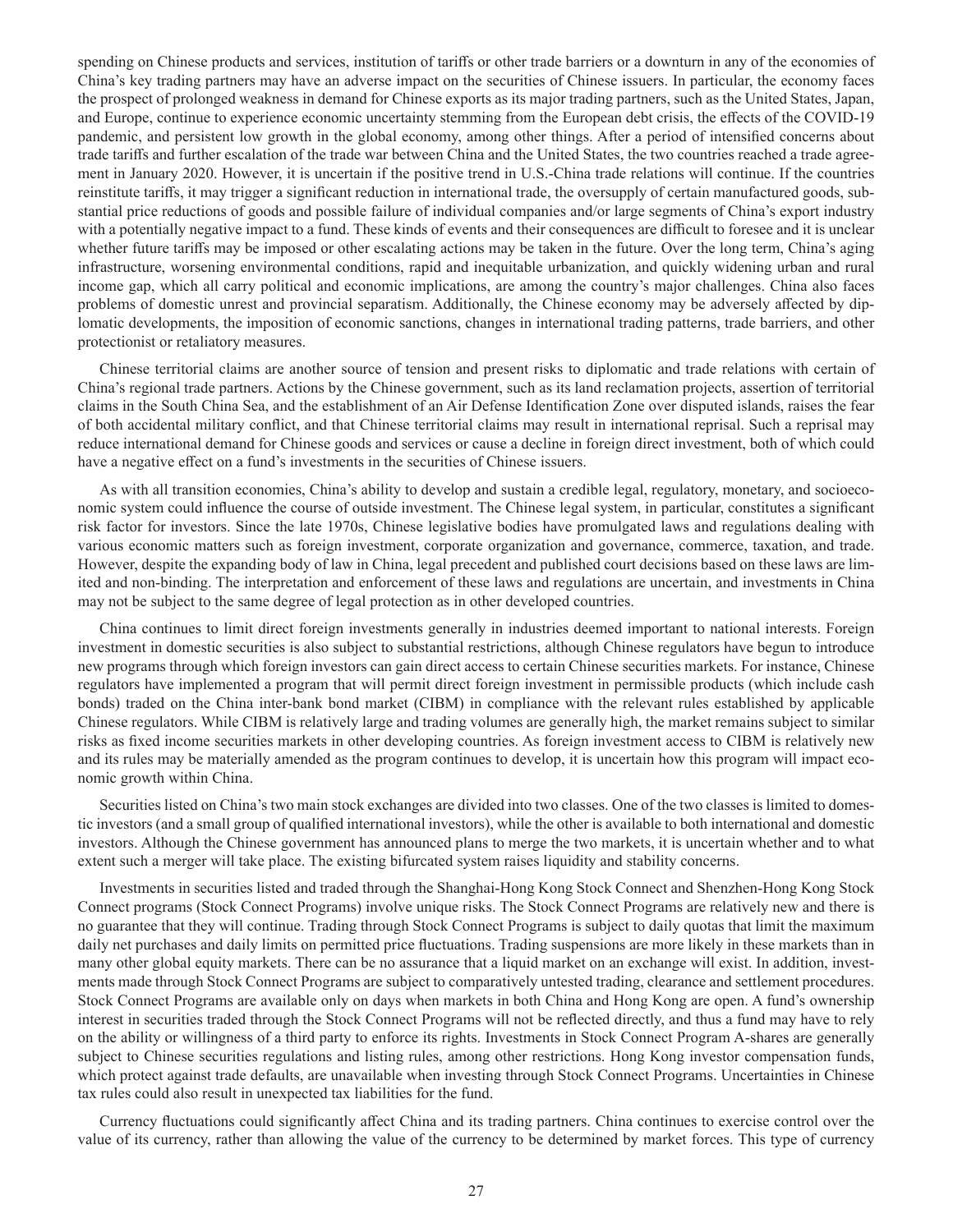spending on Chinese products and services, institution of tariffs or other trade barriers or a downturn in any of the economies of China's key trading partners may have an adverse impact on the securities of Chinese issuers. In particular, the economy faces the prospect of prolonged weakness in demand for Chinese exports as its major trading partners, such as the United States, Japan, and Europe, continue to experience economic uncertainty stemming from the European debt crisis, the effects of the COVID-19 pandemic, and persistent low growth in the global economy, among other things. After a period of intensified concerns about trade tariffs and further escalation of the trade war between China and the United States, the two countries reached a trade agreement in January 2020. However, it is uncertain if the positive trend in U.S.-China trade relations will continue. If the countries reinstitute tariffs, it may trigger a significant reduction in international trade, the oversupply of certain manufactured goods, substantial price reductions of goods and possible failure of individual companies and/or large segments of China's export industry with a potentially negative impact to a fund. These kinds of events and their consequences are difficult to foresee and it is unclear whether future tariffs may be imposed or other escalating actions may be taken in the future. Over the long term, China's aging infrastructure, worsening environmental conditions, rapid and inequitable urbanization, and quickly widening urban and rural income gap, which all carry political and economic implications, are among the country's major challenges. China also faces problems of domestic unrest and provincial separatism. Additionally, the Chinese economy may be adversely affected by diplomatic developments, the imposition of economic sanctions, changes in international trading patterns, trade barriers, and other protectionist or retaliatory measures.

Chinese territorial claims are another source of tension and present risks to diplomatic and trade relations with certain of China's regional trade partners. Actions by the Chinese government, such as its land reclamation projects, assertion of territorial claims in the South China Sea, and the establishment of an Air Defense Identification Zone over disputed islands, raises the fear of both accidental military conflict, and that Chinese territorial claims may result in international reprisal. Such a reprisal may reduce international demand for Chinese goods and services or cause a decline in foreign direct investment, both of which could have a negative effect on a fund's investments in the securities of Chinese issuers.

As with all transition economies, China's ability to develop and sustain a credible legal, regulatory, monetary, and socioeconomic system could influence the course of outside investment. The Chinese legal system, in particular, constitutes a significant risk factor for investors. Since the late 1970s, Chinese legislative bodies have promulgated laws and regulations dealing with various economic matters such as foreign investment, corporate organization and governance, commerce, taxation, and trade. However, despite the expanding body of law in China, legal precedent and published court decisions based on these laws are limited and non-binding. The interpretation and enforcement of these laws and regulations are uncertain, and investments in China may not be subject to the same degree of legal protection as in other developed countries.

China continues to limit direct foreign investments generally in industries deemed important to national interests. Foreign investment in domestic securities is also subject to substantial restrictions, although Chinese regulators have begun to introduce new programs through which foreign investors can gain direct access to certain Chinese securities markets. For instance, Chinese regulators have implemented a program that will permit direct foreign investment in permissible products (which include cash bonds) traded on the China inter-bank bond market (CIBM) in compliance with the relevant rules established by applicable Chinese regulators. While CIBM is relatively large and trading volumes are generally high, the market remains subject to similar risks as fixed income securities markets in other developing countries. As foreign investment access to CIBM is relatively new and its rules may be materially amended as the program continues to develop, it is uncertain how this program will impact economic growth within China.

Securities listed on China's two main stock exchanges are divided into two classes. One of the two classes is limited to domestic investors (and a small group of qualified international investors), while the other is available to both international and domestic investors. Although the Chinese government has announced plans to merge the two markets, it is uncertain whether and to what extent such a merger will take place. The existing bifurcated system raises liquidity and stability concerns.

Investments in securities listed and traded through the Shanghai-Hong Kong Stock Connect and Shenzhen-Hong Kong Stock Connect programs (Stock Connect Programs) involve unique risks. The Stock Connect Programs are relatively new and there is no guarantee that they will continue. Trading through Stock Connect Programs is subject to daily quotas that limit the maximum daily net purchases and daily limits on permitted price fluctuations. Trading suspensions are more likely in these markets than in many other global equity markets. There can be no assurance that a liquid market on an exchange will exist. In addition, investments made through Stock Connect Programs are subject to comparatively untested trading, clearance and settlement procedures. Stock Connect Programs are available only on days when markets in both China and Hong Kong are open. A fund's ownership interest in securities traded through the Stock Connect Programs will not be reflected directly, and thus a fund may have to rely on the ability or willingness of a third party to enforce its rights. Investments in Stock Connect Program A-shares are generally subject to Chinese securities regulations and listing rules, among other restrictions. Hong Kong investor compensation funds, which protect against trade defaults, are unavailable when investing through Stock Connect Programs. Uncertainties in Chinese tax rules could also result in unexpected tax liabilities for the fund.

Currency fluctuations could significantly affect China and its trading partners. China continues to exercise control over the value of its currency, rather than allowing the value of the currency to be determined by market forces. This type of currency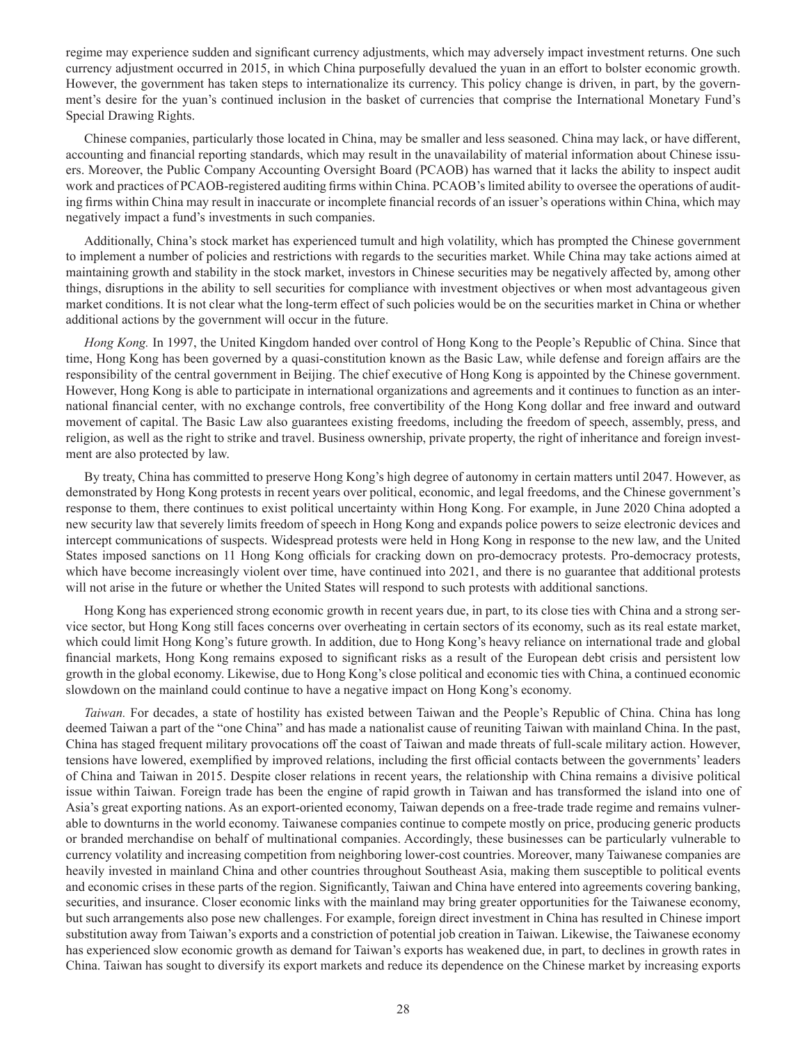regime may experience sudden and significant currency adjustments, which may adversely impact investment returns. One such currency adjustment occurred in 2015, in which China purposefully devalued the yuan in an effort to bolster economic growth. However, the government has taken steps to internationalize its currency. This policy change is driven, in part, by the government's desire for the yuan's continued inclusion in the basket of currencies that comprise the International Monetary Fund's Special Drawing Rights.

Chinese companies, particularly those located in China, may be smaller and less seasoned. China may lack, or have different, accounting and financial reporting standards, which may result in the unavailability of material information about Chinese issuers. Moreover, the Public Company Accounting Oversight Board (PCAOB) has warned that it lacks the ability to inspect audit work and practices of PCAOB-registered auditing firms within China. PCAOB's limited ability to oversee the operations of auditing firms within China may result in inaccurate or incomplete financial records of an issuer's operations within China, which may negatively impact a fund's investments in such companies.

Additionally, China's stock market has experienced tumult and high volatility, which has prompted the Chinese government to implement a number of policies and restrictions with regards to the securities market. While China may take actions aimed at maintaining growth and stability in the stock market, investors in Chinese securities may be negatively affected by, among other things, disruptions in the ability to sell securities for compliance with investment objectives or when most advantageous given market conditions. It is not clear what the long-term effect of such policies would be on the securities market in China or whether additional actions by the government will occur in the future.

*Hong Kong.* In 1997, the United Kingdom handed over control of Hong Kong to the People's Republic of China. Since that time, Hong Kong has been governed by a quasi-constitution known as the Basic Law, while defense and foreign affairs are the responsibility of the central government in Beijing. The chief executive of Hong Kong is appointed by the Chinese government. However, Hong Kong is able to participate in international organizations and agreements and it continues to function as an international financial center, with no exchange controls, free convertibility of the Hong Kong dollar and free inward and outward movement of capital. The Basic Law also guarantees existing freedoms, including the freedom of speech, assembly, press, and religion, as well as the right to strike and travel. Business ownership, private property, the right of inheritance and foreign investment are also protected by law.

By treaty, China has committed to preserve Hong Kong's high degree of autonomy in certain matters until 2047. However, as demonstrated by Hong Kong protests in recent years over political, economic, and legal freedoms, and the Chinese government's response to them, there continues to exist political uncertainty within Hong Kong. For example, in June 2020 China adopted a new security law that severely limits freedom of speech in Hong Kong and expands police powers to seize electronic devices and intercept communications of suspects. Widespread protests were held in Hong Kong in response to the new law, and the United States imposed sanctions on 11 Hong Kong officials for cracking down on pro-democracy protests. Pro-democracy protests, which have become increasingly violent over time, have continued into 2021, and there is no guarantee that additional protests will not arise in the future or whether the United States will respond to such protests with additional sanctions.

Hong Kong has experienced strong economic growth in recent years due, in part, to its close ties with China and a strong service sector, but Hong Kong still faces concerns over overheating in certain sectors of its economy, such as its real estate market, which could limit Hong Kong's future growth. In addition, due to Hong Kong's heavy reliance on international trade and global financial markets, Hong Kong remains exposed to significant risks as a result of the European debt crisis and persistent low growth in the global economy. Likewise, due to Hong Kong's close political and economic ties with China, a continued economic slowdown on the mainland could continue to have a negative impact on Hong Kong's economy.

*Taiwan.* For decades, a state of hostility has existed between Taiwan and the People's Republic of China. China has long deemed Taiwan a part of the "one China" and has made a nationalist cause of reuniting Taiwan with mainland China. In the past, China has staged frequent military provocations off the coast of Taiwan and made threats of full-scale military action. However, tensions have lowered, exemplified by improved relations, including the first official contacts between the governments' leaders of China and Taiwan in 2015. Despite closer relations in recent years, the relationship with China remains a divisive political issue within Taiwan. Foreign trade has been the engine of rapid growth in Taiwan and has transformed the island into one of Asia's great exporting nations. As an export-oriented economy, Taiwan depends on a free-trade trade regime and remains vulnerable to downturns in the world economy. Taiwanese companies continue to compete mostly on price, producing generic products or branded merchandise on behalf of multinational companies. Accordingly, these businesses can be particularly vulnerable to currency volatility and increasing competition from neighboring lower-cost countries. Moreover, many Taiwanese companies are heavily invested in mainland China and other countries throughout Southeast Asia, making them susceptible to political events and economic crises in these parts of the region. Significantly, Taiwan and China have entered into agreements covering banking, securities, and insurance. Closer economic links with the mainland may bring greater opportunities for the Taiwanese economy, but such arrangements also pose new challenges. For example, foreign direct investment in China has resulted in Chinese import substitution away from Taiwan's exports and a constriction of potential job creation in Taiwan. Likewise, the Taiwanese economy has experienced slow economic growth as demand for Taiwan's exports has weakened due, in part, to declines in growth rates in China. Taiwan has sought to diversify its export markets and reduce its dependence on the Chinese market by increasing exports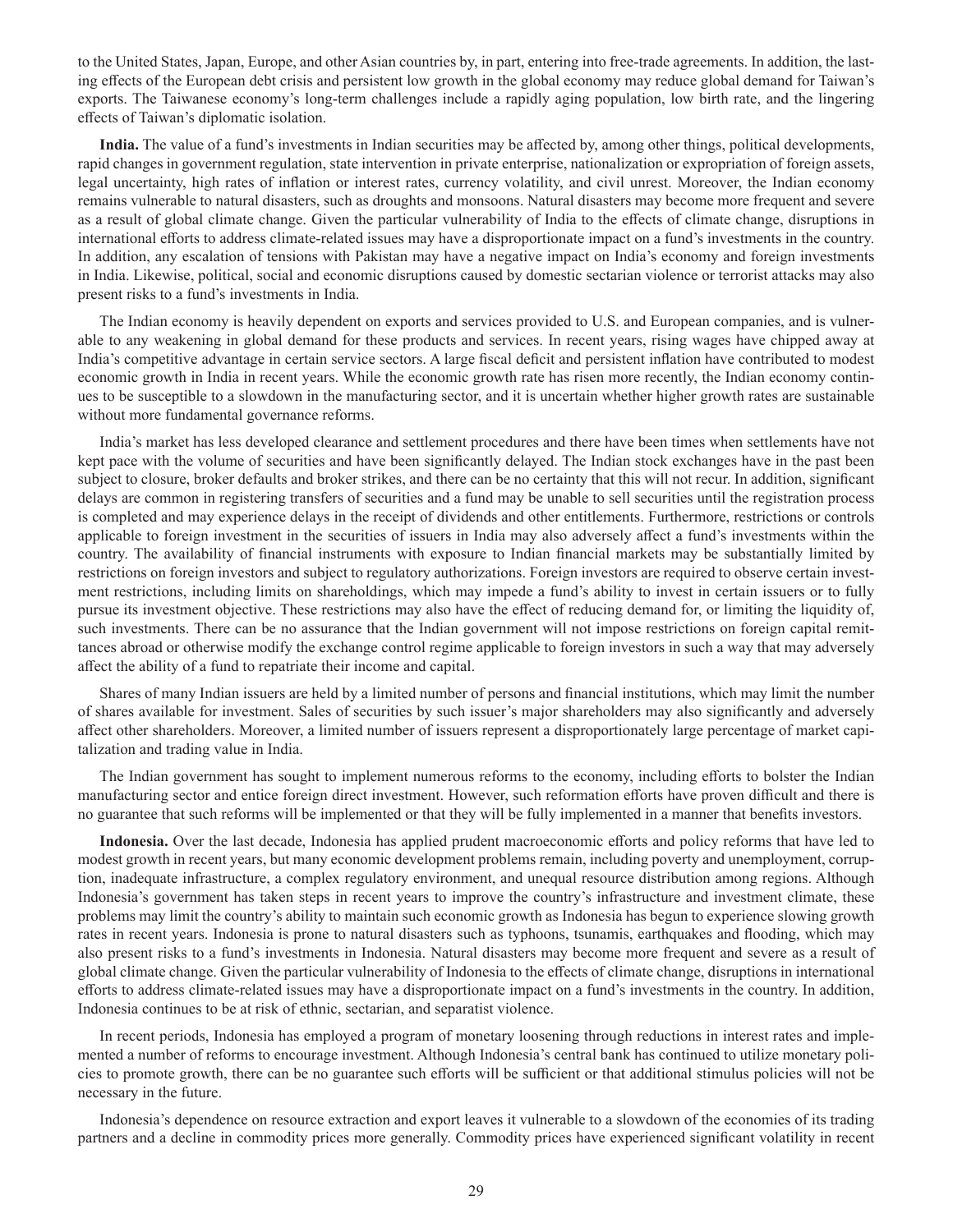to the United States, Japan, Europe, and other Asian countries by, in part, entering into free-trade agreements. In addition, the lasting effects of the European debt crisis and persistent low growth in the global economy may reduce global demand for Taiwan's exports. The Taiwanese economy's long-term challenges include a rapidly aging population, low birth rate, and the lingering effects of Taiwan's diplomatic isolation.

**India.** The value of a fund's investments in Indian securities may be affected by, among other things, political developments, rapid changes in government regulation, state intervention in private enterprise, nationalization or expropriation of foreign assets, legal uncertainty, high rates of inflation or interest rates, currency volatility, and civil unrest. Moreover, the Indian economy remains vulnerable to natural disasters, such as droughts and monsoons. Natural disasters may become more frequent and severe as a result of global climate change. Given the particular vulnerability of India to the effects of climate change, disruptions in international efforts to address climate-related issues may have a disproportionate impact on a fund's investments in the country. In addition, any escalation of tensions with Pakistan may have a negative impact on India's economy and foreign investments in India. Likewise, political, social and economic disruptions caused by domestic sectarian violence or terrorist attacks may also present risks to a fund's investments in India.

The Indian economy is heavily dependent on exports and services provided to U.S. and European companies, and is vulnerable to any weakening in global demand for these products and services. In recent years, rising wages have chipped away at India's competitive advantage in certain service sectors. A large fiscal deficit and persistent inflation have contributed to modest economic growth in India in recent years. While the economic growth rate has risen more recently, the Indian economy continues to be susceptible to a slowdown in the manufacturing sector, and it is uncertain whether higher growth rates are sustainable without more fundamental governance reforms.

India's market has less developed clearance and settlement procedures and there have been times when settlements have not kept pace with the volume of securities and have been significantly delayed. The Indian stock exchanges have in the past been subject to closure, broker defaults and broker strikes, and there can be no certainty that this will not recur. In addition, significant delays are common in registering transfers of securities and a fund may be unable to sell securities until the registration process is completed and may experience delays in the receipt of dividends and other entitlements. Furthermore, restrictions or controls applicable to foreign investment in the securities of issuers in India may also adversely affect a fund's investments within the country. The availability of financial instruments with exposure to Indian financial markets may be substantially limited by restrictions on foreign investors and subject to regulatory authorizations. Foreign investors are required to observe certain investment restrictions, including limits on shareholdings, which may impede a fund's ability to invest in certain issuers or to fully pursue its investment objective. These restrictions may also have the effect of reducing demand for, or limiting the liquidity of, such investments. There can be no assurance that the Indian government will not impose restrictions on foreign capital remittances abroad or otherwise modify the exchange control regime applicable to foreign investors in such a way that may adversely affect the ability of a fund to repatriate their income and capital.

Shares of many Indian issuers are held by a limited number of persons and financial institutions, which may limit the number of shares available for investment. Sales of securities by such issuer's major shareholders may also significantly and adversely affect other shareholders. Moreover, a limited number of issuers represent a disproportionately large percentage of market capitalization and trading value in India.

The Indian government has sought to implement numerous reforms to the economy, including efforts to bolster the Indian manufacturing sector and entice foreign direct investment. However, such reformation efforts have proven difficult and there is no guarantee that such reforms will be implemented or that they will be fully implemented in a manner that benefits investors.

**Indonesia.** Over the last decade, Indonesia has applied prudent macroeconomic efforts and policy reforms that have led to modest growth in recent years, but many economic development problems remain, including poverty and unemployment, corruption, inadequate infrastructure, a complex regulatory environment, and unequal resource distribution among regions. Although Indonesia's government has taken steps in recent years to improve the country's infrastructure and investment climate, these problems may limit the country's ability to maintain such economic growth as Indonesia has begun to experience slowing growth rates in recent years. Indonesia is prone to natural disasters such as typhoons, tsunamis, earthquakes and flooding, which may also present risks to a fund's investments in Indonesia. Natural disasters may become more frequent and severe as a result of global climate change. Given the particular vulnerability of Indonesia to the effects of climate change, disruptions in international efforts to address climate-related issues may have a disproportionate impact on a fund's investments in the country. In addition, Indonesia continues to be at risk of ethnic, sectarian, and separatist violence.

In recent periods, Indonesia has employed a program of monetary loosening through reductions in interest rates and implemented a number of reforms to encourage investment. Although Indonesia's central bank has continued to utilize monetary policies to promote growth, there can be no guarantee such efforts will be sufficient or that additional stimulus policies will not be necessary in the future.

Indonesia's dependence on resource extraction and export leaves it vulnerable to a slowdown of the economies of its trading partners and a decline in commodity prices more generally. Commodity prices have experienced significant volatility in recent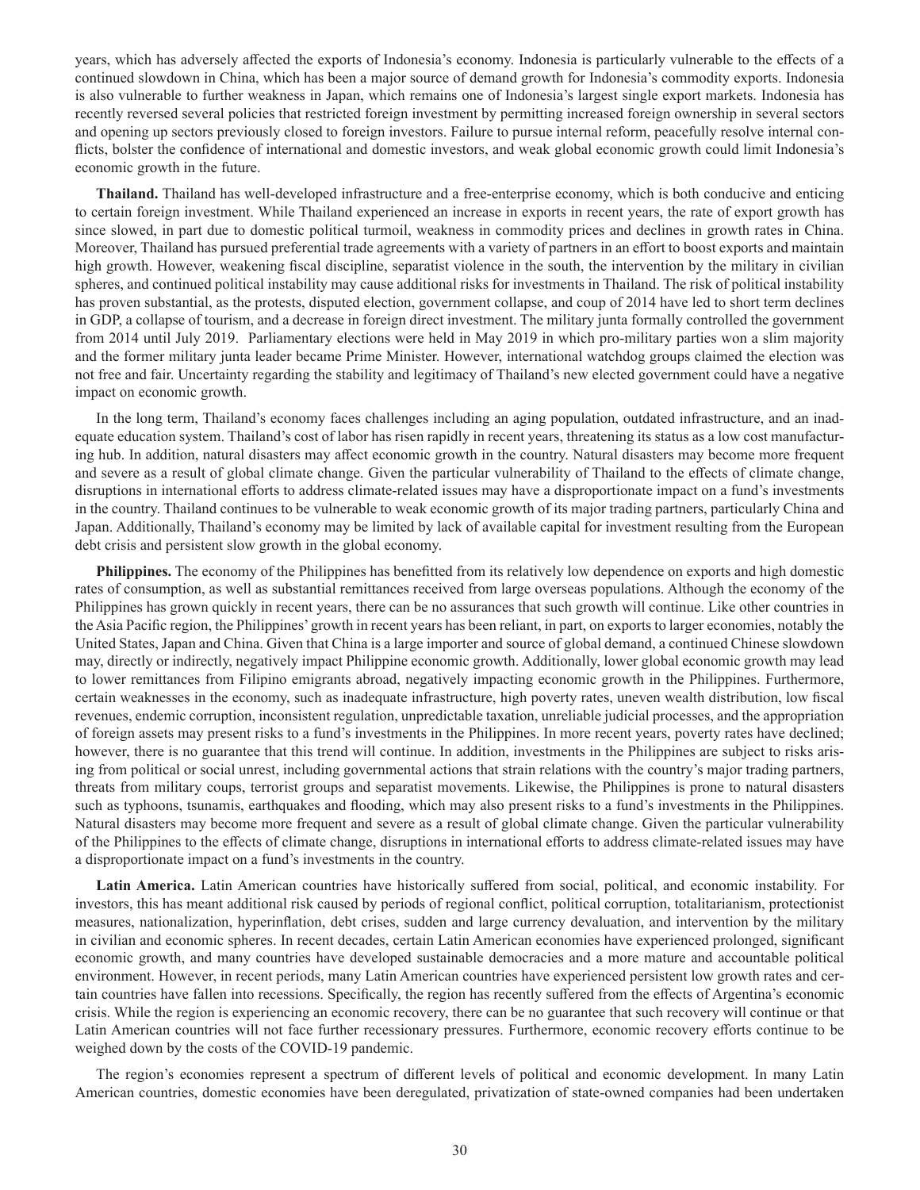years, which has adversely affected the exports of Indonesia's economy. Indonesia is particularly vulnerable to the effects of a continued slowdown in China, which has been a major source of demand growth for Indonesia's commodity exports. Indonesia is also vulnerable to further weakness in Japan, which remains one of Indonesia's largest single export markets. Indonesia has recently reversed several policies that restricted foreign investment by permitting increased foreign ownership in several sectors and opening up sectors previously closed to foreign investors. Failure to pursue internal reform, peacefully resolve internal conflicts, bolster the confidence of international and domestic investors, and weak global economic growth could limit Indonesia's economic growth in the future.

**Thailand.** Thailand has well-developed infrastructure and a free-enterprise economy, which is both conducive and enticing to certain foreign investment. While Thailand experienced an increase in exports in recent years, the rate of export growth has since slowed, in part due to domestic political turmoil, weakness in commodity prices and declines in growth rates in China. Moreover, Thailand has pursued preferential trade agreements with a variety of partners in an effort to boost exports and maintain high growth. However, weakening fiscal discipline, separatist violence in the south, the intervention by the military in civilian spheres, and continued political instability may cause additional risks for investments in Thailand. The risk of political instability has proven substantial, as the protests, disputed election, government collapse, and coup of 2014 have led to short term declines in GDP, a collapse of tourism, and a decrease in foreign direct investment. The military junta formally controlled the government from 2014 until July 2019. Parliamentary elections were held in May 2019 in which pro-military parties won a slim majority and the former military junta leader became Prime Minister. However, international watchdog groups claimed the election was not free and fair. Uncertainty regarding the stability and legitimacy of Thailand's new elected government could have a negative impact on economic growth.

In the long term, Thailand's economy faces challenges including an aging population, outdated infrastructure, and an inadequate education system. Thailand's cost of labor has risen rapidly in recent years, threatening its status as a low cost manufacturing hub. In addition, natural disasters may affect economic growth in the country. Natural disasters may become more frequent and severe as a result of global climate change. Given the particular vulnerability of Thailand to the effects of climate change, disruptions in international efforts to address climate-related issues may have a disproportionate impact on a fund's investments in the country. Thailand continues to be vulnerable to weak economic growth of its major trading partners, particularly China and Japan. Additionally, Thailand's economy may be limited by lack of available capital for investment resulting from the European debt crisis and persistent slow growth in the global economy.

**Philippines.** The economy of the Philippines has benefitted from its relatively low dependence on exports and high domestic rates of consumption, as well as substantial remittances received from large overseas populations. Although the economy of the Philippines has grown quickly in recent years, there can be no assurances that such growth will continue. Like other countries in the Asia Pacific region, the Philippines' growth in recent years has been reliant, in part, on exports to larger economies, notably the United States, Japan and China. Given that China is a large importer and source of global demand, a continued Chinese slowdown may, directly or indirectly, negatively impact Philippine economic growth. Additionally, lower global economic growth may lead to lower remittances from Filipino emigrants abroad, negatively impacting economic growth in the Philippines. Furthermore, certain weaknesses in the economy, such as inadequate infrastructure, high poverty rates, uneven wealth distribution, low fiscal revenues, endemic corruption, inconsistent regulation, unpredictable taxation, unreliable judicial processes, and the appropriation of foreign assets may present risks to a fund's investments in the Philippines. In more recent years, poverty rates have declined; however, there is no guarantee that this trend will continue. In addition, investments in the Philippines are subject to risks arising from political or social unrest, including governmental actions that strain relations with the country's major trading partners, threats from military coups, terrorist groups and separatist movements. Likewise, the Philippines is prone to natural disasters such as typhoons, tsunamis, earthquakes and flooding, which may also present risks to a fund's investments in the Philippines. Natural disasters may become more frequent and severe as a result of global climate change. Given the particular vulnerability of the Philippines to the effects of climate change, disruptions in international efforts to address climate-related issues may have a disproportionate impact on a fund's investments in the country.

**Latin America.** Latin American countries have historically suffered from social, political, and economic instability. For investors, this has meant additional risk caused by periods of regional conflict, political corruption, totalitarianism, protectionist measures, nationalization, hyperinflation, debt crises, sudden and large currency devaluation, and intervention by the military in civilian and economic spheres. In recent decades, certain Latin American economies have experienced prolonged, significant economic growth, and many countries have developed sustainable democracies and a more mature and accountable political environment. However, in recent periods, many Latin American countries have experienced persistent low growth rates and certain countries have fallen into recessions. Specifically, the region has recently suffered from the effects of Argentina's economic crisis. While the region is experiencing an economic recovery, there can be no guarantee that such recovery will continue or that Latin American countries will not face further recessionary pressures. Furthermore, economic recovery efforts continue to be weighed down by the costs of the COVID-19 pandemic.

The region's economies represent a spectrum of different levels of political and economic development. In many Latin American countries, domestic economies have been deregulated, privatization of state-owned companies had been undertaken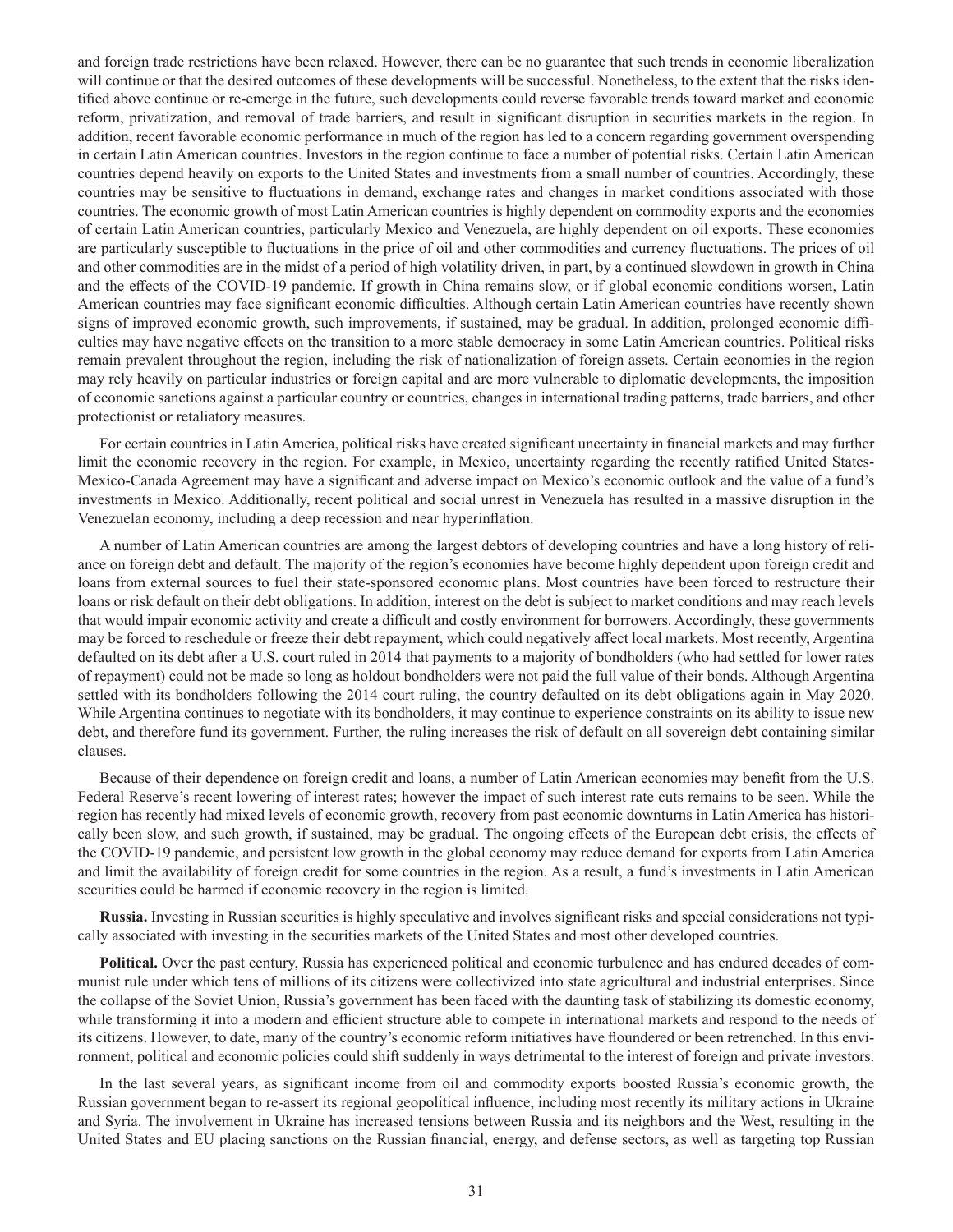and foreign trade restrictions have been relaxed. However, there can be no guarantee that such trends in economic liberalization will continue or that the desired outcomes of these developments will be successful. Nonetheless, to the extent that the risks identified above continue or re-emerge in the future, such developments could reverse favorable trends toward market and economic reform, privatization, and removal of trade barriers, and result in significant disruption in securities markets in the region. In addition, recent favorable economic performance in much of the region has led to a concern regarding government overspending in certain Latin American countries. Investors in the region continue to face a number of potential risks. Certain Latin American countries depend heavily on exports to the United States and investments from a small number of countries. Accordingly, these countries may be sensitive to fluctuations in demand, exchange rates and changes in market conditions associated with those countries. The economic growth of most Latin American countries is highly dependent on commodity exports and the economies of certain Latin American countries, particularly Mexico and Venezuela, are highly dependent on oil exports. These economies are particularly susceptible to fluctuations in the price of oil and other commodities and currency fluctuations. The prices of oil and other commodities are in the midst of a period of high volatility driven, in part, by a continued slowdown in growth in China and the effects of the COVID-19 pandemic. If growth in China remains slow, or if global economic conditions worsen, Latin American countries may face significant economic difficulties. Although certain Latin American countries have recently shown signs of improved economic growth, such improvements, if sustained, may be gradual. In addition, prolonged economic difficulties may have negative effects on the transition to a more stable democracy in some Latin American countries. Political risks remain prevalent throughout the region, including the risk of nationalization of foreign assets. Certain economies in the region may rely heavily on particular industries or foreign capital and are more vulnerable to diplomatic developments, the imposition of economic sanctions against a particular country or countries, changes in international trading patterns, trade barriers, and other protectionist or retaliatory measures.

For certain countries in Latin America, political risks have created significant uncertainty in financial markets and may further limit the economic recovery in the region. For example, in Mexico, uncertainty regarding the recently ratified United States-Mexico-Canada Agreement may have a significant and adverse impact on Mexico's economic outlook and the value of a fund's investments in Mexico. Additionally, recent political and social unrest in Venezuela has resulted in a massive disruption in the Venezuelan economy, including a deep recession and near hyperinflation.

A number of Latin American countries are among the largest debtors of developing countries and have a long history of reliance on foreign debt and default. The majority of the region's economies have become highly dependent upon foreign credit and loans from external sources to fuel their state-sponsored economic plans. Most countries have been forced to restructure their loans or risk default on their debt obligations. In addition, interest on the debt is subject to market conditions and may reach levels that would impair economic activity and create a difficult and costly environment for borrowers. Accordingly, these governments may be forced to reschedule or freeze their debt repayment, which could negatively affect local markets. Most recently, Argentina defaulted on its debt after a U.S. court ruled in 2014 that payments to a majority of bondholders (who had settled for lower rates of repayment) could not be made so long as holdout bondholders were not paid the full value of their bonds. Although Argentina settled with its bondholders following the 2014 court ruling, the country defaulted on its debt obligations again in May 2020. While Argentina continues to negotiate with its bondholders, it may continue to experience constraints on its ability to issue new debt, and therefore fund its government. Further, the ruling increases the risk of default on all sovereign debt containing similar clauses.

Because of their dependence on foreign credit and loans, a number of Latin American economies may benefit from the U.S. Federal Reserve's recent lowering of interest rates; however the impact of such interest rate cuts remains to be seen. While the region has recently had mixed levels of economic growth, recovery from past economic downturns in Latin America has historically been slow, and such growth, if sustained, may be gradual. The ongoing effects of the European debt crisis, the effects of the COVID-19 pandemic, and persistent low growth in the global economy may reduce demand for exports from Latin America and limit the availability of foreign credit for some countries in the region. As a result, a fund's investments in Latin American securities could be harmed if economic recovery in the region is limited.

**Russia.** Investing in Russian securities is highly speculative and involves significant risks and special considerations not typically associated with investing in the securities markets of the United States and most other developed countries.

**Political.** Over the past century, Russia has experienced political and economic turbulence and has endured decades of communist rule under which tens of millions of its citizens were collectivized into state agricultural and industrial enterprises. Since the collapse of the Soviet Union, Russia's government has been faced with the daunting task of stabilizing its domestic economy, while transforming it into a modern and efficient structure able to compete in international markets and respond to the needs of its citizens. However, to date, many of the country's economic reform initiatives have floundered or been retrenched. In this environment, political and economic policies could shift suddenly in ways detrimental to the interest of foreign and private investors.

In the last several years, as significant income from oil and commodity exports boosted Russia's economic growth, the Russian government began to re-assert its regional geopolitical influence, including most recently its military actions in Ukraine and Syria. The involvement in Ukraine has increased tensions between Russia and its neighbors and the West, resulting in the United States and EU placing sanctions on the Russian financial, energy, and defense sectors, as well as targeting top Russian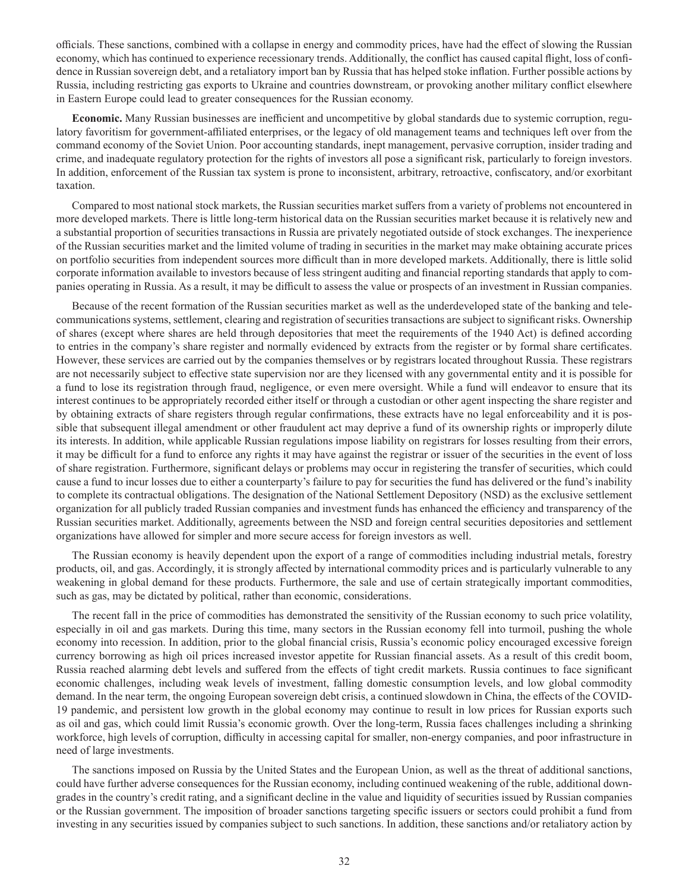officials. These sanctions, combined with a collapse in energy and commodity prices, have had the effect of slowing the Russian economy, which has continued to experience recessionary trends. Additionally, the conflict has caused capital flight, loss of confidence in Russian sovereign debt, and a retaliatory import ban by Russia that has helped stoke inflation. Further possible actions by Russia, including restricting gas exports to Ukraine and countries downstream, or provoking another military conflict elsewhere in Eastern Europe could lead to greater consequences for the Russian economy.

**Economic.** Many Russian businesses are inefficient and uncompetitive by global standards due to systemic corruption, regulatory favoritism for government-affiliated enterprises, or the legacy of old management teams and techniques left over from the command economy of the Soviet Union. Poor accounting standards, inept management, pervasive corruption, insider trading and crime, and inadequate regulatory protection for the rights of investors all pose a significant risk, particularly to foreign investors. In addition, enforcement of the Russian tax system is prone to inconsistent, arbitrary, retroactive, confiscatory, and/or exorbitant taxation.

Compared to most national stock markets, the Russian securities market suffers from a variety of problems not encountered in more developed markets. There is little long-term historical data on the Russian securities market because it is relatively new and a substantial proportion of securities transactions in Russia are privately negotiated outside of stock exchanges. The inexperience of the Russian securities market and the limited volume of trading in securities in the market may make obtaining accurate prices on portfolio securities from independent sources more difficult than in more developed markets. Additionally, there is little solid corporate information available to investors because of less stringent auditing and financial reporting standards that apply to companies operating in Russia. As a result, it may be difficult to assess the value or prospects of an investment in Russian companies.

Because of the recent formation of the Russian securities market as well as the underdeveloped state of the banking and telecommunications systems, settlement, clearing and registration of securities transactions are subject to significant risks. Ownership of shares (except where shares are held through depositories that meet the requirements of the 1940 Act) is defined according to entries in the company's share register and normally evidenced by extracts from the register or by formal share certificates. However, these services are carried out by the companies themselves or by registrars located throughout Russia. These registrars are not necessarily subject to effective state supervision nor are they licensed with any governmental entity and it is possible for a fund to lose its registration through fraud, negligence, or even mere oversight. While a fund will endeavor to ensure that its interest continues to be appropriately recorded either itself or through a custodian or other agent inspecting the share register and by obtaining extracts of share registers through regular confirmations, these extracts have no legal enforceability and it is possible that subsequent illegal amendment or other fraudulent act may deprive a fund of its ownership rights or improperly dilute its interests. In addition, while applicable Russian regulations impose liability on registrars for losses resulting from their errors, it may be difficult for a fund to enforce any rights it may have against the registrar or issuer of the securities in the event of loss of share registration. Furthermore, significant delays or problems may occur in registering the transfer of securities, which could cause a fund to incur losses due to either a counterparty's failure to pay for securities the fund has delivered or the fund's inability to complete its contractual obligations. The designation of the National Settlement Depository (NSD) as the exclusive settlement organization for all publicly traded Russian companies and investment funds has enhanced the efficiency and transparency of the Russian securities market. Additionally, agreements between the NSD and foreign central securities depositories and settlement organizations have allowed for simpler and more secure access for foreign investors as well.

The Russian economy is heavily dependent upon the export of a range of commodities including industrial metals, forestry products, oil, and gas. Accordingly, it is strongly affected by international commodity prices and is particularly vulnerable to any weakening in global demand for these products. Furthermore, the sale and use of certain strategically important commodities, such as gas, may be dictated by political, rather than economic, considerations.

The recent fall in the price of commodities has demonstrated the sensitivity of the Russian economy to such price volatility, especially in oil and gas markets. During this time, many sectors in the Russian economy fell into turmoil, pushing the whole economy into recession. In addition, prior to the global financial crisis, Russia's economic policy encouraged excessive foreign currency borrowing as high oil prices increased investor appetite for Russian financial assets. As a result of this credit boom, Russia reached alarming debt levels and suffered from the effects of tight credit markets. Russia continues to face significant economic challenges, including weak levels of investment, falling domestic consumption levels, and low global commodity demand. In the near term, the ongoing European sovereign debt crisis, a continued slowdown in China, the effects of the COVID-19 pandemic, and persistent low growth in the global economy may continue to result in low prices for Russian exports such as oil and gas, which could limit Russia's economic growth. Over the long-term, Russia faces challenges including a shrinking workforce, high levels of corruption, difficulty in accessing capital for smaller, non-energy companies, and poor infrastructure in need of large investments.

The sanctions imposed on Russia by the United States and the European Union, as well as the threat of additional sanctions, could have further adverse consequences for the Russian economy, including continued weakening of the ruble, additional downgrades in the country's credit rating, and a significant decline in the value and liquidity of securities issued by Russian companies or the Russian government. The imposition of broader sanctions targeting specific issuers or sectors could prohibit a fund from investing in any securities issued by companies subject to such sanctions. In addition, these sanctions and/or retaliatory action by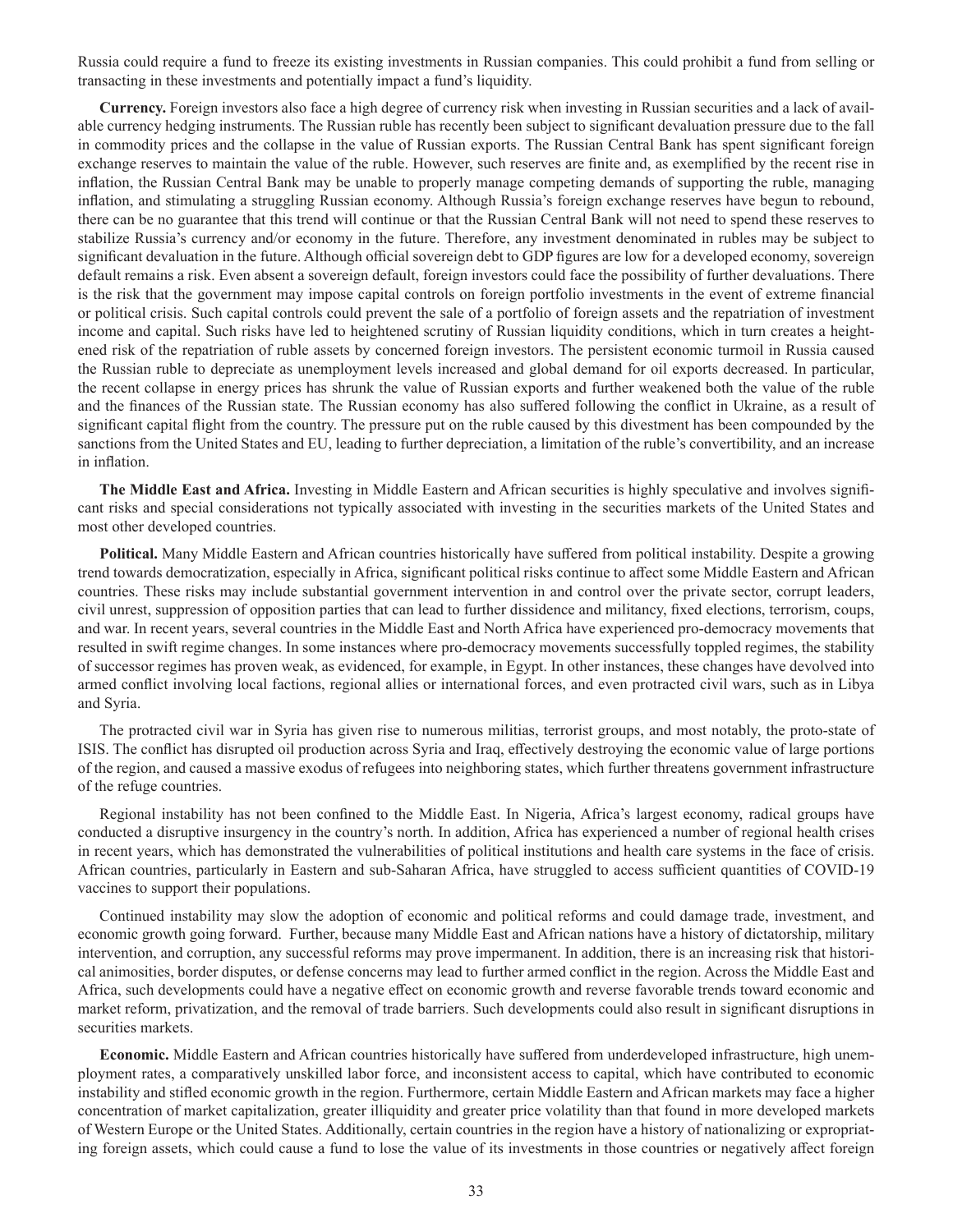Russia could require a fund to freeze its existing investments in Russian companies. This could prohibit a fund from selling or transacting in these investments and potentially impact a fund's liquidity.

**Currency.** Foreign investors also face a high degree of currency risk when investing in Russian securities and a lack of available currency hedging instruments. The Russian ruble has recently been subject to significant devaluation pressure due to the fall in commodity prices and the collapse in the value of Russian exports. The Russian Central Bank has spent significant foreign exchange reserves to maintain the value of the ruble. However, such reserves are finite and, as exemplified by the recent rise in inflation, the Russian Central Bank may be unable to properly manage competing demands of supporting the ruble, managing inflation, and stimulating a struggling Russian economy. Although Russia's foreign exchange reserves have begun to rebound, there can be no guarantee that this trend will continue or that the Russian Central Bank will not need to spend these reserves to stabilize Russia's currency and/or economy in the future. Therefore, any investment denominated in rubles may be subject to significant devaluation in the future. Although official sovereign debt to GDP figures are low for a developed economy, sovereign default remains a risk. Even absent a sovereign default, foreign investors could face the possibility of further devaluations. There is the risk that the government may impose capital controls on foreign portfolio investments in the event of extreme financial or political crisis. Such capital controls could prevent the sale of a portfolio of foreign assets and the repatriation of investment income and capital. Such risks have led to heightened scrutiny of Russian liquidity conditions, which in turn creates a heightened risk of the repatriation of ruble assets by concerned foreign investors. The persistent economic turmoil in Russia caused the Russian ruble to depreciate as unemployment levels increased and global demand for oil exports decreased. In particular, the recent collapse in energy prices has shrunk the value of Russian exports and further weakened both the value of the ruble and the finances of the Russian state. The Russian economy has also suffered following the conflict in Ukraine, as a result of significant capital flight from the country. The pressure put on the ruble caused by this divestment has been compounded by the sanctions from the United States and EU, leading to further depreciation, a limitation of the ruble's convertibility, and an increase in inflation.

**The Middle East and Africa.** Investing in Middle Eastern and African securities is highly speculative and involves significant risks and special considerations not typically associated with investing in the securities markets of the United States and most other developed countries.

**Political.** Many Middle Eastern and African countries historically have suffered from political instability. Despite a growing trend towards democratization, especially in Africa, significant political risks continue to affect some Middle Eastern and African countries. These risks may include substantial government intervention in and control over the private sector, corrupt leaders, civil unrest, suppression of opposition parties that can lead to further dissidence and militancy, fixed elections, terrorism, coups, and war. In recent years, several countries in the Middle East and North Africa have experienced pro-democracy movements that resulted in swift regime changes. In some instances where pro-democracy movements successfully toppled regimes, the stability of successor regimes has proven weak, as evidenced, for example, in Egypt. In other instances, these changes have devolved into armed conflict involving local factions, regional allies or international forces, and even protracted civil wars, such as in Libya and Syria.

The protracted civil war in Syria has given rise to numerous militias, terrorist groups, and most notably, the proto-state of ISIS. The conflict has disrupted oil production across Syria and Iraq, effectively destroying the economic value of large portions of the region, and caused a massive exodus of refugees into neighboring states, which further threatens government infrastructure of the refuge countries.

Regional instability has not been confined to the Middle East. In Nigeria, Africa's largest economy, radical groups have conducted a disruptive insurgency in the country's north. In addition, Africa has experienced a number of regional health crises in recent years, which has demonstrated the vulnerabilities of political institutions and health care systems in the face of crisis. African countries, particularly in Eastern and sub-Saharan Africa, have struggled to access sufficient quantities of COVID-19 vaccines to support their populations.

Continued instability may slow the adoption of economic and political reforms and could damage trade, investment, and economic growth going forward. Further, because many Middle East and African nations have a history of dictatorship, military intervention, and corruption, any successful reforms may prove impermanent. In addition, there is an increasing risk that historical animosities, border disputes, or defense concerns may lead to further armed conflict in the region. Across the Middle East and Africa, such developments could have a negative effect on economic growth and reverse favorable trends toward economic and market reform, privatization, and the removal of trade barriers. Such developments could also result in significant disruptions in securities markets.

**Economic.** Middle Eastern and African countries historically have suffered from underdeveloped infrastructure, high unemployment rates, a comparatively unskilled labor force, and inconsistent access to capital, which have contributed to economic instability and stifled economic growth in the region. Furthermore, certain Middle Eastern and African markets may face a higher concentration of market capitalization, greater illiquidity and greater price volatility than that found in more developed markets of Western Europe or the United States. Additionally, certain countries in the region have a history of nationalizing or expropriating foreign assets, which could cause a fund to lose the value of its investments in those countries or negatively affect foreign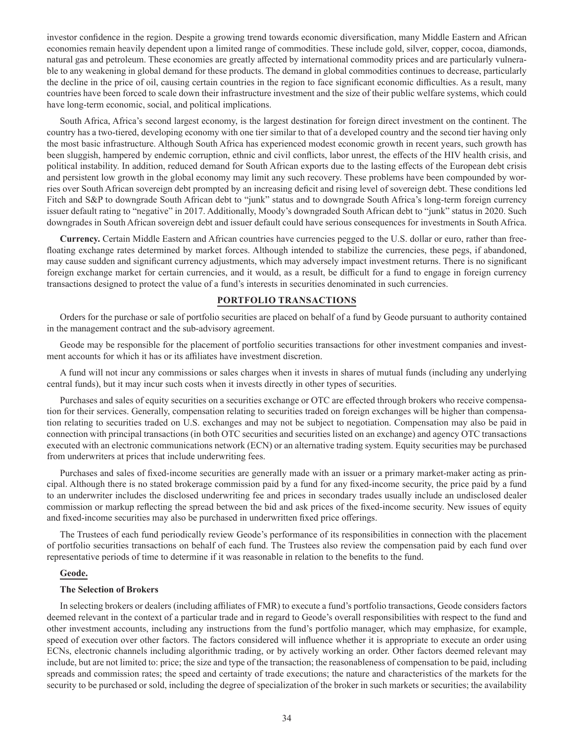investor confidence in the region. Despite a growing trend towards economic diversification, many Middle Eastern and African economies remain heavily dependent upon a limited range of commodities. These include gold, silver, copper, cocoa, diamonds, natural gas and petroleum. These economies are greatly affected by international commodity prices and are particularly vulnerable to any weakening in global demand for these products. The demand in global commodities continues to decrease, particularly the decline in the price of oil, causing certain countries in the region to face significant economic difficulties. As a result, many countries have been forced to scale down their infrastructure investment and the size of their public welfare systems, which could have long-term economic, social, and political implications.

South Africa, Africa's second largest economy, is the largest destination for foreign direct investment on the continent. The country has a two-tiered, developing economy with one tier similar to that of a developed country and the second tier having only the most basic infrastructure. Although South Africa has experienced modest economic growth in recent years, such growth has been sluggish, hampered by endemic corruption, ethnic and civil conflicts, labor unrest, the effects of the HIV health crisis, and political instability. In addition, reduced demand for South African exports due to the lasting effects of the European debt crisis and persistent low growth in the global economy may limit any such recovery. These problems have been compounded by worries over South African sovereign debt prompted by an increasing deficit and rising level of sovereign debt. These conditions led Fitch and S&P to downgrade South African debt to "junk" status and to downgrade South Africa's long-term foreign currency issuer default rating to "negative" in 2017. Additionally, Moody's downgraded South African debt to "junk" status in 2020. Such downgrades in South African sovereign debt and issuer default could have serious consequences for investments in South Africa.

**Currency.** Certain Middle Eastern and African countries have currencies pegged to the U.S. dollar or euro, rather than free-floating exchange rates determined by market forces. Although intended to stabilize the currencies, these pegs, if abandoned, may cause sudden and significant currency adjustments, which may adversely impact investment returns. There is no significant foreign exchange market for certain currencies, and it would, as a result, be difficult for a fund to engage in foreign currency transactions designed to protect the value of a fund's interests in securities denominated in such currencies.

## PORTFOLIO TRANSACTIONS

Orders for the purchase or sale of portfolio securities are placed on behalf of a fund by Geode pursuant to authority contained in the management contract and the sub-advisory agreement.

Geode may be responsible for the placement of portfolio securities transactions for other investment companies and investment accounts for which it has or its affiliates have investment discretion.

A fund will not incur any commissions or sales charges when it invests in shares of mutual funds (including any underlying central funds), but it may incur such costs when it invests directly in other types of securities.

Purchases and sales of equity securities on a securities exchange or OTC are effected through brokers who receive compensation for their services. Generally, compensation relating to securities traded on foreign exchanges will be higher than compensation relating to securities traded on U.S. exchanges and may not be subject to negotiation. Compensation may also be paid in connection with principal transactions (in both OTC securities and securities listed on an exchange) and agency OTC transactions executed with an electronic communications network (ECN) or an alternative trading system. Equity securities may be purchased from underwriters at prices that include underwriting fees.

Purchases and sales of fixed-income securities are generally made with an issuer or a primary market-maker acting as principal. Although there is no stated brokerage commission paid by a fund for any fixed-income security, the price paid by a fund to an underwriter includes the disclosed underwriting fee and prices in secondary trades usually include an undisclosed dealer commission or markup reflecting the spread between the bid and ask prices of the fixed-income security. New issues of equity and fixed-income securities may also be purchased in underwritten fixed price offerings.

The Trustees of each fund periodically review Geode's performance of its responsibilities in connection with the placement of portfolio securities transactions on behalf of each fund. The Trustees also review the compensation paid by each fund over representative periods of time to determine if it was reasonable in relation to the benefits to the fund.

### Geode.

#### The Selection of Brokers

In selecting brokers or dealers (including affiliates of FMR) to execute a fund's portfolio transactions, Geode considers factors deemed relevant in the context of a particular trade and in regard to Geode's overall responsibilities with respect to the fund and other investment accounts, including any instructions from the fund's portfolio manager, which may emphasize, for example, speed of execution over other factors. The factors considered will influence whether it is appropriate to execute an order using ECNs, electronic channels including algorithmic trading, or by actively working an order. Other factors deemed relevant may include, but are not limited to: price; the size and type of the transaction; the reasonableness of compensation to be paid, including spreads and commission rates; the speed and certainty of trade executions; the nature and characteristics of the markets for the security to be purchased or sold, including the degree of specialization of the broker in such markets or securities; the availability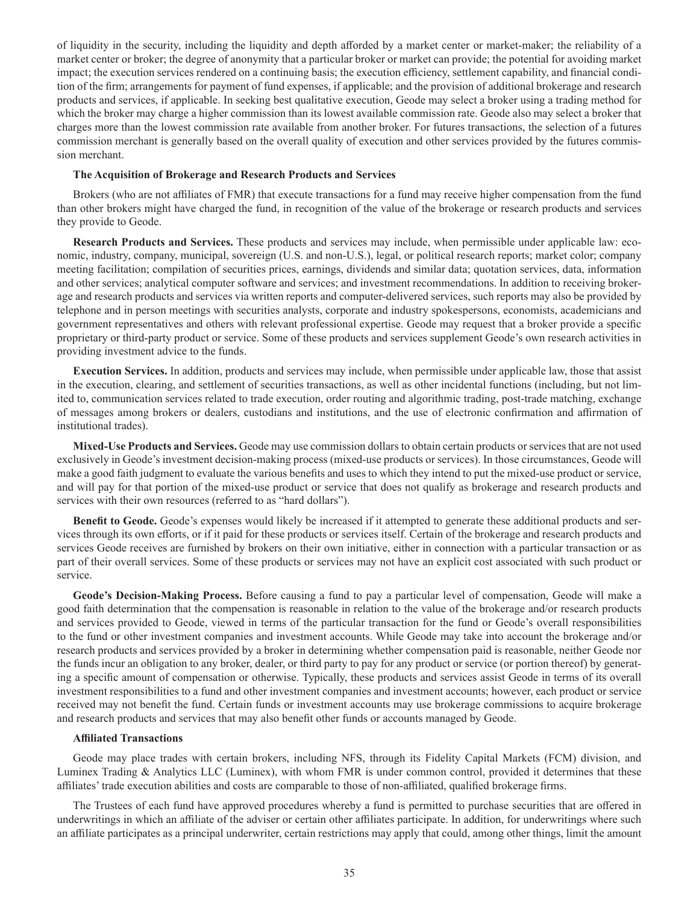of liquidity in the security, including the liquidity and depth afforded by a market center or market-maker; the reliability of a market center or broker; the degree of anonymity that a particular broker or market can provide; the potential for avoiding market impact; the execution services rendered on a continuing basis; the execution efficiency, settlement capability, and financial condition of the firm; arrangements for payment of fund expenses, if applicable; and the provision of additional brokerage and research products and services, if applicable. In seeking best qualitative execution, Geode may select a broker using a trading method for which the broker may charge a higher commission than its lowest available commission rate. Geode also may select a broker that charges more than the lowest commission rate available from another broker. For futures transactions, the selection of a futures commission merchant is generally based on the overall quality of execution and other services provided by the futures commission merchant.

**The Acquisition of Brokerage and Research Products and Services**

Brokers (who are not affiliates of FMR) that execute transactions for a fund may receive higher compensation from the fund than other brokers might have charged the fund, in recognition of the value of the brokerage or research products and services they provide to Geode.

**Research Products and Services.** These products and services may include, when permissible under applicable law: economic, industry, company, municipal, sovereign (U.S. and non-U.S.), legal, or political research reports; market color; company meeting facilitation; compilation of securities prices, earnings, dividends and similar data; quotation services, data, information and other services; analytical computer software and services; and investment recommendations. In addition to receiving brokerage and research products and services via written reports and computer-delivered services, such reports may also be provided by telephone and in person meetings with securities analysts, corporate and industry spokespersons, economists, academicians and government representatives and others with relevant professional expertise. Geode may request that a broker provide a specific proprietary or third-party product or service. Some of these products and services supplement Geode's own research activities in providing investment advice to the funds.

**Execution Services.** In addition, products and services may include, when permissible under applicable law, those that assist in the execution, clearing, and settlement of securities transactions, as well as other incidental functions (including, but not limited to, communication services related to trade execution, order routing and algorithmic trading, post-trade matching, exchange of messages among brokers or dealers, custodians and institutions, and the use of electronic confirmation and affirmation of institutional trades).

**Mixed-Use Products and Services.** Geode may use commission dollars to obtain certain products or services that are not used exclusively in Geode's investment decision-making process (mixed-use products or services). In those circumstances, Geode will make a good faith judgment to evaluate the various benefits and uses to which they intend to put the mixed-use product or service, and will pay for that portion of the mixed-use product or service that does not qualify as brokerage and research products and services with their own resources (referred to as "hard dollars").

**Benefit to Geode.** Geode's expenses would likely be increased if it attempted to generate these additional products and services through its own efforts, or if it paid for these products or services itself. Certain of the brokerage and research products and services Geode receives are furnished by brokers on their own initiative, either in connection with a particular transaction or as part of their overall services. Some of these products or services may not have an explicit cost associated with such product or service.

**Geode's Decision-Making Process.** Before causing a fund to pay a particular level of compensation, Geode will make a good faith determination that the compensation is reasonable in relation to the value of the brokerage and/or research products and services provided to Geode, viewed in terms of the particular transaction for the fund or Geode's overall responsibilities to the fund or other investment companies and investment accounts. While Geode may take into account the brokerage and/or research products and services provided by a broker in determining whether compensation paid is reasonable, neither Geode nor the funds incur an obligation to any broker, dealer, or third party to pay for any product or service (or portion thereof) by generating a specific amount of compensation or otherwise. Typically, these products and services assist Geode in terms of its overall investment responsibilities to a fund and other investment companies and investment accounts; however, each product or service received may not benefit the fund. Certain funds or investment accounts may use brokerage commissions to acquire brokerage and research products and services that may also benefit other funds or accounts managed by Geode.

**Affiliated Transactions**

Geode may place trades with certain brokers, including NFS, through its Fidelity Capital Markets (FCM) division, and Luminex Trading & Analytics LLC (Luminex), with whom FMR is under common control, provided it determines that these affiliates' trade execution abilities and costs are comparable to those of non-affiliated, qualified brokerage firms.

The Trustees of each fund have approved procedures whereby a fund is permitted to purchase securities that are offered in underwritings in which an affiliate of the adviser or certain other affiliates participate. In addition, for underwritings where such an affiliate participates as a principal underwriter, certain restrictions may apply that could, among other things, limit the amount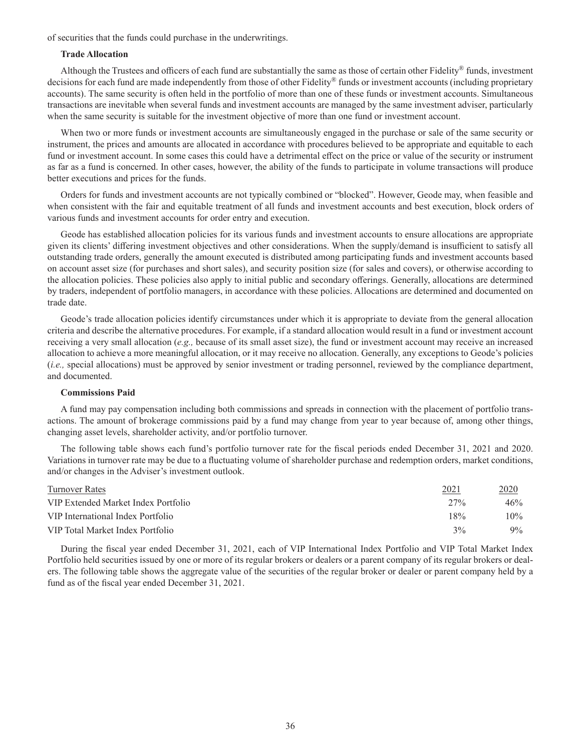of securities that the funds could purchase in the underwritings.

**Trade Allocation**

Although the Trustees and officers of each fund are substantially the same as those of certain other Fidelity® funds, investment decisions for each fund are made independently from those of other Fidelity® funds or investment accounts (including proprietary accounts). The same security is often held in the portfolio of more than one of these funds or investment accounts. Simultaneous transactions are inevitable when several funds and investment accounts are managed by the same investment adviser, particularly when the same security is suitable for the investment objective of more than one fund or investment account.

When two or more funds or investment accounts are simultaneously engaged in the purchase or sale of the same security or instrument, the prices and amounts are allocated in accordance with procedures believed to be appropriate and equitable to each fund or investment account. In some cases this could have a detrimental effect on the price or value of the security or instrument as far as a fund is concerned. In other cases, however, the ability of the funds to participate in volume transactions will produce better executions and prices for the funds.

Orders for funds and investment accounts are not typically combined or "blocked". However, Geode may, when feasible and when consistent with the fair and equitable treatment of all funds and investment accounts and best execution, block orders of various funds and investment accounts for order entry and execution.

Geode has established allocation policies for its various funds and investment accounts to ensure allocations are appropriate given its clients' differing investment objectives and other considerations. When the supply/demand is insufficient to satisfy all outstanding trade orders, generally the amount executed is distributed among participating funds and investment accounts based on account asset size (for purchases and short sales), and security position size (for sales and covers), or otherwise according to the allocation policies. These policies also apply to initial public and secondary offerings. Generally, allocations are determined by traders, independent of portfolio managers, in accordance with these policies. Allocations are determined and documented on trade date.

Geode's trade allocation policies identify circumstances under which it is appropriate to deviate from the general allocation criteria and describe the alternative procedures. For example, if a standard allocation would result in a fund or investment account receiving a very small allocation (*e.g.,* because of its small asset size), the fund or investment account may receive an increased allocation to achieve a more meaningful allocation, or it may receive no allocation. Generally, any exceptions to Geode's policies (*i.e.,* special allocations) must be approved by senior investment or trading personnel, reviewed by the compliance department, and documented.

**Commissions Paid**

A fund may pay compensation including both commissions and spreads in connection with the placement of portfolio transactions. The amount of brokerage commissions paid by a fund may change from year to year because of, among other things, changing asset levels, shareholder activity, and/or portfolio turnover.

The following table shows each fund's portfolio turnover rate for the fiscal periods ended December 31, 2021 and 2020. Variations in turnover rate may be due to a fluctuating volume of shareholder purchase and redemption orders, market conditions, and/or changes in the Adviser's investment outlook.

| Turnover Rates | 2021 | 2020 |
|---|---|---|
| VIP Extended Market Index Portfolio | 27% | 46% |
| VIP International Index Portfolio | 18% | 10% |
| VIP Total Market Index Portfolio | 3% | 9% |

During the fiscal year ended December 31, 2021, each of VIP International Index Portfolio and VIP Total Market Index Portfolio held securities issued by one or more of its regular brokers or dealers or a parent company of its regular brokers or dealers. The following table shows the aggregate value of the securities of the regular broker or dealer or parent company held by a fund as of the fiscal year ended December 31, 2021.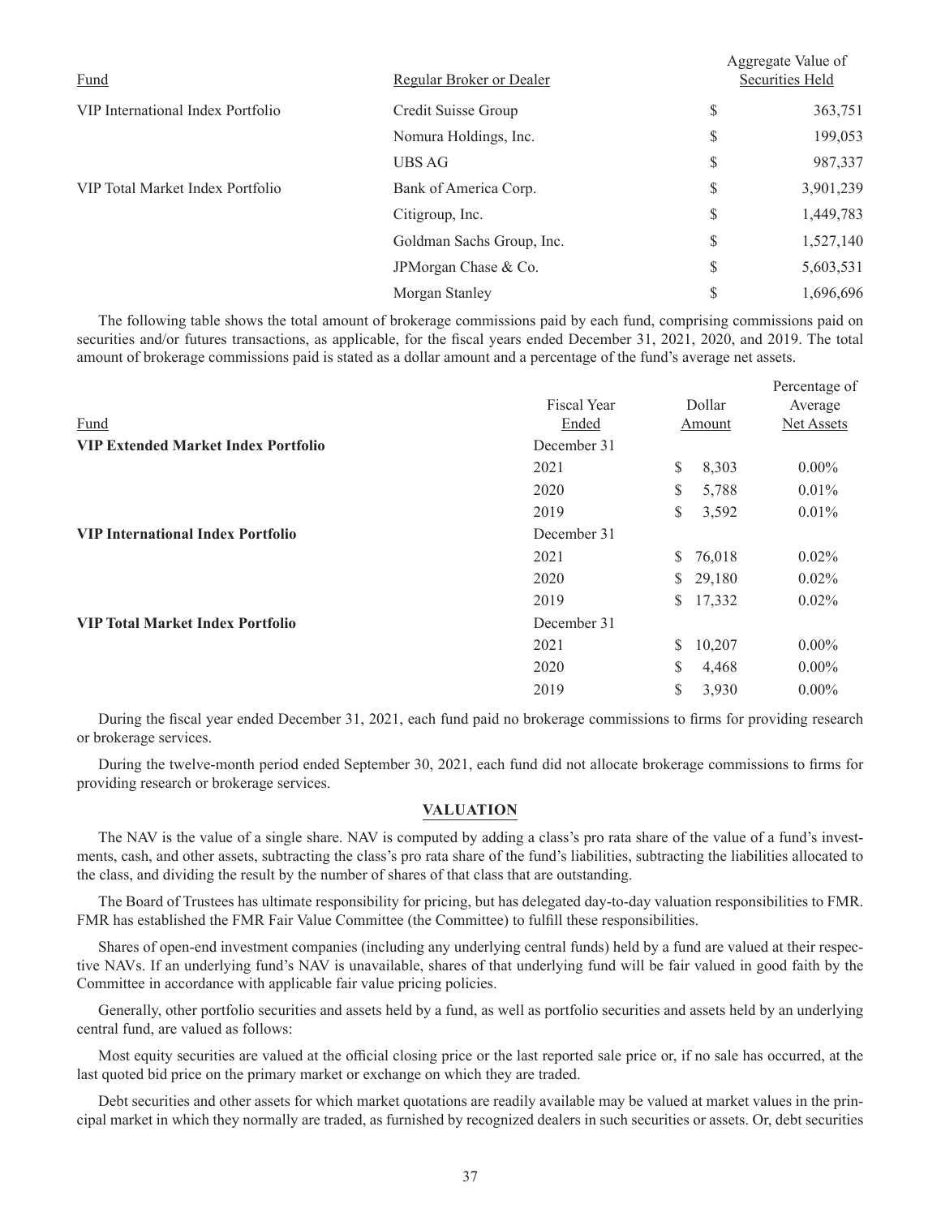| Fund | Regular Broker or Dealer | Aggregate Value of Securities Held |
|---|---|---|
| VIP International Index Portfolio | Credit Suisse Group | $ 363,751 |
| | Nomura Holdings, Inc. | $ 199,053 |
| | UBS AG | $ 987,337 |
| VIP Total Market Index Portfolio | Bank of America Corp. | $ 3,901,239 |
| | Citigroup, Inc. | $ 1,449,783 |
| | Goldman Sachs Group, Inc. | $ 1,527,140 |
| | JPMorgan Chase & Co. | $ 5,603,531 |
| | Morgan Stanley | $ 1,696,696 |

The following table shows the total amount of brokerage commissions paid by each fund, comprising commissions paid on securities and/or futures transactions, as applicable, for the fiscal years ended December 31, 2021, 2020, and 2019. The total amount of brokerage commissions paid is stated as a dollar amount and a percentage of the fund's average net assets.

| Fund | Fiscal Year Ended | Dollar Amount | Percentage of Average Net Assets |
|---|---|---|---|
| **VIP Extended Market Index Portfolio** | December 31 | | |
| | 2021 | $ 8,303 | 0.00% |
| | 2020 | $ 5,788 | 0.01% |
| | 2019 | $ 3,592 | 0.01% |
| **VIP International Index Portfolio** | December 31 | | |
| | 2021 | $ 76,018 | 0.02% |
| | 2020 | $ 29,180 | 0.02% |
| | 2019 | $ 17,332 | 0.02% |
| **VIP Total Market Index Portfolio** | December 31 | | |
| | 2021 | $ 10,207 | 0.00% |
| | 2020 | $ 4,468 | 0.00% |
| | 2019 | $ 3,930 | 0.00% |

During the fiscal year ended December 31, 2021, each fund paid no brokerage commissions to firms for providing research or brokerage services.

During the twelve-month period ended September 30, 2021, each fund did not allocate brokerage commissions to firms for providing research or brokerage services.

## VALUATION

The NAV is the value of a single share. NAV is computed by adding a class's pro rata share of the value of a fund's investments, cash, and other assets, subtracting the class's pro rata share of the fund's liabilities, subtracting the liabilities allocated to the class, and dividing the result by the number of shares of that class that are outstanding.

The Board of Trustees has ultimate responsibility for pricing, but has delegated day-to-day valuation responsibilities to FMR. FMR has established the FMR Fair Value Committee (the Committee) to fulfill these responsibilities.

Shares of open-end investment companies (including any underlying central funds) held by a fund are valued at their respective NAVs. If an underlying fund's NAV is unavailable, shares of that underlying fund will be fair valued in good faith by the Committee in accordance with applicable fair value pricing policies.

Generally, other portfolio securities and assets held by a fund, as well as portfolio securities and assets held by an underlying central fund, are valued as follows:

Most equity securities are valued at the official closing price or the last reported sale price or, if no sale has occurred, at the last quoted bid price on the primary market or exchange on which they are traded.

Debt securities and other assets for which market quotations are readily available may be valued at market values in the principal market in which they normally are traded, as furnished by recognized dealers in such securities or assets. Or, debt securities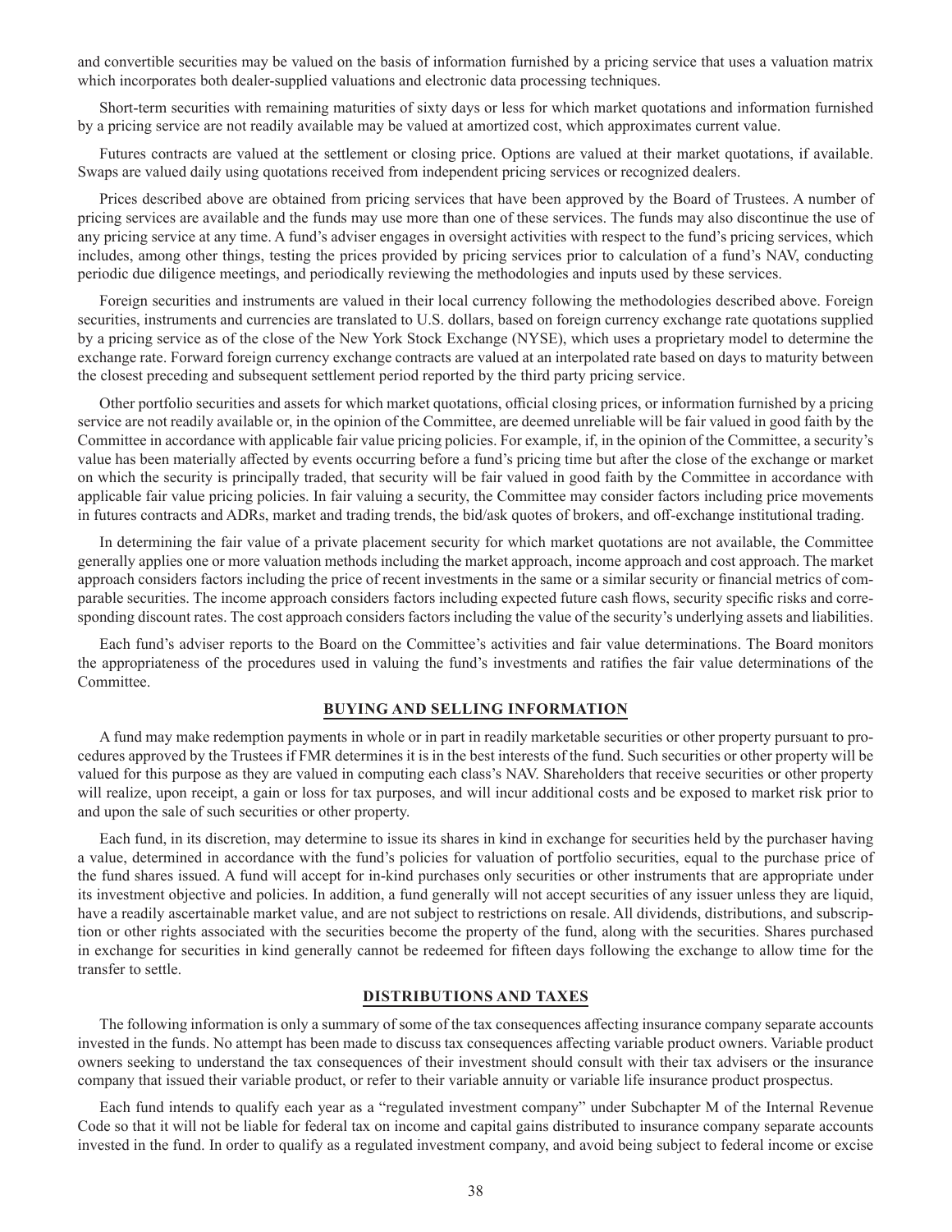and convertible securities may be valued on the basis of information furnished by a pricing service that uses a valuation matrix which incorporates both dealer-supplied valuations and electronic data processing techniques.

Short-term securities with remaining maturities of sixty days or less for which market quotations and information furnished by a pricing service are not readily available may be valued at amortized cost, which approximates current value.

Futures contracts are valued at the settlement or closing price. Options are valued at their market quotations, if available. Swaps are valued daily using quotations received from independent pricing services or recognized dealers.

Prices described above are obtained from pricing services that have been approved by the Board of Trustees. A number of pricing services are available and the funds may use more than one of these services. The funds may also discontinue the use of any pricing service at any time. A fund's adviser engages in oversight activities with respect to the fund's pricing services, which includes, among other things, testing the prices provided by pricing services prior to calculation of a fund's NAV, conducting periodic due diligence meetings, and periodically reviewing the methodologies and inputs used by these services.

Foreign securities and instruments are valued in their local currency following the methodologies described above. Foreign securities, instruments and currencies are translated to U.S. dollars, based on foreign currency exchange rate quotations supplied by a pricing service as of the close of the New York Stock Exchange (NYSE), which uses a proprietary model to determine the exchange rate. Forward foreign currency exchange contracts are valued at an interpolated rate based on days to maturity between the closest preceding and subsequent settlement period reported by the third party pricing service.

Other portfolio securities and assets for which market quotations, official closing prices, or information furnished by a pricing service are not readily available or, in the opinion of the Committee, are deemed unreliable will be fair valued in good faith by the Committee in accordance with applicable fair value pricing policies. For example, if, in the opinion of the Committee, a security's value has been materially affected by events occurring before a fund's pricing time but after the close of the exchange or market on which the security is principally traded, that security will be fair valued in good faith by the Committee in accordance with applicable fair value pricing policies. In fair valuing a security, the Committee may consider factors including price movements in futures contracts and ADRs, market and trading trends, the bid/ask quotes of brokers, and off-exchange institutional trading.

In determining the fair value of a private placement security for which market quotations are not available, the Committee generally applies one or more valuation methods including the market approach, income approach and cost approach. The market approach considers factors including the price of recent investments in the same or a similar security or financial metrics of comparable securities. The income approach considers factors including expected future cash flows, security specific risks and corresponding discount rates. The cost approach considers factors including the value of the security's underlying assets and liabilities.

Each fund's adviser reports to the Board on the Committee's activities and fair value determinations. The Board monitors the appropriateness of the procedures used in valuing the fund's investments and ratifies the fair value determinations of the Committee.

## BUYING AND SELLING INFORMATION

A fund may make redemption payments in whole or in part in readily marketable securities or other property pursuant to procedures approved by the Trustees if FMR determines it is in the best interests of the fund. Such securities or other property will be valued for this purpose as they are valued in computing each class's NAV. Shareholders that receive securities or other property will realize, upon receipt, a gain or loss for tax purposes, and will incur additional costs and be exposed to market risk prior to and upon the sale of such securities or other property.

Each fund, in its discretion, may determine to issue its shares in kind in exchange for securities held by the purchaser having a value, determined in accordance with the fund's policies for valuation of portfolio securities, equal to the purchase price of the fund shares issued. A fund will accept for in-kind purchases only securities or other instruments that are appropriate under its investment objective and policies. In addition, a fund generally will not accept securities of any issuer unless they are liquid, have a readily ascertainable market value, and are not subject to restrictions on resale. All dividends, distributions, and subscription or other rights associated with the securities become the property of the fund, along with the securities. Shares purchased in exchange for securities in kind generally cannot be redeemed for fifteen days following the exchange to allow time for the transfer to settle.

## DISTRIBUTIONS AND TAXES

The following information is only a summary of some of the tax consequences affecting insurance company separate accounts invested in the funds. No attempt has been made to discuss tax consequences affecting variable product owners. Variable product owners seeking to understand the tax consequences of their investment should consult with their tax advisers or the insurance company that issued their variable product, or refer to their variable annuity or variable life insurance product prospectus.

Each fund intends to qualify each year as a "regulated investment company" under Subchapter M of the Internal Revenue Code so that it will not be liable for federal tax on income and capital gains distributed to insurance company separate accounts invested in the fund. In order to qualify as a regulated investment company, and avoid being subject to federal income or excise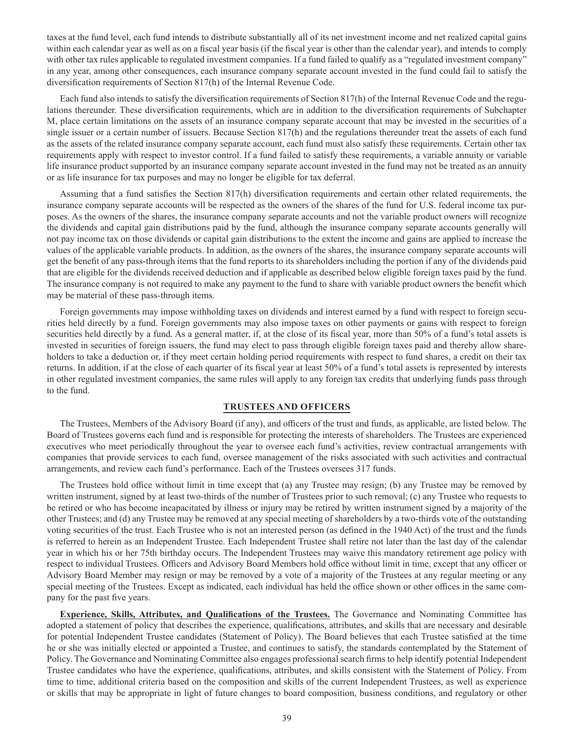taxes at the fund level, each fund intends to distribute substantially all of its net investment income and net realized capital gains within each calendar year as well as on a fiscal year basis (if the fiscal year is other than the calendar year), and intends to comply with other tax rules applicable to regulated investment companies. If a fund failed to qualify as a "regulated investment company" in any year, among other consequences, each insurance company separate account invested in the fund could fail to satisfy the diversification requirements of Section 817(h) of the Internal Revenue Code.

Each fund also intends to satisfy the diversification requirements of Section 817(h) of the Internal Revenue Code and the regulations thereunder. These diversification requirements, which are in addition to the diversification requirements of Subchapter M, place certain limitations on the assets of an insurance company separate account that may be invested in the securities of a single issuer or a certain number of issuers. Because Section 817(h) and the regulations thereunder treat the assets of each fund as the assets of the related insurance company separate account, each fund must also satisfy these requirements. Certain other tax requirements apply with respect to investor control. If a fund failed to satisfy these requirements, a variable annuity or variable life insurance product supported by an insurance company separate account invested in the fund may not be treated as an annuity or as life insurance for tax purposes and may no longer be eligible for tax deferral.

Assuming that a fund satisfies the Section 817(h) diversification requirements and certain other related requirements, the insurance company separate accounts will be respected as the owners of the shares of the fund for U.S. federal income tax purposes. As the owners of the shares, the insurance company separate accounts and not the variable product owners will recognize the dividends and capital gain distributions paid by the fund, although the insurance company separate accounts generally will not pay income tax on those dividends or capital gain distributions to the extent the income and gains are applied to increase the values of the applicable variable products. In addition, as the owners of the shares, the insurance company separate accounts will get the benefit of any pass-through items that the fund reports to its shareholders including the portion if any of the dividends paid that are eligible for the dividends received deduction and if applicable as described below eligible foreign taxes paid by the fund. The insurance company is not required to make any payment to the fund to share with variable product owners the benefit which may be material of these pass-through items.

Foreign governments may impose withholding taxes on dividends and interest earned by a fund with respect to foreign securities held directly by a fund. Foreign governments may also impose taxes on other payments or gains with respect to foreign securities held directly by a fund. As a general matter, if, at the close of its fiscal year, more than 50% of a fund's total assets is invested in securities of foreign issuers, the fund may elect to pass through eligible foreign taxes paid and thereby allow shareholders to take a deduction or, if they meet certain holding period requirements with respect to fund shares, a credit on their tax returns. In addition, if at the close of each quarter of its fiscal year at least 50% of a fund's total assets is represented by interests in other regulated investment companies, the same rules will apply to any foreign tax credits that underlying funds pass through to the fund.

## TRUSTEES AND OFFICERS

The Trustees, Members of the Advisory Board (if any), and officers of the trust and funds, as applicable, are listed below. The Board of Trustees governs each fund and is responsible for protecting the interests of shareholders. The Trustees are experienced executives who meet periodically throughout the year to oversee each fund's activities, review contractual arrangements with companies that provide services to each fund, oversee management of the risks associated with such activities and contractual arrangements, and review each fund's performance. Each of the Trustees oversees 317 funds.

The Trustees hold office without limit in time except that (a) any Trustee may resign; (b) any Trustee may be removed by written instrument, signed by at least two-thirds of the number of Trustees prior to such removal; (c) any Trustee who requests to be retired or who has become incapacitated by illness or injury may be retired by written instrument signed by a majority of the other Trustees; and (d) any Trustee may be removed at any special meeting of shareholders by a two-thirds vote of the outstanding voting securities of the trust. Each Trustee who is not an interested person (as defined in the 1940 Act) of the trust and the funds is referred to herein as an Independent Trustee. Each Independent Trustee shall retire not later than the last day of the calendar year in which his or her 75th birthday occurs. The Independent Trustees may waive this mandatory retirement age policy with respect to individual Trustees. Officers and Advisory Board Members hold office without limit in time, except that any officer or Advisory Board Member may resign or may be removed by a vote of a majority of the Trustees at any regular meeting or any special meeting of the Trustees. Except as indicated, each individual has held the office shown or other offices in the same company for the past five years.

**Experience, Skills, Attributes, and Qualifications of the Trustees.** The Governance and Nominating Committee has adopted a statement of policy that describes the experience, qualifications, attributes, and skills that are necessary and desirable for potential Independent Trustee candidates (Statement of Policy). The Board believes that each Trustee satisfied at the time he or she was initially elected or appointed a Trustee, and continues to satisfy, the standards contemplated by the Statement of Policy. The Governance and Nominating Committee also engages professional search firms to help identify potential Independent Trustee candidates who have the experience, qualifications, attributes, and skills consistent with the Statement of Policy. From time to time, additional criteria based on the composition and skills of the current Independent Trustees, as well as experience or skills that may be appropriate in light of future changes to board composition, business conditions, and regulatory or other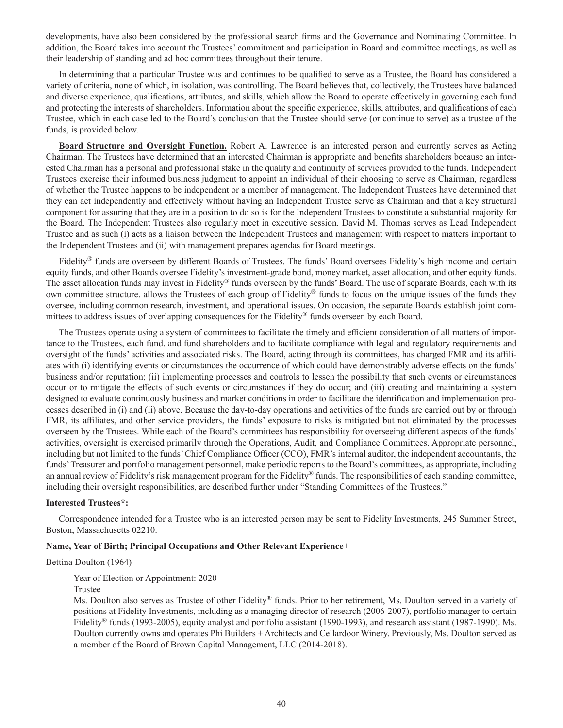developments, have also been considered by the professional search firms and the Governance and Nominating Committee. In addition, the Board takes into account the Trustees' commitment and participation in Board and committee meetings, as well as their leadership of standing and ad hoc committees throughout their tenure.

In determining that a particular Trustee was and continues to be qualified to serve as a Trustee, the Board has considered a variety of criteria, none of which, in isolation, was controlling. The Board believes that, collectively, the Trustees have balanced and diverse experience, qualifications, attributes, and skills, which allow the Board to operate effectively in governing each fund and protecting the interests of shareholders. Information about the specific experience, skills, attributes, and qualifications of each Trustee, which in each case led to the Board's conclusion that the Trustee should serve (or continue to serve) as a trustee of the funds, is provided below.

**Board Structure and Oversight Function.** Robert A. Lawrence is an interested person and currently serves as Acting Chairman. The Trustees have determined that an interested Chairman is appropriate and benefits shareholders because an interested Chairman has a personal and professional stake in the quality and continuity of services provided to the funds. Independent Trustees exercise their informed business judgment to appoint an individual of their choosing to serve as Chairman, regardless of whether the Trustee happens to be independent or a member of management. The Independent Trustees have determined that they can act independently and effectively without having an Independent Trustee serve as Chairman and that a key structural component for assuring that they are in a position to do so is for the Independent Trustees to constitute a substantial majority for the Board. The Independent Trustees also regularly meet in executive session. David M. Thomas serves as Lead Independent Trustee and as such (i) acts as a liaison between the Independent Trustees and management with respect to matters important to the Independent Trustees and (ii) with management prepares agendas for Board meetings.

Fidelity® funds are overseen by different Boards of Trustees. The funds' Board oversees Fidelity's high income and certain equity funds, and other Boards oversee Fidelity's investment-grade bond, money market, asset allocation, and other equity funds. The asset allocation funds may invest in Fidelity® funds overseen by the funds' Board. The use of separate Boards, each with its own committee structure, allows the Trustees of each group of Fidelity® funds to focus on the unique issues of the funds they oversee, including common research, investment, and operational issues. On occasion, the separate Boards establish joint committees to address issues of overlapping consequences for the Fidelity® funds overseen by each Board.

The Trustees operate using a system of committees to facilitate the timely and efficient consideration of all matters of importance to the Trustees, each fund, and fund shareholders and to facilitate compliance with legal and regulatory requirements and oversight of the funds' activities and associated risks. The Board, acting through its committees, has charged FMR and its affiliates with (i) identifying events or circumstances the occurrence of which could have demonstrably adverse effects on the funds' business and/or reputation; (ii) implementing processes and controls to lessen the possibility that such events or circumstances occur or to mitigate the effects of such events or circumstances if they do occur; and (iii) creating and maintaining a system designed to evaluate continuously business and market conditions in order to facilitate the identification and implementation processes described in (i) and (ii) above. Because the day-to-day operations and activities of the funds are carried out by or through FMR, its affiliates, and other service providers, the funds' exposure to risks is mitigated but not eliminated by the processes overseen by the Trustees. While each of the Board's committees has responsibility for overseeing different aspects of the funds' activities, oversight is exercised primarily through the Operations, Audit, and Compliance Committees. Appropriate personnel, including but not limited to the funds' Chief Compliance Officer (CCO), FMR's internal auditor, the independent accountants, the funds' Treasurer and portfolio management personnel, make periodic reports to the Board's committees, as appropriate, including an annual review of Fidelity's risk management program for the Fidelity® funds. The responsibilities of each standing committee, including their oversight responsibilities, are described further under "Standing Committees of the Trustees."

**Interested Trustees*:**

Correspondence intended for a Trustee who is an interested person may be sent to Fidelity Investments, 245 Summer Street, Boston, Massachusetts 02210.

**Name, Year of Birth; Principal Occupations and Other Relevant Experience+**

Bettina Doulton (1964)

Year of Election or Appointment: 2020

Trustee

Ms. Doulton also serves as Trustee of other Fidelity® funds. Prior to her retirement, Ms. Doulton served in a variety of positions at Fidelity Investments, including as a managing director of research (2006-2007), portfolio manager to certain Fidelity® funds (1993-2005), equity analyst and portfolio assistant (1990-1993), and research assistant (1987-1990). Ms. Doulton currently owns and operates Phi Builders + Architects and Cellardoor Winery. Previously, Ms. Doulton served as a member of the Board of Brown Capital Management, LLC (2014-2018).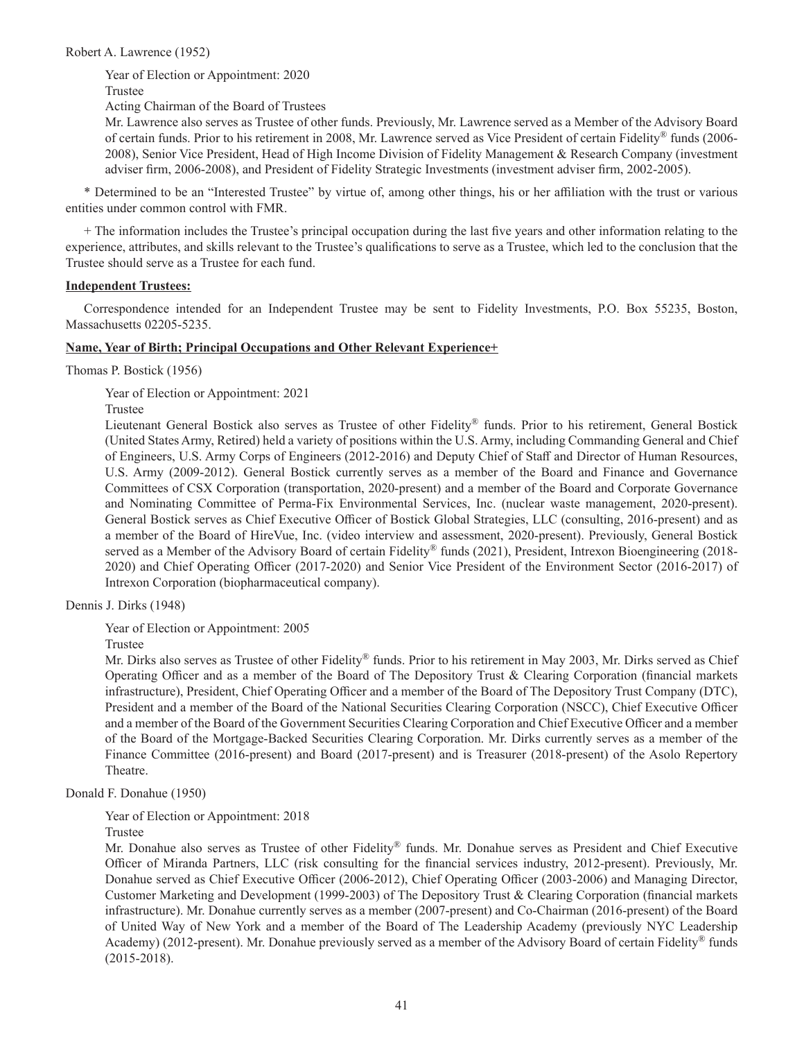Robert A. Lawrence (1952)

Year of Election or Appointment: 2020

Trustee

Acting Chairman of the Board of Trustees

Mr. Lawrence also serves as Trustee of other funds. Previously, Mr. Lawrence served as a Member of the Advisory Board of certain funds. Prior to his retirement in 2008, Mr. Lawrence served as Vice President of certain Fidelity® funds (2006-2008), Senior Vice President, Head of High Income Division of Fidelity Management & Research Company (investment adviser firm, 2006-2008), and President of Fidelity Strategic Investments (investment adviser firm, 2002-2005).

* Determined to be an "Interested Trustee" by virtue of, among other things, his or her affiliation with the trust or various entities under common control with FMR.

+ The information includes the Trustee's principal occupation during the last five years and other information relating to the experience, attributes, and skills relevant to the Trustee's qualifications to serve as a Trustee, which led to the conclusion that the Trustee should serve as a Trustee for each fund.

**Independent Trustees:**

Correspondence intended for an Independent Trustee may be sent to Fidelity Investments, P.O. Box 55235, Boston, Massachusetts 02205-5235.

**Name, Year of Birth; Principal Occupations and Other Relevant Experience+**

Thomas P. Bostick (1956)

Year of Election or Appointment: 2021

Trustee

Lieutenant General Bostick also serves as Trustee of other Fidelity® funds. Prior to his retirement, General Bostick (United States Army, Retired) held a variety of positions within the U.S. Army, including Commanding General and Chief of Engineers, U.S. Army Corps of Engineers (2012-2016) and Deputy Chief of Staff and Director of Human Resources, U.S. Army (2009-2012). General Bostick currently serves as a member of the Board and Finance and Governance Committees of CSX Corporation (transportation, 2020-present) and a member of the Board and Corporate Governance and Nominating Committee of Perma-Fix Environmental Services, Inc. (nuclear waste management, 2020-present). General Bostick serves as Chief Executive Officer of Bostick Global Strategies, LLC (consulting, 2016-present) and as a member of the Board of HireVue, Inc. (video interview and assessment, 2020-present). Previously, General Bostick served as a Member of the Advisory Board of certain Fidelity® funds (2021), President, Intrexon Bioengineering (2018-2020) and Chief Operating Officer (2017-2020) and Senior Vice President of the Environment Sector (2016-2017) of Intrexon Corporation (biopharmaceutical company).

Dennis J. Dirks (1948)

Year of Election or Appointment: 2005

Trustee

Mr. Dirks also serves as Trustee of other Fidelity® funds. Prior to his retirement in May 2003, Mr. Dirks served as Chief Operating Officer and as a member of the Board of The Depository Trust & Clearing Corporation (financial markets infrastructure), President, Chief Operating Officer and a member of the Board of The Depository Trust Company (DTC), President and a member of the Board of the National Securities Clearing Corporation (NSCC), Chief Executive Officer and a member of the Board of the Government Securities Clearing Corporation and Chief Executive Officer and a member of the Board of the Mortgage-Backed Securities Clearing Corporation. Mr. Dirks currently serves as a member of the Finance Committee (2016-present) and Board (2017-present) and is Treasurer (2018-present) of the Asolo Repertory Theatre.

Donald F. Donahue (1950)

Year of Election or Appointment: 2018

Trustee

Mr. Donahue also serves as Trustee of other Fidelity® funds. Mr. Donahue serves as President and Chief Executive Officer of Miranda Partners, LLC (risk consulting for the financial services industry, 2012-present). Previously, Mr. Donahue served as Chief Executive Officer (2006-2012), Chief Operating Officer (2003-2006) and Managing Director, Customer Marketing and Development (1999-2003) of The Depository Trust & Clearing Corporation (financial markets infrastructure). Mr. Donahue currently serves as a member (2007-present) and Co-Chairman (2016-present) of the Board of United Way of New York and a member of the Board of The Leadership Academy (previously NYC Leadership Academy) (2012-present). Mr. Donahue previously served as a member of the Advisory Board of certain Fidelity® funds (2015-2018).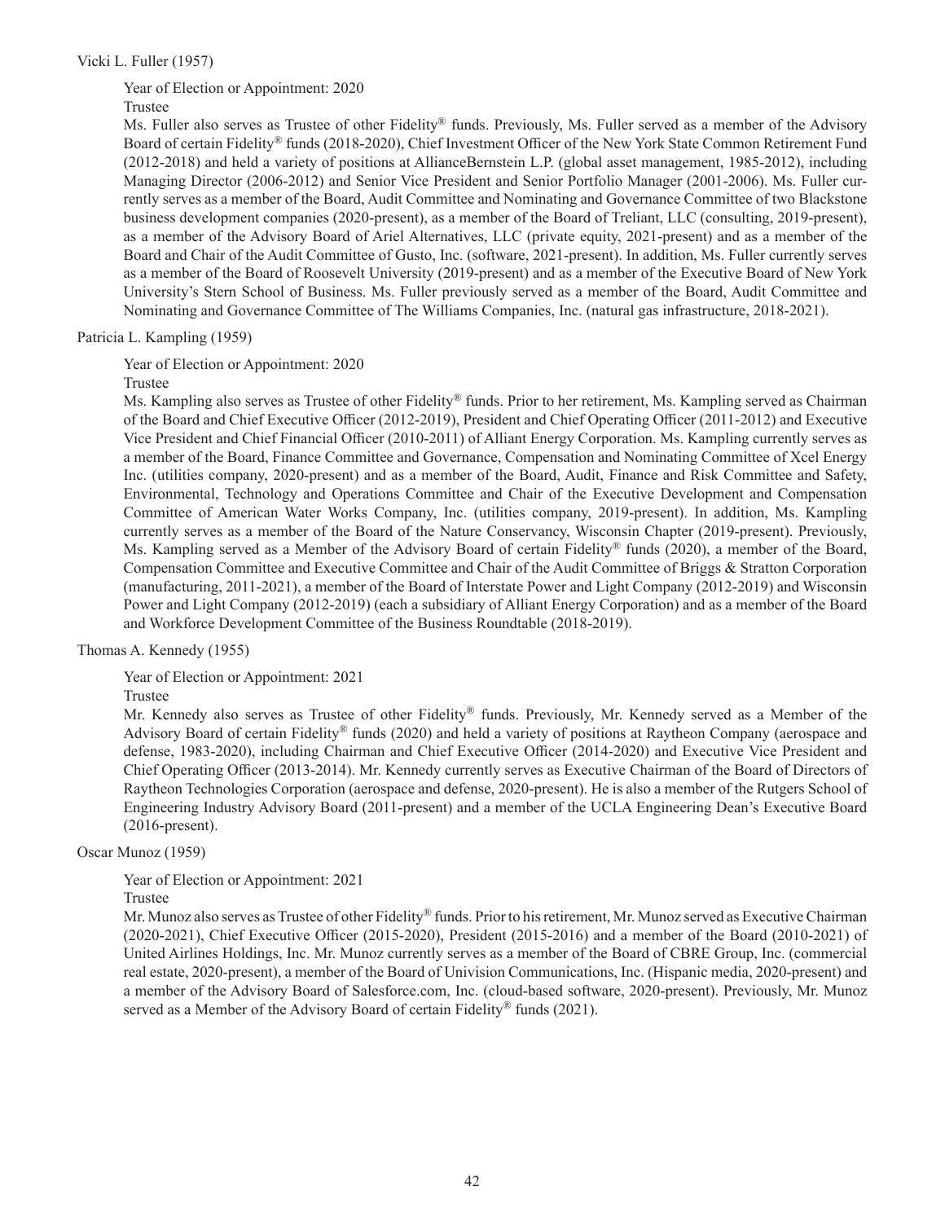Vicki L. Fuller (1957)

Year of Election or Appointment: 2020

Trustee

Ms. Fuller also serves as Trustee of other Fidelity® funds. Previously, Ms. Fuller served as a member of the Advisory Board of certain Fidelity® funds (2018-2020), Chief Investment Officer of the New York State Common Retirement Fund (2012-2018) and held a variety of positions at AllianceBernstein L.P. (global asset management, 1985-2012), including Managing Director (2006-2012) and Senior Vice President and Senior Portfolio Manager (2001-2006). Ms. Fuller currently serves as a member of the Board, Audit Committee and Nominating and Governance Committee of two Blackstone business development companies (2020-present), as a member of the Board of Treliant, LLC (consulting, 2019-present), as a member of the Advisory Board of Ariel Alternatives, LLC (private equity, 2021-present) and as a member of the Board and Chair of the Audit Committee of Gusto, Inc. (software, 2021-present). In addition, Ms. Fuller currently serves as a member of the Board of Roosevelt University (2019-present) and as a member of the Executive Board of New York University's Stern School of Business. Ms. Fuller previously served as a member of the Board, Audit Committee and Nominating and Governance Committee of The Williams Companies, Inc. (natural gas infrastructure, 2018-2021).

Patricia L. Kampling (1959)

Year of Election or Appointment: 2020

Trustee

Ms. Kampling also serves as Trustee of other Fidelity® funds. Prior to her retirement, Ms. Kampling served as Chairman of the Board and Chief Executive Officer (2012-2019), President and Chief Operating Officer (2011-2012) and Executive Vice President and Chief Financial Officer (2010-2011) of Alliant Energy Corporation. Ms. Kampling currently serves as a member of the Board, Finance Committee and Governance, Compensation and Nominating Committee of Xcel Energy Inc. (utilities company, 2020-present) and as a member of the Board, Audit, Finance and Risk Committee and Safety, Environmental, Technology and Operations Committee and Chair of the Executive Development and Compensation Committee of American Water Works Company, Inc. (utilities company, 2019-present). In addition, Ms. Kampling currently serves as a member of the Board of the Nature Conservancy, Wisconsin Chapter (2019-present). Previously, Ms. Kampling served as a Member of the Advisory Board of certain Fidelity® funds (2020), a member of the Board, Compensation Committee and Executive Committee and Chair of the Audit Committee of Briggs & Stratton Corporation (manufacturing, 2011-2021), a member of the Board of Interstate Power and Light Company (2012-2019) and Wisconsin Power and Light Company (2012-2019) (each a subsidiary of Alliant Energy Corporation) and as a member of the Board and Workforce Development Committee of the Business Roundtable (2018-2019).

Thomas A. Kennedy (1955)

Year of Election or Appointment: 2021

Trustee

Mr. Kennedy also serves as Trustee of other Fidelity® funds. Previously, Mr. Kennedy served as a Member of the Advisory Board of certain Fidelity® funds (2020) and held a variety of positions at Raytheon Company (aerospace and defense, 1983-2020), including Chairman and Chief Executive Officer (2014-2020) and Executive Vice President and Chief Operating Officer (2013-2014). Mr. Kennedy currently serves as Executive Chairman of the Board of Directors of Raytheon Technologies Corporation (aerospace and defense, 2020-present). He is also a member of the Rutgers School of Engineering Industry Advisory Board (2011-present) and a member of the UCLA Engineering Dean's Executive Board (2016-present).

Oscar Munoz (1959)

Year of Election or Appointment: 2021

Trustee

Mr. Munoz also serves as Trustee of other Fidelity® funds. Prior to his retirement, Mr. Munoz served as Executive Chairman (2020-2021), Chief Executive Officer (2015-2020), President (2015-2016) and a member of the Board (2010-2021) of United Airlines Holdings, Inc. Mr. Munoz currently serves as a member of the Board of CBRE Group, Inc. (commercial real estate, 2020-present), a member of the Board of Univision Communications, Inc. (Hispanic media, 2020-present) and a member of the Advisory Board of Salesforce.com, Inc. (cloud-based software, 2020-present). Previously, Mr. Munoz served as a Member of the Advisory Board of certain Fidelity® funds (2021).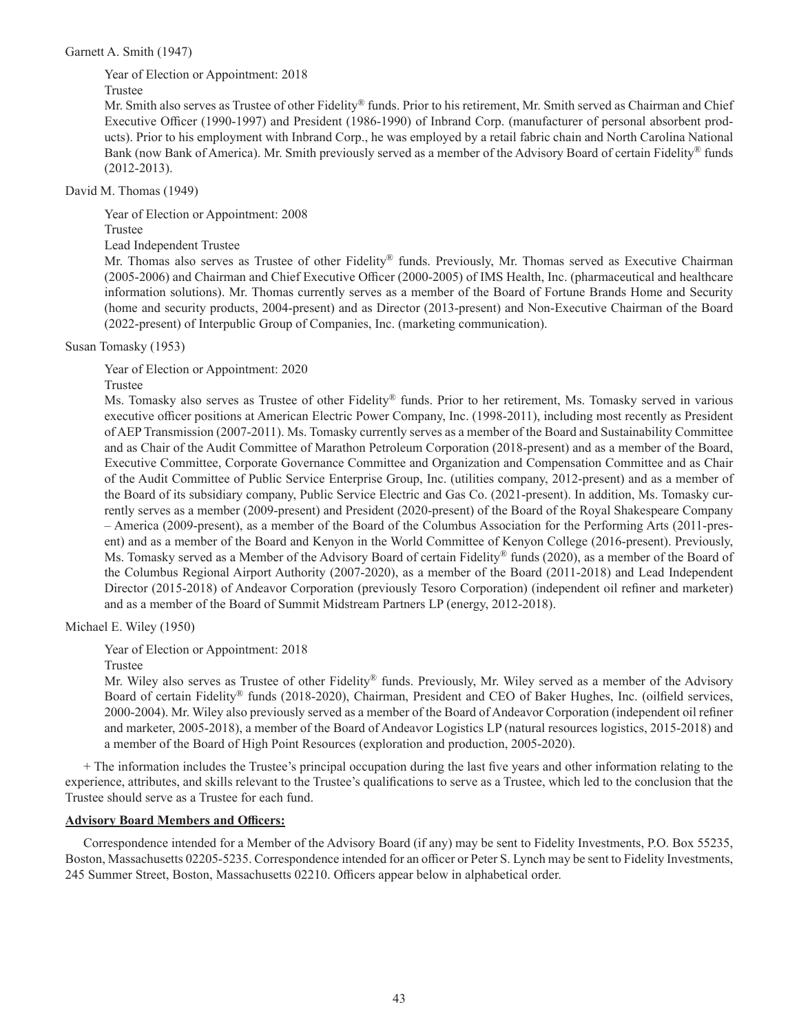Garnett A. Smith (1947)

Year of Election or Appointment: 2018

Trustee

Mr. Smith also serves as Trustee of other Fidelity® funds. Prior to his retirement, Mr. Smith served as Chairman and Chief Executive Officer (1990-1997) and President (1986-1990) of Inbrand Corp. (manufacturer of personal absorbent products). Prior to his employment with Inbrand Corp., he was employed by a retail fabric chain and North Carolina National Bank (now Bank of America). Mr. Smith previously served as a member of the Advisory Board of certain Fidelity® funds (2012-2013).

David M. Thomas (1949)

Year of Election or Appointment: 2008

Trustee

Lead Independent Trustee

Mr. Thomas also serves as Trustee of other Fidelity® funds. Previously, Mr. Thomas served as Executive Chairman (2005-2006) and Chairman and Chief Executive Officer (2000-2005) of IMS Health, Inc. (pharmaceutical and healthcare information solutions). Mr. Thomas currently serves as a member of the Board of Fortune Brands Home and Security (home and security products, 2004-present) and as Director (2013-present) and Non-Executive Chairman of the Board (2022-present) of Interpublic Group of Companies, Inc. (marketing communication).

Susan Tomasky (1953)

Year of Election or Appointment: 2020

Trustee

Ms. Tomasky also serves as Trustee of other Fidelity® funds. Prior to her retirement, Ms. Tomasky served in various executive officer positions at American Electric Power Company, Inc. (1998-2011), including most recently as President of AEP Transmission (2007-2011). Ms. Tomasky currently serves as a member of the Board and Sustainability Committee and as Chair of the Audit Committee of Marathon Petroleum Corporation (2018-present) and as a member of the Board, Executive Committee, Corporate Governance Committee and Organization and Compensation Committee and as Chair of the Audit Committee of Public Service Enterprise Group, Inc. (utilities company, 2012-present) and as a member of the Board of its subsidiary company, Public Service Electric and Gas Co. (2021-present). In addition, Ms. Tomasky currently serves as a member (2009-present) and President (2020-present) of the Board of the Royal Shakespeare Company – America (2009-present), as a member of the Board of the Columbus Association for the Performing Arts (2011-present) and as a member of the Board and Kenyon in the World Committee of Kenyon College (2016-present). Previously, Ms. Tomasky served as a Member of the Advisory Board of certain Fidelity® funds (2020), as a member of the Board of the Columbus Regional Airport Authority (2007-2020), as a member of the Board (2011-2018) and Lead Independent Director (2015-2018) of Andeavor Corporation (previously Tesoro Corporation) (independent oil refiner and marketer) and as a member of the Board of Summit Midstream Partners LP (energy, 2012-2018).

Michael E. Wiley (1950)

Year of Election or Appointment: 2018

Trustee

Mr. Wiley also serves as Trustee of other Fidelity® funds. Previously, Mr. Wiley served as a member of the Advisory Board of certain Fidelity® funds (2018-2020), Chairman, President and CEO of Baker Hughes, Inc. (oilfield services, 2000-2004). Mr. Wiley also previously served as a member of the Board of Andeavor Corporation (independent oil refiner and marketer, 2005-2018), a member of the Board of Andeavor Logistics LP (natural resources logistics, 2015-2018) and a member of the Board of High Point Resources (exploration and production, 2005-2020).

+ The information includes the Trustee's principal occupation during the last five years and other information relating to the experience, attributes, and skills relevant to the Trustee's qualifications to serve as a Trustee, which led to the conclusion that the Trustee should serve as a Trustee for each fund.

**Advisory Board Members and Officers:**

Correspondence intended for a Member of the Advisory Board (if any) may be sent to Fidelity Investments, P.O. Box 55235, Boston, Massachusetts 02205-5235. Correspondence intended for an officer or Peter S. Lynch may be sent to Fidelity Investments, 245 Summer Street, Boston, Massachusetts 02210. Officers appear below in alphabetical order.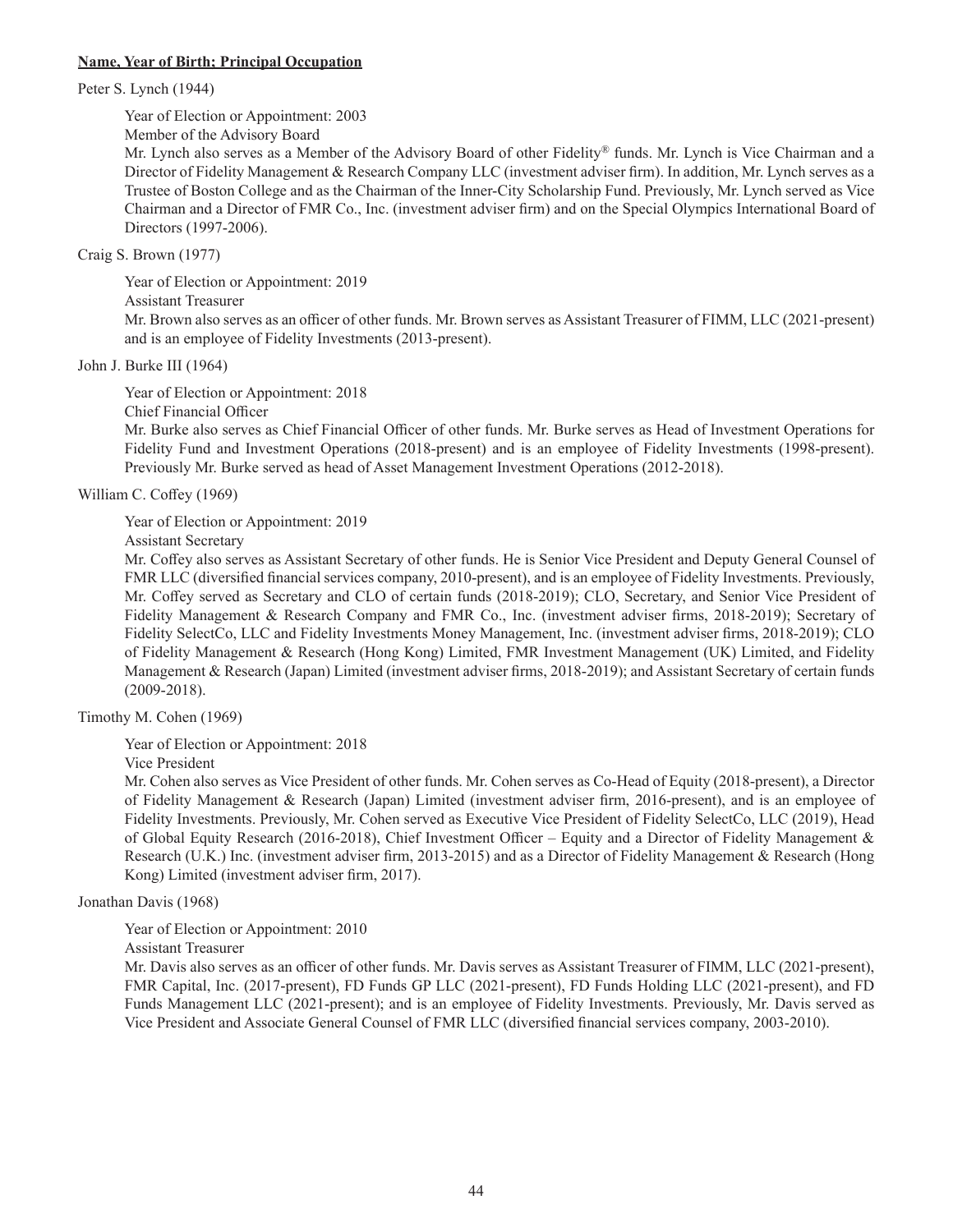**Name, Year of Birth; Principal Occupation**

Peter S. Lynch (1944)

Year of Election or Appointment: 2003

Member of the Advisory Board

Mr. Lynch also serves as a Member of the Advisory Board of other Fidelity® funds. Mr. Lynch is Vice Chairman and a Director of Fidelity Management & Research Company LLC (investment adviser firm). In addition, Mr. Lynch serves as a Trustee of Boston College and as the Chairman of the Inner-City Scholarship Fund. Previously, Mr. Lynch served as Vice Chairman and a Director of FMR Co., Inc. (investment adviser firm) and on the Special Olympics International Board of Directors (1997-2006).

Craig S. Brown (1977)

Year of Election or Appointment: 2019

Assistant Treasurer

Mr. Brown also serves as an officer of other funds. Mr. Brown serves as Assistant Treasurer of FIMM, LLC (2021-present) and is an employee of Fidelity Investments (2013-present).

John J. Burke III (1964)

Year of Election or Appointment: 2018

Chief Financial Officer

Mr. Burke also serves as Chief Financial Officer of other funds. Mr. Burke serves as Head of Investment Operations for Fidelity Fund and Investment Operations (2018-present) and is an employee of Fidelity Investments (1998-present). Previously Mr. Burke served as head of Asset Management Investment Operations (2012-2018).

William C. Coffey (1969)

Year of Election or Appointment: 2019

Assistant Secretary

Mr. Coffey also serves as Assistant Secretary of other funds. He is Senior Vice President and Deputy General Counsel of FMR LLC (diversified financial services company, 2010-present), and is an employee of Fidelity Investments. Previously, Mr. Coffey served as Secretary and CLO of certain funds (2018-2019); CLO, Secretary, and Senior Vice President of Fidelity Management & Research Company and FMR Co., Inc. (investment adviser firms, 2018-2019); Secretary of Fidelity SelectCo, LLC and Fidelity Investments Money Management, Inc. (investment adviser firms, 2018-2019); CLO of Fidelity Management & Research (Hong Kong) Limited, FMR Investment Management (UK) Limited, and Fidelity Management & Research (Japan) Limited (investment adviser firms, 2018-2019); and Assistant Secretary of certain funds (2009-2018).

Timothy M. Cohen (1969)

Year of Election or Appointment: 2018

Vice President

Mr. Cohen also serves as Vice President of other funds. Mr. Cohen serves as Co-Head of Equity (2018-present), a Director of Fidelity Management & Research (Japan) Limited (investment adviser firm, 2016-present), and is an employee of Fidelity Investments. Previously, Mr. Cohen served as Executive Vice President of Fidelity SelectCo, LLC (2019), Head of Global Equity Research (2016-2018), Chief Investment Officer – Equity and a Director of Fidelity Management & Research (U.K.) Inc. (investment adviser firm, 2013-2015) and as a Director of Fidelity Management & Research (Hong Kong) Limited (investment adviser firm, 2017).

Jonathan Davis (1968)

Year of Election or Appointment: 2010

Assistant Treasurer

Mr. Davis also serves as an officer of other funds. Mr. Davis serves as Assistant Treasurer of FIMM, LLC (2021-present), FMR Capital, Inc. (2017-present), FD Funds GP LLC (2021-present), FD Funds Holding LLC (2021-present), and FD Funds Management LLC (2021-present); and is an employee of Fidelity Investments. Previously, Mr. Davis served as Vice President and Associate General Counsel of FMR LLC (diversified financial services company, 2003-2010).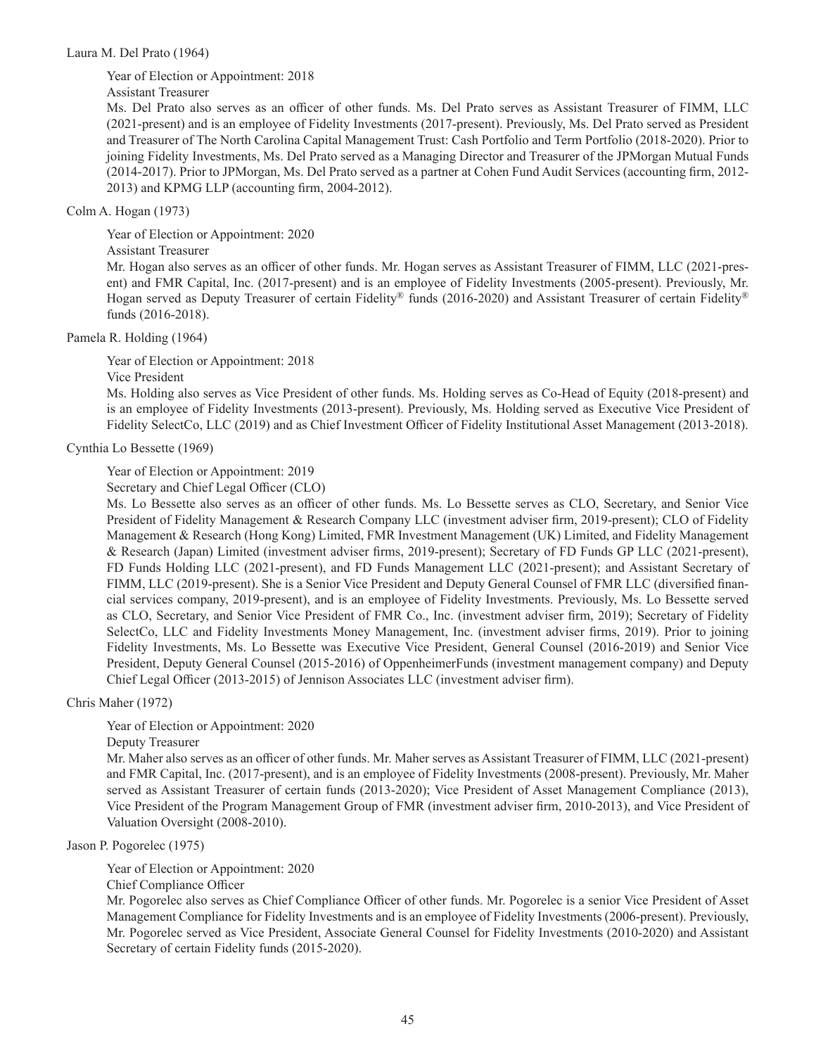Laura M. Del Prato (1964)

Year of Election or Appointment: 2018

Assistant Treasurer

Ms. Del Prato also serves as an officer of other funds. Ms. Del Prato serves as Assistant Treasurer of FIMM, LLC (2021-present) and is an employee of Fidelity Investments (2017-present). Previously, Ms. Del Prato served as President and Treasurer of The North Carolina Capital Management Trust: Cash Portfolio and Term Portfolio (2018-2020). Prior to joining Fidelity Investments, Ms. Del Prato served as a Managing Director and Treasurer of the JPMorgan Mutual Funds (2014-2017). Prior to JPMorgan, Ms. Del Prato served as a partner at Cohen Fund Audit Services (accounting firm, 2012-2013) and KPMG LLP (accounting firm, 2004-2012).

Colm A. Hogan (1973)

Year of Election or Appointment: 2020

Assistant Treasurer

Mr. Hogan also serves as an officer of other funds. Mr. Hogan serves as Assistant Treasurer of FIMM, LLC (2021-present) and FMR Capital, Inc. (2017-present) and is an employee of Fidelity Investments (2005-present). Previously, Mr. Hogan served as Deputy Treasurer of certain Fidelity® funds (2016-2020) and Assistant Treasurer of certain Fidelity® funds (2016-2018).

Pamela R. Holding (1964)

Year of Election or Appointment: 2018

Vice President

Ms. Holding also serves as Vice President of other funds. Ms. Holding serves as Co-Head of Equity (2018-present) and is an employee of Fidelity Investments (2013-present). Previously, Ms. Holding served as Executive Vice President of Fidelity SelectCo, LLC (2019) and as Chief Investment Officer of Fidelity Institutional Asset Management (2013-2018).

Cynthia Lo Bessette (1969)

Year of Election or Appointment: 2019

Secretary and Chief Legal Officer (CLO)

Ms. Lo Bessette also serves as an officer of other funds. Ms. Lo Bessette serves as CLO, Secretary, and Senior Vice President of Fidelity Management & Research Company LLC (investment adviser firm, 2019-present); CLO of Fidelity Management & Research (Hong Kong) Limited, FMR Investment Management (UK) Limited, and Fidelity Management & Research (Japan) Limited (investment adviser firms, 2019-present); Secretary of FD Funds GP LLC (2021-present), FD Funds Holding LLC (2021-present), and FD Funds Management LLC (2021-present); and Assistant Secretary of FIMM, LLC (2019-present). She is a Senior Vice President and Deputy General Counsel of FMR LLC (diversified financial services company, 2019-present), and is an employee of Fidelity Investments. Previously, Ms. Lo Bessette served as CLO, Secretary, and Senior Vice President of FMR Co., Inc. (investment adviser firm, 2019); Secretary of Fidelity SelectCo, LLC and Fidelity Investments Money Management, Inc. (investment adviser firms, 2019). Prior to joining Fidelity Investments, Ms. Lo Bessette was Executive Vice President, General Counsel (2016-2019) and Senior Vice President, Deputy General Counsel (2015-2016) of OppenheimerFunds (investment management company) and Deputy Chief Legal Officer (2013-2015) of Jennison Associates LLC (investment adviser firm).

Chris Maher (1972)

Year of Election or Appointment: 2020

Deputy Treasurer

Mr. Maher also serves as an officer of other funds. Mr. Maher serves as Assistant Treasurer of FIMM, LLC (2021-present) and FMR Capital, Inc. (2017-present), and is an employee of Fidelity Investments (2008-present). Previously, Mr. Maher served as Assistant Treasurer of certain funds (2013-2020); Vice President of Asset Management Compliance (2013), Vice President of the Program Management Group of FMR (investment adviser firm, 2010-2013), and Vice President of Valuation Oversight (2008-2010).

Jason P. Pogorelec (1975)

Year of Election or Appointment: 2020

Chief Compliance Officer

Mr. Pogorelec also serves as Chief Compliance Officer of other funds. Mr. Pogorelec is a senior Vice President of Asset Management Compliance for Fidelity Investments and is an employee of Fidelity Investments (2006-present). Previously, Mr. Pogorelec served as Vice President, Associate General Counsel for Fidelity Investments (2010-2020) and Assistant Secretary of certain Fidelity funds (2015-2020).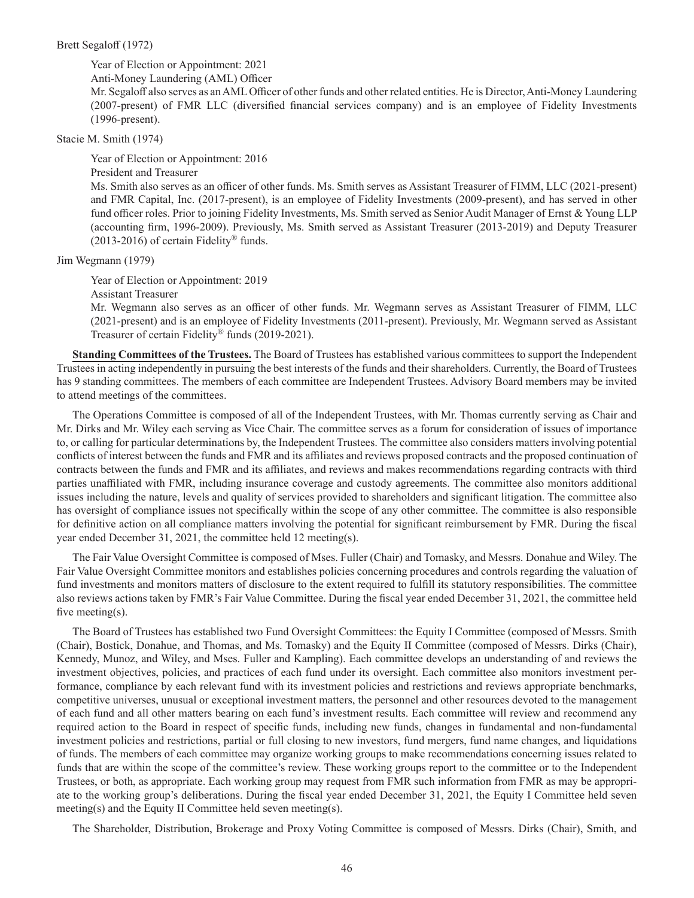Brett Segaloff (1972)

Year of Election or Appointment: 2021

Anti-Money Laundering (AML) Officer

Mr. Segaloff also serves as an AML Officer of other funds and other related entities. He is Director, Anti-Money Laundering (2007-present) of FMR LLC (diversified financial services company) and is an employee of Fidelity Investments (1996-present).

Stacie M. Smith (1974)

Year of Election or Appointment: 2016

President and Treasurer

Ms. Smith also serves as an officer of other funds. Ms. Smith serves as Assistant Treasurer of FIMM, LLC (2021-present) and FMR Capital, Inc. (2017-present), is an employee of Fidelity Investments (2009-present), and has served in other fund officer roles. Prior to joining Fidelity Investments, Ms. Smith served as Senior Audit Manager of Ernst & Young LLP (accounting firm, 1996-2009). Previously, Ms. Smith served as Assistant Treasurer (2013-2019) and Deputy Treasurer (2013-2016) of certain Fidelity® funds.

Jim Wegmann (1979)

Year of Election or Appointment: 2019

Assistant Treasurer

Mr. Wegmann also serves as an officer of other funds. Mr. Wegmann serves as Assistant Treasurer of FIMM, LLC (2021-present) and is an employee of Fidelity Investments (2011-present). Previously, Mr. Wegmann served as Assistant Treasurer of certain Fidelity® funds (2019-2021).

**Standing Committees of the Trustees.** The Board of Trustees has established various committees to support the Independent Trustees in acting independently in pursuing the best interests of the funds and their shareholders. Currently, the Board of Trustees has 9 standing committees. The members of each committee are Independent Trustees. Advisory Board members may be invited to attend meetings of the committees.

The Operations Committee is composed of all of the Independent Trustees, with Mr. Thomas currently serving as Chair and Mr. Dirks and Mr. Wiley each serving as Vice Chair. The committee serves as a forum for consideration of issues of importance to, or calling for particular determinations by, the Independent Trustees. The committee also considers matters involving potential conflicts of interest between the funds and FMR and its affiliates and reviews proposed contracts and the proposed continuation of contracts between the funds and FMR and its affiliates, and reviews and makes recommendations regarding contracts with third parties unaffiliated with FMR, including insurance coverage and custody agreements. The committee also monitors additional issues including the nature, levels and quality of services provided to shareholders and significant litigation. The committee also has oversight of compliance issues not specifically within the scope of any other committee. The committee is also responsible for definitive action on all compliance matters involving the potential for significant reimbursement by FMR. During the fiscal year ended December 31, 2021, the committee held 12 meeting(s).

The Fair Value Oversight Committee is composed of Mses. Fuller (Chair) and Tomasky, and Messrs. Donahue and Wiley. The Fair Value Oversight Committee monitors and establishes policies concerning procedures and controls regarding the valuation of fund investments and monitors matters of disclosure to the extent required to fulfill its statutory responsibilities. The committee also reviews actions taken by FMR's Fair Value Committee. During the fiscal year ended December 31, 2021, the committee held five meeting(s).

The Board of Trustees has established two Fund Oversight Committees: the Equity I Committee (composed of Messrs. Smith (Chair), Bostick, Donahue, and Thomas, and Ms. Tomasky) and the Equity II Committee (composed of Messrs. Dirks (Chair), Kennedy, Munoz, and Wiley, and Mses. Fuller and Kampling). Each committee develops an understanding of and reviews the investment objectives, policies, and practices of each fund under its oversight. Each committee also monitors investment performance, compliance by each relevant fund with its investment policies and restrictions and reviews appropriate benchmarks, competitive universes, unusual or exceptional investment matters, the personnel and other resources devoted to the management of each fund and all other matters bearing on each fund's investment results. Each committee will review and recommend any required action to the Board in respect of specific funds, including new funds, changes in fundamental and non-fundamental investment policies and restrictions, partial or full closing to new investors, fund mergers, fund name changes, and liquidations of funds. The members of each committee may organize working groups to make recommendations concerning issues related to funds that are within the scope of the committee's review. These working groups report to the committee or to the Independent Trustees, or both, as appropriate. Each working group may request from FMR such information from FMR as may be appropriate to the working group's deliberations. During the fiscal year ended December 31, 2021, the Equity I Committee held seven meeting(s) and the Equity II Committee held seven meeting(s).

The Shareholder, Distribution, Brokerage and Proxy Voting Committee is composed of Messrs. Dirks (Chair), Smith, and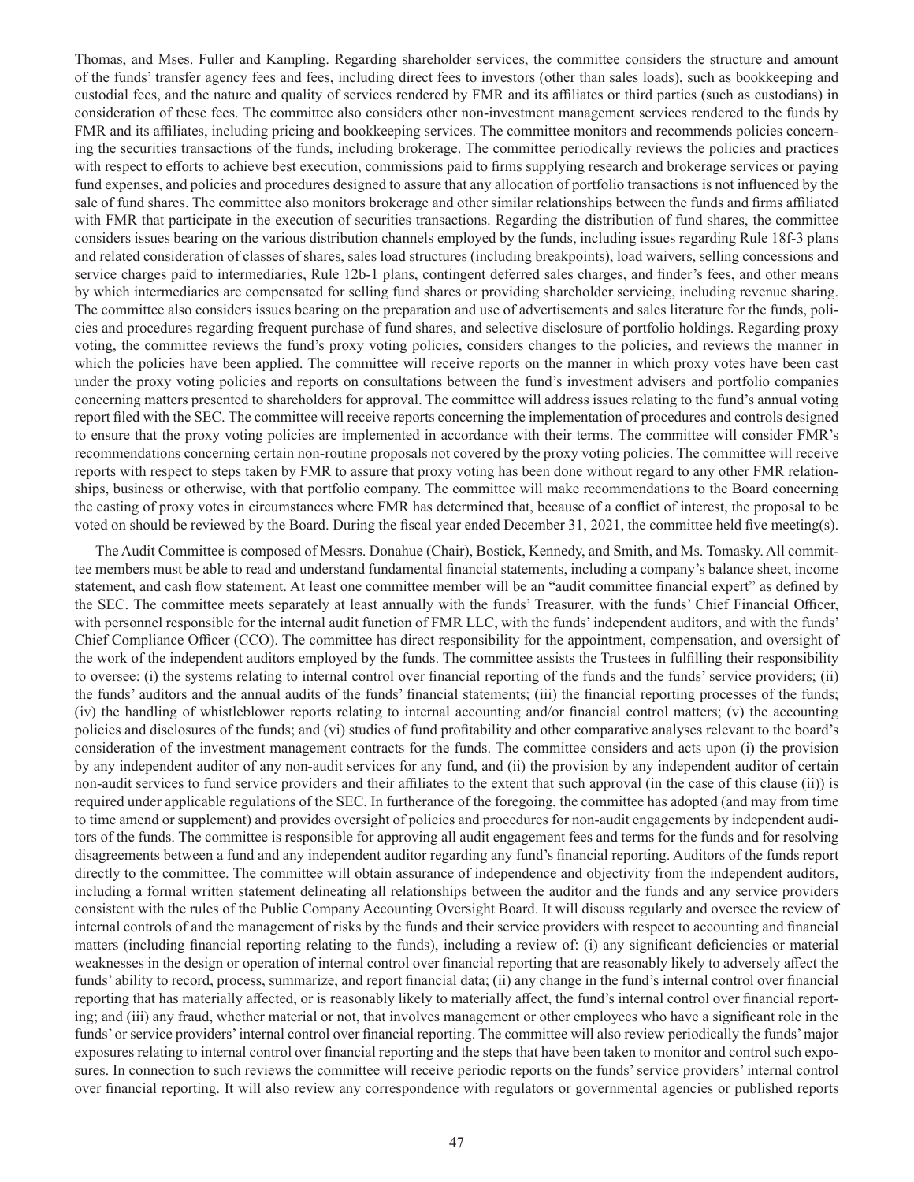Thomas, and Mses. Fuller and Kampling. Regarding shareholder services, the committee considers the structure and amount of the funds' transfer agency fees and fees, including direct fees to investors (other than sales loads), such as bookkeeping and custodial fees, and the nature and quality of services rendered by FMR and its affiliates or third parties (such as custodians) in consideration of these fees. The committee also considers other non-investment management services rendered to the funds by FMR and its affiliates, including pricing and bookkeeping services. The committee monitors and recommends policies concerning the securities transactions of the funds, including brokerage. The committee periodically reviews the policies and practices with respect to efforts to achieve best execution, commissions paid to firms supplying research and brokerage services or paying fund expenses, and policies and procedures designed to assure that any allocation of portfolio transactions is not influenced by the sale of fund shares. The committee also monitors brokerage and other similar relationships between the funds and firms affiliated with FMR that participate in the execution of securities transactions. Regarding the distribution of fund shares, the committee considers issues bearing on the various distribution channels employed by the funds, including issues regarding Rule 18f-3 plans and related consideration of classes of shares, sales load structures (including breakpoints), load waivers, selling concessions and service charges paid to intermediaries, Rule 12b-1 plans, contingent deferred sales charges, and finder's fees, and other means by which intermediaries are compensated for selling fund shares or providing shareholder servicing, including revenue sharing. The committee also considers issues bearing on the preparation and use of advertisements and sales literature for the funds, policies and procedures regarding frequent purchase of fund shares, and selective disclosure of portfolio holdings. Regarding proxy voting, the committee reviews the fund's proxy voting policies, considers changes to the policies, and reviews the manner in which the policies have been applied. The committee will receive reports on the manner in which proxy votes have been cast under the proxy voting policies and reports on consultations between the fund's investment advisers and portfolio companies concerning matters presented to shareholders for approval. The committee will address issues relating to the fund's annual voting report filed with the SEC. The committee will receive reports concerning the implementation of procedures and controls designed to ensure that the proxy voting policies are implemented in accordance with their terms. The committee will consider FMR's recommendations concerning certain non-routine proposals not covered by the proxy voting policies. The committee will receive reports with respect to steps taken by FMR to assure that proxy voting has been done without regard to any other FMR relationships, business or otherwise, with that portfolio company. The committee will make recommendations to the Board concerning the casting of proxy votes in circumstances where FMR has determined that, because of a conflict of interest, the proposal to be voted on should be reviewed by the Board. During the fiscal year ended December 31, 2021, the committee held five meeting(s).

The Audit Committee is composed of Messrs. Donahue (Chair), Bostick, Kennedy, and Smith, and Ms. Tomasky. All committee members must be able to read and understand fundamental financial statements, including a company's balance sheet, income statement, and cash flow statement. At least one committee member will be an "audit committee financial expert" as defined by the SEC. The committee meets separately at least annually with the funds' Treasurer, with the funds' Chief Financial Officer, with personnel responsible for the internal audit function of FMR LLC, with the funds' independent auditors, and with the funds' Chief Compliance Officer (CCO). The committee has direct responsibility for the appointment, compensation, and oversight of the work of the independent auditors employed by the funds. The committee assists the Trustees in fulfilling their responsibility to oversee: (i) the systems relating to internal control over financial reporting of the funds and the funds' service providers; (ii) the funds' auditors and the annual audits of the funds' financial statements; (iii) the financial reporting processes of the funds; (iv) the handling of whistleblower reports relating to internal accounting and/or financial control matters; (v) the accounting policies and disclosures of the funds; and (vi) studies of fund profitability and other comparative analyses relevant to the board's consideration of the investment management contracts for the funds. The committee considers and acts upon (i) the provision by any independent auditor of any non-audit services for any fund, and (ii) the provision by any independent auditor of certain non-audit services to fund service providers and their affiliates to the extent that such approval (in the case of this clause (ii)) is required under applicable regulations of the SEC. In furtherance of the foregoing, the committee has adopted (and may from time to time amend or supplement) and provides oversight of policies and procedures for non-audit engagements by independent auditors of the funds. The committee is responsible for approving all audit engagement fees and terms for the funds and for resolving disagreements between a fund and any independent auditor regarding any fund's financial reporting. Auditors of the funds report directly to the committee. The committee will obtain assurance of independence and objectivity from the independent auditors, including a formal written statement delineating all relationships between the auditor and the funds and any service providers consistent with the rules of the Public Company Accounting Oversight Board. It will discuss regularly and oversee the review of internal controls of and the management of risks by the funds and their service providers with respect to accounting and financial matters (including financial reporting relating to the funds), including a review of: (i) any significant deficiencies or material weaknesses in the design or operation of internal control over financial reporting that are reasonably likely to adversely affect the funds' ability to record, process, summarize, and report financial data; (ii) any change in the fund's internal control over financial reporting that has materially affected, or is reasonably likely to materially affect, the fund's internal control over financial reporting; and (iii) any fraud, whether material or not, that involves management or other employees who have a significant role in the funds' or service providers' internal control over financial reporting. The committee will also review periodically the funds' major exposures relating to internal control over financial reporting and the steps that have been taken to monitor and control such exposures. In connection to such reviews the committee will receive periodic reports on the funds' service providers' internal control over financial reporting. It will also review any correspondence with regulators or governmental agencies or published reports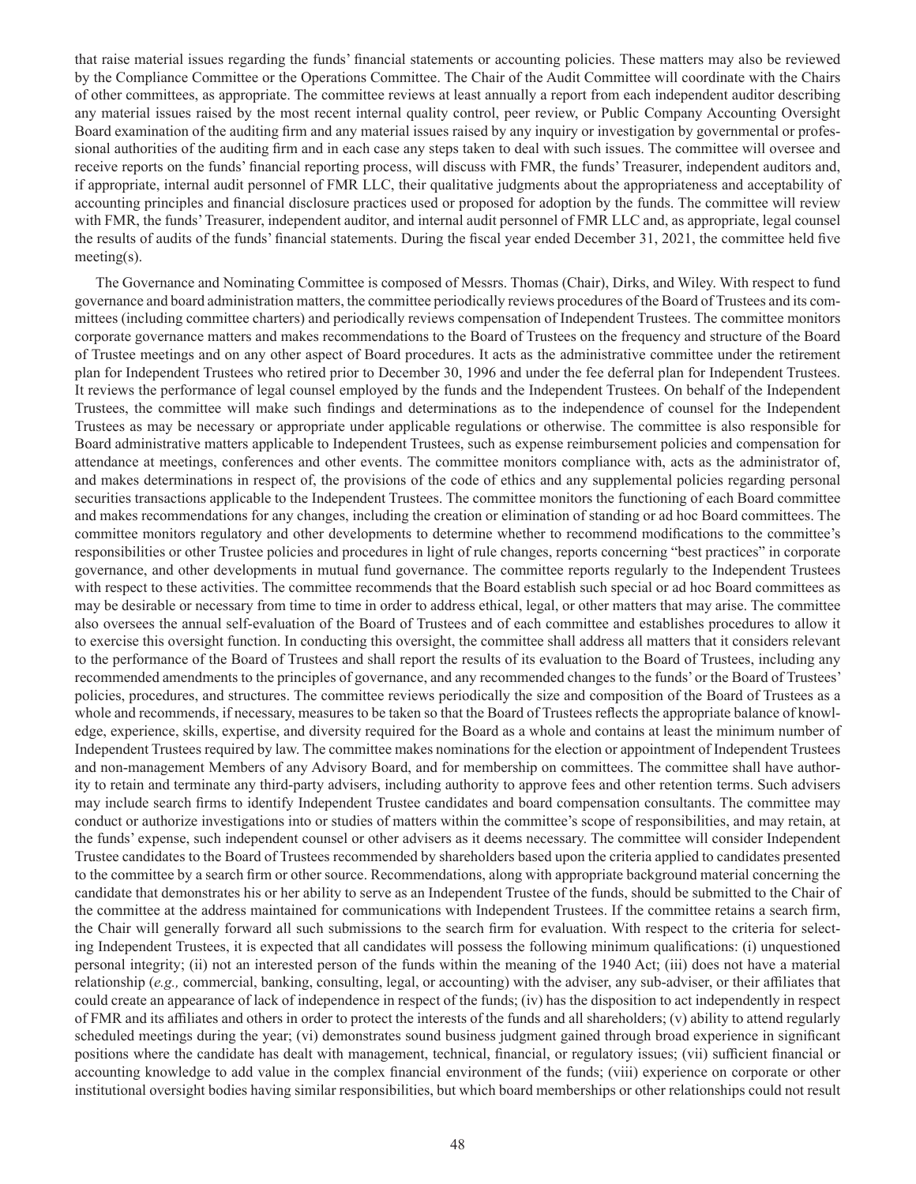that raise material issues regarding the funds' financial statements or accounting policies. These matters may also be reviewed by the Compliance Committee or the Operations Committee. The Chair of the Audit Committee will coordinate with the Chairs of other committees, as appropriate. The committee reviews at least annually a report from each independent auditor describing any material issues raised by the most recent internal quality control, peer review, or Public Company Accounting Oversight Board examination of the auditing firm and any material issues raised by any inquiry or investigation by governmental or professional authorities of the auditing firm and in each case any steps taken to deal with such issues. The committee will oversee and receive reports on the funds' financial reporting process, will discuss with FMR, the funds' Treasurer, independent auditors and, if appropriate, internal audit personnel of FMR LLC, their qualitative judgments about the appropriateness and acceptability of accounting principles and financial disclosure practices used or proposed for adoption by the funds. The committee will review with FMR, the funds' Treasurer, independent auditor, and internal audit personnel of FMR LLC and, as appropriate, legal counsel the results of audits of the funds' financial statements. During the fiscal year ended December 31, 2021, the committee held five meeting(s).

The Governance and Nominating Committee is composed of Messrs. Thomas (Chair), Dirks, and Wiley. With respect to fund governance and board administration matters, the committee periodically reviews procedures of the Board of Trustees and its committees (including committee charters) and periodically reviews compensation of Independent Trustees. The committee monitors corporate governance matters and makes recommendations to the Board of Trustees on the frequency and structure of the Board of Trustee meetings and on any other aspect of Board procedures. It acts as the administrative committee under the retirement plan for Independent Trustees who retired prior to December 30, 1996 and under the fee deferral plan for Independent Trustees. It reviews the performance of legal counsel employed by the funds and the Independent Trustees. On behalf of the Independent Trustees, the committee will make such findings and determinations as to the independence of counsel for the Independent Trustees as may be necessary or appropriate under applicable regulations or otherwise. The committee is also responsible for Board administrative matters applicable to Independent Trustees, such as expense reimbursement policies and compensation for attendance at meetings, conferences and other events. The committee monitors compliance with, acts as the administrator of, and makes determinations in respect of, the provisions of the code of ethics and any supplemental policies regarding personal securities transactions applicable to the Independent Trustees. The committee monitors the functioning of each Board committee and makes recommendations for any changes, including the creation or elimination of standing or ad hoc Board committees. The committee monitors regulatory and other developments to determine whether to recommend modifications to the committee's responsibilities or other Trustee policies and procedures in light of rule changes, reports concerning "best practices" in corporate governance, and other developments in mutual fund governance. The committee reports regularly to the Independent Trustees with respect to these activities. The committee recommends that the Board establish such special or ad hoc Board committees as may be desirable or necessary from time to time in order to address ethical, legal, or other matters that may arise. The committee also oversees the annual self-evaluation of the Board of Trustees and of each committee and establishes procedures to allow it to exercise this oversight function. In conducting this oversight, the committee shall address all matters that it considers relevant to the performance of the Board of Trustees and shall report the results of its evaluation to the Board of Trustees, including any recommended amendments to the principles of governance, and any recommended changes to the funds' or the Board of Trustees' policies, procedures, and structures. The committee reviews periodically the size and composition of the Board of Trustees as a whole and recommends, if necessary, measures to be taken so that the Board of Trustees reflects the appropriate balance of knowledge, experience, skills, expertise, and diversity required for the Board as a whole and contains at least the minimum number of Independent Trustees required by law. The committee makes nominations for the election or appointment of Independent Trustees and non-management Members of any Advisory Board, and for membership on committees. The committee shall have authority to retain and terminate any third-party advisers, including authority to approve fees and other retention terms. Such advisers may include search firms to identify Independent Trustee candidates and board compensation consultants. The committee may conduct or authorize investigations into or studies of matters within the committee's scope of responsibilities, and may retain, at the funds' expense, such independent counsel or other advisers as it deems necessary. The committee will consider Independent Trustee candidates to the Board of Trustees recommended by shareholders based upon the criteria applied to candidates presented to the committee by a search firm or other source. Recommendations, along with appropriate background material concerning the candidate that demonstrates his or her ability to serve as an Independent Trustee of the funds, should be submitted to the Chair of the committee at the address maintained for communications with Independent Trustees. If the committee retains a search firm, the Chair will generally forward all such submissions to the search firm for evaluation. With respect to the criteria for selecting Independent Trustees, it is expected that all candidates will possess the following minimum qualifications: (i) unquestioned personal integrity; (ii) not an interested person of the funds within the meaning of the 1940 Act; (iii) does not have a material relationship (*e.g.,* commercial, banking, consulting, legal, or accounting) with the adviser, any sub-adviser, or their affiliates that could create an appearance of lack of independence in respect of the funds; (iv) has the disposition to act independently in respect of FMR and its affiliates and others in order to protect the interests of the funds and all shareholders; (v) ability to attend regularly scheduled meetings during the year; (vi) demonstrates sound business judgment gained through broad experience in significant positions where the candidate has dealt with management, technical, financial, or regulatory issues; (vii) sufficient financial or accounting knowledge to add value in the complex financial environment of the funds; (viii) experience on corporate or other institutional oversight bodies having similar responsibilities, but which board memberships or other relationships could not result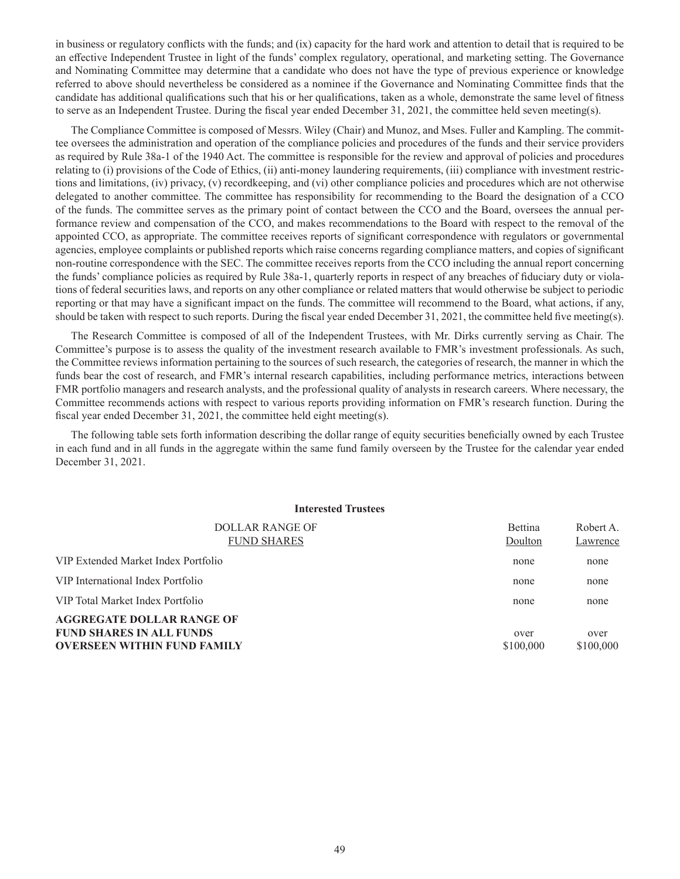in business or regulatory conflicts with the funds; and (ix) capacity for the hard work and attention to detail that is required to be an effective Independent Trustee in light of the funds' complex regulatory, operational, and marketing setting. The Governance and Nominating Committee may determine that a candidate who does not have the type of previous experience or knowledge referred to above should nevertheless be considered as a nominee if the Governance and Nominating Committee finds that the candidate has additional qualifications such that his or her qualifications, taken as a whole, demonstrate the same level of fitness to serve as an Independent Trustee. During the fiscal year ended December 31, 2021, the committee held seven meeting(s).

The Compliance Committee is composed of Messrs. Wiley (Chair) and Munoz, and Mses. Fuller and Kampling. The committee oversees the administration and operation of the compliance policies and procedures of the funds and their service providers as required by Rule 38a-1 of the 1940 Act. The committee is responsible for the review and approval of policies and procedures relating to (i) provisions of the Code of Ethics, (ii) anti-money laundering requirements, (iii) compliance with investment restrictions and limitations, (iv) privacy, (v) recordkeeping, and (vi) other compliance policies and procedures which are not otherwise delegated to another committee. The committee has responsibility for recommending to the Board the designation of a CCO of the funds. The committee serves as the primary point of contact between the CCO and the Board, oversees the annual performance review and compensation of the CCO, and makes recommendations to the Board with respect to the removal of the appointed CCO, as appropriate. The committee receives reports of significant correspondence with regulators or governmental agencies, employee complaints or published reports which raise concerns regarding compliance matters, and copies of significant non-routine correspondence with the SEC. The committee receives reports from the CCO including the annual report concerning the funds' compliance policies as required by Rule 38a-1, quarterly reports in respect of any breaches of fiduciary duty or violations of federal securities laws, and reports on any other compliance or related matters that would otherwise be subject to periodic reporting or that may have a significant impact on the funds. The committee will recommend to the Board, what actions, if any, should be taken with respect to such reports. During the fiscal year ended December 31, 2021, the committee held five meeting(s).

The Research Committee is composed of all of the Independent Trustees, with Mr. Dirks currently serving as Chair. The Committee's purpose is to assess the quality of the investment research available to FMR's investment professionals. As such, the Committee reviews information pertaining to the sources of such research, the categories of research, the manner in which the funds bear the cost of research, and FMR's internal research capabilities, including performance metrics, interactions between FMR portfolio managers and research analysts, and the professional quality of analysts in research careers. Where necessary, the Committee recommends actions with respect to various reports providing information on FMR's research function. During the fiscal year ended December 31, 2021, the committee held eight meeting(s).

The following table sets forth information describing the dollar range of equity securities beneficially owned by each Trustee in each fund and in all funds in the aggregate within the same fund family overseen by the Trustee for the calendar year ended December 31, 2021.

**Interested Trustees**

| DOLLAR RANGE OF FUND SHARES | Bettina Doulton | Robert A. Lawrence |
|---|---|---|
| VIP Extended Market Index Portfolio | none | none |
| VIP International Index Portfolio | none | none |
| VIP Total Market Index Portfolio | none | none |
| **AGGREGATE DOLLAR RANGE OF FUND SHARES IN ALL FUNDS OVERSEEN WITHIN FUND FAMILY** | over $100,000 | over $100,000 |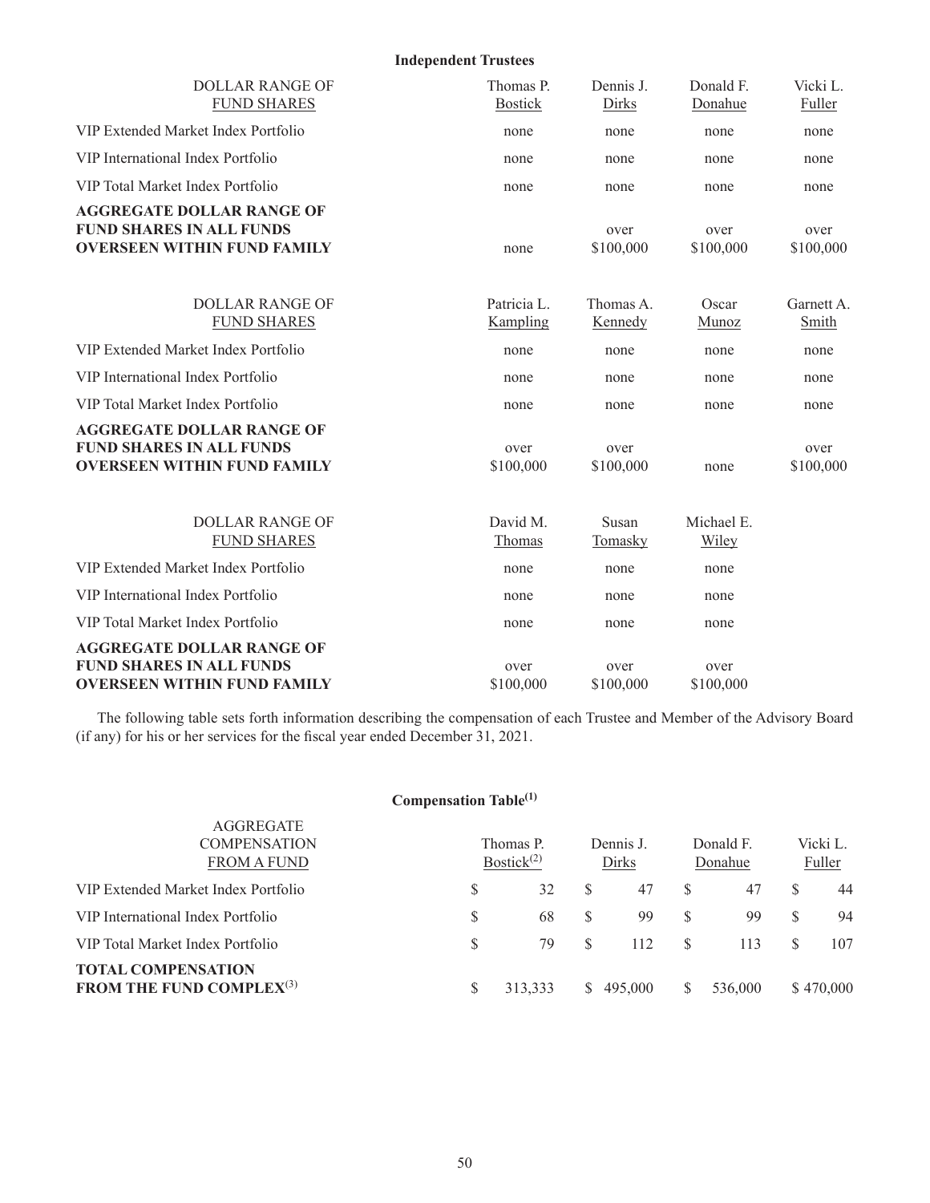**Independent Trustees**

| DOLLAR RANGE OF FUND SHARES | Thomas P. Bostick | Dennis J. Dirks | Donald F. Donahue | Vicki L. Fuller |
|---|---|---|---|---|
| VIP Extended Market Index Portfolio | none | none | none | none |
| VIP International Index Portfolio | none | none | none | none |
| VIP Total Market Index Portfolio | none | none | none | none |
| **AGGREGATE DOLLAR RANGE OF FUND SHARES IN ALL FUNDS OVERSEEN WITHIN FUND FAMILY** | none | over $100,000 | over $100,000 | over $100,000 |

| DOLLAR RANGE OF FUND SHARES | Patricia L. Kampling | Thomas A. Kennedy | Oscar Munoz | Garnett A. Smith |
|---|---|---|---|---|
| VIP Extended Market Index Portfolio | none | none | none | none |
| VIP International Index Portfolio | none | none | none | none |
| VIP Total Market Index Portfolio | none | none | none | none |
| **AGGREGATE DOLLAR RANGE OF FUND SHARES IN ALL FUNDS OVERSEEN WITHIN FUND FAMILY** | over $100,000 | over $100,000 | none | over $100,000 |

| DOLLAR RANGE OF FUND SHARES | David M. Thomas | Susan Tomasky | Michael E. Wiley |
|---|---|---|---|
| VIP Extended Market Index Portfolio | none | none | none |
| VIP International Index Portfolio | none | none | none |
| VIP Total Market Index Portfolio | none | none | none |
| **AGGREGATE DOLLAR RANGE OF FUND SHARES IN ALL FUNDS OVERSEEN WITHIN FUND FAMILY** | over $100,000 | over $100,000 | over $100,000 |

The following table sets forth information describing the compensation of each Trustee and Member of the Advisory Board (if any) for his or her services for the fiscal year ended December 31, 2021.

**Compensation Table[(1)]**

| AGGREGATE COMPENSATION FROM A FUND | Thomas P. Bostick[(2)] | Dennis J. Dirks | Donald F. Donahue | Vicki L. Fuller |
|---|---|---|---|---|
| VIP Extended Market Index Portfolio | $ 32 | $ 47 | $ 47 | $ 44 |
| VIP International Index Portfolio | $ 68 | $ 99 | $ 99 | $ 94 |
| VIP Total Market Index Portfolio | $ 79 | $ 112 | $ 113 | $ 107 |
| **TOTAL COMPENSATION FROM THE FUND COMPLEX[(3)]** | $ 313,333 | $ 495,000 | $ 536,000 | $ 470,000 |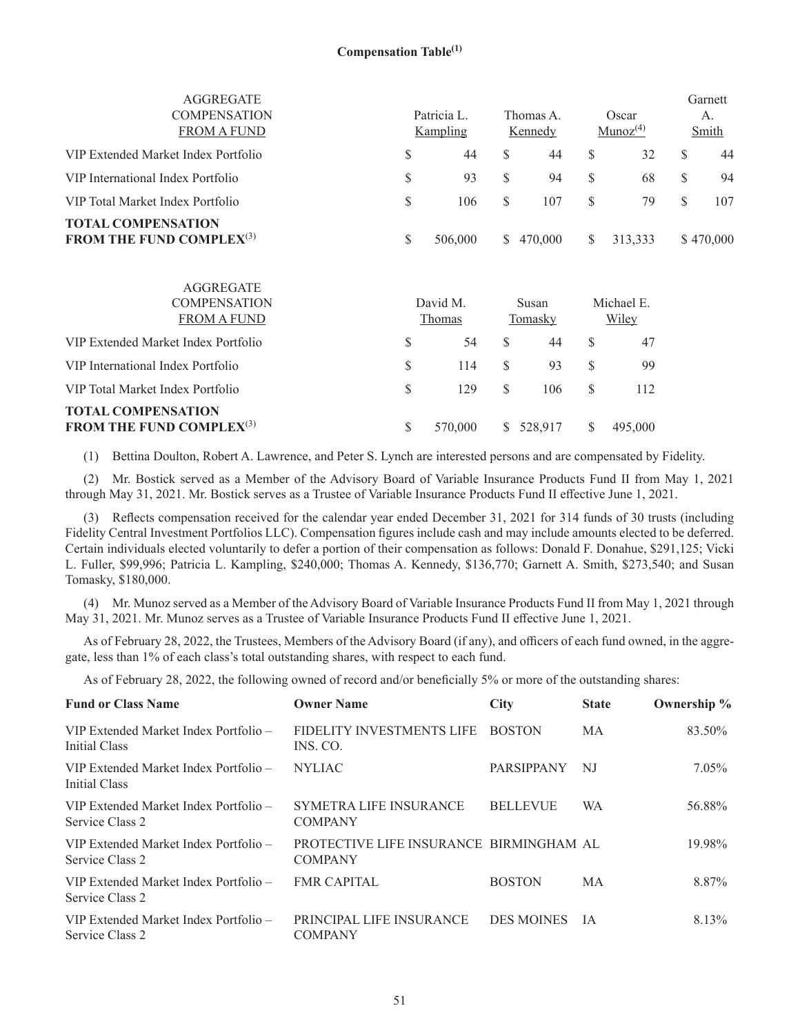**Compensation Table[1]**

| AGGREGATE COMPENSATION FROM A FUND | Patricia L. Kampling | Thomas A. Kennedy | Oscar Munoz[4] | Garnett A. Smith |
|---|---|---|---|---|
| VIP Extended Market Index Portfolio | $ 44 | $ 44 | $ 32 | $ 44 |
| VIP International Index Portfolio | $ 93 | $ 94 | $ 68 | $ 94 |
| VIP Total Market Index Portfolio | $ 106 | $ 107 | $ 79 | $ 107 |
| **TOTAL COMPENSATION FROM THE FUND COMPLEX[3]** | $ 506,000 | $ 470,000 | $ 313,333 | $ 470,000 |

| AGGREGATE COMPENSATION FROM A FUND | David M. Thomas | Susan Tomasky | Michael E. Wiley |
|---|---|---|---|
| VIP Extended Market Index Portfolio | $ 54 | $ 44 | $ 47 |
| VIP International Index Portfolio | $ 114 | $ 93 | $ 99 |
| VIP Total Market Index Portfolio | $ 129 | $ 106 | $ 112 |
| **TOTAL COMPENSATION FROM THE FUND COMPLEX[3]** | $ 570,000 | $ 528,917 | $ 495,000 |

(1) Bettina Doulton, Robert A. Lawrence, and Peter S. Lynch are interested persons and are compensated by Fidelity.

(2) Mr. Bostick served as a Member of the Advisory Board of Variable Insurance Products Fund II from May 1, 2021 through May 31, 2021. Mr. Bostick serves as a Trustee of Variable Insurance Products Fund II effective June 1, 2021.

(3) Reflects compensation received for the calendar year ended December 31, 2021 for 314 funds of 30 trusts (including Fidelity Central Investment Portfolios LLC). Compensation figures include cash and may include amounts elected to be deferred. Certain individuals elected voluntarily to defer a portion of their compensation as follows: Donald F. Donahue, $291,125; Vicki L. Fuller, $99,996; Patricia L. Kampling, $240,000; Thomas A. Kennedy, $136,770; Garnett A. Smith, $273,540; and Susan Tomasky, $180,000.

(4) Mr. Munoz served as a Member of the Advisory Board of Variable Insurance Products Fund II from May 1, 2021 through May 31, 2021. Mr. Munoz serves as a Trustee of Variable Insurance Products Fund II effective June 1, 2021.

As of February 28, 2022, the Trustees, Members of the Advisory Board (if any), and officers of each fund owned, in the aggregate, less than 1% of each class's total outstanding shares, with respect to each fund.

As of February 28, 2022, the following owned of record and/or beneficially 5% or more of the outstanding shares:

| Fund or Class Name | Owner Name | City | State | Ownership % |
|---|---|---|---|---|
| VIP Extended Market Index Portfolio – Initial Class | FIDELITY INVESTMENTS LIFE INS. CO. | BOSTON | MA | 83.50% |
| VIP Extended Market Index Portfolio – Initial Class | NYLIAC | PARSIPPANY | NJ | 7.05% |
| VIP Extended Market Index Portfolio – Service Class 2 | SYMETRA LIFE INSURANCE COMPANY | BELLEVUE | WA | 56.88% |
| VIP Extended Market Index Portfolio – Service Class 2 | PROTECTIVE LIFE INSURANCE COMPANY | BIRMINGHAM | AL | 19.98% |
| VIP Extended Market Index Portfolio – Service Class 2 | FMR CAPITAL | BOSTON | MA | 8.87% |
| VIP Extended Market Index Portfolio – Service Class 2 | PRINCIPAL LIFE INSURANCE COMPANY | DES MOINES | IA | 8.13% |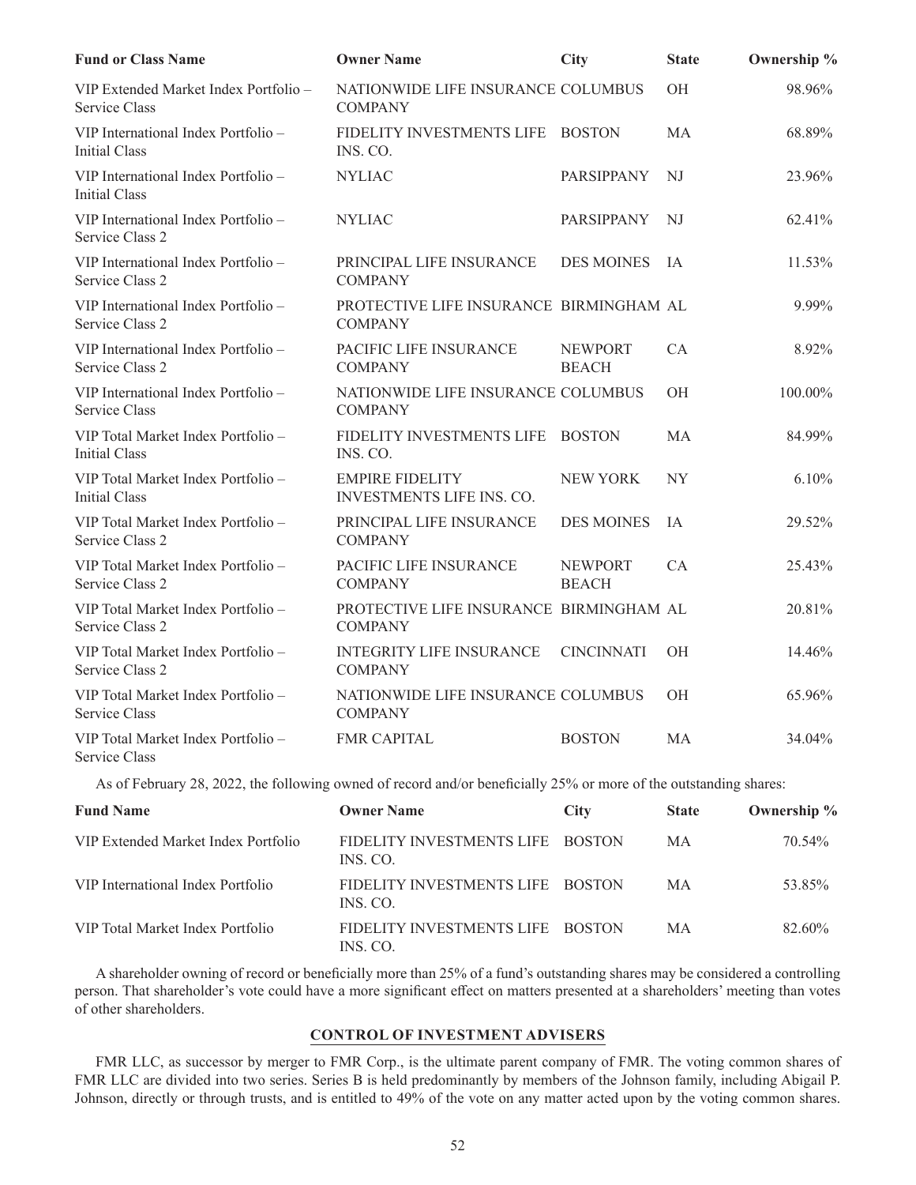| Fund or Class Name | Owner Name | City | State | Ownership % |
|---|---|---|---|---|
| VIP Extended Market Index Portfolio – Service Class | NATIONWIDE LIFE INSURANCE COMPANY | COLUMBUS | OH | 98.96% |
| VIP International Index Portfolio – Initial Class | FIDELITY INVESTMENTS LIFE INS. CO. | BOSTON | MA | 68.89% |
| VIP International Index Portfolio – Initial Class | NYLIAC | PARSIPPANY | NJ | 23.96% |
| VIP International Index Portfolio – Service Class 2 | NYLIAC | PARSIPPANY | NJ | 62.41% |
| VIP International Index Portfolio – Service Class 2 | PRINCIPAL LIFE INSURANCE COMPANY | DES MOINES | IA | 11.53% |
| VIP International Index Portfolio – Service Class 2 | PROTECTIVE LIFE INSURANCE COMPANY | BIRMINGHAM | AL | 9.99% |
| VIP International Index Portfolio – Service Class 2 | PACIFIC LIFE INSURANCE COMPANY | NEWPORT BEACH | CA | 8.92% |
| VIP International Index Portfolio – Service Class | NATIONWIDE LIFE INSURANCE COMPANY | COLUMBUS | OH | 100.00% |
| VIP Total Market Index Portfolio – Initial Class | FIDELITY INVESTMENTS LIFE INS. CO. | BOSTON | MA | 84.99% |
| VIP Total Market Index Portfolio – Initial Class | EMPIRE FIDELITY INVESTMENTS LIFE INS. CO. | NEW YORK | NY | 6.10% |
| VIP Total Market Index Portfolio – Service Class 2 | PRINCIPAL LIFE INSURANCE COMPANY | DES MOINES | IA | 29.52% |
| VIP Total Market Index Portfolio – Service Class 2 | PACIFIC LIFE INSURANCE COMPANY | NEWPORT BEACH | CA | 25.43% |
| VIP Total Market Index Portfolio – Service Class 2 | PROTECTIVE LIFE INSURANCE COMPANY | BIRMINGHAM | AL | 20.81% |
| VIP Total Market Index Portfolio – Service Class 2 | INTEGRITY LIFE INSURANCE COMPANY | CINCINNATI | OH | 14.46% |
| VIP Total Market Index Portfolio – Service Class | NATIONWIDE LIFE INSURANCE COMPANY | COLUMBUS | OH | 65.96% |
| VIP Total Market Index Portfolio – Service Class | FMR CAPITAL | BOSTON | MA | 34.04% |

As of February 28, 2022, the following owned of record and/or beneficially 25% or more of the outstanding shares:

| Fund Name | Owner Name | City | State | Ownership % |
|---|---|---|---|---|
| VIP Extended Market Index Portfolio | FIDELITY INVESTMENTS LIFE INS. CO. | BOSTON | MA | 70.54% |
| VIP International Index Portfolio | FIDELITY INVESTMENTS LIFE INS. CO. | BOSTON | MA | 53.85% |
| VIP Total Market Index Portfolio | FIDELITY INVESTMENTS LIFE INS. CO. | BOSTON | MA | 82.60% |

A shareholder owning of record or beneficially more than 25% of a fund's outstanding shares may be considered a controlling person. That shareholder's vote could have a more significant effect on matters presented at a shareholders' meeting than votes of other shareholders.

## CONTROL OF INVESTMENT ADVISERS

FMR LLC, as successor by merger to FMR Corp., is the ultimate parent company of FMR. The voting common shares of FMR LLC are divided into two series. Series B is held predominantly by members of the Johnson family, including Abigail P. Johnson, directly or through trusts, and is entitled to 49% of the vote on any matter acted upon by the voting common shares.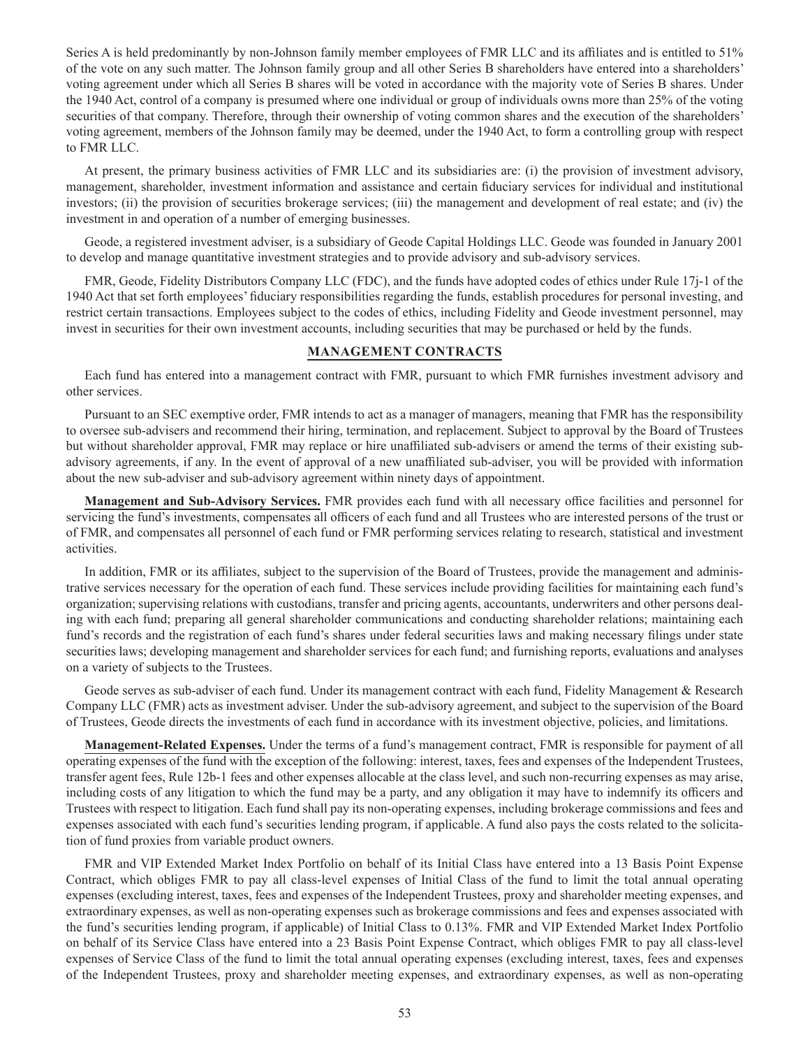Series A is held predominantly by non-Johnson family member employees of FMR LLC and its affiliates and is entitled to 51% of the vote on any such matter. The Johnson family group and all other Series B shareholders have entered into a shareholders' voting agreement under which all Series B shares will be voted in accordance with the majority vote of Series B shares. Under the 1940 Act, control of a company is presumed where one individual or group of individuals owns more than 25% of the voting securities of that company. Therefore, through their ownership of voting common shares and the execution of the shareholders' voting agreement, members of the Johnson family may be deemed, under the 1940 Act, to form a controlling group with respect to FMR LLC.

At present, the primary business activities of FMR LLC and its subsidiaries are: (i) the provision of investment advisory, management, shareholder, investment information and assistance and certain fiduciary services for individual and institutional investors; (ii) the provision of securities brokerage services; (iii) the management and development of real estate; and (iv) the investment in and operation of a number of emerging businesses.

Geode, a registered investment adviser, is a subsidiary of Geode Capital Holdings LLC. Geode was founded in January 2001 to develop and manage quantitative investment strategies and to provide advisory and sub-advisory services.

FMR, Geode, Fidelity Distributors Company LLC (FDC), and the funds have adopted codes of ethics under Rule 17j-1 of the 1940 Act that set forth employees' fiduciary responsibilities regarding the funds, establish procedures for personal investing, and restrict certain transactions. Employees subject to the codes of ethics, including Fidelity and Geode investment personnel, may invest in securities for their own investment accounts, including securities that may be purchased or held by the funds.

## MANAGEMENT CONTRACTS

Each fund has entered into a management contract with FMR, pursuant to which FMR furnishes investment advisory and other services.

Pursuant to an SEC exemptive order, FMR intends to act as a manager of managers, meaning that FMR has the responsibility to oversee sub-advisers and recommend their hiring, termination, and replacement. Subject to approval by the Board of Trustees but without shareholder approval, FMR may replace or hire unaffiliated sub-advisers or amend the terms of their existing sub-advisory agreements, if any. In the event of approval of a new unaffiliated sub-adviser, you will be provided with information about the new sub-adviser and sub-advisory agreement within ninety days of appointment.

**Management and Sub-Advisory Services.** FMR provides each fund with all necessary office facilities and personnel for servicing the fund's investments, compensates all officers of each fund and all Trustees who are interested persons of the trust or of FMR, and compensates all personnel of each fund or FMR performing services relating to research, statistical and investment activities.

In addition, FMR or its affiliates, subject to the supervision of the Board of Trustees, provide the management and administrative services necessary for the operation of each fund. These services include providing facilities for maintaining each fund's organization; supervising relations with custodians, transfer and pricing agents, accountants, underwriters and other persons dealing with each fund; preparing all general shareholder communications and conducting shareholder relations; maintaining each fund's records and the registration of each fund's shares under federal securities laws and making necessary filings under state securities laws; developing management and shareholder services for each fund; and furnishing reports, evaluations and analyses on a variety of subjects to the Trustees.

Geode serves as sub-adviser of each fund. Under its management contract with each fund, Fidelity Management & Research Company LLC (FMR) acts as investment adviser. Under the sub-advisory agreement, and subject to the supervision of the Board of Trustees, Geode directs the investments of each fund in accordance with its investment objective, policies, and limitations.

**Management-Related Expenses.** Under the terms of a fund's management contract, FMR is responsible for payment of all operating expenses of the fund with the exception of the following: interest, taxes, fees and expenses of the Independent Trustees, transfer agent fees, Rule 12b-1 fees and other expenses allocable at the class level, and such non-recurring expenses as may arise, including costs of any litigation to which the fund may be a party, and any obligation it may have to indemnify its officers and Trustees with respect to litigation. Each fund shall pay its non-operating expenses, including brokerage commissions and fees and expenses associated with each fund's securities lending program, if applicable. A fund also pays the costs related to the solicitation of fund proxies from variable product owners.

FMR and VIP Extended Market Index Portfolio on behalf of its Initial Class have entered into a 13 Basis Point Expense Contract, which obliges FMR to pay all class-level expenses of Initial Class of the fund to limit the total annual operating expenses (excluding interest, taxes, fees and expenses of the Independent Trustees, proxy and shareholder meeting expenses, and extraordinary expenses, as well as non-operating expenses such as brokerage commissions and fees and expenses associated with the fund's securities lending program, if applicable) of Initial Class to 0.13%. FMR and VIP Extended Market Index Portfolio on behalf of its Service Class have entered into a 23 Basis Point Expense Contract, which obliges FMR to pay all class-level expenses of Service Class of the fund to limit the total annual operating expenses (excluding interest, taxes, fees and expenses of the Independent Trustees, proxy and shareholder meeting expenses, and extraordinary expenses, as well as non-operating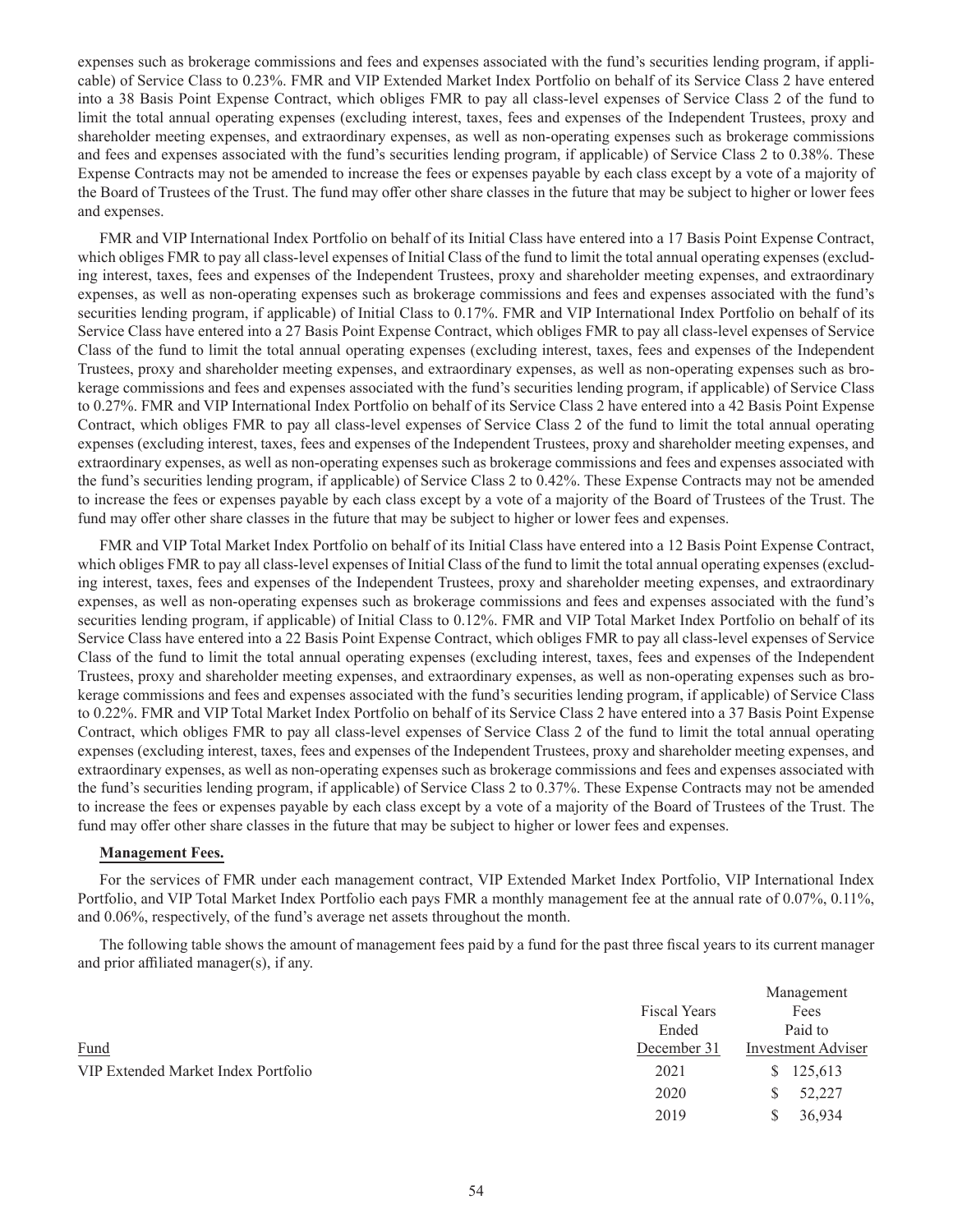expenses such as brokerage commissions and fees and expenses associated with the fund's securities lending program, if applicable) of Service Class to 0.23%. FMR and VIP Extended Market Index Portfolio on behalf of its Service Class 2 have entered into a 38 Basis Point Expense Contract, which obliges FMR to pay all class-level expenses of Service Class 2 of the fund to limit the total annual operating expenses (excluding interest, taxes, fees and expenses of the Independent Trustees, proxy and shareholder meeting expenses, and extraordinary expenses, as well as non-operating expenses such as brokerage commissions and fees and expenses associated with the fund's securities lending program, if applicable) of Service Class 2 to 0.38%. These Expense Contracts may not be amended to increase the fees or expenses payable by each class except by a vote of a majority of the Board of Trustees of the Trust. The fund may offer other share classes in the future that may be subject to higher or lower fees and expenses.

FMR and VIP International Index Portfolio on behalf of its Initial Class have entered into a 17 Basis Point Expense Contract, which obliges FMR to pay all class-level expenses of Initial Class of the fund to limit the total annual operating expenses (excluding interest, taxes, fees and expenses of the Independent Trustees, proxy and shareholder meeting expenses, and extraordinary expenses, as well as non-operating expenses such as brokerage commissions and fees and expenses associated with the fund's securities lending program, if applicable) of Initial Class to 0.17%. FMR and VIP International Index Portfolio on behalf of its Service Class have entered into a 27 Basis Point Expense Contract, which obliges FMR to pay all class-level expenses of Service Class of the fund to limit the total annual operating expenses (excluding interest, taxes, fees and expenses of the Independent Trustees, proxy and shareholder meeting expenses, and extraordinary expenses, as well as non-operating expenses such as brokerage commissions and fees and expenses associated with the fund's securities lending program, if applicable) of Service Class to 0.27%. FMR and VIP International Index Portfolio on behalf of its Service Class 2 have entered into a 42 Basis Point Expense Contract, which obliges FMR to pay all class-level expenses of Service Class 2 of the fund to limit the total annual operating expenses (excluding interest, taxes, fees and expenses of the Independent Trustees, proxy and shareholder meeting expenses, and extraordinary expenses, as well as non-operating expenses such as brokerage commissions and fees and expenses associated with the fund's securities lending program, if applicable) of Service Class 2 to 0.42%. These Expense Contracts may not be amended to increase the fees or expenses payable by each class except by a vote of a majority of the Board of Trustees of the Trust. The fund may offer other share classes in the future that may be subject to higher or lower fees and expenses.

FMR and VIP Total Market Index Portfolio on behalf of its Initial Class have entered into a 12 Basis Point Expense Contract, which obliges FMR to pay all class-level expenses of Initial Class of the fund to limit the total annual operating expenses (excluding interest, taxes, fees and expenses of the Independent Trustees, proxy and shareholder meeting expenses, and extraordinary expenses, as well as non-operating expenses such as brokerage commissions and fees and expenses associated with the fund's securities lending program, if applicable) of Initial Class to 0.12%. FMR and VIP Total Market Index Portfolio on behalf of its Service Class have entered into a 22 Basis Point Expense Contract, which obliges FMR to pay all class-level expenses of Service Class of the fund to limit the total annual operating expenses (excluding interest, taxes, fees and expenses of the Independent Trustees, proxy and shareholder meeting expenses, and extraordinary expenses, as well as non-operating expenses such as brokerage commissions and fees and expenses associated with the fund's securities lending program, if applicable) of Service Class to 0.22%. FMR and VIP Total Market Index Portfolio on behalf of its Service Class 2 have entered into a 37 Basis Point Expense Contract, which obliges FMR to pay all class-level expenses of Service Class 2 of the fund to limit the total annual operating expenses (excluding interest, taxes, fees and expenses of the Independent Trustees, proxy and shareholder meeting expenses, and extraordinary expenses, as well as non-operating expenses such as brokerage commissions and fees and expenses associated with the fund's securities lending program, if applicable) of Service Class 2 to 0.37%. These Expense Contracts may not be amended to increase the fees or expenses payable by each class except by a vote of a majority of the Board of Trustees of the Trust. The fund may offer other share classes in the future that may be subject to higher or lower fees and expenses.

**Management Fees.**

For the services of FMR under each management contract, VIP Extended Market Index Portfolio, VIP International Index Portfolio, and VIP Total Market Index Portfolio each pays FMR a monthly management fee at the annual rate of 0.07%, 0.11%, and 0.06%, respectively, of the fund's average net assets throughout the month.

The following table shows the amount of management fees paid by a fund for the past three fiscal years to its current manager and prior affiliated manager(s), if any.

| Fund | Fiscal Years Ended December 31 | Management Fees Paid to Investment Adviser |
|---|---|---|
| VIP Extended Market Index Portfolio | 2021 | $ 125,613 |
| | 2020 | $ 52,227 |
| | 2019 | $ 36,934 |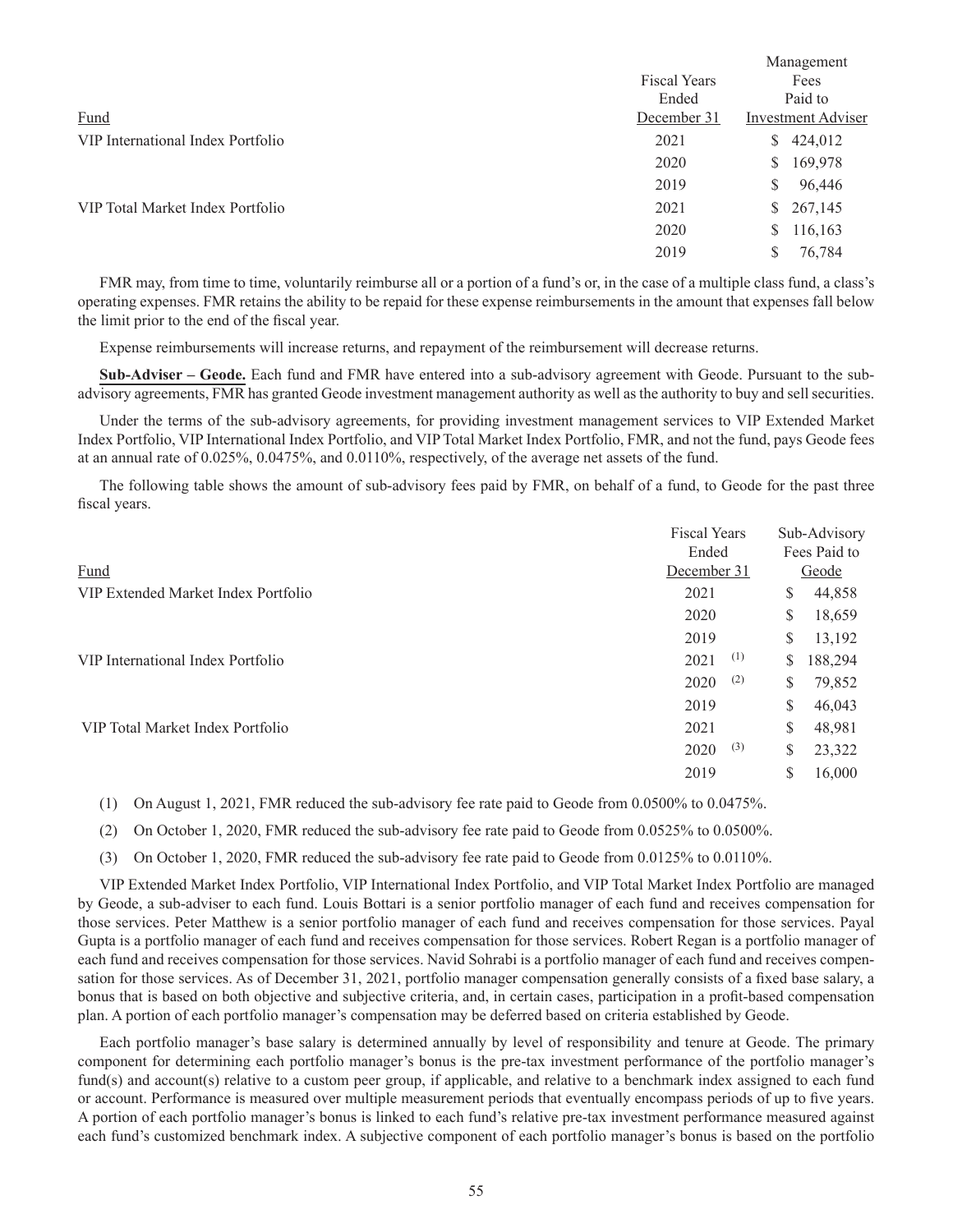| Fund | Fiscal Years Ended December 31 | Management Fees Paid to Investment Adviser |
|---|---|---|
| VIP International Index Portfolio | 2021 | $ 424,012 |
| | 2020 | $ 169,978 |
| | 2019 | $ 96,446 |
| VIP Total Market Index Portfolio | 2021 | $ 267,145 |
| | 2020 | $ 116,163 |
| | 2019 | $ 76,784 |

FMR may, from time to time, voluntarily reimburse all or a portion of a fund's or, in the case of a multiple class fund, a class's operating expenses. FMR retains the ability to be repaid for these expense reimbursements in the amount that expenses fall below the limit prior to the end of the fiscal year.

Expense reimbursements will increase returns, and repayment of the reimbursement will decrease returns.

**Sub-Adviser – Geode.** Each fund and FMR have entered into a sub-advisory agreement with Geode. Pursuant to the sub-advisory agreements, FMR has granted Geode investment management authority as well as the authority to buy and sell securities.

Under the terms of the sub-advisory agreements, for providing investment management services to VIP Extended Market Index Portfolio, VIP International Index Portfolio, and VIP Total Market Index Portfolio, FMR, and not the fund, pays Geode fees at an annual rate of 0.025%, 0.0475%, and 0.0110%, respectively, of the average net assets of the fund.

The following table shows the amount of sub-advisory fees paid by FMR, on behalf of a fund, to Geode for the past three fiscal years.

| Fund | Fiscal Years Ended December 31 | Sub-Advisory Fees Paid to Geode |
|---|---|---|
| VIP Extended Market Index Portfolio | 2021 | $ 44,858 |
| | 2020 | $ 18,659 |
| | 2019 | $ 13,192 |
| VIP International Index Portfolio | 2021 (1) | $ 188,294 |
| | 2020 (2) | $ 79,852 |
| | 2019 | $ 46,043 |
| VIP Total Market Index Portfolio | 2021 | $ 48,981 |
| | 2020 (3) | $ 23,322 |
| | 2019 | $ 16,000 |

(1) On August 1, 2021, FMR reduced the sub-advisory fee rate paid to Geode from 0.0500% to 0.0475%.

(2) On October 1, 2020, FMR reduced the sub-advisory fee rate paid to Geode from 0.0525% to 0.0500%.

(3) On October 1, 2020, FMR reduced the sub-advisory fee rate paid to Geode from 0.0125% to 0.0110%.

VIP Extended Market Index Portfolio, VIP International Index Portfolio, and VIP Total Market Index Portfolio are managed by Geode, a sub-adviser to each fund. Louis Bottari is a senior portfolio manager of each fund and receives compensation for those services. Peter Matthew is a senior portfolio manager of each fund and receives compensation for those services. Payal Gupta is a portfolio manager of each fund and receives compensation for those services. Robert Regan is a portfolio manager of each fund and receives compensation for those services. Navid Sohrabi is a portfolio manager of each fund and receives compensation for those services. As of December 31, 2021, portfolio manager compensation generally consists of a fixed base salary, a bonus that is based on both objective and subjective criteria, and, in certain cases, participation in a profit-based compensation plan. A portion of each portfolio manager's compensation may be deferred based on criteria established by Geode.

Each portfolio manager's base salary is determined annually by level of responsibility and tenure at Geode. The primary component for determining each portfolio manager's bonus is the pre-tax investment performance of the portfolio manager's fund(s) and account(s) relative to a custom peer group, if applicable, and relative to a benchmark index assigned to each fund or account. Performance is measured over multiple measurement periods that eventually encompass periods of up to five years. A portion of each portfolio manager's bonus is linked to each fund's relative pre-tax investment performance measured against each fund's customized benchmark index. A subjective component of each portfolio manager's bonus is based on the portfolio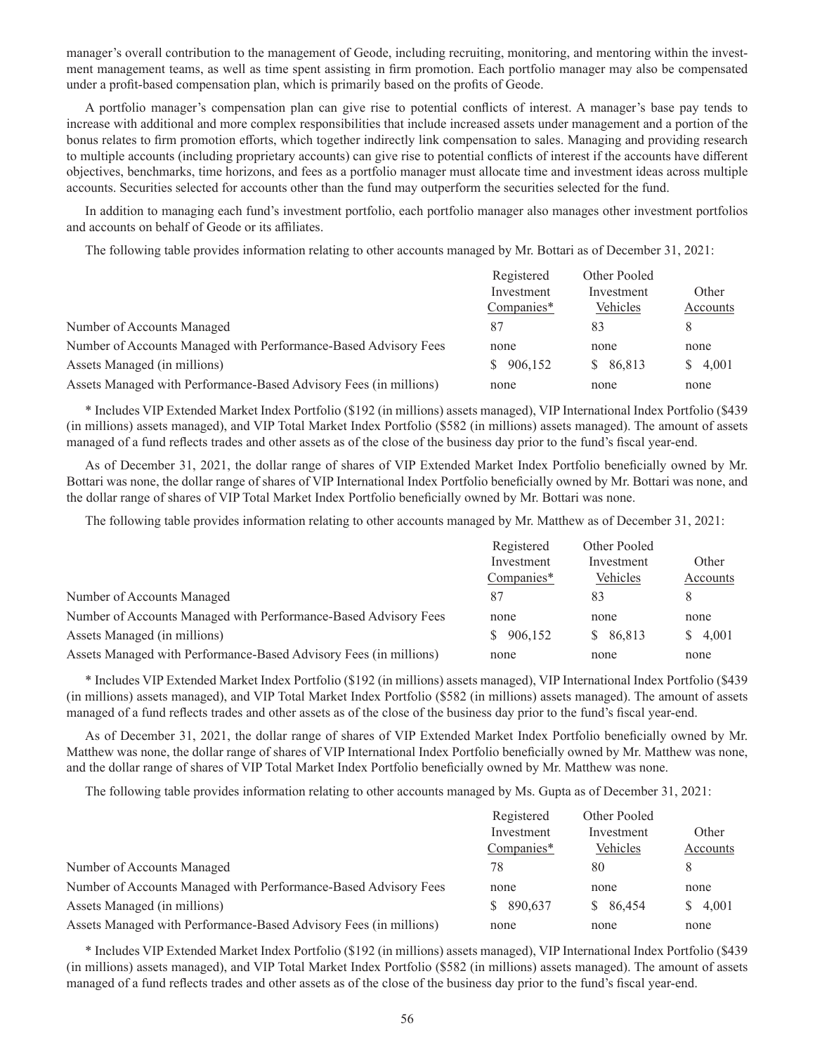manager's overall contribution to the management of Geode, including recruiting, monitoring, and mentoring within the investment management teams, as well as time spent assisting in firm promotion. Each portfolio manager may also be compensated under a profit-based compensation plan, which is primarily based on the profits of Geode.

A portfolio manager's compensation plan can give rise to potential conflicts of interest. A manager's base pay tends to increase with additional and more complex responsibilities that include increased assets under management and a portion of the bonus relates to firm promotion efforts, which together indirectly link compensation to sales. Managing and providing research to multiple accounts (including proprietary accounts) can give rise to potential conflicts of interest if the accounts have different objectives, benchmarks, time horizons, and fees as a portfolio manager must allocate time and investment ideas across multiple accounts. Securities selected for accounts other than the fund may outperform the securities selected for the fund.

In addition to managing each fund's investment portfolio, each portfolio manager also manages other investment portfolios and accounts on behalf of Geode or its affiliates.

The following table provides information relating to other accounts managed by Mr. Bottari as of December 31, 2021:

| | Registered Investment Companies* | Other Pooled Investment Vehicles | Other Accounts |
|---|---|---|---|
| Number of Accounts Managed | 87 | 83 | 8 |
| Number of Accounts Managed with Performance-Based Advisory Fees | none | none | none |
| Assets Managed (in millions) | $ 906,152 | $ 86,813 | $ 4,001 |
| Assets Managed with Performance-Based Advisory Fees (in millions) | none | none | none |

\* Includes VIP Extended Market Index Portfolio ($192 (in millions) assets managed), VIP International Index Portfolio ($439 (in millions) assets managed), and VIP Total Market Index Portfolio ($582 (in millions) assets managed). The amount of assets managed of a fund reflects trades and other assets as of the close of the business day prior to the fund's fiscal year-end.

As of December 31, 2021, the dollar range of shares of VIP Extended Market Index Portfolio beneficially owned by Mr. Bottari was none, the dollar range of shares of VIP International Index Portfolio beneficially owned by Mr. Bottari was none, and the dollar range of shares of VIP Total Market Index Portfolio beneficially owned by Mr. Bottari was none.

The following table provides information relating to other accounts managed by Mr. Matthew as of December 31, 2021:

| | Registered Investment Companies* | Other Pooled Investment Vehicles | Other Accounts |
|---|---|---|---|
| Number of Accounts Managed | 87 | 83 | 8 |
| Number of Accounts Managed with Performance-Based Advisory Fees | none | none | none |
| Assets Managed (in millions) | $ 906,152 | $ 86,813 | $ 4,001 |
| Assets Managed with Performance-Based Advisory Fees (in millions) | none | none | none |

\* Includes VIP Extended Market Index Portfolio ($192 (in millions) assets managed), VIP International Index Portfolio ($439 (in millions) assets managed), and VIP Total Market Index Portfolio ($582 (in millions) assets managed). The amount of assets managed of a fund reflects trades and other assets as of the close of the business day prior to the fund's fiscal year-end.

As of December 31, 2021, the dollar range of shares of VIP Extended Market Index Portfolio beneficially owned by Mr. Matthew was none, the dollar range of shares of VIP International Index Portfolio beneficially owned by Mr. Matthew was none, and the dollar range of shares of VIP Total Market Index Portfolio beneficially owned by Mr. Matthew was none.

The following table provides information relating to other accounts managed by Ms. Gupta as of December 31, 2021:

| | Registered Investment Companies* | Other Pooled Investment Vehicles | Other Accounts |
|---|---|---|---|
| Number of Accounts Managed | 78 | 80 | 8 |
| Number of Accounts Managed with Performance-Based Advisory Fees | none | none | none |
| Assets Managed (in millions) | $ 890,637 | $ 86,454 | $ 4,001 |
| Assets Managed with Performance-Based Advisory Fees (in millions) | none | none | none |

\* Includes VIP Extended Market Index Portfolio ($192 (in millions) assets managed), VIP International Index Portfolio ($439 (in millions) assets managed), and VIP Total Market Index Portfolio ($582 (in millions) assets managed). The amount of assets managed of a fund reflects trades and other assets as of the close of the business day prior to the fund's fiscal year-end.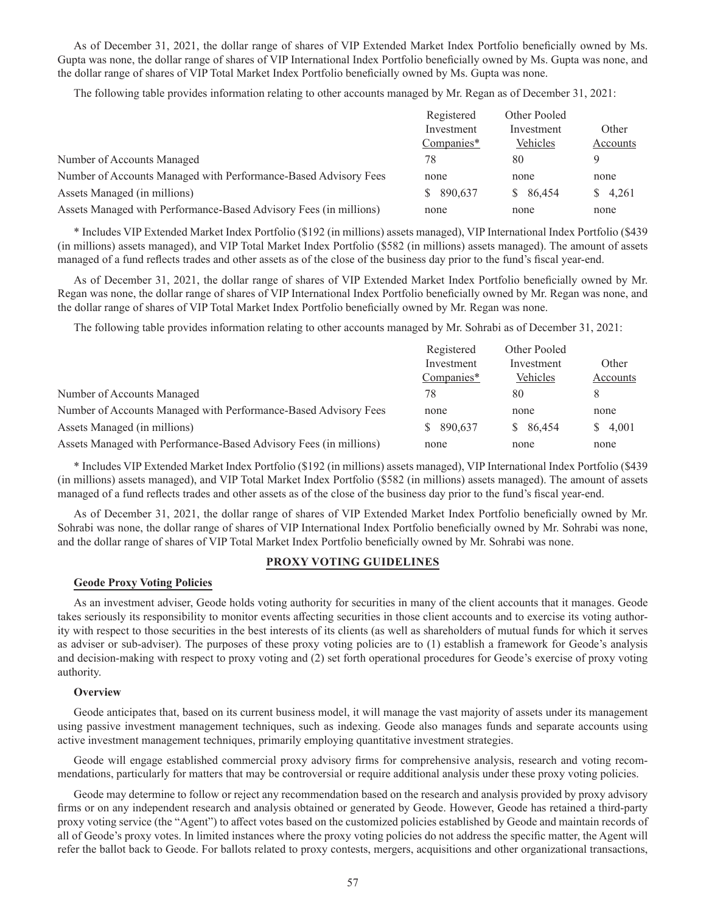As of December 31, 2021, the dollar range of shares of VIP Extended Market Index Portfolio beneficially owned by Ms. Gupta was none, the dollar range of shares of VIP International Index Portfolio beneficially owned by Ms. Gupta was none, and the dollar range of shares of VIP Total Market Index Portfolio beneficially owned by Ms. Gupta was none.

The following table provides information relating to other accounts managed by Mr. Regan as of December 31, 2021:

| | Registered Investment Companies* | Other Pooled Investment Vehicles | Other Accounts |
|---|---|---|---|
| Number of Accounts Managed | 78 | 80 | 9 |
| Number of Accounts Managed with Performance-Based Advisory Fees | none | none | none |
| Assets Managed (in millions) | $ 890,637 | $ 86,454 | $ 4,261 |
| Assets Managed with Performance-Based Advisory Fees (in millions) | none | none | none |

* Includes VIP Extended Market Index Portfolio ($192 (in millions) assets managed), VIP International Index Portfolio ($439 (in millions) assets managed), and VIP Total Market Index Portfolio ($582 (in millions) assets managed). The amount of assets managed of a fund reflects trades and other assets as of the close of the business day prior to the fund's fiscal year-end.

As of December 31, 2021, the dollar range of shares of VIP Extended Market Index Portfolio beneficially owned by Mr. Regan was none, the dollar range of shares of VIP International Index Portfolio beneficially owned by Mr. Regan was none, and the dollar range of shares of VIP Total Market Index Portfolio beneficially owned by Mr. Regan was none.

The following table provides information relating to other accounts managed by Mr. Sohrabi as of December 31, 2021:

| | Registered Investment Companies* | Other Pooled Investment Vehicles | Other Accounts |
|---|---|---|---|
| Number of Accounts Managed | 78 | 80 | 8 |
| Number of Accounts Managed with Performance-Based Advisory Fees | none | none | none |
| Assets Managed (in millions) | $ 890,637 | $ 86,454 | $ 4,001 |
| Assets Managed with Performance-Based Advisory Fees (in millions) | none | none | none |

* Includes VIP Extended Market Index Portfolio ($192 (in millions) assets managed), VIP International Index Portfolio ($439 (in millions) assets managed), and VIP Total Market Index Portfolio ($582 (in millions) assets managed). The amount of assets managed of a fund reflects trades and other assets as of the close of the business day prior to the fund's fiscal year-end.

As of December 31, 2021, the dollar range of shares of VIP Extended Market Index Portfolio beneficially owned by Mr. Sohrabi was none, the dollar range of shares of VIP International Index Portfolio beneficially owned by Mr. Sohrabi was none, and the dollar range of shares of VIP Total Market Index Portfolio beneficially owned by Mr. Sohrabi was none.

## PROXY VOTING GUIDELINES

### Geode Proxy Voting Policies

As an investment adviser, Geode holds voting authority for securities in many of the client accounts that it manages. Geode takes seriously its responsibility to monitor events affecting securities in those client accounts and to exercise its voting authority with respect to those securities in the best interests of its clients (as well as shareholders of mutual funds for which it serves as adviser or sub-adviser). The purposes of these proxy voting policies are to (1) establish a framework for Geode's analysis and decision-making with respect to proxy voting and (2) set forth operational procedures for Geode's exercise of proxy voting authority.

**Overview**

Geode anticipates that, based on its current business model, it will manage the vast majority of assets under its management using passive investment management techniques, such as indexing. Geode also manages funds and separate accounts using active investment management techniques, primarily employing quantitative investment strategies.

Geode will engage established commercial proxy advisory firms for comprehensive analysis, research and voting recommendations, particularly for matters that may be controversial or require additional analysis under these proxy voting policies.

Geode may determine to follow or reject any recommendation based on the research and analysis provided by proxy advisory firms or on any independent research and analysis obtained or generated by Geode. However, Geode has retained a third-party proxy voting service (the "Agent") to affect votes based on the customized policies established by Geode and maintain records of all of Geode's proxy votes. In limited instances where the proxy voting policies do not address the specific matter, the Agent will refer the ballot back to Geode. For ballots related to proxy contests, mergers, acquisitions and other organizational transactions,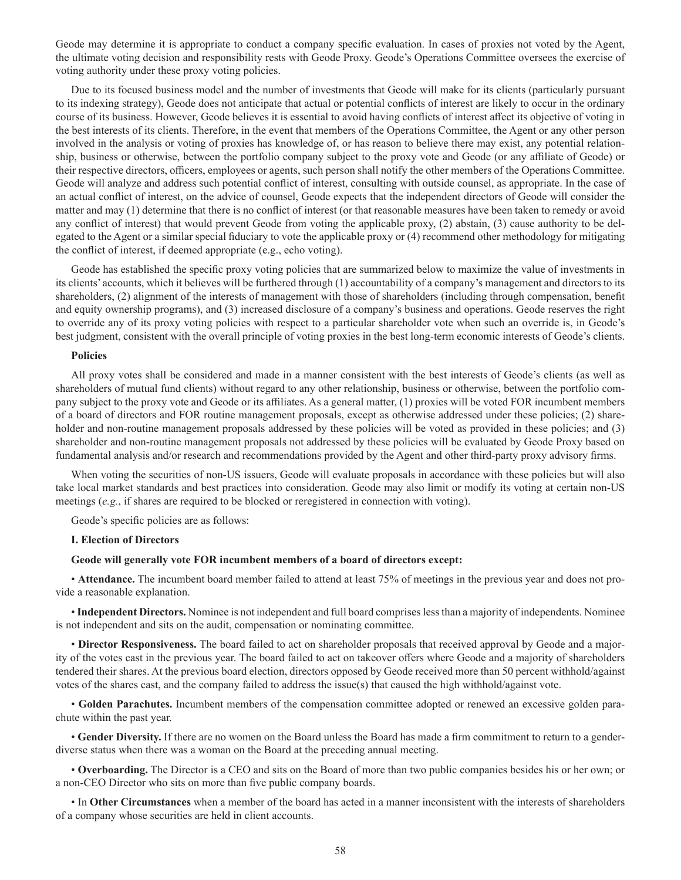Geode may determine it is appropriate to conduct a company specific evaluation. In cases of proxies not voted by the Agent, the ultimate voting decision and responsibility rests with Geode Proxy. Geode's Operations Committee oversees the exercise of voting authority under these proxy voting policies.

Due to its focused business model and the number of investments that Geode will make for its clients (particularly pursuant to its indexing strategy), Geode does not anticipate that actual or potential conflicts of interest are likely to occur in the ordinary course of its business. However, Geode believes it is essential to avoid having conflicts of interest affect its objective of voting in the best interests of its clients. Therefore, in the event that members of the Operations Committee, the Agent or any other person involved in the analysis or voting of proxies has knowledge of, or has reason to believe there may exist, any potential relationship, business or otherwise, between the portfolio company subject to the proxy vote and Geode (or any affiliate of Geode) or their respective directors, officers, employees or agents, such person shall notify the other members of the Operations Committee. Geode will analyze and address such potential conflict of interest, consulting with outside counsel, as appropriate. In the case of an actual conflict of interest, on the advice of counsel, Geode expects that the independent directors of Geode will consider the matter and may (1) determine that there is no conflict of interest (or that reasonable measures have been taken to remedy or avoid any conflict of interest) that would prevent Geode from voting the applicable proxy, (2) abstain, (3) cause authority to be delegated to the Agent or a similar special fiduciary to vote the applicable proxy or (4) recommend other methodology for mitigating the conflict of interest, if deemed appropriate (e.g., echo voting).

Geode has established the specific proxy voting policies that are summarized below to maximize the value of investments in its clients' accounts, which it believes will be furthered through (1) accountability of a company's management and directors to its shareholders, (2) alignment of the interests of management with those of shareholders (including through compensation, benefit and equity ownership programs), and (3) increased disclosure of a company's business and operations. Geode reserves the right to override any of its proxy voting policies with respect to a particular shareholder vote when such an override is, in Geode's best judgment, consistent with the overall principle of voting proxies in the best long-term economic interests of Geode's clients.

**Policies**

All proxy votes shall be considered and made in a manner consistent with the best interests of Geode's clients (as well as shareholders of mutual fund clients) without regard to any other relationship, business or otherwise, between the portfolio company subject to the proxy vote and Geode or its affiliates. As a general matter, (1) proxies will be voted FOR incumbent members of a board of directors and FOR routine management proposals, except as otherwise addressed under these policies; (2) shareholder and non-routine management proposals addressed by these policies will be voted as provided in these policies; and (3) shareholder and non-routine management proposals not addressed by these policies will be evaluated by Geode Proxy based on fundamental analysis and/or research and recommendations provided by the Agent and other third-party proxy advisory firms.

When voting the securities of non-US issuers, Geode will evaluate proposals in accordance with these policies but will also take local market standards and best practices into consideration. Geode may also limit or modify its voting at certain non-US meetings (*e.g.*, if shares are required to be blocked or reregistered in connection with voting).

Geode's specific policies are as follows:

**I. Election of Directors**

**Geode will generally vote FOR incumbent members of a board of directors except:**

- **Attendance.** The incumbent board member failed to attend at least 75% of meetings in the previous year and does not provide a reasonable explanation.
- **Independent Directors.** Nominee is not independent and full board comprises less than a majority of independents. Nominee is not independent and sits on the audit, compensation or nominating committee.
- **Director Responsiveness.** The board failed to act on shareholder proposals that received approval by Geode and a majority of the votes cast in the previous year. The board failed to act on takeover offers where Geode and a majority of shareholders tendered their shares. At the previous board election, directors opposed by Geode received more than 50 percent withhold/against votes of the shares cast, and the company failed to address the issue(s) that caused the high withhold/against vote.
- **Golden Parachutes.** Incumbent members of the compensation committee adopted or renewed an excessive golden parachute within the past year.
- **Gender Diversity.** If there are no women on the Board unless the Board has made a firm commitment to return to a gender-diverse status when there was a woman on the Board at the preceding annual meeting.
- **Overboarding.** The Director is a CEO and sits on the Board of more than two public companies besides his or her own; or a non-CEO Director who sits on more than five public company boards.
- In **Other Circumstances** when a member of the board has acted in a manner inconsistent with the interests of shareholders of a company whose securities are held in client accounts.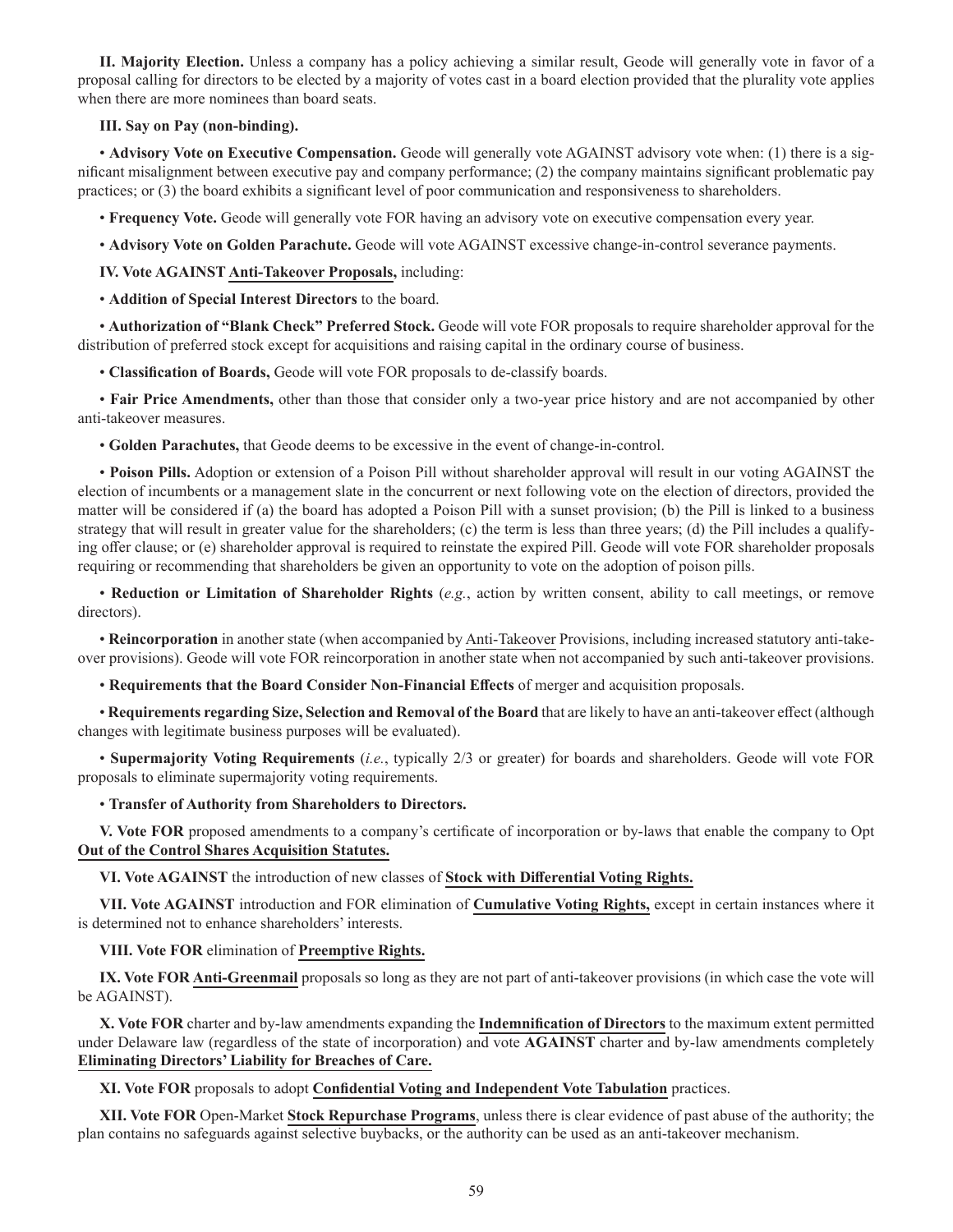**II. Majority Election.** Unless a company has a policy achieving a similar result, Geode will generally vote in favor of a proposal calling for directors to be elected by a majority of votes cast in a board election provided that the plurality vote applies when there are more nominees than board seats.

**III. Say on Pay (non-binding).**

• **Advisory Vote on Executive Compensation.** Geode will generally vote AGAINST advisory vote when: (1) there is a significant misalignment between executive pay and company performance; (2) the company maintains significant problematic pay practices; or (3) the board exhibits a significant level of poor communication and responsiveness to shareholders.

• **Frequency Vote.** Geode will generally vote FOR having an advisory vote on executive compensation every year.

• **Advisory Vote on Golden Parachute.** Geode will vote AGAINST excessive change-in-control severance payments.

**IV. Vote AGAINST Anti-Takeover Proposals,** including:

• **Addition of Special Interest Directors** to the board.

• **Authorization of "Blank Check" Preferred Stock.** Geode will vote FOR proposals to require shareholder approval for the distribution of preferred stock except for acquisitions and raising capital in the ordinary course of business.

• **Classification of Boards,** Geode will vote FOR proposals to de-classify boards.

• **Fair Price Amendments,** other than those that consider only a two-year price history and are not accompanied by other anti-takeover measures.

• **Golden Parachutes,** that Geode deems to be excessive in the event of change-in-control.

• **Poison Pills.** Adoption or extension of a Poison Pill without shareholder approval will result in our voting AGAINST the election of incumbents or a management slate in the concurrent or next following vote on the election of directors, provided the matter will be considered if (a) the board has adopted a Poison Pill with a sunset provision; (b) the Pill is linked to a business strategy that will result in greater value for the shareholders; (c) the term is less than three years; (d) the Pill includes a qualifying offer clause; or (e) shareholder approval is required to reinstate the expired Pill. Geode will vote FOR shareholder proposals requiring or recommending that shareholders be given an opportunity to vote on the adoption of poison pills.

• **Reduction or Limitation of Shareholder Rights** (*e.g.*, action by written consent, ability to call meetings, or remove directors).

• **Reincorporation** in another state (when accompanied by Anti-Takeover Provisions, including increased statutory anti-takeover provisions). Geode will vote FOR reincorporation in another state when not accompanied by such anti-takeover provisions.

• **Requirements that the Board Consider Non-Financial Effects** of merger and acquisition proposals.

• **Requirements regarding Size, Selection and Removal of the Board** that are likely to have an anti-takeover effect (although changes with legitimate business purposes will be evaluated).

• **Supermajority Voting Requirements** (*i.e.*, typically 2/3 or greater) for boards and shareholders. Geode will vote FOR proposals to eliminate supermajority voting requirements.

• **Transfer of Authority from Shareholders to Directors.**

**V. Vote FOR** proposed amendments to a company's certificate of incorporation or by-laws that enable the company to Opt **Out of the Control Shares Acquisition Statutes.**

**VI. Vote AGAINST** the introduction of new classes of **Stock with Differential Voting Rights.**

**VII. Vote AGAINST** introduction and FOR elimination of **Cumulative Voting Rights,** except in certain instances where it is determined not to enhance shareholders' interests.

**VIII. Vote FOR** elimination of **Preemptive Rights.**

**IX. Vote FOR Anti-Greenmail** proposals so long as they are not part of anti-takeover provisions (in which case the vote will be AGAINST).

**X. Vote FOR** charter and by-law amendments expanding the **Indemnification of Directors** to the maximum extent permitted under Delaware law (regardless of the state of incorporation) and vote **AGAINST** charter and by-law amendments completely **Eliminating Directors' Liability for Breaches of Care.**

**XI. Vote FOR** proposals to adopt **Confidential Voting and Independent Vote Tabulation** practices.

**XII. Vote FOR** Open-Market **Stock Repurchase Programs**, unless there is clear evidence of past abuse of the authority; the plan contains no safeguards against selective buybacks, or the authority can be used as an anti-takeover mechanism.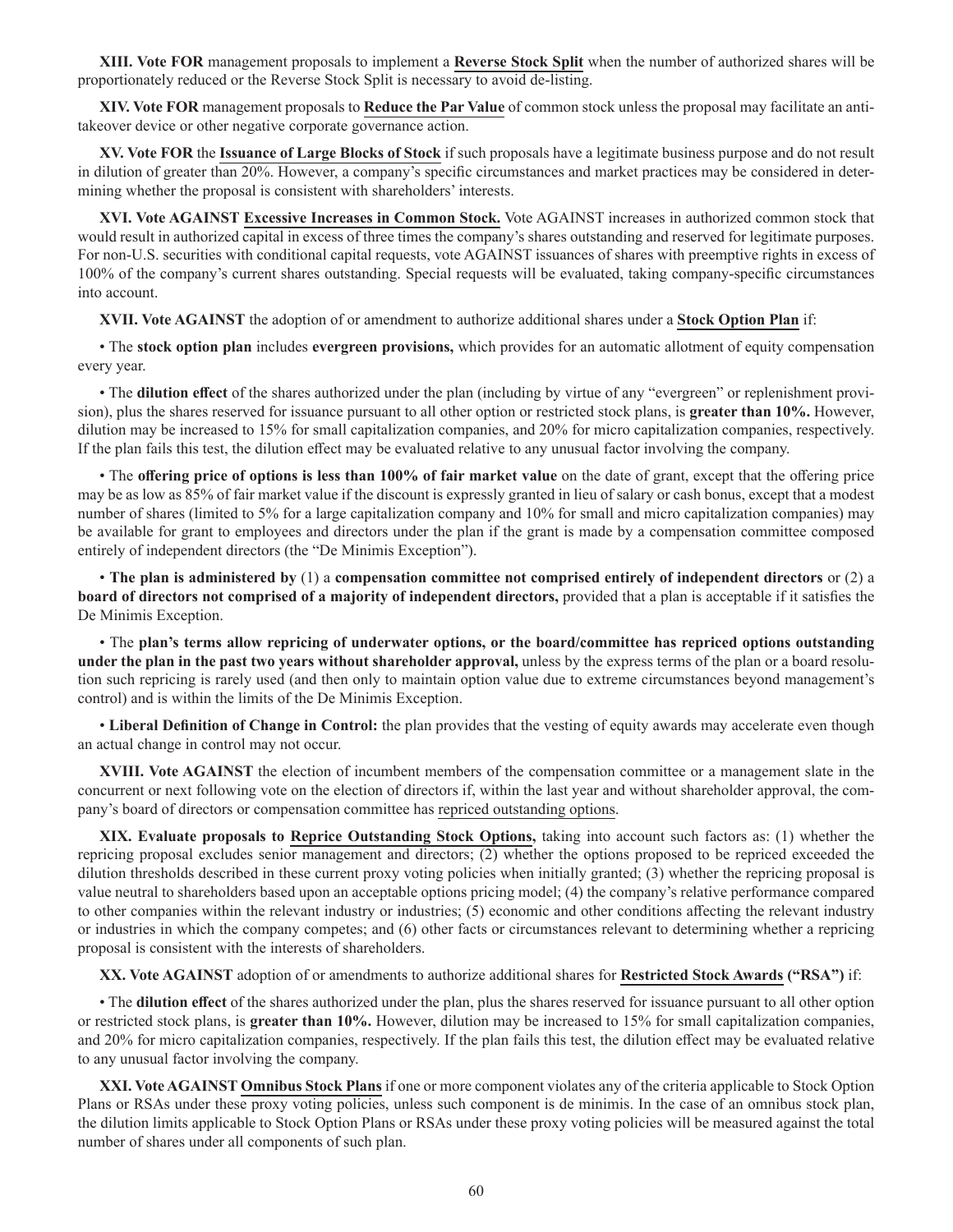**XIII. Vote FOR** management proposals to implement a **Reverse Stock Split** when the number of authorized shares will be proportionately reduced or the Reverse Stock Split is necessary to avoid de-listing.

**XIV. Vote FOR** management proposals to **Reduce the Par Value** of common stock unless the proposal may facilitate an anti-takeover device or other negative corporate governance action.

**XV. Vote FOR** the **Issuance of Large Blocks of Stock** if such proposals have a legitimate business purpose and do not result in dilution of greater than 20%. However, a company's specific circumstances and market practices may be considered in determining whether the proposal is consistent with shareholders' interests.

**XVI. Vote AGAINST Excessive Increases in Common Stock.** Vote AGAINST increases in authorized common stock that would result in authorized capital in excess of three times the company's shares outstanding and reserved for legitimate purposes. For non-U.S. securities with conditional capital requests, vote AGAINST issuances of shares with preemptive rights in excess of 100% of the company's current shares outstanding. Special requests will be evaluated, taking company-specific circumstances into account.

**XVII. Vote AGAINST** the adoption of or amendment to authorize additional shares under a **Stock Option Plan** if:

• The **stock option plan** includes **evergreen provisions,** which provides for an automatic allotment of equity compensation every year.

• The **dilution effect** of the shares authorized under the plan (including by virtue of any "evergreen" or replenishment provision), plus the shares reserved for issuance pursuant to all other option or restricted stock plans, is **greater than 10%.** However, dilution may be increased to 15% for small capitalization companies, and 20% for micro capitalization companies, respectively. If the plan fails this test, the dilution effect may be evaluated relative to any unusual factor involving the company.

• The **offering price of options is less than 100% of fair market value** on the date of grant, except that the offering price may be as low as 85% of fair market value if the discount is expressly granted in lieu of salary or cash bonus, except that a modest number of shares (limited to 5% for a large capitalization company and 10% for small and micro capitalization companies) may be available for grant to employees and directors under the plan if the grant is made by a compensation committee composed entirely of independent directors (the "De Minimis Exception").

• **The plan is administered by** (1) a **compensation committee not comprised entirely of independent directors** or (2) a **board of directors not comprised of a majority of independent directors,** provided that a plan is acceptable if it satisfies the De Minimis Exception.

• The **plan's terms allow repricing of underwater options, or the board/committee has repriced options outstanding under the plan in the past two years without shareholder approval,** unless by the express terms of the plan or a board resolution such repricing is rarely used (and then only to maintain option value due to extreme circumstances beyond management's control) and is within the limits of the De Minimis Exception.

• **Liberal Definition of Change in Control:** the plan provides that the vesting of equity awards may accelerate even though an actual change in control may not occur.

**XVIII. Vote AGAINST** the election of incumbent members of the compensation committee or a management slate in the concurrent or next following vote on the election of directors if, within the last year and without shareholder approval, the company's board of directors or compensation committee has repriced outstanding options.

**XIX. Evaluate proposals to Reprice Outstanding Stock Options,** taking into account such factors as: (1) whether the repricing proposal excludes senior management and directors; (2) whether the options proposed to be repriced exceeded the dilution thresholds described in these current proxy voting policies when initially granted; (3) whether the repricing proposal is value neutral to shareholders based upon an acceptable options pricing model; (4) the company's relative performance compared to other companies within the relevant industry or industries; (5) economic and other conditions affecting the relevant industry or industries in which the company competes; and (6) other facts or circumstances relevant to determining whether a repricing proposal is consistent with the interests of shareholders.

**XX. Vote AGAINST** adoption of or amendments to authorize additional shares for **Restricted Stock Awards ("RSA")** if:

• The **dilution effect** of the shares authorized under the plan, plus the shares reserved for issuance pursuant to all other option or restricted stock plans, is **greater than 10%.** However, dilution may be increased to 15% for small capitalization companies, and 20% for micro capitalization companies, respectively. If the plan fails this test, the dilution effect may be evaluated relative to any unusual factor involving the company.

**XXI. Vote AGAINST Omnibus Stock Plans** if one or more component violates any of the criteria applicable to Stock Option Plans or RSAs under these proxy voting policies, unless such component is de minimis. In the case of an omnibus stock plan, the dilution limits applicable to Stock Option Plans or RSAs under these proxy voting policies will be measured against the total number of shares under all components of such plan.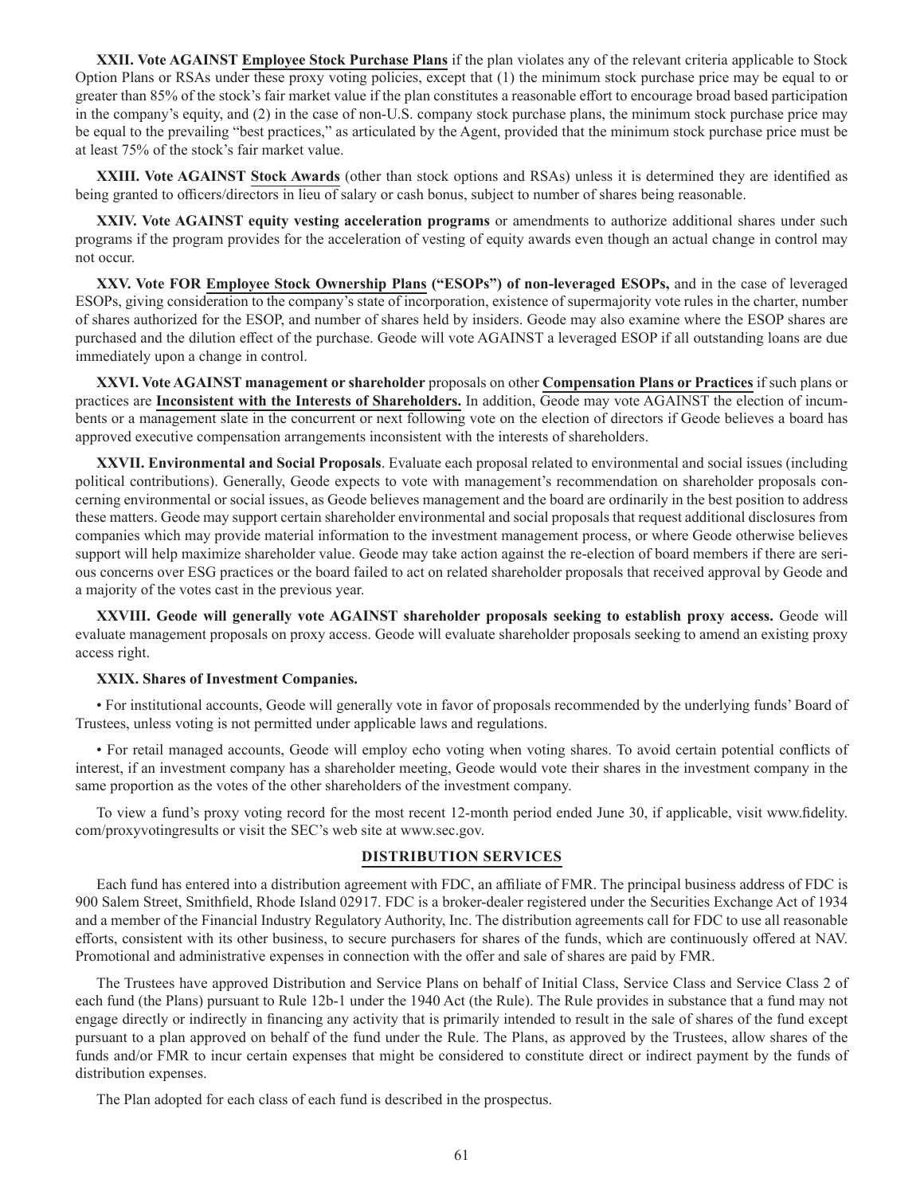**XXII. Vote AGAINST Employee Stock Purchase Plans** if the plan violates any of the relevant criteria applicable to Stock Option Plans or RSAs under these proxy voting policies, except that (1) the minimum stock purchase price may be equal to or greater than 85% of the stock's fair market value if the plan constitutes a reasonable effort to encourage broad based participation in the company's equity, and (2) in the case of non-U.S. company stock purchase plans, the minimum stock purchase price may be equal to the prevailing "best practices," as articulated by the Agent, provided that the minimum stock purchase price must be at least 75% of the stock's fair market value.

**XXIII. Vote AGAINST Stock Awards** (other than stock options and RSAs) unless it is determined they are identified as being granted to officers/directors in lieu of salary or cash bonus, subject to number of shares being reasonable.

**XXIV. Vote AGAINST equity vesting acceleration programs** or amendments to authorize additional shares under such programs if the program provides for the acceleration of vesting of equity awards even though an actual change in control may not occur.

**XXV. Vote FOR Employee Stock Ownership Plans ("ESOPs") of non-leveraged ESOPs,** and in the case of leveraged ESOPs, giving consideration to the company's state of incorporation, existence of supermajority vote rules in the charter, number of shares authorized for the ESOP, and number of shares held by insiders. Geode may also examine where the ESOP shares are purchased and the dilution effect of the purchase. Geode will vote AGAINST a leveraged ESOP if all outstanding loans are due immediately upon a change in control.

**XXVI. Vote AGAINST management or shareholder** proposals on other **Compensation Plans or Practices** if such plans or practices are **Inconsistent with the Interests of Shareholders.** In addition, Geode may vote AGAINST the election of incumbents or a management slate in the concurrent or next following vote on the election of directors if Geode believes a board has approved executive compensation arrangements inconsistent with the interests of shareholders.

**XXVII. Environmental and Social Proposals**. Evaluate each proposal related to environmental and social issues (including political contributions). Generally, Geode expects to vote with management's recommendation on shareholder proposals concerning environmental or social issues, as Geode believes management and the board are ordinarily in the best position to address these matters. Geode may support certain shareholder environmental and social proposals that request additional disclosures from companies which may provide material information to the investment management process, or where Geode otherwise believes support will help maximize shareholder value. Geode may take action against the re-election of board members if there are serious concerns over ESG practices or the board failed to act on related shareholder proposals that received approval by Geode and a majority of the votes cast in the previous year.

**XXVIII. Geode will generally vote AGAINST shareholder proposals seeking to establish proxy access.** Geode will evaluate management proposals on proxy access. Geode will evaluate shareholder proposals seeking to amend an existing proxy access right.

**XXIX. Shares of Investment Companies.**

- For institutional accounts, Geode will generally vote in favor of proposals recommended by the underlying funds' Board of Trustees, unless voting is not permitted under applicable laws and regulations.

- For retail managed accounts, Geode will employ echo voting when voting shares. To avoid certain potential conflicts of interest, if an investment company has a shareholder meeting, Geode would vote their shares in the investment company in the same proportion as the votes of the other shareholders of the investment company.

To view a fund's proxy voting record for the most recent 12-month period ended June 30, if applicable, visit www.fidelity.com/proxyvotingresults or visit the SEC's web site at www.sec.gov.

## DISTRIBUTION SERVICES

Each fund has entered into a distribution agreement with FDC, an affiliate of FMR. The principal business address of FDC is 900 Salem Street, Smithfield, Rhode Island 02917. FDC is a broker-dealer registered under the Securities Exchange Act of 1934 and a member of the Financial Industry Regulatory Authority, Inc. The distribution agreements call for FDC to use all reasonable efforts, consistent with its other business, to secure purchasers for shares of the funds, which are continuously offered at NAV. Promotional and administrative expenses in connection with the offer and sale of shares are paid by FMR.

The Trustees have approved Distribution and Service Plans on behalf of Initial Class, Service Class and Service Class 2 of each fund (the Plans) pursuant to Rule 12b-1 under the 1940 Act (the Rule). The Rule provides in substance that a fund may not engage directly or indirectly in financing any activity that is primarily intended to result in the sale of shares of the fund except pursuant to a plan approved on behalf of the fund under the Rule. The Plans, as approved by the Trustees, allow shares of the funds and/or FMR to incur certain expenses that might be considered to constitute direct or indirect payment by the funds of distribution expenses.

The Plan adopted for each class of each fund is described in the prospectus.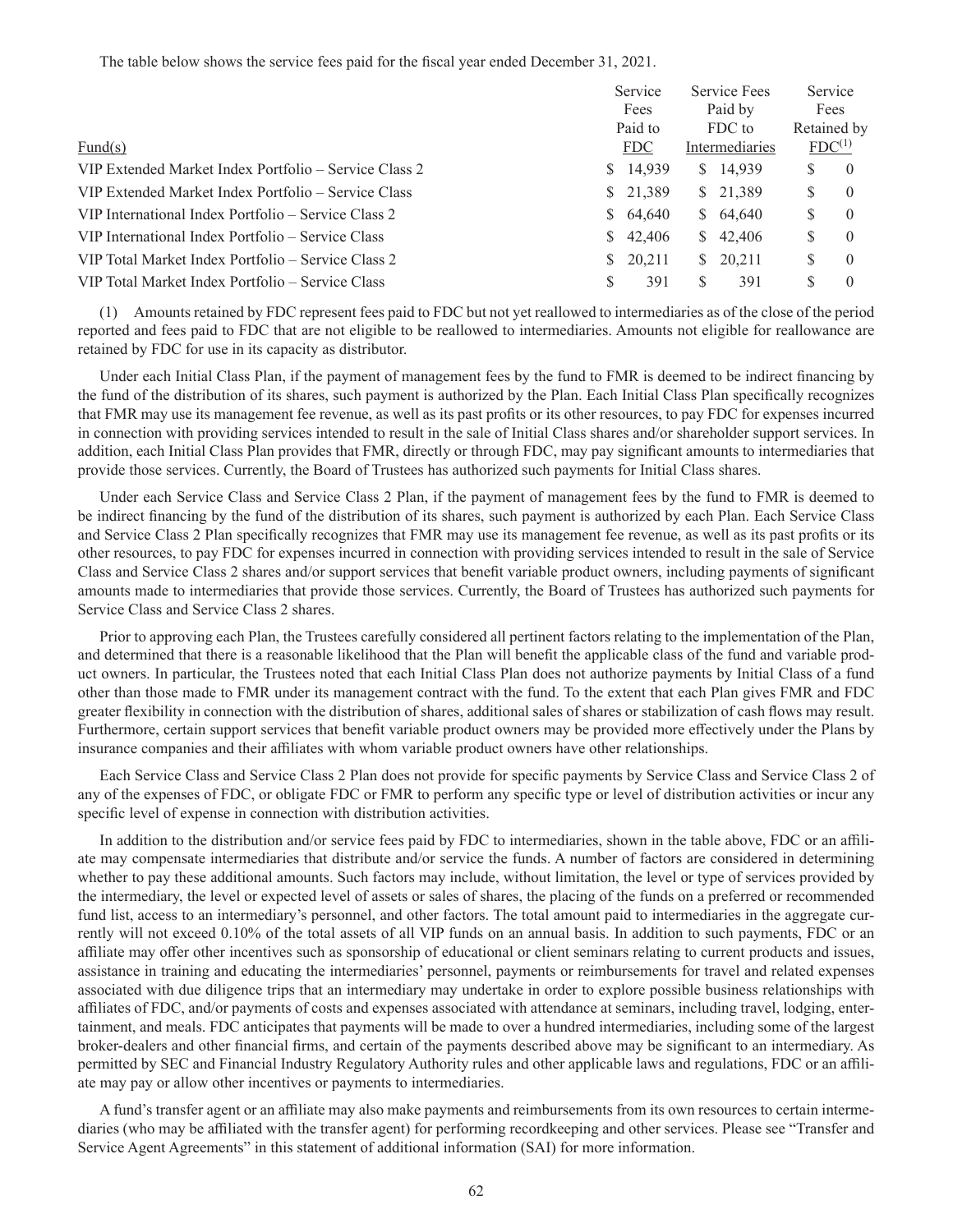The table below shows the service fees paid for the fiscal year ended December 31, 2021.

| Fund(s) | Service Fees Paid to FDC | Service Fees Paid by FDC to Intermediaries | Service Fees Retained by FDC[(1)] |
|---|---|---|---|
| VIP Extended Market Index Portfolio – Service Class 2 | $ 14,939 | $ 14,939 | $ 0 |
| VIP Extended Market Index Portfolio – Service Class | $ 21,389 | $ 21,389 | $ 0 |
| VIP International Index Portfolio – Service Class 2 | $ 64,640 | $ 64,640 | $ 0 |
| VIP International Index Portfolio – Service Class | $ 42,406 | $ 42,406 | $ 0 |
| VIP Total Market Index Portfolio – Service Class 2 | $ 20,211 | $ 20,211 | $ 0 |
| VIP Total Market Index Portfolio – Service Class | $ 391 | $ 391 | $ 0 |

(1) Amounts retained by FDC represent fees paid to FDC but not yet reallowed to intermediaries as of the close of the period reported and fees paid to FDC that are not eligible to be reallowed to intermediaries. Amounts not eligible for reallowance are retained by FDC for use in its capacity as distributor.

Under each Initial Class Plan, if the payment of management fees by the fund to FMR is deemed to be indirect financing by the fund of the distribution of its shares, such payment is authorized by the Plan. Each Initial Class Plan specifically recognizes that FMR may use its management fee revenue, as well as its past profits or its other resources, to pay FDC for expenses incurred in connection with providing services intended to result in the sale of Initial Class shares and/or shareholder support services. In addition, each Initial Class Plan provides that FMR, directly or through FDC, may pay significant amounts to intermediaries that provide those services. Currently, the Board of Trustees has authorized such payments for Initial Class shares.

Under each Service Class and Service Class 2 Plan, if the payment of management fees by the fund to FMR is deemed to be indirect financing by the fund of the distribution of its shares, such payment is authorized by each Plan. Each Service Class and Service Class 2 Plan specifically recognizes that FMR may use its management fee revenue, as well as its past profits or its other resources, to pay FDC for expenses incurred in connection with providing services intended to result in the sale of Service Class and Service Class 2 shares and/or support services that benefit variable product owners, including payments of significant amounts made to intermediaries that provide those services. Currently, the Board of Trustees has authorized such payments for Service Class and Service Class 2 shares.

Prior to approving each Plan, the Trustees carefully considered all pertinent factors relating to the implementation of the Plan, and determined that there is a reasonable likelihood that the Plan will benefit the applicable class of the fund and variable product owners. In particular, the Trustees noted that each Initial Class Plan does not authorize payments by Initial Class of a fund other than those made to FMR under its management contract with the fund. To the extent that each Plan gives FMR and FDC greater flexibility in connection with the distribution of shares, additional sales of shares or stabilization of cash flows may result. Furthermore, certain support services that benefit variable product owners may be provided more effectively under the Plans by insurance companies and their affiliates with whom variable product owners have other relationships.

Each Service Class and Service Class 2 Plan does not provide for specific payments by Service Class and Service Class 2 of any of the expenses of FDC, or obligate FDC or FMR to perform any specific type or level of distribution activities or incur any specific level of expense in connection with distribution activities.

In addition to the distribution and/or service fees paid by FDC to intermediaries, shown in the table above, FDC or an affiliate may compensate intermediaries that distribute and/or service the funds. A number of factors are considered in determining whether to pay these additional amounts. Such factors may include, without limitation, the level or type of services provided by the intermediary, the level or expected level of assets or sales of shares, the placing of the funds on a preferred or recommended fund list, access to an intermediary's personnel, and other factors. The total amount paid to intermediaries in the aggregate currently will not exceed 0.10% of the total assets of all VIP funds on an annual basis. In addition to such payments, FDC or an affiliate may offer other incentives such as sponsorship of educational or client seminars relating to current products and issues, assistance in training and educating the intermediaries' personnel, payments or reimbursements for travel and related expenses associated with due diligence trips that an intermediary may undertake in order to explore possible business relationships with affiliates of FDC, and/or payments of costs and expenses associated with attendance at seminars, including travel, lodging, entertainment, and meals. FDC anticipates that payments will be made to over a hundred intermediaries, including some of the largest broker-dealers and other financial firms, and certain of the payments described above may be significant to an intermediary. As permitted by SEC and Financial Industry Regulatory Authority rules and other applicable laws and regulations, FDC or an affiliate may pay or allow other incentives or payments to intermediaries.

A fund's transfer agent or an affiliate may also make payments and reimbursements from its own resources to certain intermediaries (who may be affiliated with the transfer agent) for performing recordkeeping and other services. Please see "Transfer and Service Agent Agreements" in this statement of additional information (SAI) for more information.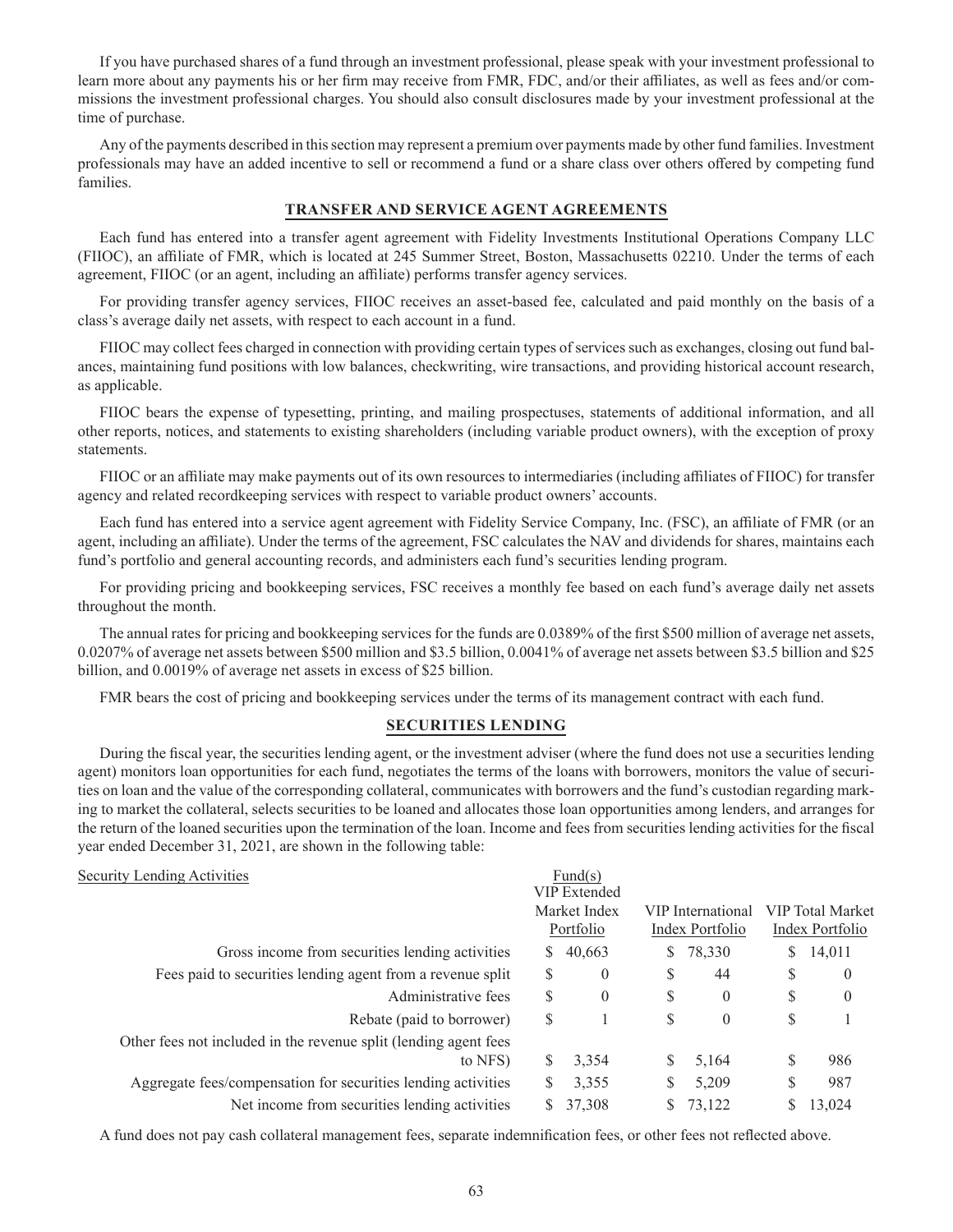If you have purchased shares of a fund through an investment professional, please speak with your investment professional to learn more about any payments his or her firm may receive from FMR, FDC, and/or their affiliates, as well as fees and/or commissions the investment professional charges. You should also consult disclosures made by your investment professional at the time of purchase.

Any of the payments described in this section may represent a premium over payments made by other fund families. Investment professionals may have an added incentive to sell or recommend a fund or a share class over others offered by competing fund families.

## TRANSFER AND SERVICE AGENT AGREEMENTS

Each fund has entered into a transfer agent agreement with Fidelity Investments Institutional Operations Company LLC (FIIOC), an affiliate of FMR, which is located at 245 Summer Street, Boston, Massachusetts 02210. Under the terms of each agreement, FIIOC (or an agent, including an affiliate) performs transfer agency services.

For providing transfer agency services, FIIOC receives an asset-based fee, calculated and paid monthly on the basis of a class's average daily net assets, with respect to each account in a fund.

FIIOC may collect fees charged in connection with providing certain types of services such as exchanges, closing out fund balances, maintaining fund positions with low balances, checkwriting, wire transactions, and providing historical account research, as applicable.

FIIOC bears the expense of typesetting, printing, and mailing prospectuses, statements of additional information, and all other reports, notices, and statements to existing shareholders (including variable product owners), with the exception of proxy statements.

FIIOC or an affiliate may make payments out of its own resources to intermediaries (including affiliates of FIIOC) for transfer agency and related recordkeeping services with respect to variable product owners' accounts.

Each fund has entered into a service agent agreement with Fidelity Service Company, Inc. (FSC), an affiliate of FMR (or an agent, including an affiliate). Under the terms of the agreement, FSC calculates the NAV and dividends for shares, maintains each fund's portfolio and general accounting records, and administers each fund's securities lending program.

For providing pricing and bookkeeping services, FSC receives a monthly fee based on each fund's average daily net assets throughout the month.

The annual rates for pricing and bookkeeping services for the funds are 0.0389% of the first $500 million of average net assets, 0.0207% of average net assets between $500 million and $3.5 billion, 0.0041% of average net assets between $3.5 billion and $25 billion, and 0.0019% of average net assets in excess of $25 billion.

FMR bears the cost of pricing and bookkeeping services under the terms of its management contract with each fund.

## SECURITIES LENDING

During the fiscal year, the securities lending agent, or the investment adviser (where the fund does not use a securities lending agent) monitors loan opportunities for each fund, negotiates the terms of the loans with borrowers, monitors the value of securities on loan and the value of the corresponding collateral, communicates with borrowers and the fund's custodian regarding marking to market the collateral, selects securities to be loaned and allocates those loan opportunities among lenders, and arranges for the return of the loaned securities upon the termination of the loan. Income and fees from securities lending activities for the fiscal year ended December 31, 2021, are shown in the following table:

| Security Lending Activities | Fund(s) | | |
|---|---|---|---|
| | VIP Extended Market Index Portfolio | VIP International Index Portfolio | VIP Total Market Index Portfolio |
| Gross income from securities lending activities | $ 40,663 | $ 78,330 | $ 14,011 |
| Fees paid to securities lending agent from a revenue split | $ 0 | $ 44 | $ 0 |
| Administrative fees | $ 0 | $ 0 | $ 0 |
| Rebate (paid to borrower) | $ 1 | $ 0 | $ 1 |
| Other fees not included in the revenue split (lending agent fees to NFS) | $ 3,354 | $ 5,164 | $ 986 |
| Aggregate fees/compensation for securities lending activities | $ 3,355 | $ 5,209 | $ 987 |
| Net income from securities lending activities | $ 37,308 | $ 73,122 | $ 13,024 |

A fund does not pay cash collateral management fees, separate indemnification fees, or other fees not reflected above.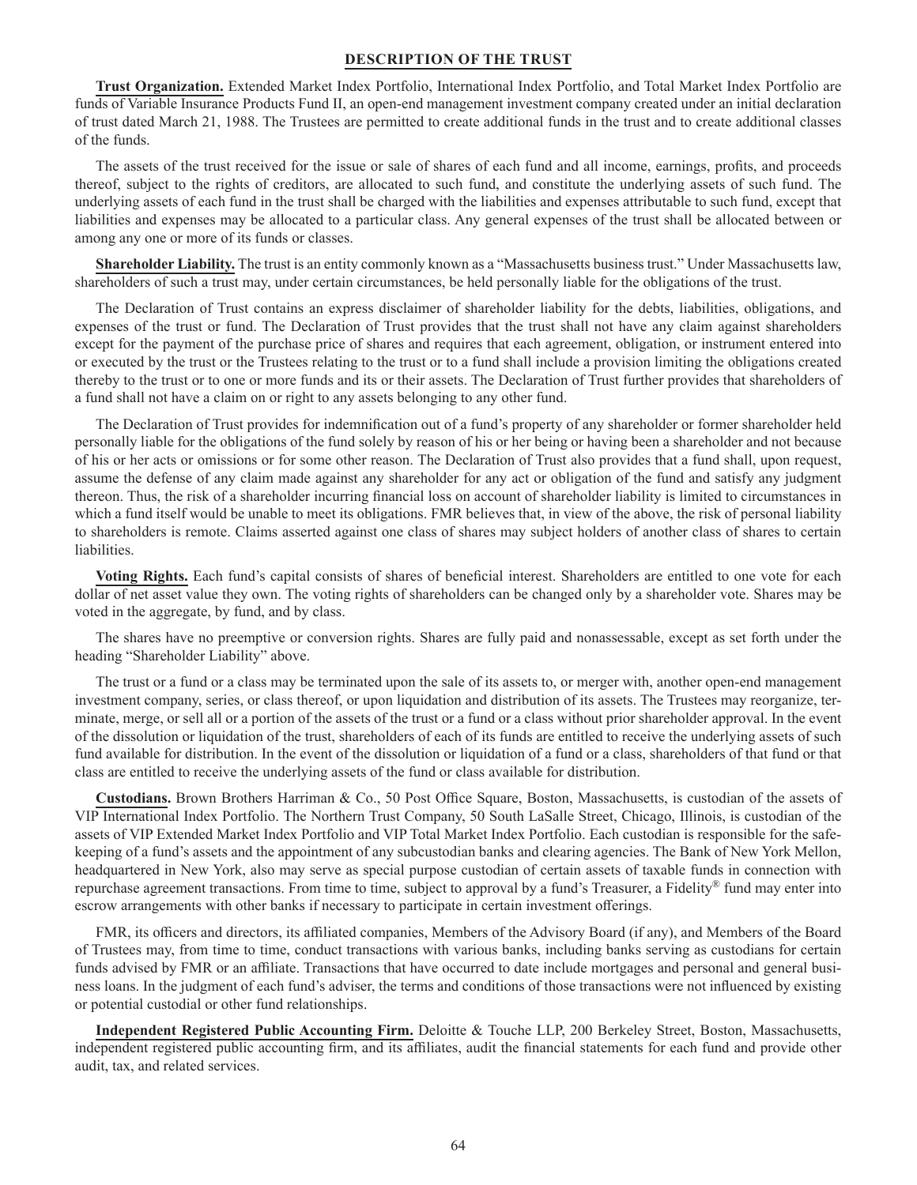## DESCRIPTION OF THE TRUST

**Trust Organization.** Extended Market Index Portfolio, International Index Portfolio, and Total Market Index Portfolio are funds of Variable Insurance Products Fund II, an open-end management investment company created under an initial declaration of trust dated March 21, 1988. The Trustees are permitted to create additional funds in the trust and to create additional classes of the funds.

The assets of the trust received for the issue or sale of shares of each fund and all income, earnings, profits, and proceeds thereof, subject to the rights of creditors, are allocated to such fund, and constitute the underlying assets of such fund. The underlying assets of each fund in the trust shall be charged with the liabilities and expenses attributable to such fund, except that liabilities and expenses may be allocated to a particular class. Any general expenses of the trust shall be allocated between or among any one or more of its funds or classes.

**Shareholder Liability.** The trust is an entity commonly known as a "Massachusetts business trust." Under Massachusetts law, shareholders of such a trust may, under certain circumstances, be held personally liable for the obligations of the trust.

The Declaration of Trust contains an express disclaimer of shareholder liability for the debts, liabilities, obligations, and expenses of the trust or fund. The Declaration of Trust provides that the trust shall not have any claim against shareholders except for the payment of the purchase price of shares and requires that each agreement, obligation, or instrument entered into or executed by the trust or the Trustees relating to the trust or to a fund shall include a provision limiting the obligations created thereby to the trust or to one or more funds and its or their assets. The Declaration of Trust further provides that shareholders of a fund shall not have a claim on or right to any assets belonging to any other fund.

The Declaration of Trust provides for indemnification out of a fund's property of any shareholder or former shareholder held personally liable for the obligations of the fund solely by reason of his or her being or having been a shareholder and not because of his or her acts or omissions or for some other reason. The Declaration of Trust also provides that a fund shall, upon request, assume the defense of any claim made against any shareholder for any act or obligation of the fund and satisfy any judgment thereon. Thus, the risk of a shareholder incurring financial loss on account of shareholder liability is limited to circumstances in which a fund itself would be unable to meet its obligations. FMR believes that, in view of the above, the risk of personal liability to shareholders is remote. Claims asserted against one class of shares may subject holders of another class of shares to certain liabilities.

**Voting Rights.** Each fund's capital consists of shares of beneficial interest. Shareholders are entitled to one vote for each dollar of net asset value they own. The voting rights of shareholders can be changed only by a shareholder vote. Shares may be voted in the aggregate, by fund, and by class.

The shares have no preemptive or conversion rights. Shares are fully paid and nonassessable, except as set forth under the heading "Shareholder Liability" above.

The trust or a fund or a class may be terminated upon the sale of its assets to, or merger with, another open-end management investment company, series, or class thereof, or upon liquidation and distribution of its assets. The Trustees may reorganize, terminate, merge, or sell all or a portion of the assets of the trust or a fund or a class without prior shareholder approval. In the event of the dissolution or liquidation of the trust, shareholders of each of its funds are entitled to receive the underlying assets of such fund available for distribution. In the event of the dissolution or liquidation of a fund or a class, shareholders of that fund or that class are entitled to receive the underlying assets of the fund or class available for distribution.

**Custodians.** Brown Brothers Harriman & Co., 50 Post Office Square, Boston, Massachusetts, is custodian of the assets of VIP International Index Portfolio. The Northern Trust Company, 50 South LaSalle Street, Chicago, Illinois, is custodian of the assets of VIP Extended Market Index Portfolio and VIP Total Market Index Portfolio. Each custodian is responsible for the safekeeping of a fund's assets and the appointment of any subcustodian banks and clearing agencies. The Bank of New York Mellon, headquartered in New York, also may serve as special purpose custodian of certain assets of taxable funds in connection with repurchase agreement transactions. From time to time, subject to approval by a fund's Treasurer, a Fidelity® fund may enter into escrow arrangements with other banks if necessary to participate in certain investment offerings.

FMR, its officers and directors, its affiliated companies, Members of the Advisory Board (if any), and Members of the Board of Trustees may, from time to time, conduct transactions with various banks, including banks serving as custodians for certain funds advised by FMR or an affiliate. Transactions that have occurred to date include mortgages and personal and general business loans. In the judgment of each fund's adviser, the terms and conditions of those transactions were not influenced by existing or potential custodial or other fund relationships.

**Independent Registered Public Accounting Firm.** Deloitte & Touche LLP, 200 Berkeley Street, Boston, Massachusetts, independent registered public accounting firm, and its affiliates, audit the financial statements for each fund and provide other audit, tax, and related services.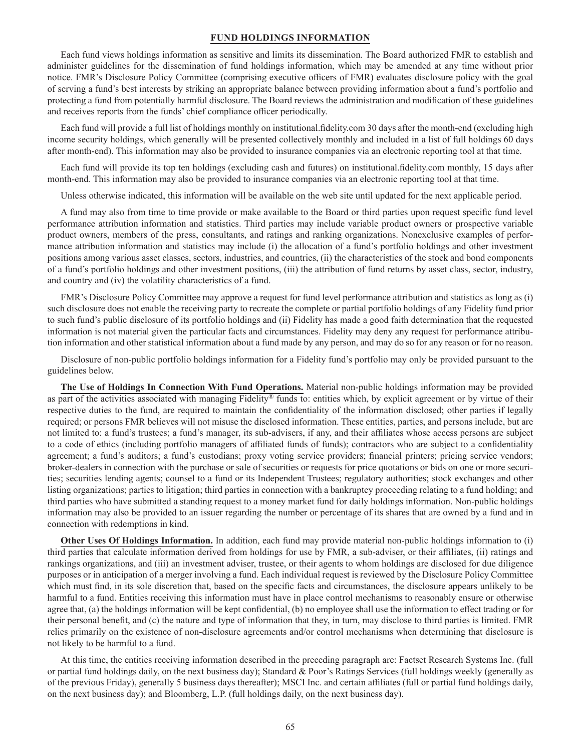## FUND HOLDINGS INFORMATION

Each fund views holdings information as sensitive and limits its dissemination. The Board authorized FMR to establish and administer guidelines for the dissemination of fund holdings information, which may be amended at any time without prior notice. FMR's Disclosure Policy Committee (comprising executive officers of FMR) evaluates disclosure policy with the goal of serving a fund's best interests by striking an appropriate balance between providing information about a fund's portfolio and protecting a fund from potentially harmful disclosure. The Board reviews the administration and modification of these guidelines and receives reports from the funds' chief compliance officer periodically.

Each fund will provide a full list of holdings monthly on institutional.fidelity.com 30 days after the month-end (excluding high income security holdings, which generally will be presented collectively monthly and included in a list of full holdings 60 days after month-end). This information may also be provided to insurance companies via an electronic reporting tool at that time.

Each fund will provide its top ten holdings (excluding cash and futures) on institutional.fidelity.com monthly, 15 days after month-end. This information may also be provided to insurance companies via an electronic reporting tool at that time.

Unless otherwise indicated, this information will be available on the web site until updated for the next applicable period.

A fund may also from time to time provide or make available to the Board or third parties upon request specific fund level performance attribution information and statistics. Third parties may include variable product owners or prospective variable product owners, members of the press, consultants, and ratings and ranking organizations. Nonexclusive examples of performance attribution information and statistics may include (i) the allocation of a fund's portfolio holdings and other investment positions among various asset classes, sectors, industries, and countries, (ii) the characteristics of the stock and bond components of a fund's portfolio holdings and other investment positions, (iii) the attribution of fund returns by asset class, sector, industry, and country and (iv) the volatility characteristics of a fund.

FMR's Disclosure Policy Committee may approve a request for fund level performance attribution and statistics as long as (i) such disclosure does not enable the receiving party to recreate the complete or partial portfolio holdings of any Fidelity fund prior to such fund's public disclosure of its portfolio holdings and (ii) Fidelity has made a good faith determination that the requested information is not material given the particular facts and circumstances. Fidelity may deny any request for performance attribution information and other statistical information about a fund made by any person, and may do so for any reason or for no reason.

Disclosure of non-public portfolio holdings information for a Fidelity fund's portfolio may only be provided pursuant to the guidelines below.

**The Use of Holdings In Connection With Fund Operations.** Material non-public holdings information may be provided as part of the activities associated with managing Fidelity® funds to: entities which, by explicit agreement or by virtue of their respective duties to the fund, are required to maintain the confidentiality of the information disclosed; other parties if legally required; or persons FMR believes will not misuse the disclosed information. These entities, parties, and persons include, but are not limited to: a fund's trustees; a fund's manager, its sub-advisers, if any, and their affiliates whose access persons are subject to a code of ethics (including portfolio managers of affiliated funds of funds); contractors who are subject to a confidentiality agreement; a fund's auditors; a fund's custodians; proxy voting service providers; financial printers; pricing service vendors; broker-dealers in connection with the purchase or sale of securities or requests for price quotations or bids on one or more securities; securities lending agents; counsel to a fund or its Independent Trustees; regulatory authorities; stock exchanges and other listing organizations; parties to litigation; third parties in connection with a bankruptcy proceeding relating to a fund holding; and third parties who have submitted a standing request to a money market fund for daily holdings information. Non-public holdings information may also be provided to an issuer regarding the number or percentage of its shares that are owned by a fund and in connection with redemptions in kind.

**Other Uses Of Holdings Information.** In addition, each fund may provide material non-public holdings information to (i) third parties that calculate information derived from holdings for use by FMR, a sub-adviser, or their affiliates, (ii) ratings and rankings organizations, and (iii) an investment adviser, trustee, or their agents to whom holdings are disclosed for due diligence purposes or in anticipation of a merger involving a fund. Each individual request is reviewed by the Disclosure Policy Committee which must find, in its sole discretion that, based on the specific facts and circumstances, the disclosure appears unlikely to be harmful to a fund. Entities receiving this information must have in place control mechanisms to reasonably ensure or otherwise agree that, (a) the holdings information will be kept confidential, (b) no employee shall use the information to effect trading or for their personal benefit, and (c) the nature and type of information that they, in turn, may disclose to third parties is limited. FMR relies primarily on the existence of non-disclosure agreements and/or control mechanisms when determining that disclosure is not likely to be harmful to a fund.

At this time, the entities receiving information described in the preceding paragraph are: Factset Research Systems Inc. (full or partial fund holdings daily, on the next business day); Standard & Poor's Ratings Services (full holdings weekly (generally as of the previous Friday), generally 5 business days thereafter); MSCI Inc. and certain affiliates (full or partial fund holdings daily, on the next business day); and Bloomberg, L.P. (full holdings daily, on the next business day).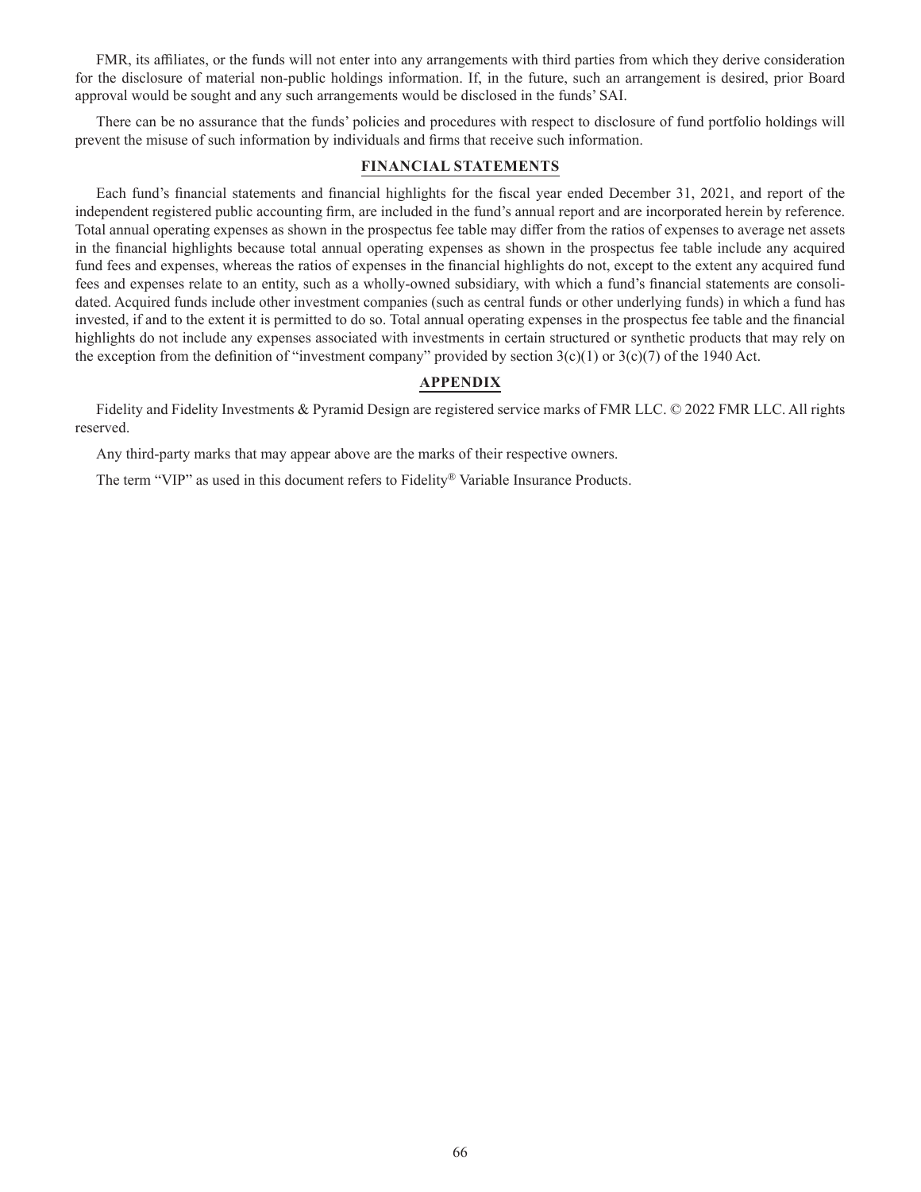FMR, its affiliates, or the funds will not enter into any arrangements with third parties from which they derive consideration for the disclosure of material non-public holdings information. If, in the future, such an arrangement is desired, prior Board approval would be sought and any such arrangements would be disclosed in the funds' SAI.

There can be no assurance that the funds' policies and procedures with respect to disclosure of fund portfolio holdings will prevent the misuse of such information by individuals and firms that receive such information.

## FINANCIAL STATEMENTS

Each fund's financial statements and financial highlights for the fiscal year ended December 31, 2021, and report of the independent registered public accounting firm, are included in the fund's annual report and are incorporated herein by reference. Total annual operating expenses as shown in the prospectus fee table may differ from the ratios of expenses to average net assets in the financial highlights because total annual operating expenses as shown in the prospectus fee table include any acquired fund fees and expenses, whereas the ratios of expenses in the financial highlights do not, except to the extent any acquired fund fees and expenses relate to an entity, such as a wholly-owned subsidiary, with which a fund's financial statements are consolidated. Acquired funds include other investment companies (such as central funds or other underlying funds) in which a fund has invested, if and to the extent it is permitted to do so. Total annual operating expenses in the prospectus fee table and the financial highlights do not include any expenses associated with investments in certain structured or synthetic products that may rely on the exception from the definition of "investment company" provided by section 3(c)(1) or 3(c)(7) of the 1940 Act.

## APPENDIX

Fidelity and Fidelity Investments & Pyramid Design are registered service marks of FMR LLC. © 2022 FMR LLC. All rights reserved.

Any third-party marks that may appear above are the marks of their respective owners.

The term "VIP" as used in this document refers to Fidelity® Variable Insurance Products.